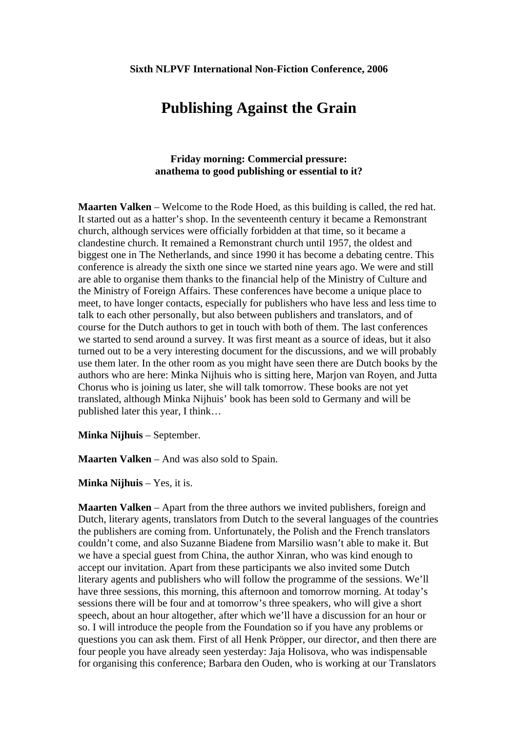**Sixth NLPVF International Non-Fiction Conference, 2006**

# Publishing Against the Grain

### Friday morning: Commercial pressure: anathema to good publishing or essential to it?

**Maarten Valken** – Welcome to the Rode Hoed, as this building is called, the red hat. It started out as a hatter's shop. In the seventeenth century it became a Remonstrant church, although services were officially forbidden at that time, so it became a clandestine church. It remained a Remonstrant church until 1957, the oldest and biggest one in The Netherlands, and since 1990 it has become a debating centre. This conference is already the sixth one since we started nine years ago. We were and still are able to organise them thanks to the financial help of the Ministry of Culture and the Ministry of Foreign Affairs. These conferences have become a unique place to meet, to have longer contacts, especially for publishers who have less and less time to talk to each other personally, but also between publishers and translators, and of course for the Dutch authors to get in touch with both of them. The last conferences we started to send around a survey. It was first meant as a source of ideas, but it also turned out to be a very interesting document for the discussions, and we will probably use them later. In the other room as you might have seen there are Dutch books by the authors who are here: Minka Nijhuis who is sitting here, Marjon van Royen, and Jutta Chorus who is joining us later, she will talk tomorrow. These books are not yet translated, although Minka Nijhuis' book has been sold to Germany and will be published later this year, I think…

**Minka Nijhuis** – September.

**Maarten Valken** – And was also sold to Spain.

**Minka Nijhuis** – Yes, it is.

**Maarten Valken** – Apart from the three authors we invited publishers, foreign and Dutch, literary agents, translators from Dutch to the several languages of the countries the publishers are coming from. Unfortunately, the Polish and the French translators couldn't come, and also Suzanne Biadene from Marsilio wasn't able to make it. But we have a special guest from China, the author Xinran, who was kind enough to accept our invitation. Apart from these participants we also invited some Dutch literary agents and publishers who will follow the programme of the sessions. We'll have three sessions, this morning, this afternoon and tomorrow morning. At today's sessions there will be four and at tomorrow's three speakers, who will give a short speech, about an hour altogether, after which we'll have a discussion for an hour or so. I will introduce the people from the Foundation so if you have any problems or questions you can ask them. First of all Henk Pröpper, our director, and then there are four people you have already seen yesterday: Jaja Holisova, who was indispensable for organising this conference; Barbara den Ouden, who is working at our Translators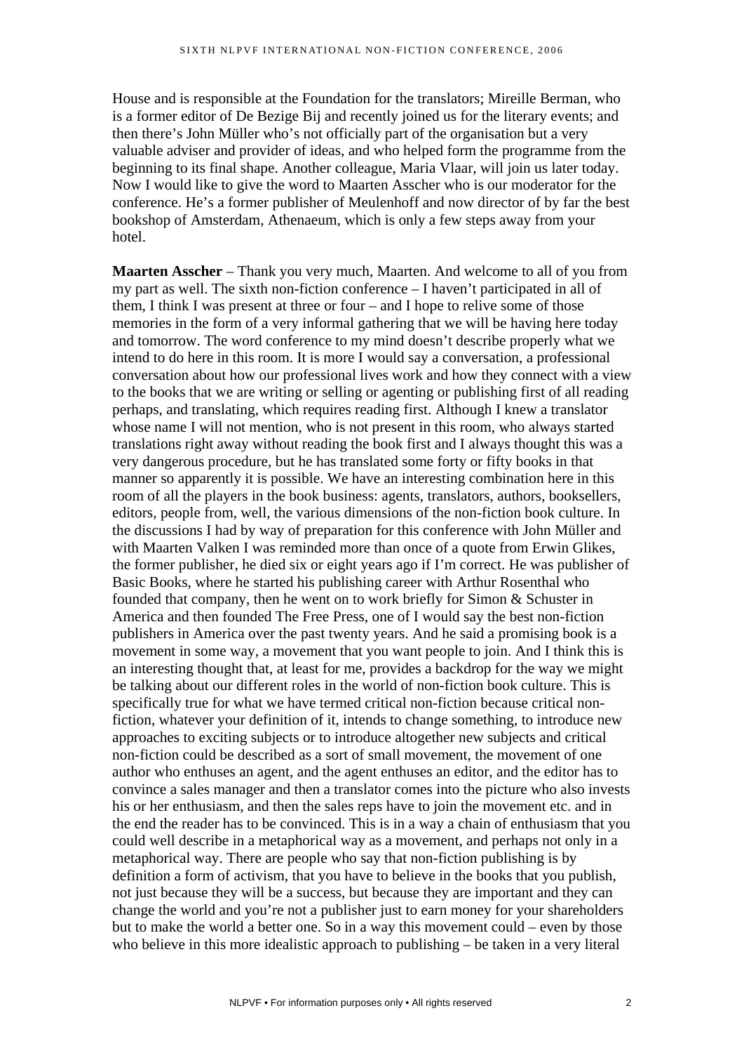House and is responsible at the Foundation for the translators; Mireille Berman, who is a former editor of De Bezige Bij and recently joined us for the literary events; and then there's John Müller who's not officially part of the organisation but a very valuable adviser and provider of ideas, and who helped form the programme from the beginning to its final shape. Another colleague, Maria Vlaar, will join us later today. Now I would like to give the word to Maarten Asscher who is our moderator for the conference. He's a former publisher of Meulenhoff and now director of by far the best bookshop of Amsterdam, Athenaeum, which is only a few steps away from your hotel.

**Maarten Asscher** – Thank you very much, Maarten. And welcome to all of you from my part as well. The sixth non-fiction conference – I haven't participated in all of them, I think I was present at three or four – and I hope to relive some of those memories in the form of a very informal gathering that we will be having here today and tomorrow. The word conference to my mind doesn't describe properly what we intend to do here in this room. It is more I would say a conversation, a professional conversation about how our professional lives work and how they connect with a view to the books that we are writing or selling or agenting or publishing first of all reading perhaps, and translating, which requires reading first. Although I knew a translator whose name I will not mention, who is not present in this room, who always started translations right away without reading the book first and I always thought this was a very dangerous procedure, but he has translated some forty or fifty books in that manner so apparently it is possible. We have an interesting combination here in this room of all the players in the book business: agents, translators, authors, booksellers, editors, people from, well, the various dimensions of the non-fiction book culture. In the discussions I had by way of preparation for this conference with John Müller and with Maarten Valken I was reminded more than once of a quote from Erwin Glikes, the former publisher, he died six or eight years ago if I'm correct. He was publisher of Basic Books, where he started his publishing career with Arthur Rosenthal who founded that company, then he went on to work briefly for Simon & Schuster in America and then founded The Free Press, one of I would say the best non-fiction publishers in America over the past twenty years. And he said a promising book is a movement in some way, a movement that you want people to join. And I think this is an interesting thought that, at least for me, provides a backdrop for the way we might be talking about our different roles in the world of non-fiction book culture. This is specifically true for what we have termed critical non-fiction because critical non-fiction, whatever your definition of it, intends to change something, to introduce new approaches to exciting subjects or to introduce altogether new subjects and critical non-fiction could be described as a sort of small movement, the movement of one author who enthuses an agent, and the agent enthuses an editor, and the editor has to convince a sales manager and then a translator comes into the picture who also invests his or her enthusiasm, and then the sales reps have to join the movement etc. and in the end the reader has to be convinced. This is in a way a chain of enthusiasm that you could well describe in a metaphorical way as a movement, and perhaps not only in a metaphorical way. There are people who say that non-fiction publishing is by definition a form of activism, that you have to believe in the books that you publish, not just because they will be a success, but because they are important and they can change the world and you're not a publisher just to earn money for your shareholders but to make the world a better one. So in a way this movement could – even by those who believe in this more idealistic approach to publishing – be taken in a very literal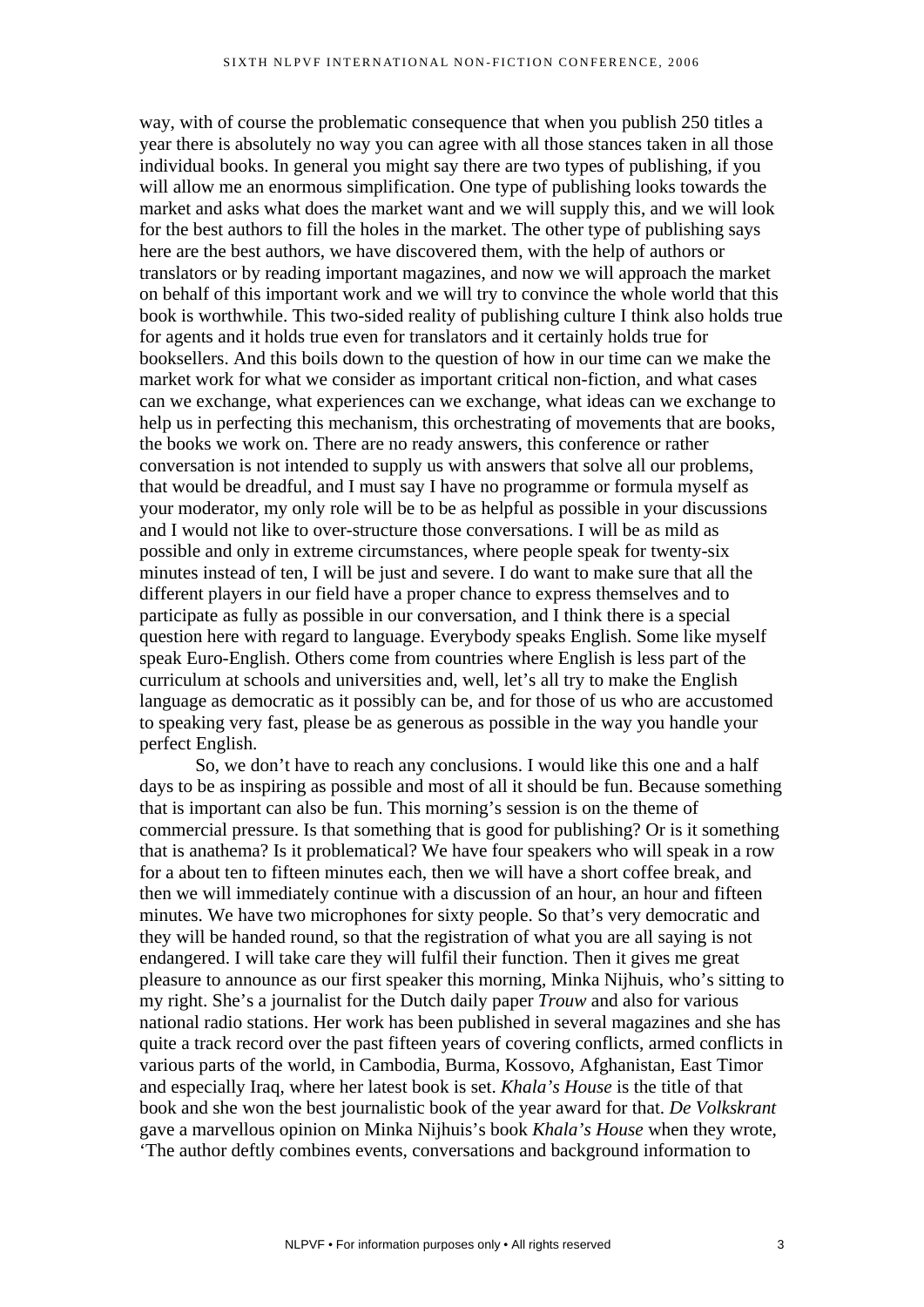way, with of course the problematic consequence that when you publish 250 titles a year there is absolutely no way you can agree with all those stances taken in all those individual books. In general you might say there are two types of publishing, if you will allow me an enormous simplification. One type of publishing looks towards the market and asks what does the market want and we will supply this, and we will look for the best authors to fill the holes in the market. The other type of publishing says here are the best authors, we have discovered them, with the help of authors or translators or by reading important magazines, and now we will approach the market on behalf of this important work and we will try to convince the whole world that this book is worthwhile. This two-sided reality of publishing culture I think also holds true for agents and it holds true even for translators and it certainly holds true for booksellers. And this boils down to the question of how in our time can we make the market work for what we consider as important critical non-fiction, and what cases can we exchange, what experiences can we exchange, what ideas can we exchange to help us in perfecting this mechanism, this orchestrating of movements that are books, the books we work on. There are no ready answers, this conference or rather conversation is not intended to supply us with answers that solve all our problems, that would be dreadful, and I must say I have no programme or formula myself as your moderator, my only role will be to be as helpful as possible in your discussions and I would not like to over-structure those conversations. I will be as mild as possible and only in extreme circumstances, where people speak for twenty-six minutes instead of ten, I will be just and severe. I do want to make sure that all the different players in our field have a proper chance to express themselves and to participate as fully as possible in our conversation, and I think there is a special question here with regard to language. Everybody speaks English. Some like myself speak Euro-English. Others come from countries where English is less part of the curriculum at schools and universities and, well, let's all try to make the English language as democratic as it possibly can be, and for those of us who are accustomed to speaking very fast, please be as generous as possible in the way you handle your perfect English.

So, we don't have to reach any conclusions. I would like this one and a half days to be as inspiring as possible and most of all it should be fun. Because something that is important can also be fun. This morning's session is on the theme of commercial pressure. Is that something that is good for publishing? Or is it something that is anathema? Is it problematical? We have four speakers who will speak in a row for a about ten to fifteen minutes each, then we will have a short coffee break, and then we will immediately continue with a discussion of an hour, an hour and fifteen minutes. We have two microphones for sixty people. So that's very democratic and they will be handed round, so that the registration of what you are all saying is not endangered. I will take care they will fulfil their function. Then it gives me great pleasure to announce as our first speaker this morning, Minka Nijhuis, who's sitting to my right. She's a journalist for the Dutch daily paper *Trouw* and also for various national radio stations. Her work has been published in several magazines and she has quite a track record over the past fifteen years of covering conflicts, armed conflicts in various parts of the world, in Cambodia, Burma, Kossovo, Afghanistan, East Timor and especially Iraq, where her latest book is set. *Khala's House* is the title of that book and she won the best journalistic book of the year award for that. *De Volkskrant* gave a marvellous opinion on Minka Nijhuis's book *Khala's House* when they wrote, 'The author deftly combines events, conversations and background information to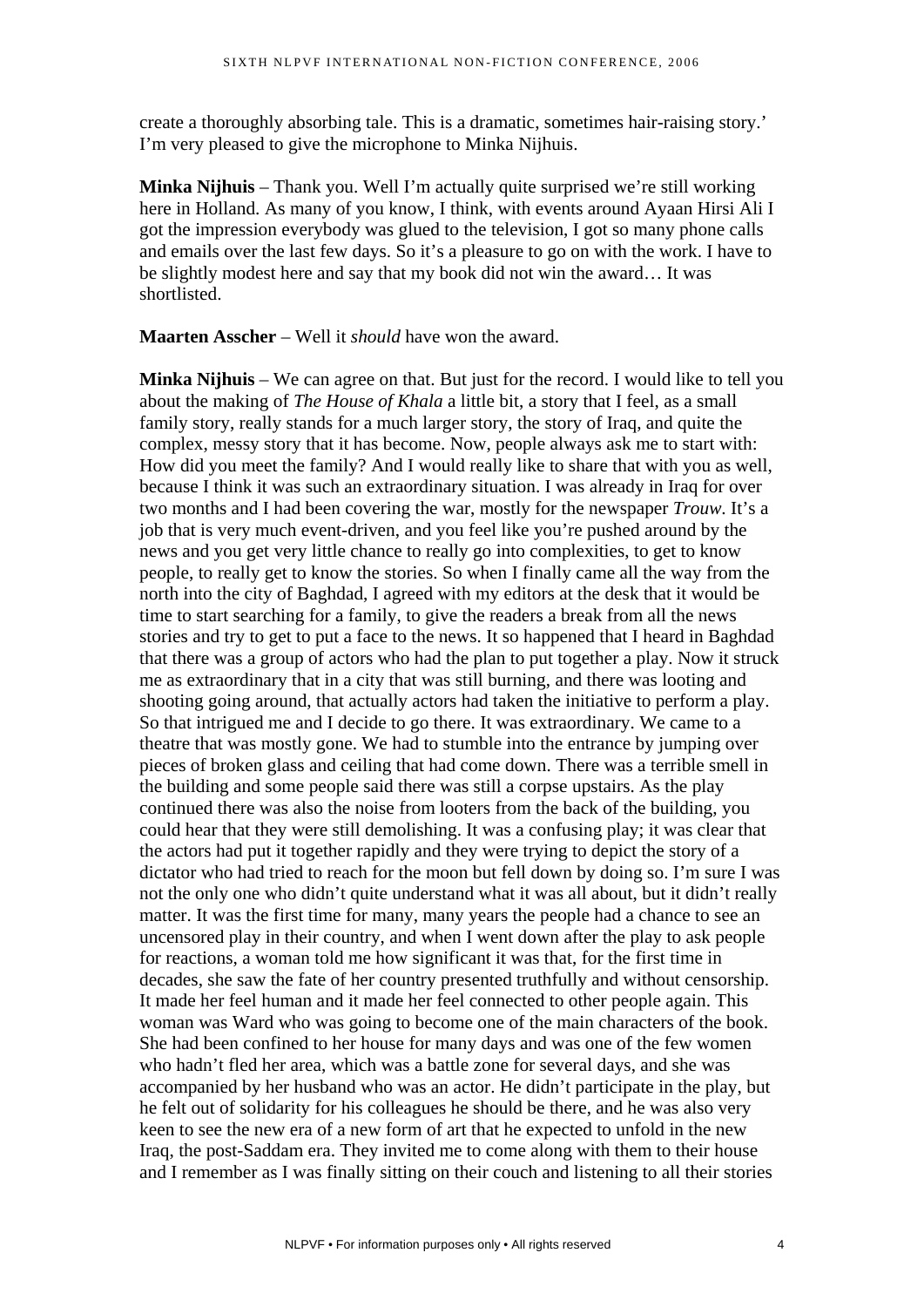create a thoroughly absorbing tale. This is a dramatic, sometimes hair-raising story.' I'm very pleased to give the microphone to Minka Nijhuis.

**Minka Nijhuis** – Thank you. Well I'm actually quite surprised we're still working here in Holland. As many of you know, I think, with events around Ayaan Hirsi Ali I got the impression everybody was glued to the television, I got so many phone calls and emails over the last few days. So it's a pleasure to go on with the work. I have to be slightly modest here and say that my book did not win the award… It was shortlisted.

**Maarten Asscher** – Well it *should* have won the award.

**Minka Nijhuis** – We can agree on that. But just for the record. I would like to tell you about the making of *The House of Khala* a little bit, a story that I feel, as a small family story, really stands for a much larger story, the story of Iraq, and quite the complex, messy story that it has become. Now, people always ask me to start with: How did you meet the family? And I would really like to share that with you as well, because I think it was such an extraordinary situation. I was already in Iraq for over two months and I had been covering the war, mostly for the newspaper *Trouw*. It's a job that is very much event-driven, and you feel like you're pushed around by the news and you get very little chance to really go into complexities, to get to know people, to really get to know the stories. So when I finally came all the way from the north into the city of Baghdad, I agreed with my editors at the desk that it would be time to start searching for a family, to give the readers a break from all the news stories and try to get to put a face to the news. It so happened that I heard in Baghdad that there was a group of actors who had the plan to put together a play. Now it struck me as extraordinary that in a city that was still burning, and there was looting and shooting going around, that actually actors had taken the initiative to perform a play. So that intrigued me and I decide to go there. It was extraordinary. We came to a theatre that was mostly gone. We had to stumble into the entrance by jumping over pieces of broken glass and ceiling that had come down. There was a terrible smell in the building and some people said there was still a corpse upstairs. As the play continued there was also the noise from looters from the back of the building, you could hear that they were still demolishing. It was a confusing play; it was clear that the actors had put it together rapidly and they were trying to depict the story of a dictator who had tried to reach for the moon but fell down by doing so. I'm sure I was not the only one who didn't quite understand what it was all about, but it didn't really matter. It was the first time for many, many years the people had a chance to see an uncensored play in their country, and when I went down after the play to ask people for reactions, a woman told me how significant it was that, for the first time in decades, she saw the fate of her country presented truthfully and without censorship. It made her feel human and it made her feel connected to other people again. This woman was Ward who was going to become one of the main characters of the book. She had been confined to her house for many days and was one of the few women who hadn't fled her area, which was a battle zone for several days, and she was accompanied by her husband who was an actor. He didn't participate in the play, but he felt out of solidarity for his colleagues he should be there, and he was also very keen to see the new era of a new form of art that he expected to unfold in the new Iraq, the post-Saddam era. They invited me to come along with them to their house and I remember as I was finally sitting on their couch and listening to all their stories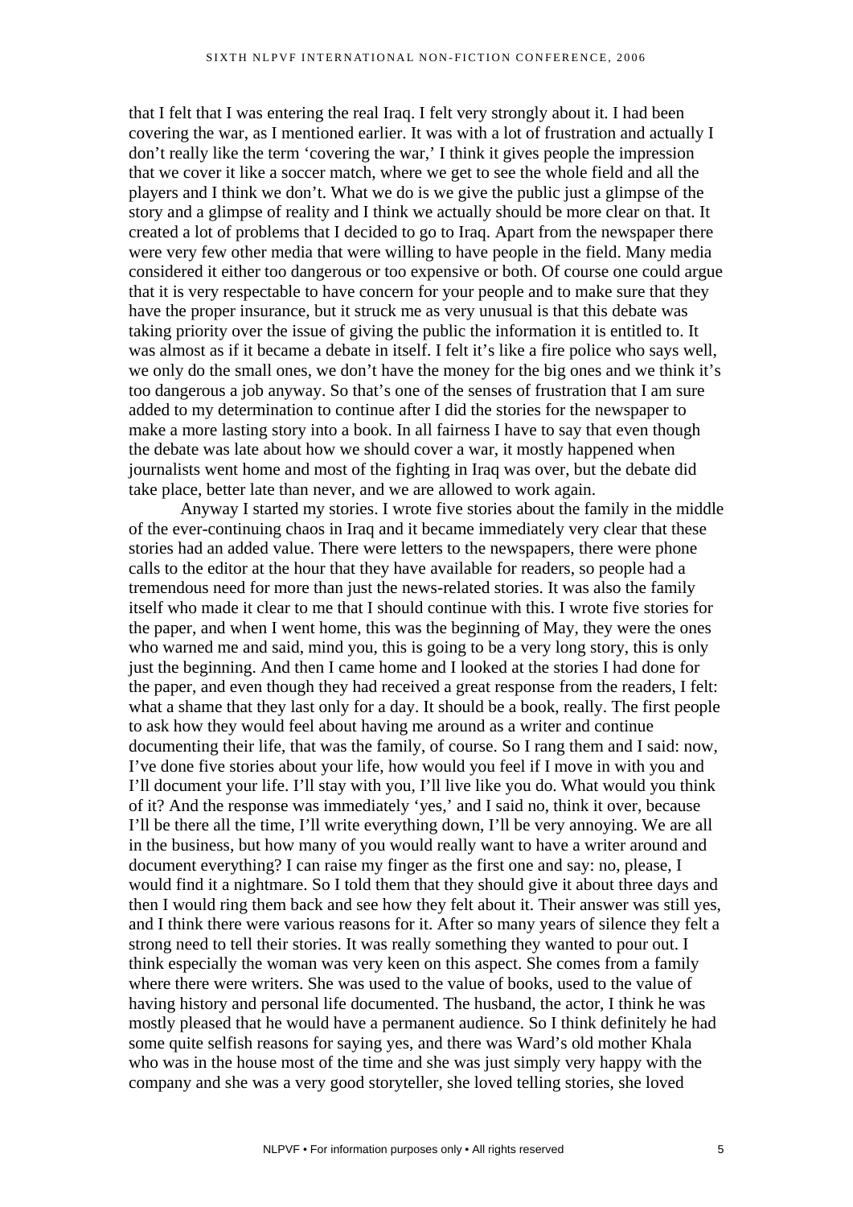that I felt that I was entering the real Iraq. I felt very strongly about it. I had been covering the war, as I mentioned earlier. It was with a lot of frustration and actually I don't really like the term 'covering the war,' I think it gives people the impression that we cover it like a soccer match, where we get to see the whole field and all the players and I think we don't. What we do is we give the public just a glimpse of the story and a glimpse of reality and I think we actually should be more clear on that. It created a lot of problems that I decided to go to Iraq. Apart from the newspaper there were very few other media that were willing to have people in the field. Many media considered it either too dangerous or too expensive or both. Of course one could argue that it is very respectable to have concern for your people and to make sure that they have the proper insurance, but it struck me as very unusual is that this debate was taking priority over the issue of giving the public the information it is entitled to. It was almost as if it became a debate in itself. I felt it's like a fire police who says well, we only do the small ones, we don't have the money for the big ones and we think it's too dangerous a job anyway. So that's one of the senses of frustration that I am sure added to my determination to continue after I did the stories for the newspaper to make a more lasting story into a book. In all fairness I have to say that even though the debate was late about how we should cover a war, it mostly happened when journalists went home and most of the fighting in Iraq was over, but the debate did take place, better late than never, and we are allowed to work again.

Anyway I started my stories. I wrote five stories about the family in the middle of the ever-continuing chaos in Iraq and it became immediately very clear that these stories had an added value. There were letters to the newspapers, there were phone calls to the editor at the hour that they have available for readers, so people had a tremendous need for more than just the news-related stories. It was also the family itself who made it clear to me that I should continue with this. I wrote five stories for the paper, and when I went home, this was the beginning of May, they were the ones who warned me and said, mind you, this is going to be a very long story, this is only just the beginning. And then I came home and I looked at the stories I had done for the paper, and even though they had received a great response from the readers, I felt: what a shame that they last only for a day. It should be a book, really. The first people to ask how they would feel about having me around as a writer and continue documenting their life, that was the family, of course. So I rang them and I said: now, I've done five stories about your life, how would you feel if I move in with you and I'll document your life. I'll stay with you, I'll live like you do. What would you think of it? And the response was immediately 'yes,' and I said no, think it over, because I'll be there all the time, I'll write everything down, I'll be very annoying. We are all in the business, but how many of you would really want to have a writer around and document everything? I can raise my finger as the first one and say: no, please, I would find it a nightmare. So I told them that they should give it about three days and then I would ring them back and see how they felt about it. Their answer was still yes, and I think there were various reasons for it. After so many years of silence they felt a strong need to tell their stories. It was really something they wanted to pour out. I think especially the woman was very keen on this aspect. She comes from a family where there were writers. She was used to the value of books, used to the value of having history and personal life documented. The husband, the actor, I think he was mostly pleased that he would have a permanent audience. So I think definitely he had some quite selfish reasons for saying yes, and there was Ward's old mother Khala who was in the house most of the time and she was just simply very happy with the company and she was a very good storyteller, she loved telling stories, she loved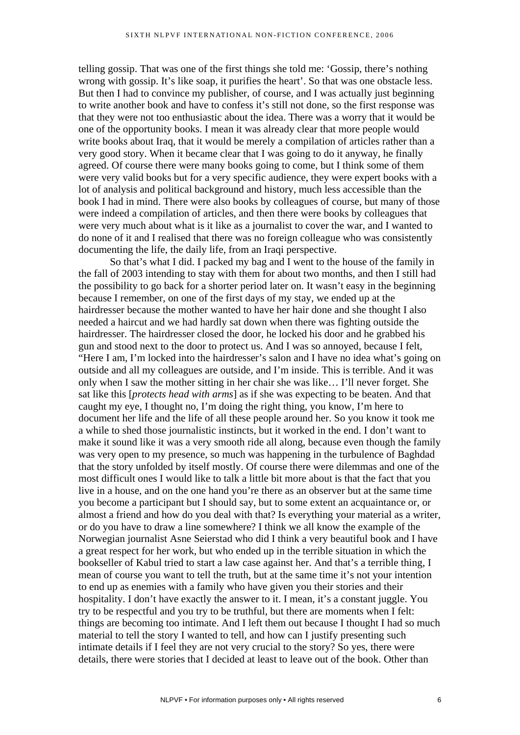telling gossip. That was one of the first things she told me: 'Gossip, there's nothing wrong with gossip. It's like soap, it purifies the heart'. So that was one obstacle less. But then I had to convince my publisher, of course, and I was actually just beginning to write another book and have to confess it's still not done, so the first response was that they were not too enthusiastic about the idea. There was a worry that it would be one of the opportunity books. I mean it was already clear that more people would write books about Iraq, that it would be merely a compilation of articles rather than a very good story. When it became clear that I was going to do it anyway, he finally agreed. Of course there were many books going to come, but I think some of them were very valid books but for a very specific audience, they were expert books with a lot of analysis and political background and history, much less accessible than the book I had in mind. There were also books by colleagues of course, but many of those were indeed a compilation of articles, and then there were books by colleagues that were very much about what is it like as a journalist to cover the war, and I wanted to do none of it and I realised that there was no foreign colleague who was consistently documenting the life, the daily life, from an Iraqi perspective.

So that's what I did. I packed my bag and I went to the house of the family in the fall of 2003 intending to stay with them for about two months, and then I still had the possibility to go back for a shorter period later on. It wasn't easy in the beginning because I remember, on one of the first days of my stay, we ended up at the hairdresser because the mother wanted to have her hair done and she thought I also needed a haircut and we had hardly sat down when there was fighting outside the hairdresser. The hairdresser closed the door, he locked his door and he grabbed his gun and stood next to the door to protect us. And I was so annoyed, because I felt, "Here I am, I'm locked into the hairdresser's salon and I have no idea what's going on outside and all my colleagues are outside, and I'm inside. This is terrible. And it was only when I saw the mother sitting in her chair she was like… I'll never forget. She sat like this [*protects head with arms*] as if she was expecting to be beaten. And that caught my eye, I thought no, I'm doing the right thing, you know, I'm here to document her life and the life of all these people around her. So you know it took me a while to shed those journalistic instincts, but it worked in the end. I don't want to make it sound like it was a very smooth ride all along, because even though the family was very open to my presence, so much was happening in the turbulence of Baghdad that the story unfolded by itself mostly. Of course there were dilemmas and one of the most difficult ones I would like to talk a little bit more about is that the fact that you live in a house, and on the one hand you're there as an observer but at the same time you become a participant but I should say, but to some extent an acquaintance or, or almost a friend and how do you deal with that? Is everything your material as a writer, or do you have to draw a line somewhere? I think we all know the example of the Norwegian journalist Asne Seierstad who did I think a very beautiful book and I have a great respect for her work, but who ended up in the terrible situation in which the bookseller of Kabul tried to start a law case against her. And that's a terrible thing, I mean of course you want to tell the truth, but at the same time it's not your intention to end up as enemies with a family who have given you their stories and their hospitality. I don't have exactly the answer to it. I mean, it's a constant juggle. You try to be respectful and you try to be truthful, but there are moments when I felt: things are becoming too intimate. And I left them out because I thought I had so much material to tell the story I wanted to tell, and how can I justify presenting such intimate details if I feel they are not very crucial to the story? So yes, there were details, there were stories that I decided at least to leave out of the book. Other than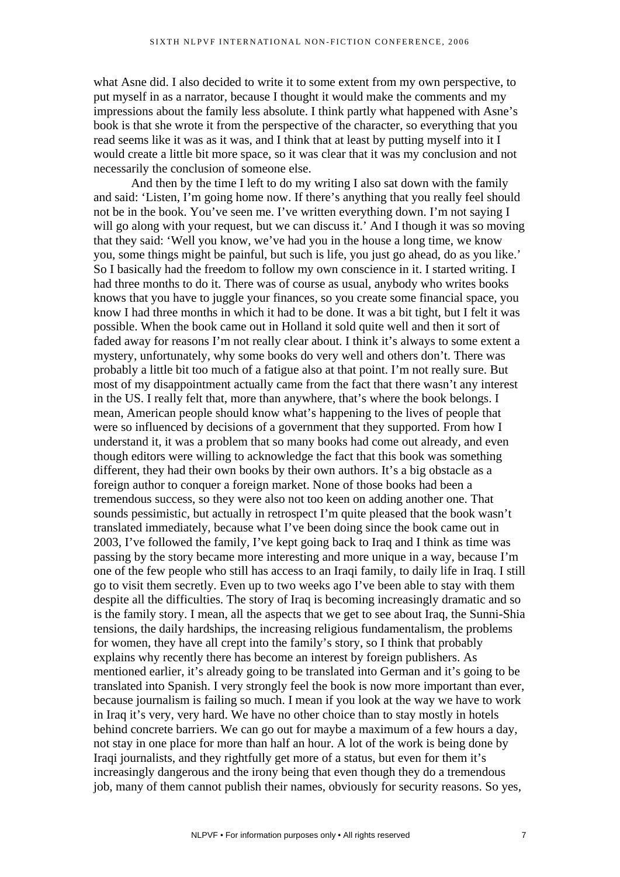what Asne did. I also decided to write it to some extent from my own perspective, to put myself in as a narrator, because I thought it would make the comments and my impressions about the family less absolute. I think partly what happened with Asne's book is that she wrote it from the perspective of the character, so everything that you read seems like it was as it was, and I think that at least by putting myself into it I would create a little bit more space, so it was clear that it was my conclusion and not necessarily the conclusion of someone else.

And then by the time I left to do my writing I also sat down with the family and said: 'Listen, I'm going home now. If there's anything that you really feel should not be in the book. You've seen me. I've written everything down. I'm not saying I will go along with your request, but we can discuss it.' And I though it was so moving that they said: 'Well you know, we've had you in the house a long time, we know you, some things might be painful, but such is life, you just go ahead, do as you like.' So I basically had the freedom to follow my own conscience in it. I started writing. I had three months to do it. There was of course as usual, anybody who writes books knows that you have to juggle your finances, so you create some financial space, you know I had three months in which it had to be done. It was a bit tight, but I felt it was possible. When the book came out in Holland it sold quite well and then it sort of faded away for reasons I'm not really clear about. I think it's always to some extent a mystery, unfortunately, why some books do very well and others don't. There was probably a little bit too much of a fatigue also at that point. I'm not really sure. But most of my disappointment actually came from the fact that there wasn't any interest in the US. I really felt that, more than anywhere, that's where the book belongs. I mean, American people should know what's happening to the lives of people that were so influenced by decisions of a government that they supported. From how I understand it, it was a problem that so many books had come out already, and even though editors were willing to acknowledge the fact that this book was something different, they had their own books by their own authors. It's a big obstacle as a foreign author to conquer a foreign market. None of those books had been a tremendous success, so they were also not too keen on adding another one. That sounds pessimistic, but actually in retrospect I'm quite pleased that the book wasn't translated immediately, because what I've been doing since the book came out in 2003, I've followed the family, I've kept going back to Iraq and I think as time was passing by the story became more interesting and more unique in a way, because I'm one of the few people who still has access to an Iraqi family, to daily life in Iraq. I still go to visit them secretly. Even up to two weeks ago I've been able to stay with them despite all the difficulties. The story of Iraq is becoming increasingly dramatic and so is the family story. I mean, all the aspects that we get to see about Iraq, the Sunni-Shia tensions, the daily hardships, the increasing religious fundamentalism, the problems for women, they have all crept into the family's story, so I think that probably explains why recently there has become an interest by foreign publishers. As mentioned earlier, it's already going to be translated into German and it's going to be translated into Spanish. I very strongly feel the book is now more important than ever, because journalism is failing so much. I mean if you look at the way we have to work in Iraq it's very, very hard. We have no other choice than to stay mostly in hotels behind concrete barriers. We can go out for maybe a maximum of a few hours a day, not stay in one place for more than half an hour. A lot of the work is being done by Iraqi journalists, and they rightfully get more of a status, but even for them it's increasingly dangerous and the irony being that even though they do a tremendous job, many of them cannot publish their names, obviously for security reasons. So yes,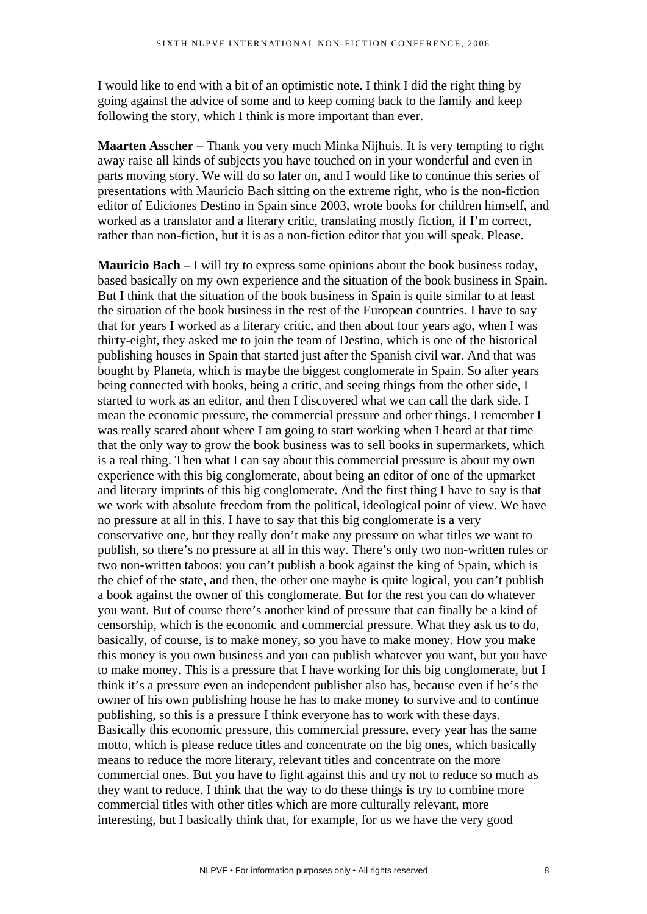I would like to end with a bit of an optimistic note. I think I did the right thing by going against the advice of some and to keep coming back to the family and keep following the story, which I think is more important than ever.

**Maarten Asscher** – Thank you very much Minka Nijhuis. It is very tempting to right away raise all kinds of subjects you have touched on in your wonderful and even in parts moving story. We will do so later on, and I would like to continue this series of presentations with Mauricio Bach sitting on the extreme right, who is the non-fiction editor of Ediciones Destino in Spain since 2003, wrote books for children himself, and worked as a translator and a literary critic, translating mostly fiction, if I'm correct, rather than non-fiction, but it is as a non-fiction editor that you will speak. Please.

**Mauricio Bach** – I will try to express some opinions about the book business today, based basically on my own experience and the situation of the book business in Spain. But I think that the situation of the book business in Spain is quite similar to at least the situation of the book business in the rest of the European countries. I have to say that for years I worked as a literary critic, and then about four years ago, when I was thirty-eight, they asked me to join the team of Destino, which is one of the historical publishing houses in Spain that started just after the Spanish civil war. And that was bought by Planeta, which is maybe the biggest conglomerate in Spain. So after years being connected with books, being a critic, and seeing things from the other side, I started to work as an editor, and then I discovered what we can call the dark side. I mean the economic pressure, the commercial pressure and other things. I remember I was really scared about where I am going to start working when I heard at that time that the only way to grow the book business was to sell books in supermarkets, which is a real thing. Then what I can say about this commercial pressure is about my own experience with this big conglomerate, about being an editor of one of the upmarket and literary imprints of this big conglomerate. And the first thing I have to say is that we work with absolute freedom from the political, ideological point of view. We have no pressure at all in this. I have to say that this big conglomerate is a very conservative one, but they really don't make any pressure on what titles we want to publish, so there's no pressure at all in this way. There's only two non-written rules or two non-written taboos: you can't publish a book against the king of Spain, which is the chief of the state, and then, the other one maybe is quite logical, you can't publish a book against the owner of this conglomerate. But for the rest you can do whatever you want. But of course there's another kind of pressure that can finally be a kind of censorship, which is the economic and commercial pressure. What they ask us to do, basically, of course, is to make money, so you have to make money. How you make this money is you own business and you can publish whatever you want, but you have to make money. This is a pressure that I have working for this big conglomerate, but I think it's a pressure even an independent publisher also has, because even if he's the owner of his own publishing house he has to make money to survive and to continue publishing, so this is a pressure I think everyone has to work with these days. Basically this economic pressure, this commercial pressure, every year has the same motto, which is please reduce titles and concentrate on the big ones, which basically means to reduce the more literary, relevant titles and concentrate on the more commercial ones. But you have to fight against this and try not to reduce so much as they want to reduce. I think that the way to do these things is try to combine more commercial titles with other titles which are more culturally relevant, more interesting, but I basically think that, for example, for us we have the very good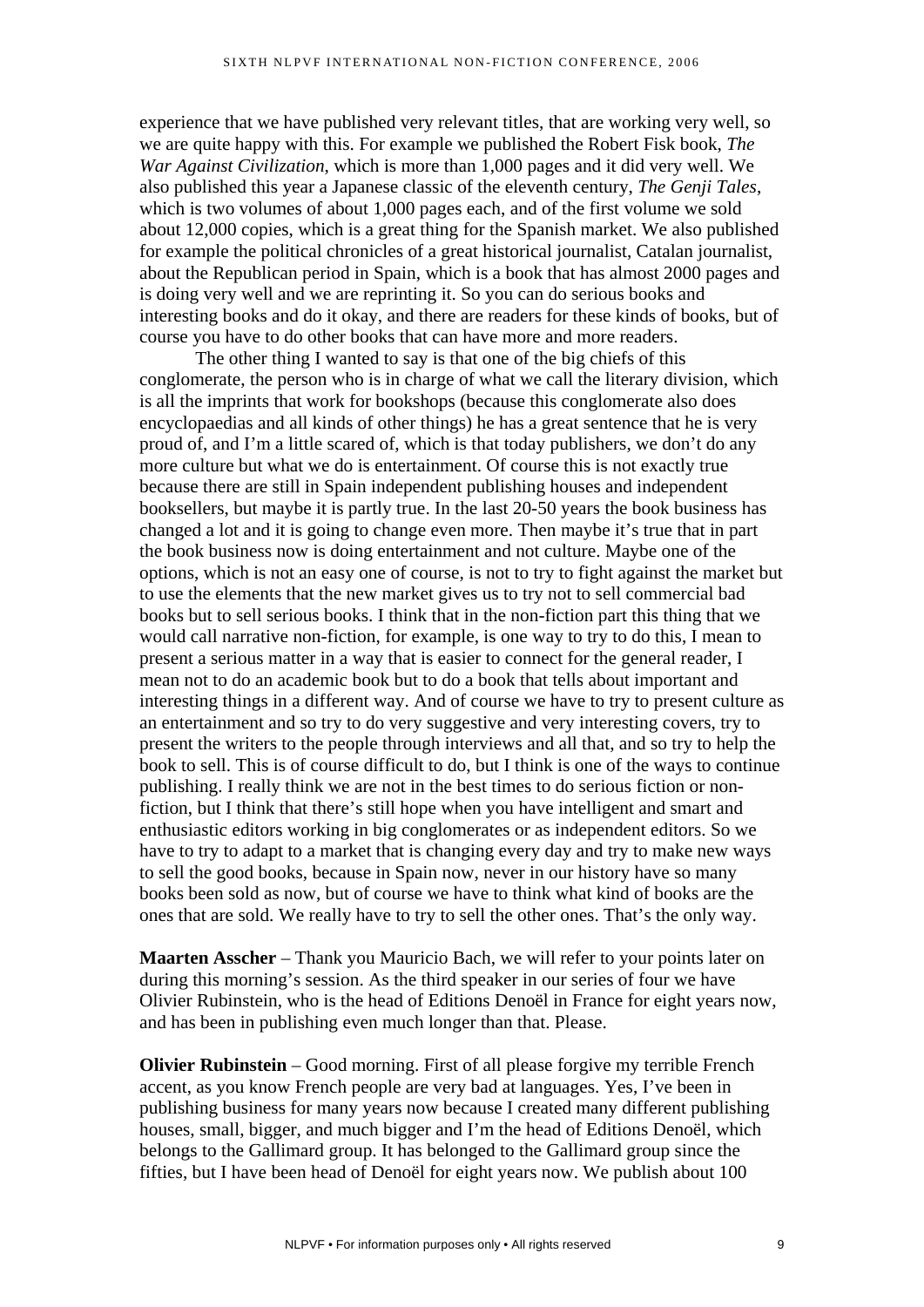experience that we have published very relevant titles, that are working very well, so we are quite happy with this. For example we published the Robert Fisk book, *The War Against Civilization*, which is more than 1,000 pages and it did very well. We also published this year a Japanese classic of the eleventh century, *The Genji Tales*, which is two volumes of about 1,000 pages each, and of the first volume we sold about 12,000 copies, which is a great thing for the Spanish market. We also published for example the political chronicles of a great historical journalist, Catalan journalist, about the Republican period in Spain, which is a book that has almost 2000 pages and is doing very well and we are reprinting it. So you can do serious books and interesting books and do it okay, and there are readers for these kinds of books, but of course you have to do other books that can have more and more readers.

The other thing I wanted to say is that one of the big chiefs of this conglomerate, the person who is in charge of what we call the literary division, which is all the imprints that work for bookshops (because this conglomerate also does encyclopaedias and all kinds of other things) he has a great sentence that he is very proud of, and I'm a little scared of, which is that today publishers, we don't do any more culture but what we do is entertainment. Of course this is not exactly true because there are still in Spain independent publishing houses and independent booksellers, but maybe it is partly true. In the last 20-50 years the book business has changed a lot and it is going to change even more. Then maybe it's true that in part the book business now is doing entertainment and not culture. Maybe one of the options, which is not an easy one of course, is not to try to fight against the market but to use the elements that the new market gives us to try not to sell commercial bad books but to sell serious books. I think that in the non-fiction part this thing that we would call narrative non-fiction, for example, is one way to try to do this, I mean to present a serious matter in a way that is easier to connect for the general reader, I mean not to do an academic book but to do a book that tells about important and interesting things in a different way. And of course we have to try to present culture as an entertainment and so try to do very suggestive and very interesting covers, try to present the writers to the people through interviews and all that, and so try to help the book to sell. This is of course difficult to do, but I think is one of the ways to continue publishing. I really think we are not in the best times to do serious fiction or non-fiction, but I think that there's still hope when you have intelligent and smart and enthusiastic editors working in big conglomerates or as independent editors. So we have to try to adapt to a market that is changing every day and try to make new ways to sell the good books, because in Spain now, never in our history have so many books been sold as now, but of course we have to think what kind of books are the ones that are sold. We really have to try to sell the other ones. That's the only way.

**Maarten Asscher** – Thank you Mauricio Bach, we will refer to your points later on during this morning's session. As the third speaker in our series of four we have Olivier Rubinstein, who is the head of Editions Denoël in France for eight years now, and has been in publishing even much longer than that. Please.

**Olivier Rubinstein** – Good morning. First of all please forgive my terrible French accent, as you know French people are very bad at languages. Yes, I've been in publishing business for many years now because I created many different publishing houses, small, bigger, and much bigger and I'm the head of Editions Denoël, which belongs to the Gallimard group. It has belonged to the Gallimard group since the fifties, but I have been head of Denoël for eight years now. We publish about 100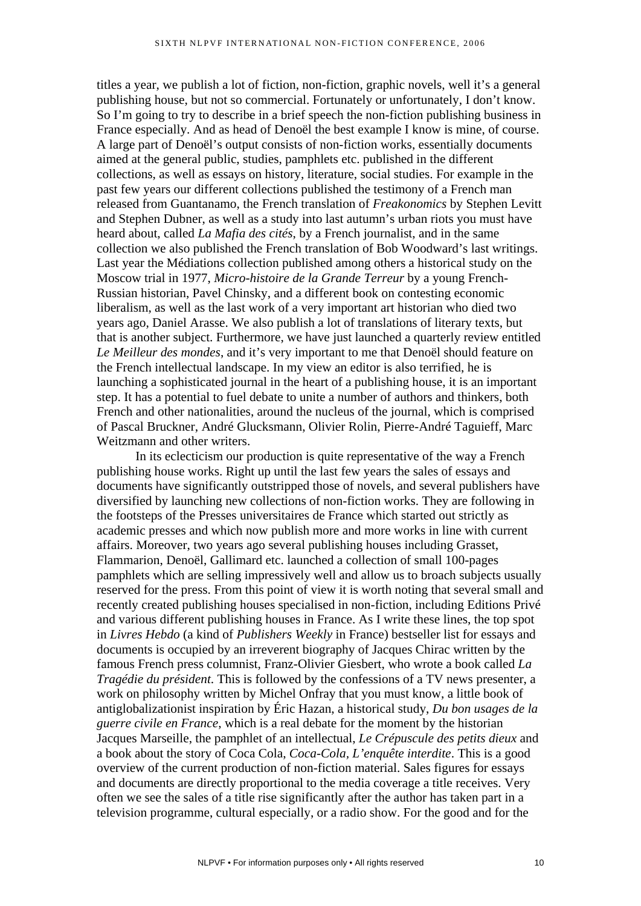titles a year, we publish a lot of fiction, non-fiction, graphic novels, well it's a general publishing house, but not so commercial. Fortunately or unfortunately, I don't know. So I'm going to try to describe in a brief speech the non-fiction publishing business in France especially. And as head of Denoël the best example I know is mine, of course. A large part of Denoël's output consists of non-fiction works, essentially documents aimed at the general public, studies, pamphlets etc. published in the different collections, as well as essays on history, literature, social studies. For example in the past few years our different collections published the testimony of a French man released from Guantanamo, the French translation of *Freakonomics* by Stephen Levitt and Stephen Dubner, as well as a study into last autumn's urban riots you must have heard about, called *La Mafia des cités*, by a French journalist, and in the same collection we also published the French translation of Bob Woodward's last writings. Last year the Médiations collection published among others a historical study on the Moscow trial in 1977, *Micro-histoire de la Grande Terreur* by a young French-Russian historian, Pavel Chinsky, and a different book on contesting economic liberalism, as well as the last work of a very important art historian who died two years ago, Daniel Arasse. We also publish a lot of translations of literary texts, but that is another subject. Furthermore, we have just launched a quarterly review entitled *Le Meilleur des mondes*, and it's very important to me that Denoël should feature on the French intellectual landscape. In my view an editor is also terrified, he is launching a sophisticated journal in the heart of a publishing house, it is an important step. It has a potential to fuel debate to unite a number of authors and thinkers, both French and other nationalities, around the nucleus of the journal, which is comprised of Pascal Bruckner, André Glucksmann, Olivier Rolin, Pierre-André Taguieff, Marc Weitzmann and other writers.

In its eclecticism our production is quite representative of the way a French publishing house works. Right up until the last few years the sales of essays and documents have significantly outstripped those of novels, and several publishers have diversified by launching new collections of non-fiction works. They are following in the footsteps of the Presses universitaires de France which started out strictly as academic presses and which now publish more and more works in line with current affairs. Moreover, two years ago several publishing houses including Grasset, Flammarion, Denoël, Gallimard etc. launched a collection of small 100-pages pamphlets which are selling impressively well and allow us to broach subjects usually reserved for the press. From this point of view it is worth noting that several small and recently created publishing houses specialised in non-fiction, including Editions Privé and various different publishing houses in France. As I write these lines, the top spot in *Livres Hebdo* (a kind of *Publishers Weekly* in France) bestseller list for essays and documents is occupied by an irreverent biography of Jacques Chirac written by the famous French press columnist, Franz-Olivier Giesbert, who wrote a book called *La Tragédie du président*. This is followed by the confessions of a TV news presenter, a work on philosophy written by Michel Onfray that you must know, a little book of antiglobalizationist inspiration by Éric Hazan, a historical study, *Du bon usages de la guerre civile en France*, which is a real debate for the moment by the historian Jacques Marseille, the pamphlet of an intellectual, *Le Crépuscule des petits dieux* and a book about the story of Coca Cola, *Coca-Cola, L'enquête interdite*. This is a good overview of the current production of non-fiction material. Sales figures for essays and documents are directly proportional to the media coverage a title receives. Very often we see the sales of a title rise significantly after the author has taken part in a television programme, cultural especially, or a radio show. For the good and for the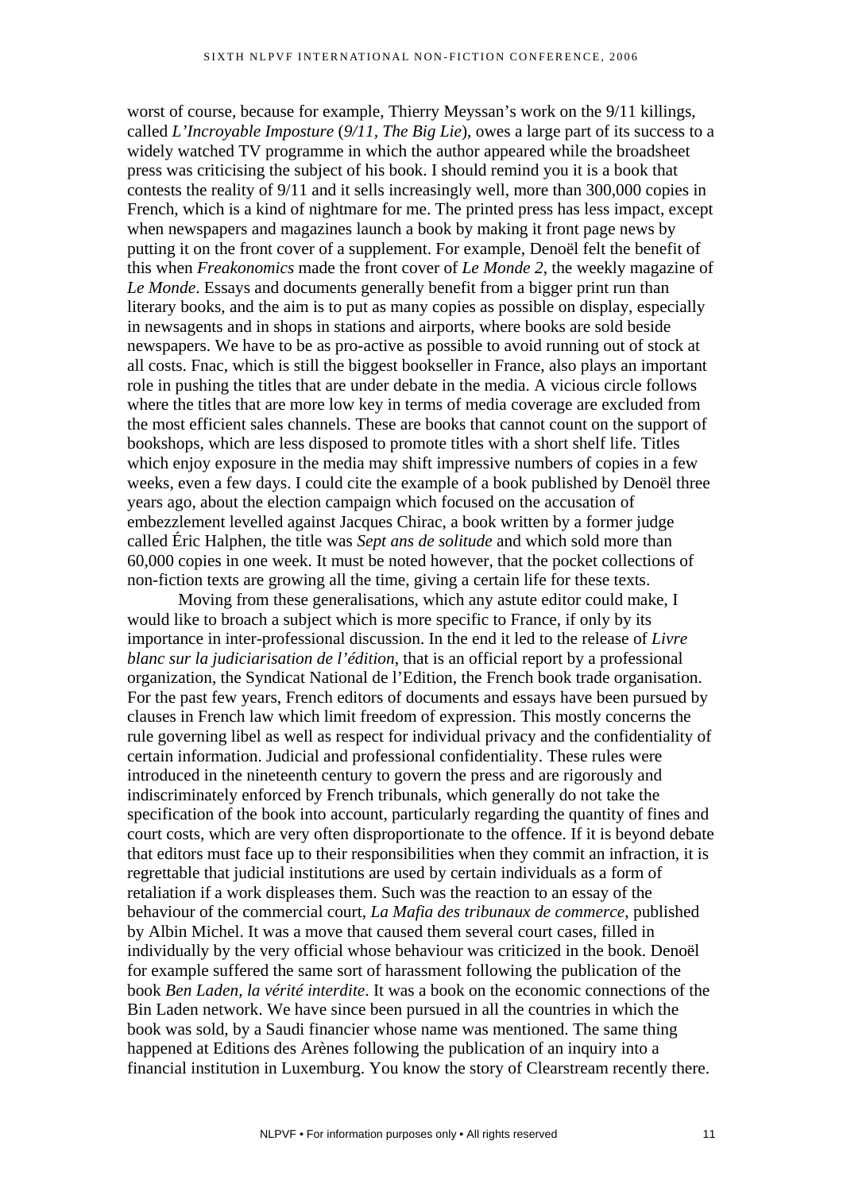worst of course, because for example, Thierry Meyssan's work on the 9/11 killings, called *L'Incroyable Imposture* (*9/11, The Big Lie*), owes a large part of its success to a widely watched TV programme in which the author appeared while the broadsheet press was criticising the subject of his book. I should remind you it is a book that contests the reality of 9/11 and it sells increasingly well, more than 300,000 copies in French, which is a kind of nightmare for me. The printed press has less impact, except when newspapers and magazines launch a book by making it front page news by putting it on the front cover of a supplement. For example, Denoël felt the benefit of this when *Freakonomics* made the front cover of *Le Monde 2*, the weekly magazine of *Le Monde*. Essays and documents generally benefit from a bigger print run than literary books, and the aim is to put as many copies as possible on display, especially in newsagents and in shops in stations and airports, where books are sold beside newspapers. We have to be as pro-active as possible to avoid running out of stock at all costs. Fnac, which is still the biggest bookseller in France, also plays an important role in pushing the titles that are under debate in the media. A vicious circle follows where the titles that are more low key in terms of media coverage are excluded from the most efficient sales channels. These are books that cannot count on the support of bookshops, which are less disposed to promote titles with a short shelf life. Titles which enjoy exposure in the media may shift impressive numbers of copies in a few weeks, even a few days. I could cite the example of a book published by Denoël three years ago, about the election campaign which focused on the accusation of embezzlement levelled against Jacques Chirac, a book written by a former judge called Éric Halphen, the title was *Sept ans de solitude* and which sold more than 60,000 copies in one week. It must be noted however, that the pocket collections of non-fiction texts are growing all the time, giving a certain life for these texts.

Moving from these generalisations, which any astute editor could make, I would like to broach a subject which is more specific to France, if only by its importance in inter-professional discussion. In the end it led to the release of *Livre blanc sur la judiciarisation de l'édition*, that is an official report by a professional organization, the Syndicat National de l'Edition, the French book trade organisation. For the past few years, French editors of documents and essays have been pursued by clauses in French law which limit freedom of expression. This mostly concerns the rule governing libel as well as respect for individual privacy and the confidentiality of certain information. Judicial and professional confidentiality. These rules were introduced in the nineteenth century to govern the press and are rigorously and indiscriminately enforced by French tribunals, which generally do not take the specification of the book into account, particularly regarding the quantity of fines and court costs, which are very often disproportionate to the offence. If it is beyond debate that editors must face up to their responsibilities when they commit an infraction, it is regrettable that judicial institutions are used by certain individuals as a form of retaliation if a work displeases them. Such was the reaction to an essay of the behaviour of the commercial court, *La Mafia des tribunaux de commerce*, published by Albin Michel. It was a move that caused them several court cases, filled in individually by the very official whose behaviour was criticized in the book. Denoël for example suffered the same sort of harassment following the publication of the book *Ben Laden, la vérité interdite*. It was a book on the economic connections of the Bin Laden network. We have since been pursued in all the countries in which the book was sold, by a Saudi financier whose name was mentioned. The same thing happened at Editions des Arènes following the publication of an inquiry into a financial institution in Luxemburg. You know the story of Clearstream recently there.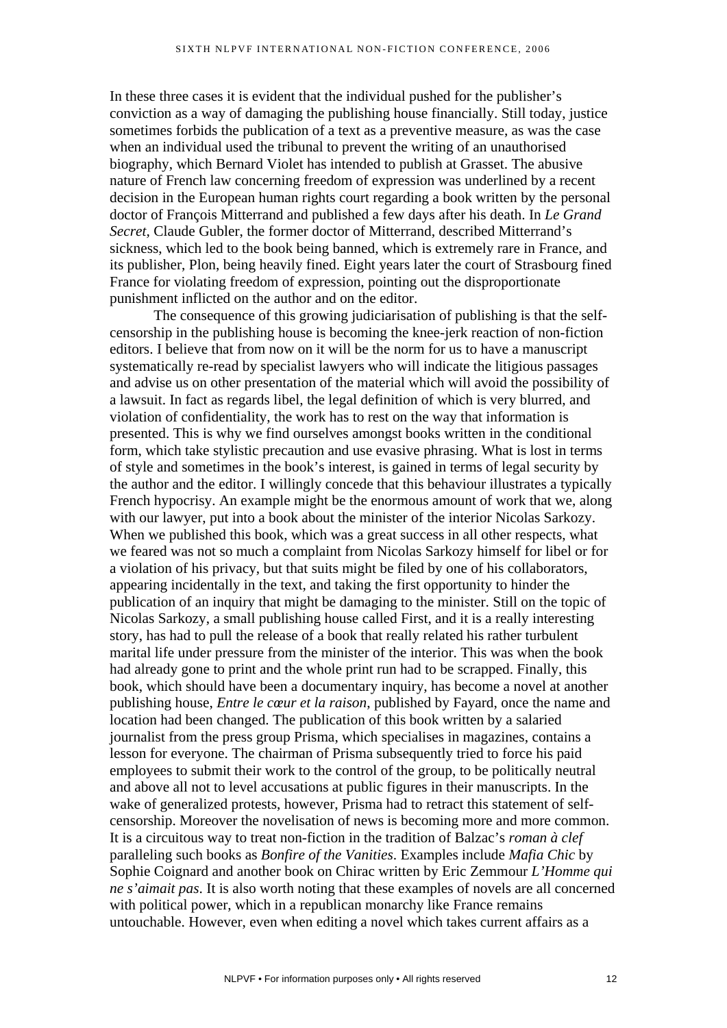In these three cases it is evident that the individual pushed for the publisher's conviction as a way of damaging the publishing house financially. Still today, justice sometimes forbids the publication of a text as a preventive measure, as was the case when an individual used the tribunal to prevent the writing of an unauthorised biography, which Bernard Violet has intended to publish at Grasset. The abusive nature of French law concerning freedom of expression was underlined by a recent decision in the European human rights court regarding a book written by the personal doctor of François Mitterrand and published a few days after his death. In *Le Grand Secret*, Claude Gubler, the former doctor of Mitterrand, described Mitterrand's sickness, which led to the book being banned, which is extremely rare in France, and its publisher, Plon, being heavily fined. Eight years later the court of Strasbourg fined France for violating freedom of expression, pointing out the disproportionate punishment inflicted on the author and on the editor.

The consequence of this growing judiciarisation of publishing is that the self-censorship in the publishing house is becoming the knee-jerk reaction of non-fiction editors. I believe that from now on it will be the norm for us to have a manuscript systematically re-read by specialist lawyers who will indicate the litigious passages and advise us on other presentation of the material which will avoid the possibility of a lawsuit. In fact as regards libel, the legal definition of which is very blurred, and violation of confidentiality, the work has to rest on the way that information is presented. This is why we find ourselves amongst books written in the conditional form, which take stylistic precaution and use evasive phrasing. What is lost in terms of style and sometimes in the book's interest, is gained in terms of legal security by the author and the editor. I willingly concede that this behaviour illustrates a typically French hypocrisy. An example might be the enormous amount of work that we, along with our lawyer, put into a book about the minister of the interior Nicolas Sarkozy. When we published this book, which was a great success in all other respects, what we feared was not so much a complaint from Nicolas Sarkozy himself for libel or for a violation of his privacy, but that suits might be filed by one of his collaborators, appearing incidentally in the text, and taking the first opportunity to hinder the publication of an inquiry that might be damaging to the minister. Still on the topic of Nicolas Sarkozy, a small publishing house called First, and it is a really interesting story, has had to pull the release of a book that really related his rather turbulent marital life under pressure from the minister of the interior. This was when the book had already gone to print and the whole print run had to be scrapped. Finally, this book, which should have been a documentary inquiry, has become a novel at another publishing house, *Entre le cœur et la raison*, published by Fayard, once the name and location had been changed. The publication of this book written by a salaried journalist from the press group Prisma, which specialises in magazines, contains a lesson for everyone. The chairman of Prisma subsequently tried to force his paid employees to submit their work to the control of the group, to be politically neutral and above all not to level accusations at public figures in their manuscripts. In the wake of generalized protests, however, Prisma had to retract this statement of self-censorship. Moreover the novelisation of news is becoming more and more common. It is a circuitous way to treat non-fiction in the tradition of Balzac's *roman à clef* paralleling such books as *Bonfire of the Vanities*. Examples include *Mafia Chic* by Sophie Coignard and another book on Chirac written by Eric Zemmour *L'Homme qui ne s'aimait pas*. It is also worth noting that these examples of novels are all concerned with political power, which in a republican monarchy like France remains untouchable. However, even when editing a novel which takes current affairs as a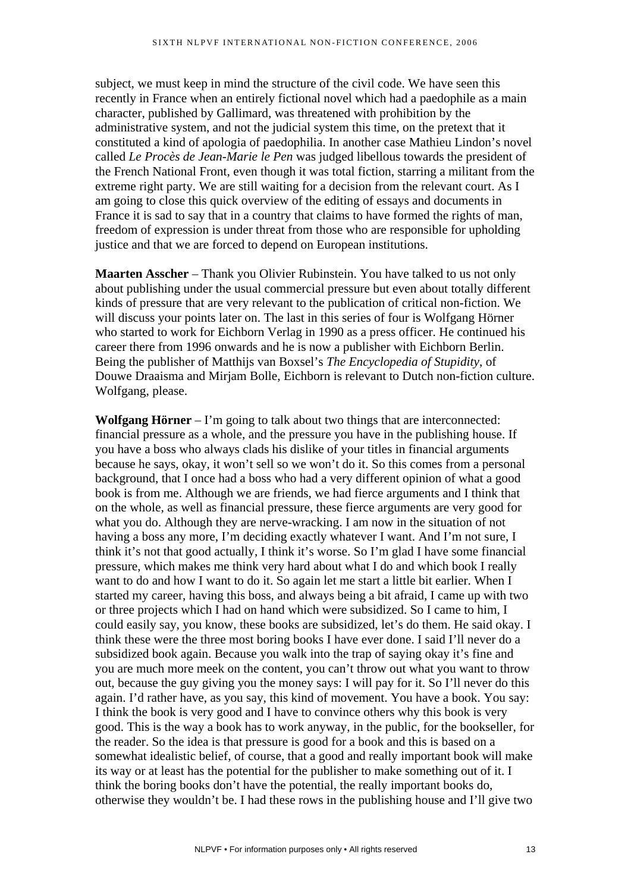subject, we must keep in mind the structure of the civil code. We have seen this recently in France when an entirely fictional novel which had a paedophile as a main character, published by Gallimard, was threatened with prohibition by the administrative system, and not the judicial system this time, on the pretext that it constituted a kind of apologia of paedophilia. In another case Mathieu Lindon's novel called *Le Procès de Jean-Marie le Pen* was judged libellous towards the president of the French National Front, even though it was total fiction, starring a militant from the extreme right party. We are still waiting for a decision from the relevant court. As I am going to close this quick overview of the editing of essays and documents in France it is sad to say that in a country that claims to have formed the rights of man, freedom of expression is under threat from those who are responsible for upholding justice and that we are forced to depend on European institutions.

**Maarten Asscher** – Thank you Olivier Rubinstein. You have talked to us not only about publishing under the usual commercial pressure but even about totally different kinds of pressure that are very relevant to the publication of critical non-fiction. We will discuss your points later on. The last in this series of four is Wolfgang Hörner who started to work for Eichborn Verlag in 1990 as a press officer. He continued his career there from 1996 onwards and he is now a publisher with Eichborn Berlin. Being the publisher of Matthijs van Boxsel's *The Encyclopedia of Stupidity*, of Douwe Draaisma and Mirjam Bolle, Eichborn is relevant to Dutch non-fiction culture. Wolfgang, please.

**Wolfgang Hörner** – I'm going to talk about two things that are interconnected: financial pressure as a whole, and the pressure you have in the publishing house. If you have a boss who always clads his dislike of your titles in financial arguments because he says, okay, it won't sell so we won't do it. So this comes from a personal background, that I once had a boss who had a very different opinion of what a good book is from me. Although we are friends, we had fierce arguments and I think that on the whole, as well as financial pressure, these fierce arguments are very good for what you do. Although they are nerve-wracking. I am now in the situation of not having a boss any more, I'm deciding exactly whatever I want. And I'm not sure, I think it's not that good actually, I think it's worse. So I'm glad I have some financial pressure, which makes me think very hard about what I do and which book I really want to do and how I want to do it. So again let me start a little bit earlier. When I started my career, having this boss, and always being a bit afraid, I came up with two or three projects which I had on hand which were subsidized. So I came to him, I could easily say, you know, these books are subsidized, let's do them. He said okay. I think these were the three most boring books I have ever done. I said I'll never do a subsidized book again. Because you walk into the trap of saying okay it's fine and you are much more meek on the content, you can't throw out what you want to throw out, because the guy giving you the money says: I will pay for it. So I'll never do this again. I'd rather have, as you say, this kind of movement. You have a book. You say: I think the book is very good and I have to convince others why this book is very good. This is the way a book has to work anyway, in the public, for the bookseller, for the reader. So the idea is that pressure is good for a book and this is based on a somewhat idealistic belief, of course, that a good and really important book will make its way or at least has the potential for the publisher to make something out of it. I think the boring books don't have the potential, the really important books do, otherwise they wouldn't be. I had these rows in the publishing house and I'll give two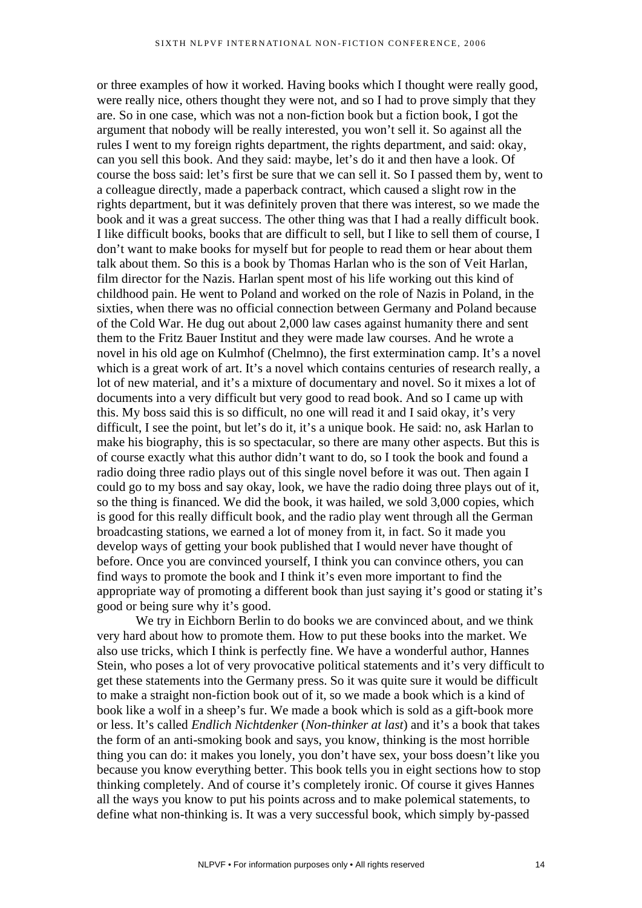or three examples of how it worked. Having books which I thought were really good, were really nice, others thought they were not, and so I had to prove simply that they are. So in one case, which was not a non-fiction book but a fiction book, I got the argument that nobody will be really interested, you won't sell it. So against all the rules I went to my foreign rights department, the rights department, and said: okay, can you sell this book. And they said: maybe, let's do it and then have a look. Of course the boss said: let's first be sure that we can sell it. So I passed them by, went to a colleague directly, made a paperback contract, which caused a slight row in the rights department, but it was definitely proven that there was interest, so we made the book and it was a great success. The other thing was that I had a really difficult book. I like difficult books, books that are difficult to sell, but I like to sell them of course, I don't want to make books for myself but for people to read them or hear about them talk about them. So this is a book by Thomas Harlan who is the son of Veit Harlan, film director for the Nazis. Harlan spent most of his life working out this kind of childhood pain. He went to Poland and worked on the role of Nazis in Poland, in the sixties, when there was no official connection between Germany and Poland because of the Cold War. He dug out about 2,000 law cases against humanity there and sent them to the Fritz Bauer Institut and they were made law courses. And he wrote a novel in his old age on Kulmhof (Chelmno), the first extermination camp. It's a novel which is a great work of art. It's a novel which contains centuries of research really, a lot of new material, and it's a mixture of documentary and novel. So it mixes a lot of documents into a very difficult but very good to read book. And so I came up with this. My boss said this is so difficult, no one will read it and I said okay, it's very difficult, I see the point, but let's do it, it's a unique book. He said: no, ask Harlan to make his biography, this is so spectacular, so there are many other aspects. But this is of course exactly what this author didn't want to do, so I took the book and found a radio doing three radio plays out of this single novel before it was out. Then again I could go to my boss and say okay, look, we have the radio doing three plays out of it, so the thing is financed. We did the book, it was hailed, we sold 3,000 copies, which is good for this really difficult book, and the radio play went through all the German broadcasting stations, we earned a lot of money from it, in fact. So it made you develop ways of getting your book published that I would never have thought of before. Once you are convinced yourself, I think you can convince others, you can find ways to promote the book and I think it's even more important to find the appropriate way of promoting a different book than just saying it's good or stating it's good or being sure why it's good.

We try in Eichborn Berlin to do books we are convinced about, and we think very hard about how to promote them. How to put these books into the market. We also use tricks, which I think is perfectly fine. We have a wonderful author, Hannes Stein, who poses a lot of very provocative political statements and it's very difficult to get these statements into the Germany press. So it was quite sure it would be difficult to make a straight non-fiction book out of it, so we made a book which is a kind of book like a wolf in a sheep's fur. We made a book which is sold as a gift-book more or less. It's called *Endlich Nichtdenker* (*Non-thinker at last*) and it's a book that takes the form of an anti-smoking book and says, you know, thinking is the most horrible thing you can do: it makes you lonely, you don't have sex, your boss doesn't like you because you know everything better. This book tells you in eight sections how to stop thinking completely. And of course it's completely ironic. Of course it gives Hannes all the ways you know to put his points across and to make polemical statements, to define what non-thinking is. It was a very successful book, which simply by-passed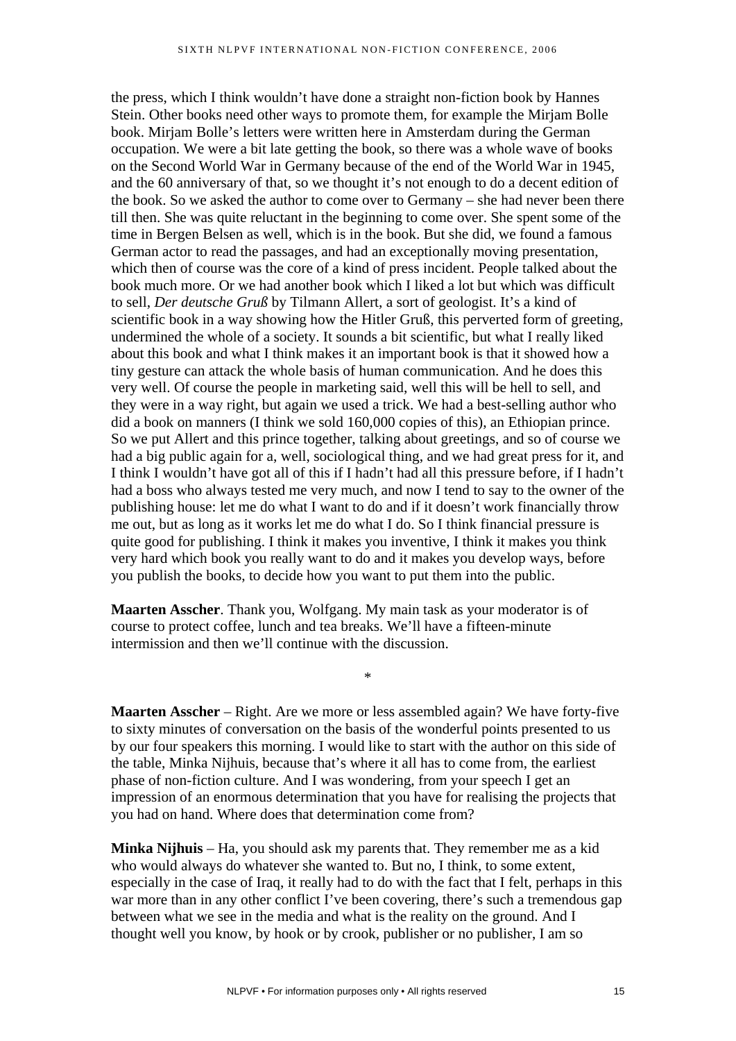the press, which I think wouldn't have done a straight non-fiction book by Hannes Stein. Other books need other ways to promote them, for example the Mirjam Bolle book. Mirjam Bolle's letters were written here in Amsterdam during the German occupation. We were a bit late getting the book, so there was a whole wave of books on the Second World War in Germany because of the end of the World War in 1945, and the 60 anniversary of that, so we thought it's not enough to do a decent edition of the book. So we asked the author to come over to Germany – she had never been there till then. She was quite reluctant in the beginning to come over. She spent some of the time in Bergen Belsen as well, which is in the book. But she did, we found a famous German actor to read the passages, and had an exceptionally moving presentation, which then of course was the core of a kind of press incident. People talked about the book much more. Or we had another book which I liked a lot but which was difficult to sell, *Der deutsche Gruß* by Tilmann Allert, a sort of geologist. It's a kind of scientific book in a way showing how the Hitler Gruß, this perverted form of greeting, undermined the whole of a society. It sounds a bit scientific, but what I really liked about this book and what I think makes it an important book is that it showed how a tiny gesture can attack the whole basis of human communication. And he does this very well. Of course the people in marketing said, well this will be hell to sell, and they were in a way right, but again we used a trick. We had a best-selling author who did a book on manners (I think we sold 160,000 copies of this), an Ethiopian prince. So we put Allert and this prince together, talking about greetings, and so of course we had a big public again for a, well, sociological thing, and we had great press for it, and I think I wouldn't have got all of this if I hadn't had all this pressure before, if I hadn't had a boss who always tested me very much, and now I tend to say to the owner of the publishing house: let me do what I want to do and if it doesn't work financially throw me out, but as long as it works let me do what I do. So I think financial pressure is quite good for publishing. I think it makes you inventive, I think it makes you think very hard which book you really want to do and it makes you develop ways, before you publish the books, to decide how you want to put them into the public.

**Maarten Asscher**. Thank you, Wolfgang. My main task as your moderator is of course to protect coffee, lunch and tea breaks. We'll have a fifteen-minute intermission and then we'll continue with the discussion.

*

**Maarten Asscher** – Right. Are we more or less assembled again? We have forty-five to sixty minutes of conversation on the basis of the wonderful points presented to us by our four speakers this morning. I would like to start with the author on this side of the table, Minka Nijhuis, because that's where it all has to come from, the earliest phase of non-fiction culture. And I was wondering, from your speech I get an impression of an enormous determination that you have for realising the projects that you had on hand. Where does that determination come from?

**Minka Nijhuis** – Ha, you should ask my parents that. They remember me as a kid who would always do whatever she wanted to. But no, I think, to some extent, especially in the case of Iraq, it really had to do with the fact that I felt, perhaps in this war more than in any other conflict I've been covering, there's such a tremendous gap between what we see in the media and what is the reality on the ground. And I thought well you know, by hook or by crook, publisher or no publisher, I am so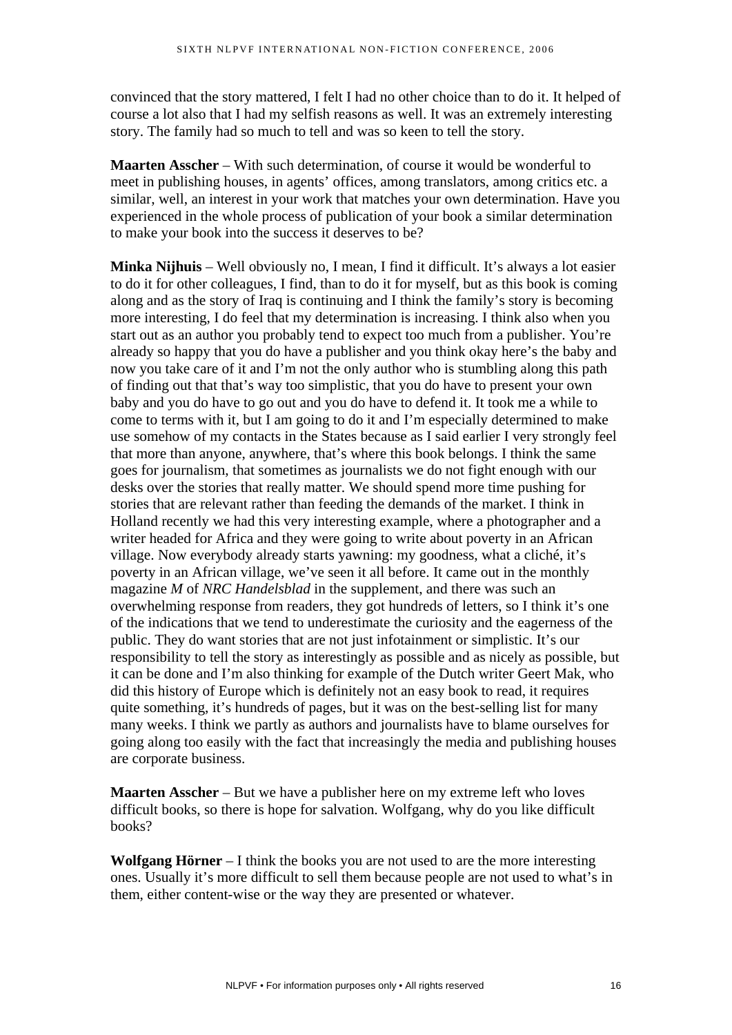convinced that the story mattered, I felt I had no other choice than to do it. It helped of course a lot also that I had my selfish reasons as well. It was an extremely interesting story. The family had so much to tell and was so keen to tell the story.

**Maarten Asscher** – With such determination, of course it would be wonderful to meet in publishing houses, in agents' offices, among translators, among critics etc. a similar, well, an interest in your work that matches your own determination. Have you experienced in the whole process of publication of your book a similar determination to make your book into the success it deserves to be?

**Minka Nijhuis** – Well obviously no, I mean, I find it difficult. It's always a lot easier to do it for other colleagues, I find, than to do it for myself, but as this book is coming along and as the story of Iraq is continuing and I think the family's story is becoming more interesting, I do feel that my determination is increasing. I think also when you start out as an author you probably tend to expect too much from a publisher. You're already so happy that you do have a publisher and you think okay here's the baby and now you take care of it and I'm not the only author who is stumbling along this path of finding out that that's way too simplistic, that you do have to present your own baby and you do have to go out and you do have to defend it. It took me a while to come to terms with it, but I am going to do it and I'm especially determined to make use somehow of my contacts in the States because as I said earlier I very strongly feel that more than anyone, anywhere, that's where this book belongs. I think the same goes for journalism, that sometimes as journalists we do not fight enough with our desks over the stories that really matter. We should spend more time pushing for stories that are relevant rather than feeding the demands of the market. I think in Holland recently we had this very interesting example, where a photographer and a writer headed for Africa and they were going to write about poverty in an African village. Now everybody already starts yawning: my goodness, what a cliché, it's poverty in an African village, we've seen it all before. It came out in the monthly magazine *M* of *NRC Handelsblad* in the supplement, and there was such an overwhelming response from readers, they got hundreds of letters, so I think it's one of the indications that we tend to underestimate the curiosity and the eagerness of the public. They do want stories that are not just infotainment or simplistic. It's our responsibility to tell the story as interestingly as possible and as nicely as possible, but it can be done and I'm also thinking for example of the Dutch writer Geert Mak, who did this history of Europe which is definitely not an easy book to read, it requires quite something, it's hundreds of pages, but it was on the best-selling list for many many weeks. I think we partly as authors and journalists have to blame ourselves for going along too easily with the fact that increasingly the media and publishing houses are corporate business.

**Maarten Asscher** – But we have a publisher here on my extreme left who loves difficult books, so there is hope for salvation. Wolfgang, why do you like difficult books?

**Wolfgang Hörner** – I think the books you are not used to are the more interesting ones. Usually it's more difficult to sell them because people are not used to what's in them, either content-wise or the way they are presented or whatever.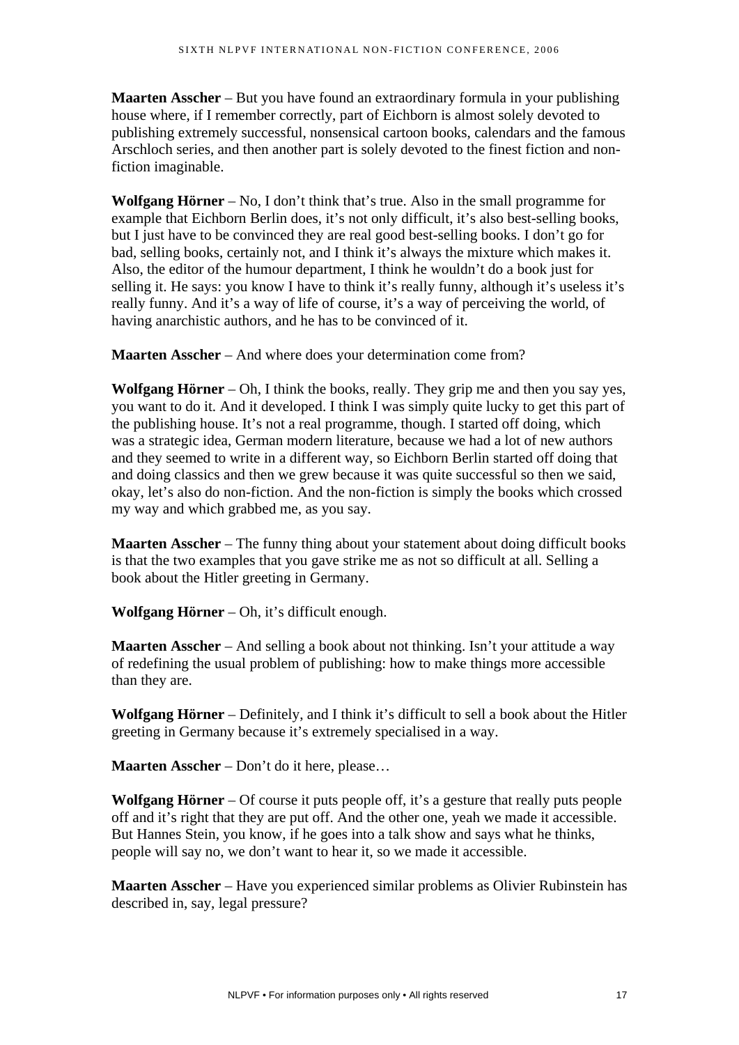**Maarten Asscher** – But you have found an extraordinary formula in your publishing house where, if I remember correctly, part of Eichborn is almost solely devoted to publishing extremely successful, nonsensical cartoon books, calendars and the famous Arschloch series, and then another part is solely devoted to the finest fiction and non-fiction imaginable.

**Wolfgang Hörner** – No, I don't think that's true. Also in the small programme for example that Eichborn Berlin does, it's not only difficult, it's also best-selling books, but I just have to be convinced they are real good best-selling books. I don't go for bad, selling books, certainly not, and I think it's always the mixture which makes it. Also, the editor of the humour department, I think he wouldn't do a book just for selling it. He says: you know I have to think it's really funny, although it's useless it's really funny. And it's a way of life of course, it's a way of perceiving the world, of having anarchistic authors, and he has to be convinced of it.

**Maarten Asscher** – And where does your determination come from?

**Wolfgang Hörner** – Oh, I think the books, really. They grip me and then you say yes, you want to do it. And it developed. I think I was simply quite lucky to get this part of the publishing house. It's not a real programme, though. I started off doing, which was a strategic idea, German modern literature, because we had a lot of new authors and they seemed to write in a different way, so Eichborn Berlin started off doing that and doing classics and then we grew because it was quite successful so then we said, okay, let's also do non-fiction. And the non-fiction is simply the books which crossed my way and which grabbed me, as you say.

**Maarten Asscher** – The funny thing about your statement about doing difficult books is that the two examples that you gave strike me as not so difficult at all. Selling a book about the Hitler greeting in Germany.

**Wolfgang Hörner** – Oh, it's difficult enough.

**Maarten Asscher** – And selling a book about not thinking. Isn't your attitude a way of redefining the usual problem of publishing: how to make things more accessible than they are.

**Wolfgang Hörner** – Definitely, and I think it's difficult to sell a book about the Hitler greeting in Germany because it's extremely specialised in a way.

**Maarten Asscher** – Don't do it here, please…

**Wolfgang Hörner** – Of course it puts people off, it's a gesture that really puts people off and it's right that they are put off. And the other one, yeah we made it accessible. But Hannes Stein, you know, if he goes into a talk show and says what he thinks, people will say no, we don't want to hear it, so we made it accessible.

**Maarten Asscher** – Have you experienced similar problems as Olivier Rubinstein has described in, say, legal pressure?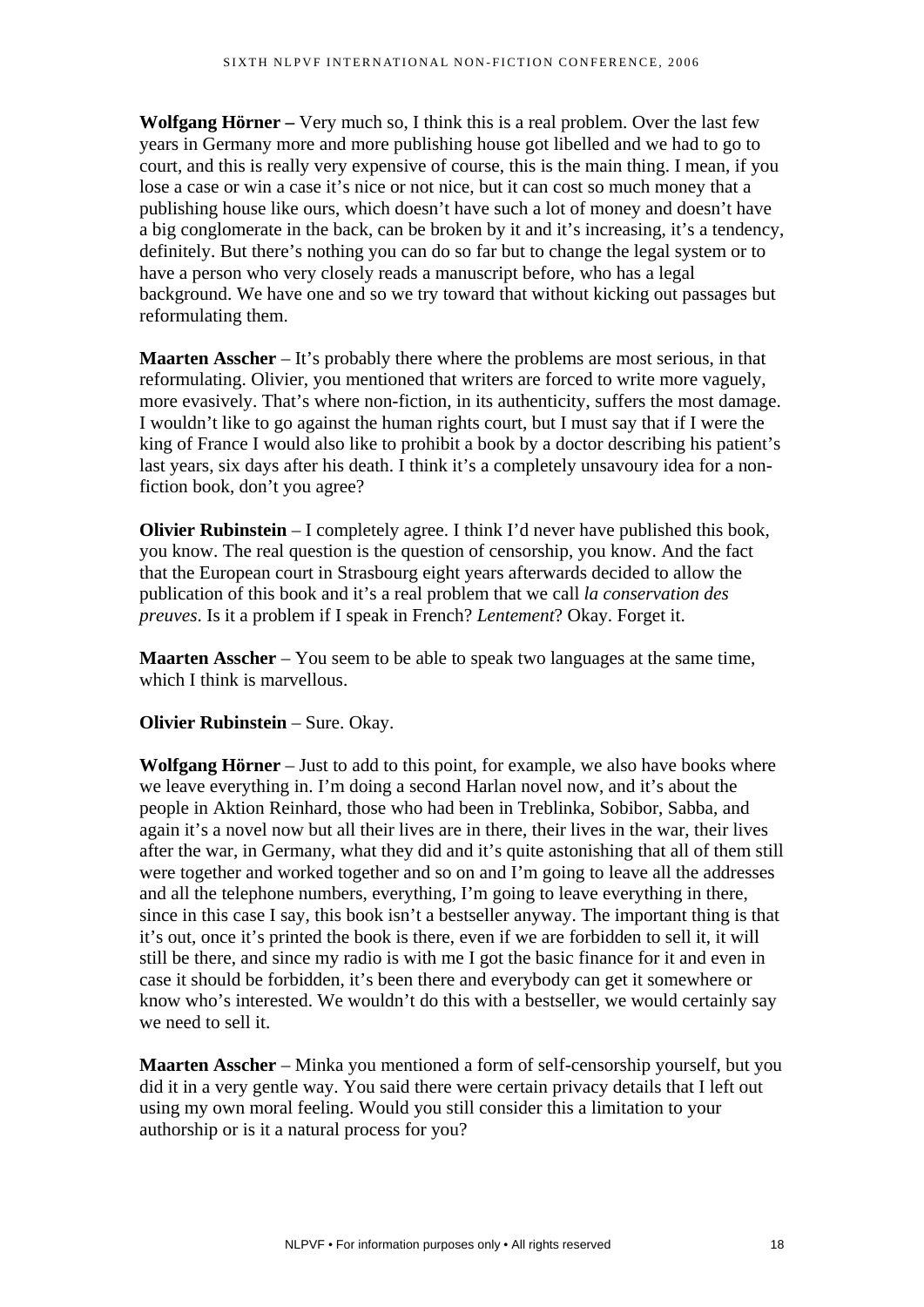**Wolfgang Hörner –** Very much so, I think this is a real problem. Over the last few years in Germany more and more publishing house got libelled and we had to go to court, and this is really very expensive of course, this is the main thing. I mean, if you lose a case or win a case it's nice or not nice, but it can cost so much money that a publishing house like ours, which doesn't have such a lot of money and doesn't have a big conglomerate in the back, can be broken by it and it's increasing, it's a tendency, definitely. But there's nothing you can do so far but to change the legal system or to have a person who very closely reads a manuscript before, who has a legal background. We have one and so we try toward that without kicking out passages but reformulating them.

**Maarten Asscher** – It's probably there where the problems are most serious, in that reformulating. Olivier, you mentioned that writers are forced to write more vaguely, more evasively. That's where non-fiction, in its authenticity, suffers the most damage. I wouldn't like to go against the human rights court, but I must say that if I were the king of France I would also like to prohibit a book by a doctor describing his patient's last years, six days after his death. I think it's a completely unsavoury idea for a non-fiction book, don't you agree?

**Olivier Rubinstein** – I completely agree. I think I'd never have published this book, you know. The real question is the question of censorship, you know. And the fact that the European court in Strasbourg eight years afterwards decided to allow the publication of this book and it's a real problem that we call *la conservation des preuves*. Is it a problem if I speak in French? *Lentement*? Okay. Forget it.

**Maarten Asscher** – You seem to be able to speak two languages at the same time, which I think is marvellous.

**Olivier Rubinstein** – Sure. Okay.

**Wolfgang Hörner** – Just to add to this point, for example, we also have books where we leave everything in. I'm doing a second Harlan novel now, and it's about the people in Aktion Reinhard, those who had been in Treblinka, Sobibor, Sabba, and again it's a novel now but all their lives are in there, their lives in the war, their lives after the war, in Germany, what they did and it's quite astonishing that all of them still were together and worked together and so on and I'm going to leave all the addresses and all the telephone numbers, everything, I'm going to leave everything in there, since in this case I say, this book isn't a bestseller anyway. The important thing is that it's out, once it's printed the book is there, even if we are forbidden to sell it, it will still be there, and since my radio is with me I got the basic finance for it and even in case it should be forbidden, it's been there and everybody can get it somewhere or know who's interested. We wouldn't do this with a bestseller, we would certainly say we need to sell it.

**Maarten Asscher** – Minka you mentioned a form of self-censorship yourself, but you did it in a very gentle way. You said there were certain privacy details that I left out using my own moral feeling. Would you still consider this a limitation to your authorship or is it a natural process for you?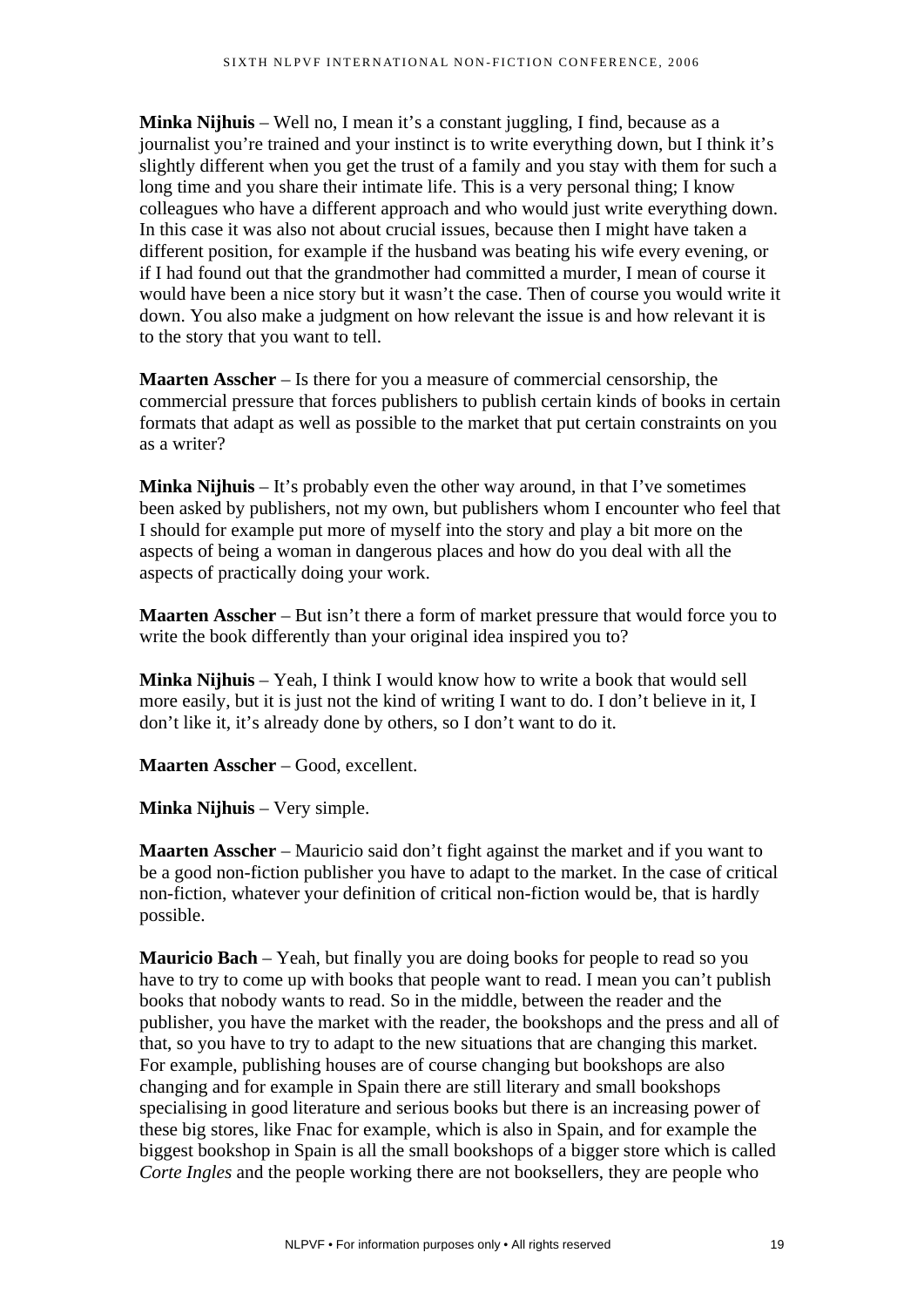**Minka Nijhuis** – Well no, I mean it's a constant juggling, I find, because as a journalist you're trained and your instinct is to write everything down, but I think it's slightly different when you get the trust of a family and you stay with them for such a long time and you share their intimate life. This is a very personal thing; I know colleagues who have a different approach and who would just write everything down. In this case it was also not about crucial issues, because then I might have taken a different position, for example if the husband was beating his wife every evening, or if I had found out that the grandmother had committed a murder, I mean of course it would have been a nice story but it wasn't the case. Then of course you would write it down. You also make a judgment on how relevant the issue is and how relevant it is to the story that you want to tell.

**Maarten Asscher** – Is there for you a measure of commercial censorship, the commercial pressure that forces publishers to publish certain kinds of books in certain formats that adapt as well as possible to the market that put certain constraints on you as a writer?

**Minka Nijhuis** – It's probably even the other way around, in that I've sometimes been asked by publishers, not my own, but publishers whom I encounter who feel that I should for example put more of myself into the story and play a bit more on the aspects of being a woman in dangerous places and how do you deal with all the aspects of practically doing your work.

**Maarten Asscher** – But isn't there a form of market pressure that would force you to write the book differently than your original idea inspired you to?

**Minka Nijhuis** – Yeah, I think I would know how to write a book that would sell more easily, but it is just not the kind of writing I want to do. I don't believe in it, I don't like it, it's already done by others, so I don't want to do it.

**Maarten Asscher** – Good, excellent.

**Minka Nijhuis** – Very simple.

**Maarten Asscher** – Mauricio said don't fight against the market and if you want to be a good non-fiction publisher you have to adapt to the market. In the case of critical non-fiction, whatever your definition of critical non-fiction would be, that is hardly possible.

**Mauricio Bach** – Yeah, but finally you are doing books for people to read so you have to try to come up with books that people want to read. I mean you can't publish books that nobody wants to read. So in the middle, between the reader and the publisher, you have the market with the reader, the bookshops and the press and all of that, so you have to try to adapt to the new situations that are changing this market. For example, publishing houses are of course changing but bookshops are also changing and for example in Spain there are still literary and small bookshops specialising in good literature and serious books but there is an increasing power of these big stores, like Fnac for example, which is also in Spain, and for example the biggest bookshop in Spain is all the small bookshops of a bigger store which is called *Corte Ingles* and the people working there are not booksellers, they are people who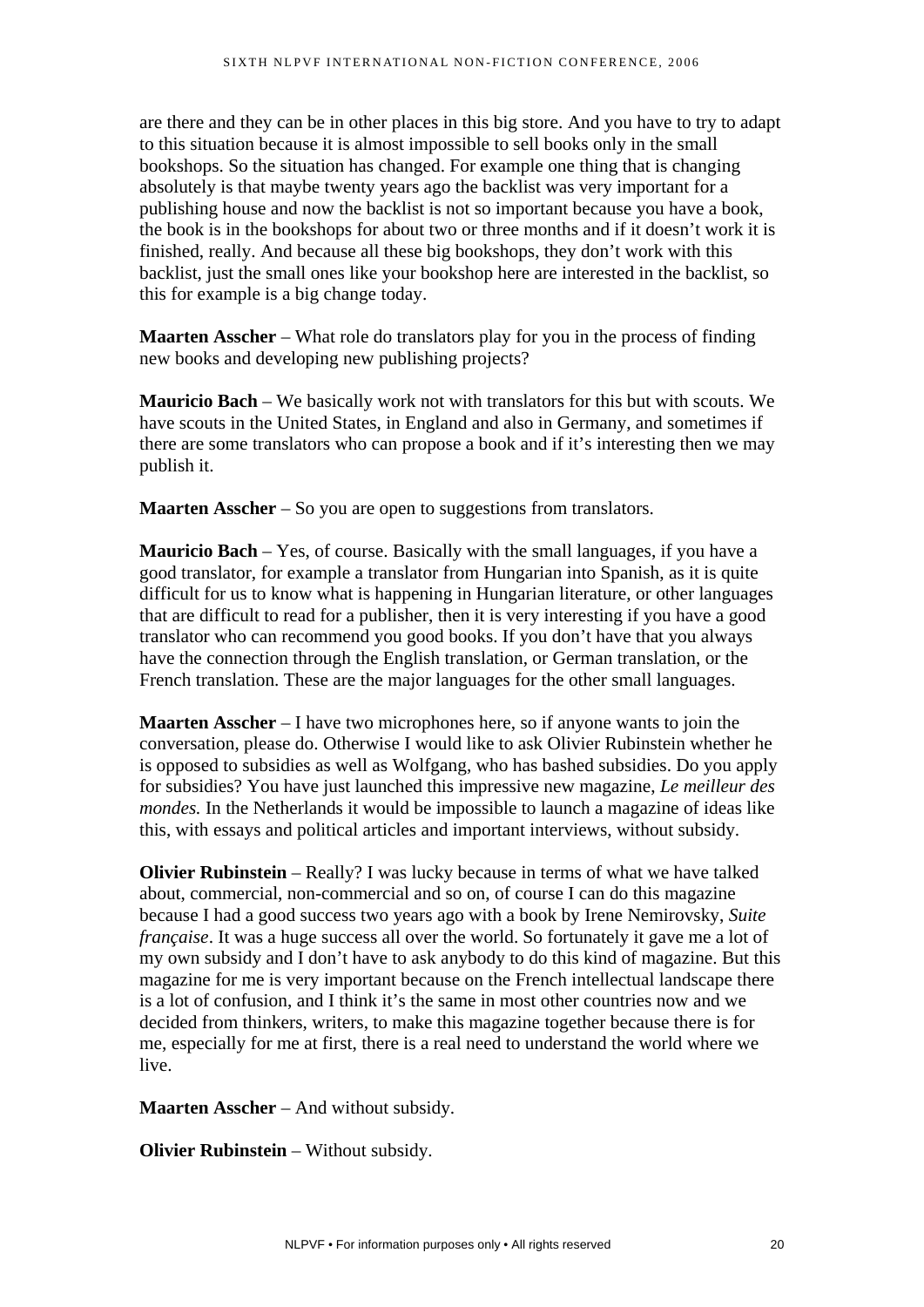are there and they can be in other places in this big store. And you have to try to adapt to this situation because it is almost impossible to sell books only in the small bookshops. So the situation has changed. For example one thing that is changing absolutely is that maybe twenty years ago the backlist was very important for a publishing house and now the backlist is not so important because you have a book, the book is in the bookshops for about two or three months and if it doesn't work it is finished, really. And because all these big bookshops, they don't work with this backlist, just the small ones like your bookshop here are interested in the backlist, so this for example is a big change today.

**Maarten Asscher** – What role do translators play for you in the process of finding new books and developing new publishing projects?

**Mauricio Bach** – We basically work not with translators for this but with scouts. We have scouts in the United States, in England and also in Germany, and sometimes if there are some translators who can propose a book and if it's interesting then we may publish it.

**Maarten Asscher** – So you are open to suggestions from translators.

**Mauricio Bach** – Yes, of course. Basically with the small languages, if you have a good translator, for example a translator from Hungarian into Spanish, as it is quite difficult for us to know what is happening in Hungarian literature, or other languages that are difficult to read for a publisher, then it is very interesting if you have a good translator who can recommend you good books. If you don't have that you always have the connection through the English translation, or German translation, or the French translation. These are the major languages for the other small languages.

**Maarten Asscher** – I have two microphones here, so if anyone wants to join the conversation, please do. Otherwise I would like to ask Olivier Rubinstein whether he is opposed to subsidies as well as Wolfgang, who has bashed subsidies. Do you apply for subsidies? You have just launched this impressive new magazine, *Le meilleur des mondes.* In the Netherlands it would be impossible to launch a magazine of ideas like this, with essays and political articles and important interviews, without subsidy.

**Olivier Rubinstein** – Really? I was lucky because in terms of what we have talked about, commercial, non-commercial and so on, of course I can do this magazine because I had a good success two years ago with a book by Irene Nemirovsky, *Suite française*. It was a huge success all over the world. So fortunately it gave me a lot of my own subsidy and I don't have to ask anybody to do this kind of magazine. But this magazine for me is very important because on the French intellectual landscape there is a lot of confusion, and I think it's the same in most other countries now and we decided from thinkers, writers, to make this magazine together because there is for me, especially for me at first, there is a real need to understand the world where we live.

**Maarten Asscher** – And without subsidy.

**Olivier Rubinstein** – Without subsidy.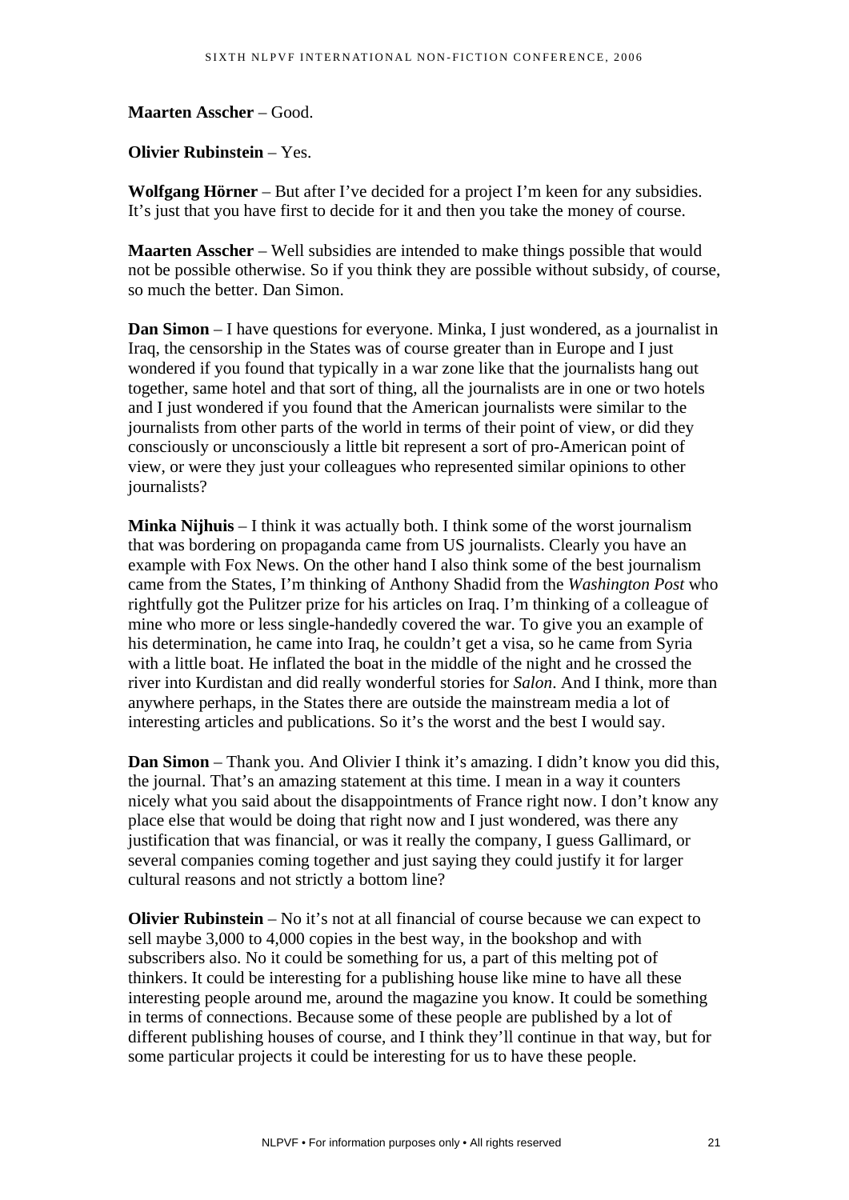**Maarten Asscher** – Good.

**Olivier Rubinstein** – Yes.

**Wolfgang Hörner** – But after I've decided for a project I'm keen for any subsidies. It's just that you have first to decide for it and then you take the money of course.

**Maarten Asscher** – Well subsidies are intended to make things possible that would not be possible otherwise. So if you think they are possible without subsidy, of course, so much the better. Dan Simon.

**Dan Simon** – I have questions for everyone. Minka, I just wondered, as a journalist in Iraq, the censorship in the States was of course greater than in Europe and I just wondered if you found that typically in a war zone like that the journalists hang out together, same hotel and that sort of thing, all the journalists are in one or two hotels and I just wondered if you found that the American journalists were similar to the journalists from other parts of the world in terms of their point of view, or did they consciously or unconsciously a little bit represent a sort of pro-American point of view, or were they just your colleagues who represented similar opinions to other journalists?

**Minka Nijhuis** – I think it was actually both. I think some of the worst journalism that was bordering on propaganda came from US journalists. Clearly you have an example with Fox News. On the other hand I also think some of the best journalism came from the States, I'm thinking of Anthony Shadid from the *Washington Post* who rightfully got the Pulitzer prize for his articles on Iraq. I'm thinking of a colleague of mine who more or less single-handedly covered the war. To give you an example of his determination, he came into Iraq, he couldn't get a visa, so he came from Syria with a little boat. He inflated the boat in the middle of the night and he crossed the river into Kurdistan and did really wonderful stories for *Salon*. And I think, more than anywhere perhaps, in the States there are outside the mainstream media a lot of interesting articles and publications. So it's the worst and the best I would say.

**Dan Simon** – Thank you. And Olivier I think it's amazing. I didn't know you did this, the journal. That's an amazing statement at this time. I mean in a way it counters nicely what you said about the disappointments of France right now. I don't know any place else that would be doing that right now and I just wondered, was there any justification that was financial, or was it really the company, I guess Gallimard, or several companies coming together and just saying they could justify it for larger cultural reasons and not strictly a bottom line?

**Olivier Rubinstein** – No it's not at all financial of course because we can expect to sell maybe 3,000 to 4,000 copies in the best way, in the bookshop and with subscribers also. No it could be something for us, a part of this melting pot of thinkers. It could be interesting for a publishing house like mine to have all these interesting people around me, around the magazine you know. It could be something in terms of connections. Because some of these people are published by a lot of different publishing houses of course, and I think they'll continue in that way, but for some particular projects it could be interesting for us to have these people.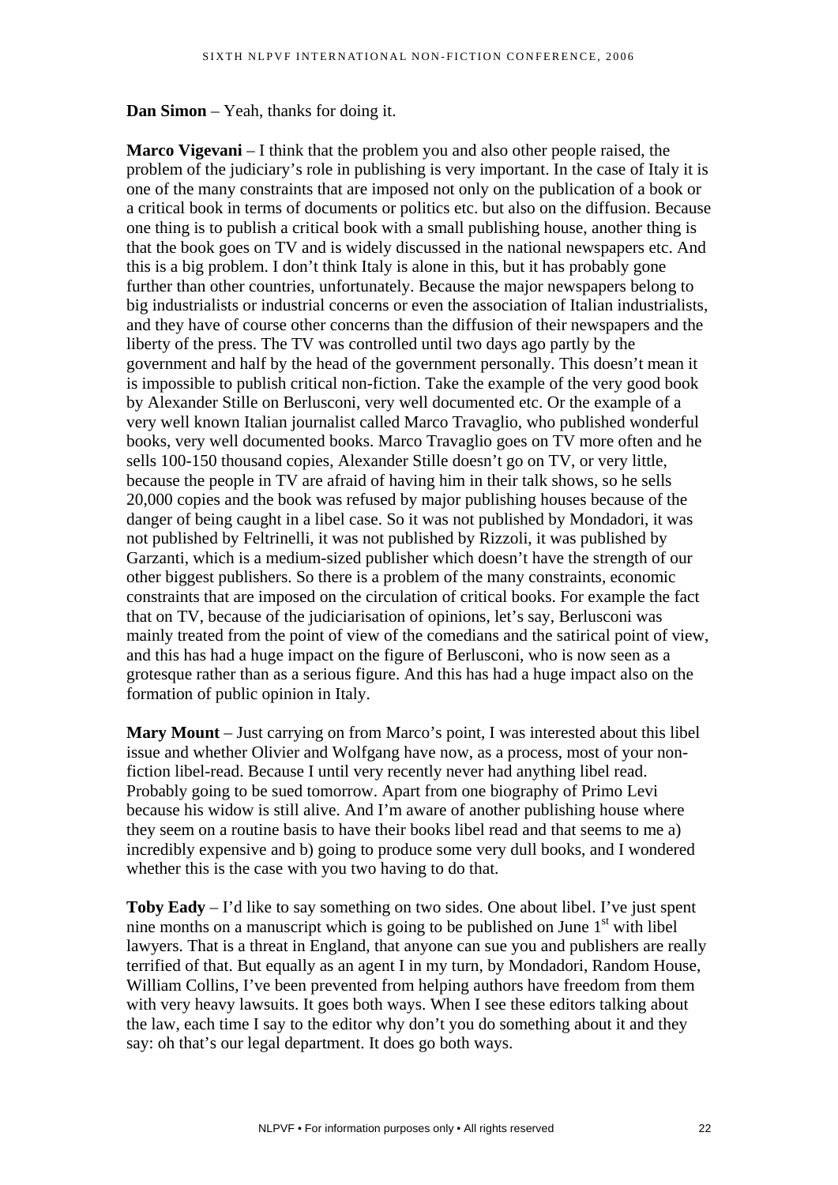**Dan Simon** – Yeah, thanks for doing it.

**Marco Vigevani** – I think that the problem you and also other people raised, the problem of the judiciary's role in publishing is very important. In the case of Italy it is one of the many constraints that are imposed not only on the publication of a book or a critical book in terms of documents or politics etc. but also on the diffusion. Because one thing is to publish a critical book with a small publishing house, another thing is that the book goes on TV and is widely discussed in the national newspapers etc. And this is a big problem. I don't think Italy is alone in this, but it has probably gone further than other countries, unfortunately. Because the major newspapers belong to big industrialists or industrial concerns or even the association of Italian industrialists, and they have of course other concerns than the diffusion of their newspapers and the liberty of the press. The TV was controlled until two days ago partly by the government and half by the head of the government personally. This doesn't mean it is impossible to publish critical non-fiction. Take the example of the very good book by Alexander Stille on Berlusconi, very well documented etc. Or the example of a very well known Italian journalist called Marco Travaglio, who published wonderful books, very well documented books. Marco Travaglio goes on TV more often and he sells 100-150 thousand copies, Alexander Stille doesn't go on TV, or very little, because the people in TV are afraid of having him in their talk shows, so he sells 20,000 copies and the book was refused by major publishing houses because of the danger of being caught in a libel case. So it was not published by Mondadori, it was not published by Feltrinelli, it was not published by Rizzoli, it was published by Garzanti, which is a medium-sized publisher which doesn't have the strength of our other biggest publishers. So there is a problem of the many constraints, economic constraints that are imposed on the circulation of critical books. For example the fact that on TV, because of the judiciarisation of opinions, let's say, Berlusconi was mainly treated from the point of view of the comedians and the satirical point of view, and this has had a huge impact on the figure of Berlusconi, who is now seen as a grotesque rather than as a serious figure. And this has had a huge impact also on the formation of public opinion in Italy.

**Mary Mount** – Just carrying on from Marco's point, I was interested about this libel issue and whether Olivier and Wolfgang have now, as a process, most of your non-fiction libel-read. Because I until very recently never had anything libel read. Probably going to be sued tomorrow. Apart from one biography of Primo Levi because his widow is still alive. And I'm aware of another publishing house where they seem on a routine basis to have their books libel read and that seems to me a) incredibly expensive and b) going to produce some very dull books, and I wondered whether this is the case with you two having to do that.

**Toby Eady** – I'd like to say something on two sides. One about libel. I've just spent nine months on a manuscript which is going to be published on June 1st with libel lawyers. That is a threat in England, that anyone can sue you and publishers are really terrified of that. But equally as an agent I in my turn, by Mondadori, Random House, William Collins, I've been prevented from helping authors have freedom from them with very heavy lawsuits. It goes both ways. When I see these editors talking about the law, each time I say to the editor why don't you do something about it and they say: oh that's our legal department. It does go both ways.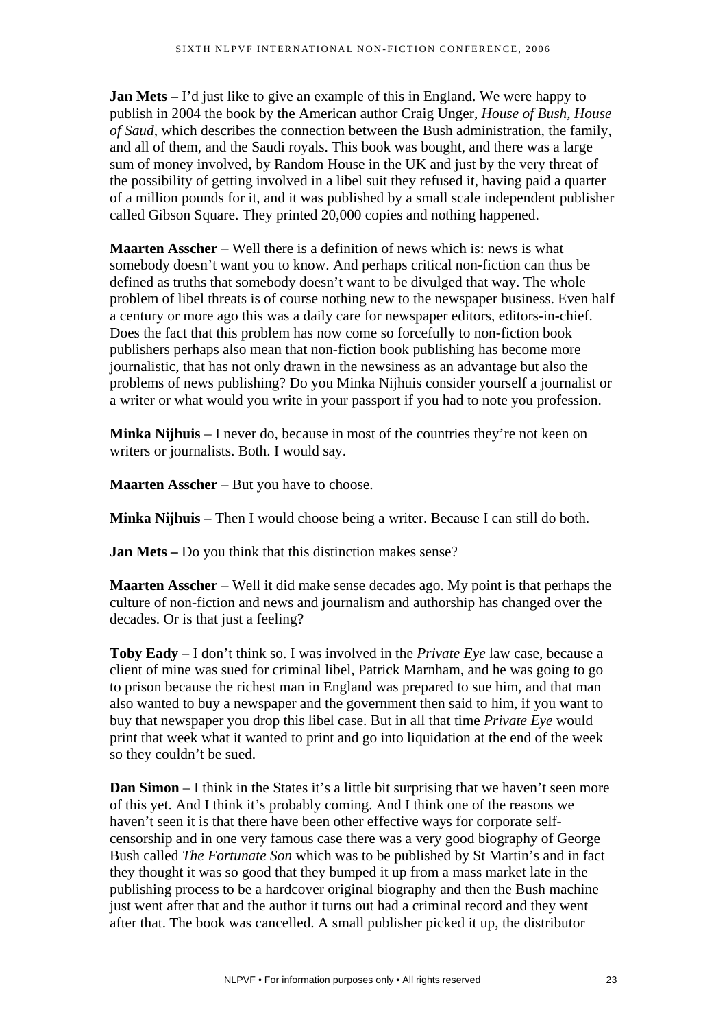**Jan Mets –** I'd just like to give an example of this in England. We were happy to publish in 2004 the book by the American author Craig Unger, *House of Bush, House of Saud*, which describes the connection between the Bush administration, the family, and all of them, and the Saudi royals. This book was bought, and there was a large sum of money involved, by Random House in the UK and just by the very threat of the possibility of getting involved in a libel suit they refused it, having paid a quarter of a million pounds for it, and it was published by a small scale independent publisher called Gibson Square. They printed 20,000 copies and nothing happened.

**Maarten Asscher** – Well there is a definition of news which is: news is what somebody doesn't want you to know. And perhaps critical non-fiction can thus be defined as truths that somebody doesn't want to be divulged that way. The whole problem of libel threats is of course nothing new to the newspaper business. Even half a century or more ago this was a daily care for newspaper editors, editors-in-chief. Does the fact that this problem has now come so forcefully to non-fiction book publishers perhaps also mean that non-fiction book publishing has become more journalistic, that has not only drawn in the newsiness as an advantage but also the problems of news publishing? Do you Minka Nijhuis consider yourself a journalist or a writer or what would you write in your passport if you had to note you profession.

**Minka Nijhuis** – I never do, because in most of the countries they're not keen on writers or journalists. Both. I would say.

**Maarten Asscher** – But you have to choose.

**Minka Nijhuis** – Then I would choose being a writer. Because I can still do both.

**Jan Mets –** Do you think that this distinction makes sense?

**Maarten Asscher** – Well it did make sense decades ago. My point is that perhaps the culture of non-fiction and news and journalism and authorship has changed over the decades. Or is that just a feeling?

**Toby Eady** – I don't think so. I was involved in the *Private Eye* law case, because a client of mine was sued for criminal libel, Patrick Marnham, and he was going to go to prison because the richest man in England was prepared to sue him, and that man also wanted to buy a newspaper and the government then said to him, if you want to buy that newspaper you drop this libel case. But in all that time *Private Eye* would print that week what it wanted to print and go into liquidation at the end of the week so they couldn't be sued.

**Dan Simon** – I think in the States it's a little bit surprising that we haven't seen more of this yet. And I think it's probably coming. And I think one of the reasons we haven't seen it is that there have been other effective ways for corporate self-censorship and in one very famous case there was a very good biography of George Bush called *The Fortunate Son* which was to be published by St Martin's and in fact they thought it was so good that they bumped it up from a mass market late in the publishing process to be a hardcover original biography and then the Bush machine just went after that and the author it turns out had a criminal record and they went after that. The book was cancelled. A small publisher picked it up, the distributor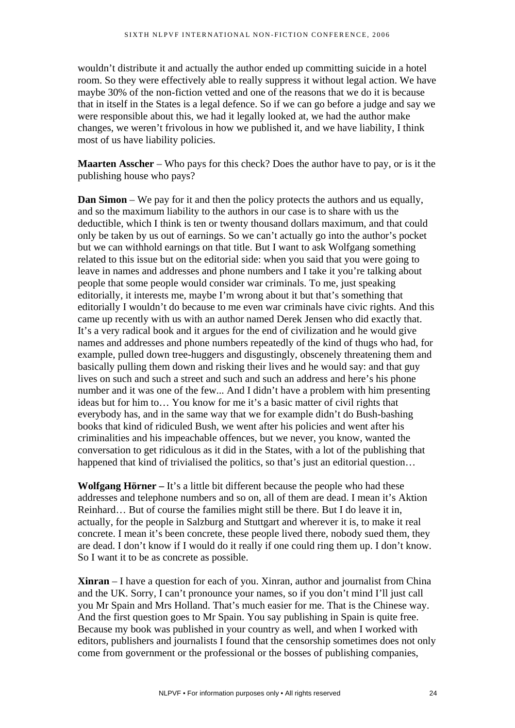wouldn't distribute it and actually the author ended up committing suicide in a hotel room. So they were effectively able to really suppress it without legal action. We have maybe 30% of the non-fiction vetted and one of the reasons that we do it is because that in itself in the States is a legal defence. So if we can go before a judge and say we were responsible about this, we had it legally looked at, we had the author make changes, we weren't frivolous in how we published it, and we have liability, I think most of us have liability policies.

**Maarten Asscher** – Who pays for this check? Does the author have to pay, or is it the publishing house who pays?

**Dan Simon** – We pay for it and then the policy protects the authors and us equally, and so the maximum liability to the authors in our case is to share with us the deductible, which I think is ten or twenty thousand dollars maximum, and that could only be taken by us out of earnings. So we can't actually go into the author's pocket but we can withhold earnings on that title. But I want to ask Wolfgang something related to this issue but on the editorial side: when you said that you were going to leave in names and addresses and phone numbers and I take it you're talking about people that some people would consider war criminals. To me, just speaking editorially, it interests me, maybe I'm wrong about it but that's something that editorially I wouldn't do because to me even war criminals have civic rights. And this came up recently with us with an author named Derek Jensen who did exactly that. It's a very radical book and it argues for the end of civilization and he would give names and addresses and phone numbers repeatedly of the kind of thugs who had, for example, pulled down tree-huggers and disgustingly, obscenely threatening them and basically pulling them down and risking their lives and he would say: and that guy lives on such and such a street and such and such an address and here's his phone number and it was one of the few... And I didn't have a problem with him presenting ideas but for him to… You know for me it's a basic matter of civil rights that everybody has, and in the same way that we for example didn't do Bush-bashing books that kind of ridiculed Bush, we went after his policies and went after his criminalities and his impeachable offences, but we never, you know, wanted the conversation to get ridiculous as it did in the States, with a lot of the publishing that happened that kind of trivialised the politics, so that's just an editorial question…

**Wolfgang Hörner –** It's a little bit different because the people who had these addresses and telephone numbers and so on, all of them are dead. I mean it's Aktion Reinhard… But of course the families might still be there. But I do leave it in, actually, for the people in Salzburg and Stuttgart and wherever it is, to make it real concrete. I mean it's been concrete, these people lived there, nobody sued them, they are dead. I don't know if I would do it really if one could ring them up. I don't know. So I want it to be as concrete as possible.

**Xinran** – I have a question for each of you. Xinran, author and journalist from China and the UK. Sorry, I can't pronounce your names, so if you don't mind I'll just call you Mr Spain and Mrs Holland. That's much easier for me. That is the Chinese way. And the first question goes to Mr Spain. You say publishing in Spain is quite free. Because my book was published in your country as well, and when I worked with editors, publishers and journalists I found that the censorship sometimes does not only come from government or the professional or the bosses of publishing companies,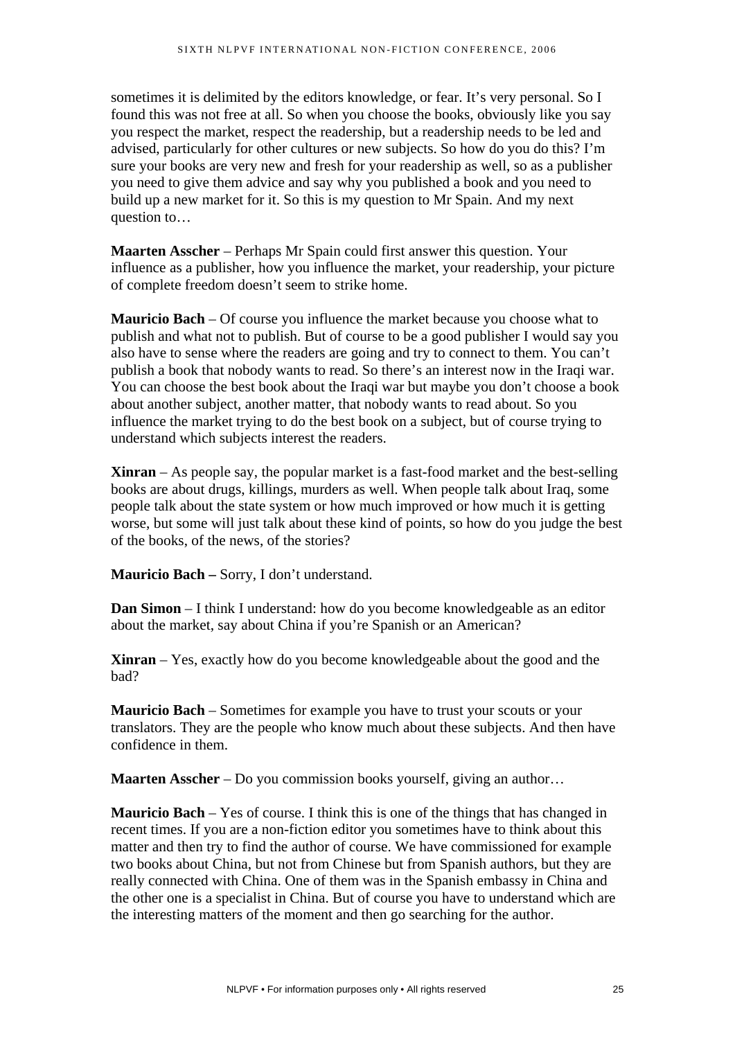sometimes it is delimited by the editors knowledge, or fear. It's very personal. So I found this was not free at all. So when you choose the books, obviously like you say you respect the market, respect the readership, but a readership needs to be led and advised, particularly for other cultures or new subjects. So how do you do this? I'm sure your books are very new and fresh for your readership as well, so as a publisher you need to give them advice and say why you published a book and you need to build up a new market for it. So this is my question to Mr Spain. And my next question to…

**Maarten Asscher** – Perhaps Mr Spain could first answer this question. Your influence as a publisher, how you influence the market, your readership, your picture of complete freedom doesn't seem to strike home.

**Mauricio Bach** – Of course you influence the market because you choose what to publish and what not to publish. But of course to be a good publisher I would say you also have to sense where the readers are going and try to connect to them. You can't publish a book that nobody wants to read. So there's an interest now in the Iraqi war. You can choose the best book about the Iraqi war but maybe you don't choose a book about another subject, another matter, that nobody wants to read about. So you influence the market trying to do the best book on a subject, but of course trying to understand which subjects interest the readers.

**Xinran** – As people say, the popular market is a fast-food market and the best-selling books are about drugs, killings, murders as well. When people talk about Iraq, some people talk about the state system or how much improved or how much it is getting worse, but some will just talk about these kind of points, so how do you judge the best of the books, of the news, of the stories?

**Mauricio Bach –** Sorry, I don't understand.

**Dan Simon** – I think I understand: how do you become knowledgeable as an editor about the market, say about China if you're Spanish or an American?

**Xinran** – Yes, exactly how do you become knowledgeable about the good and the bad?

**Mauricio Bach** – Sometimes for example you have to trust your scouts or your translators. They are the people who know much about these subjects. And then have confidence in them.

**Maarten Asscher** – Do you commission books yourself, giving an author…

**Mauricio Bach** – Yes of course. I think this is one of the things that has changed in recent times. If you are a non-fiction editor you sometimes have to think about this matter and then try to find the author of course. We have commissioned for example two books about China, but not from Chinese but from Spanish authors, but they are really connected with China. One of them was in the Spanish embassy in China and the other one is a specialist in China. But of course you have to understand which are the interesting matters of the moment and then go searching for the author.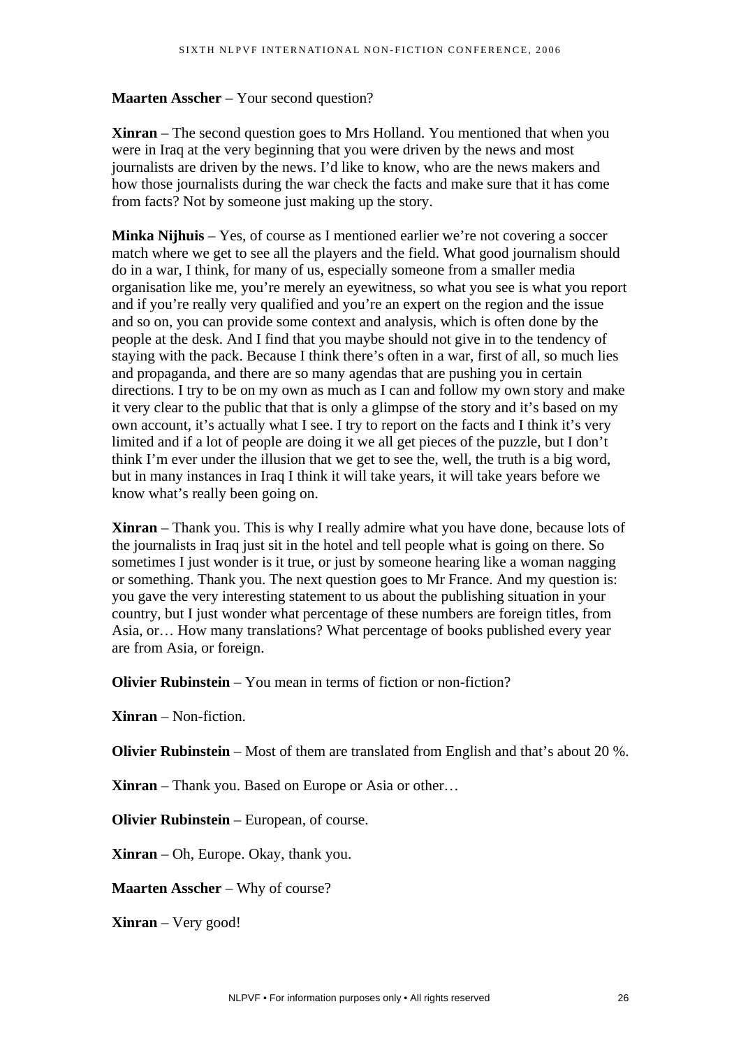**Maarten Asscher** – Your second question?

**Xinran** – The second question goes to Mrs Holland. You mentioned that when you were in Iraq at the very beginning that you were driven by the news and most journalists are driven by the news. I'd like to know, who are the news makers and how those journalists during the war check the facts and make sure that it has come from facts? Not by someone just making up the story.

**Minka Nijhuis** – Yes, of course as I mentioned earlier we're not covering a soccer match where we get to see all the players and the field. What good journalism should do in a war, I think, for many of us, especially someone from a smaller media organisation like me, you're merely an eyewitness, so what you see is what you report and if you're really very qualified and you're an expert on the region and the issue and so on, you can provide some context and analysis, which is often done by the people at the desk. And I find that you maybe should not give in to the tendency of staying with the pack. Because I think there's often in a war, first of all, so much lies and propaganda, and there are so many agendas that are pushing you in certain directions. I try to be on my own as much as I can and follow my own story and make it very clear to the public that that is only a glimpse of the story and it's based on my own account, it's actually what I see. I try to report on the facts and I think it's very limited and if a lot of people are doing it we all get pieces of the puzzle, but I don't think I'm ever under the illusion that we get to see the, well, the truth is a big word, but in many instances in Iraq I think it will take years, it will take years before we know what's really been going on.

**Xinran** – Thank you. This is why I really admire what you have done, because lots of the journalists in Iraq just sit in the hotel and tell people what is going on there. So sometimes I just wonder is it true, or just by someone hearing like a woman nagging or something. Thank you. The next question goes to Mr France. And my question is: you gave the very interesting statement to us about the publishing situation in your country, but I just wonder what percentage of these numbers are foreign titles, from Asia, or… How many translations? What percentage of books published every year are from Asia, or foreign.

**Olivier Rubinstein** – You mean in terms of fiction or non-fiction?

**Xinran** – Non-fiction.

**Olivier Rubinstein** – Most of them are translated from English and that's about 20 %.

**Xinran** – Thank you. Based on Europe or Asia or other…

**Olivier Rubinstein** – European, of course.

**Xinran** – Oh, Europe. Okay, thank you.

**Maarten Asscher** – Why of course?

**Xinran** – Very good!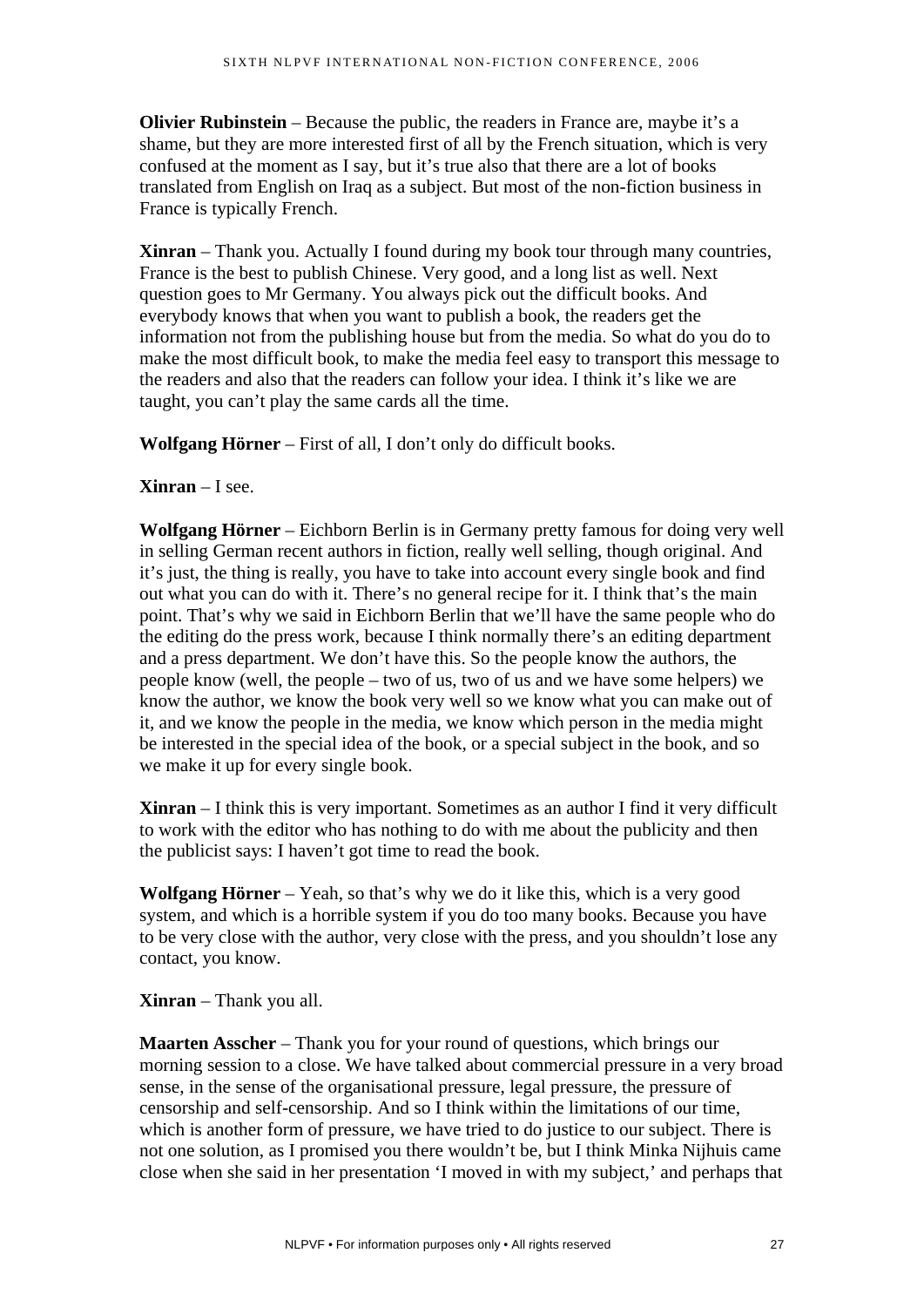**Olivier Rubinstein** – Because the public, the readers in France are, maybe it's a shame, but they are more interested first of all by the French situation, which is very confused at the moment as I say, but it's true also that there are a lot of books translated from English on Iraq as a subject. But most of the non-fiction business in France is typically French.

**Xinran** – Thank you. Actually I found during my book tour through many countries, France is the best to publish Chinese. Very good, and a long list as well. Next question goes to Mr Germany. You always pick out the difficult books. And everybody knows that when you want to publish a book, the readers get the information not from the publishing house but from the media. So what do you do to make the most difficult book, to make the media feel easy to transport this message to the readers and also that the readers can follow your idea. I think it's like we are taught, you can't play the same cards all the time.

**Wolfgang Hörner** – First of all, I don't only do difficult books.

**Xinran** – I see.

**Wolfgang Hörner** – Eichborn Berlin is in Germany pretty famous for doing very well in selling German recent authors in fiction, really well selling, though original. And it's just, the thing is really, you have to take into account every single book and find out what you can do with it. There's no general recipe for it. I think that's the main point. That's why we said in Eichborn Berlin that we'll have the same people who do the editing do the press work, because I think normally there's an editing department and a press department. We don't have this. So the people know the authors, the people know (well, the people – two of us, two of us and we have some helpers) we know the author, we know the book very well so we know what you can make out of it, and we know the people in the media, we know which person in the media might be interested in the special idea of the book, or a special subject in the book, and so we make it up for every single book.

**Xinran** – I think this is very important. Sometimes as an author I find it very difficult to work with the editor who has nothing to do with me about the publicity and then the publicist says: I haven't got time to read the book.

**Wolfgang Hörner** – Yeah, so that's why we do it like this, which is a very good system, and which is a horrible system if you do too many books. Because you have to be very close with the author, very close with the press, and you shouldn't lose any contact, you know.

**Xinran** – Thank you all.

**Maarten Asscher** – Thank you for your round of questions, which brings our morning session to a close. We have talked about commercial pressure in a very broad sense, in the sense of the organisational pressure, legal pressure, the pressure of censorship and self-censorship. And so I think within the limitations of our time, which is another form of pressure, we have tried to do justice to our subject. There is not one solution, as I promised you there wouldn't be, but I think Minka Nijhuis came close when she said in her presentation 'I moved in with my subject,' and perhaps that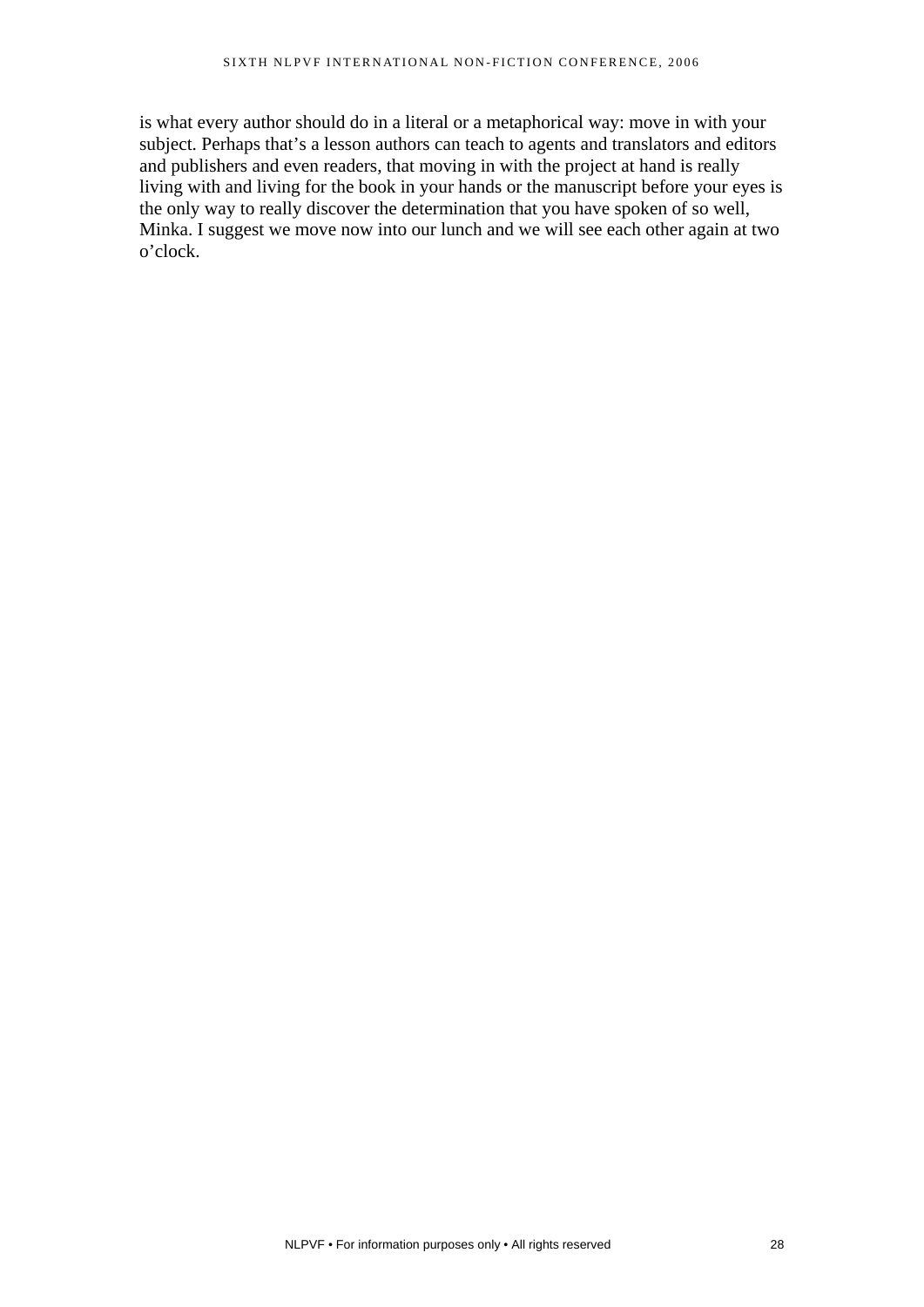is what every author should do in a literal or a metaphorical way: move in with your subject. Perhaps that's a lesson authors can teach to agents and translators and editors and publishers and even readers, that moving in with the project at hand is really living with and living for the book in your hands or the manuscript before your eyes is the only way to really discover the determination that you have spoken of so well, Minka. I suggest we move now into our lunch and we will see each other again at two o'clock.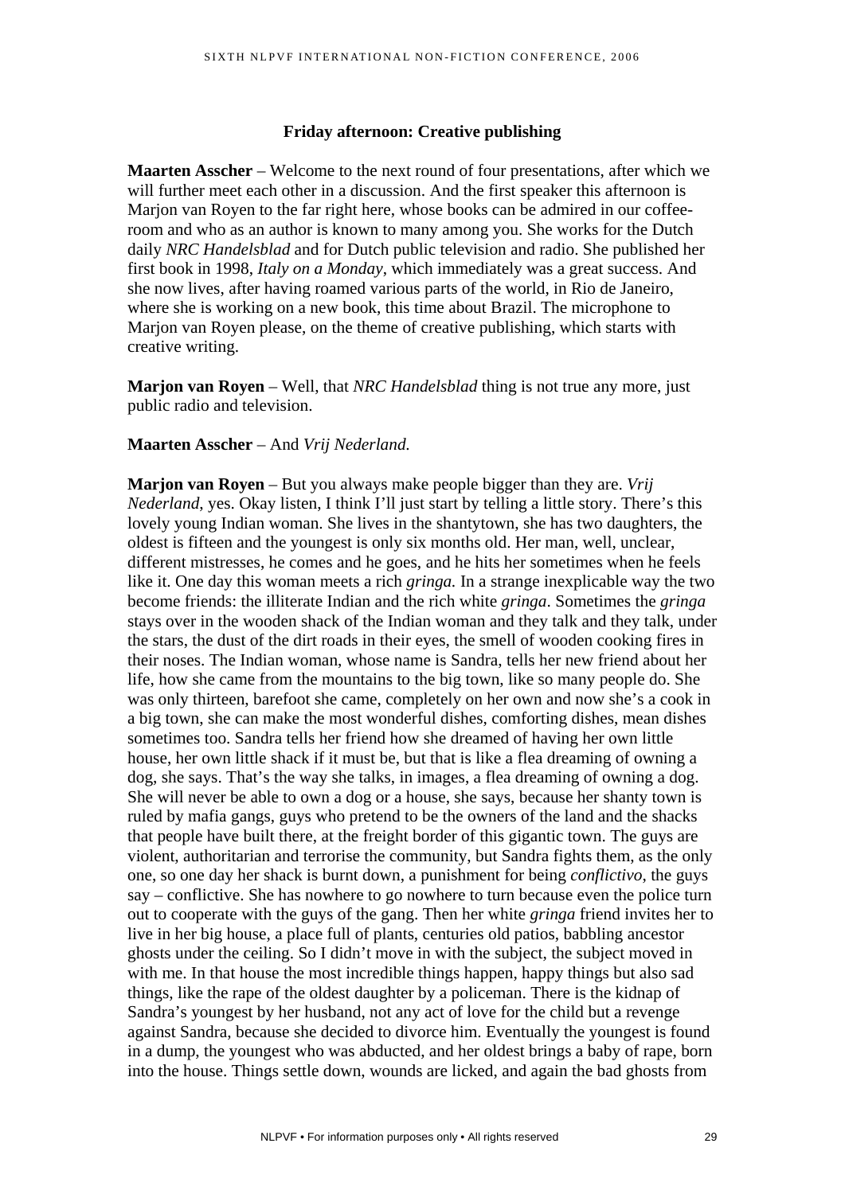### Friday afternoon: Creative publishing

**Maarten Asscher** – Welcome to the next round of four presentations, after which we will further meet each other in a discussion. And the first speaker this afternoon is Marjon van Royen to the far right here, whose books can be admired in our coffee-room and who as an author is known to many among you. She works for the Dutch daily *NRC Handelsblad* and for Dutch public television and radio. She published her first book in 1998, *Italy on a Monday*, which immediately was a great success. And she now lives, after having roamed various parts of the world, in Rio de Janeiro, where she is working on a new book, this time about Brazil. The microphone to Marjon van Royen please, on the theme of creative publishing, which starts with creative writing.

**Marjon van Royen** – Well, that *NRC Handelsblad* thing is not true any more, just public radio and television.

**Maarten Asscher** – And *Vrij Nederland.*

**Marjon van Royen** – But you always make people bigger than they are. *Vrij Nederland*, yes. Okay listen, I think I'll just start by telling a little story. There's this lovely young Indian woman. She lives in the shantytown, she has two daughters, the oldest is fifteen and the youngest is only six months old. Her man, well, unclear, different mistresses, he comes and he goes, and he hits her sometimes when he feels like it. One day this woman meets a rich *gringa.* In a strange inexplicable way the two become friends: the illiterate Indian and the rich white *gringa*. Sometimes the *gringa* stays over in the wooden shack of the Indian woman and they talk and they talk, under the stars, the dust of the dirt roads in their eyes, the smell of wooden cooking fires in their noses. The Indian woman, whose name is Sandra, tells her new friend about her life, how she came from the mountains to the big town, like so many people do. She was only thirteen, barefoot she came, completely on her own and now she's a cook in a big town, she can make the most wonderful dishes, comforting dishes, mean dishes sometimes too. Sandra tells her friend how she dreamed of having her own little house, her own little shack if it must be, but that is like a flea dreaming of owning a dog, she says. That's the way she talks, in images, a flea dreaming of owning a dog. She will never be able to own a dog or a house, she says, because her shanty town is ruled by mafia gangs, guys who pretend to be the owners of the land and the shacks that people have built there, at the freight border of this gigantic town. The guys are violent, authoritarian and terrorise the community, but Sandra fights them, as the only one, so one day her shack is burnt down, a punishment for being *conflictivo*, the guys say – conflictive. She has nowhere to go nowhere to turn because even the police turn out to cooperate with the guys of the gang. Then her white *gringa* friend invites her to live in her big house, a place full of plants, centuries old patios, babbling ancestor ghosts under the ceiling. So I didn't move in with the subject, the subject moved in with me. In that house the most incredible things happen, happy things but also sad things, like the rape of the oldest daughter by a policeman. There is the kidnap of Sandra's youngest by her husband, not any act of love for the child but a revenge against Sandra, because she decided to divorce him. Eventually the youngest is found in a dump, the youngest who was abducted, and her oldest brings a baby of rape, born into the house. Things settle down, wounds are licked, and again the bad ghosts from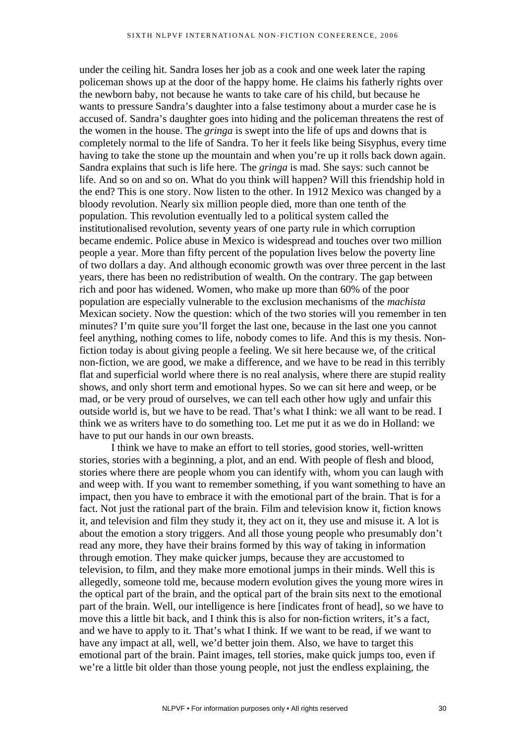under the ceiling hit. Sandra loses her job as a cook and one week later the raping policeman shows up at the door of the happy home. He claims his fatherly rights over the newborn baby, not because he wants to take care of his child, but because he wants to pressure Sandra's daughter into a false testimony about a murder case he is accused of. Sandra's daughter goes into hiding and the policeman threatens the rest of the women in the house. The *gringa* is swept into the life of ups and downs that is completely normal to the life of Sandra. To her it feels like being Sisyphus, every time having to take the stone up the mountain and when you're up it rolls back down again. Sandra explains that such is life here. The *gringa* is mad. She says: such cannot be life. And so on and so on. What do you think will happen? Will this friendship hold in the end? This is one story. Now listen to the other. In 1912 Mexico was changed by a bloody revolution. Nearly six million people died, more than one tenth of the population. This revolution eventually led to a political system called the institutionalised revolution, seventy years of one party rule in which corruption became endemic. Police abuse in Mexico is widespread and touches over two million people a year. More than fifty percent of the population lives below the poverty line of two dollars a day. And although economic growth was over three percent in the last years, there has been no redistribution of wealth. On the contrary. The gap between rich and poor has widened. Women, who make up more than 60% of the poor population are especially vulnerable to the exclusion mechanisms of the *machista* Mexican society. Now the question: which of the two stories will you remember in ten minutes? I'm quite sure you'll forget the last one, because in the last one you cannot feel anything, nothing comes to life, nobody comes to life. And this is my thesis. Non-fiction today is about giving people a feeling. We sit here because we, of the critical non-fiction, we are good, we make a difference, and we have to be read in this terribly flat and superficial world where there is no real analysis, where there are stupid reality shows, and only short term and emotional hypes. So we can sit here and weep, or be mad, or be very proud of ourselves, we can tell each other how ugly and unfair this outside world is, but we have to be read. That's what I think: we all want to be read. I think we as writers have to do something too. Let me put it as we do in Holland: we have to put our hands in our own breasts.

I think we have to make an effort to tell stories, good stories, well-written stories, stories with a beginning, a plot, and an end. With people of flesh and blood, stories where there are people whom you can identify with, whom you can laugh with and weep with. If you want to remember something, if you want something to have an impact, then you have to embrace it with the emotional part of the brain. That is for a fact. Not just the rational part of the brain. Film and television know it, fiction knows it, and television and film they study it, they act on it, they use and misuse it. A lot is about the emotion a story triggers. And all those young people who presumably don't read any more, they have their brains formed by this way of taking in information through emotion. They make quicker jumps, because they are accustomed to television, to film, and they make more emotional jumps in their minds. Well this is allegedly, someone told me, because modern evolution gives the young more wires in the optical part of the brain, and the optical part of the brain sits next to the emotional part of the brain. Well, our intelligence is here [indicates front of head], so we have to move this a little bit back, and I think this is also for non-fiction writers, it's a fact, and we have to apply to it. That's what I think. If we want to be read, if we want to have any impact at all, well, we'd better join them. Also, we have to target this emotional part of the brain. Paint images, tell stories, make quick jumps too, even if we're a little bit older than those young people, not just the endless explaining, the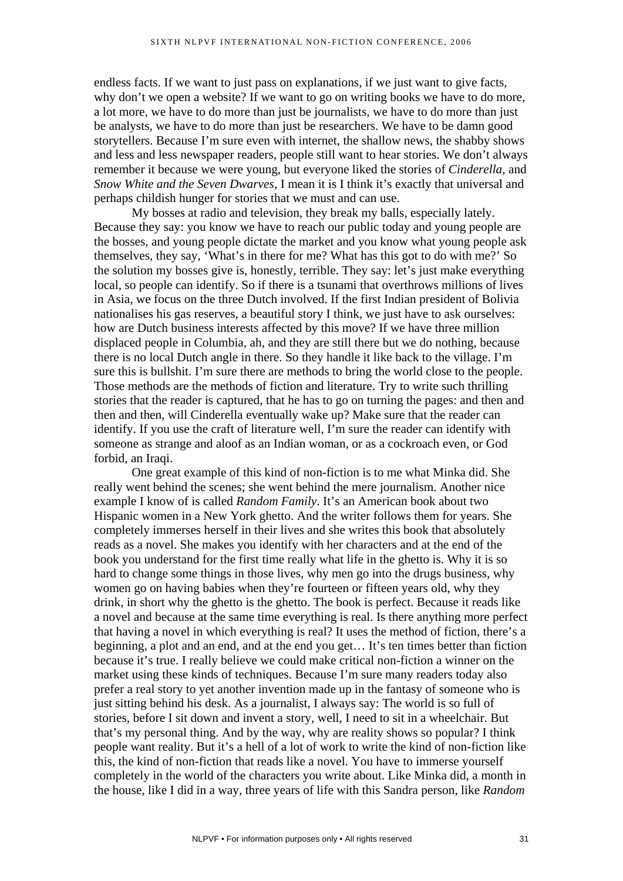endless facts. If we want to just pass on explanations, if we just want to give facts, why don't we open a website? If we want to go on writing books we have to do more, a lot more, we have to do more than just be journalists, we have to do more than just be analysts, we have to do more than just be researchers. We have to be damn good storytellers. Because I'm sure even with internet, the shallow news, the shabby shows and less and less newspaper readers, people still want to hear stories. We don't always remember it because we were young, but everyone liked the stories of *Cinderella*, and *Snow White and the Seven Dwarves*, I mean it is I think it's exactly that universal and perhaps childish hunger for stories that we must and can use.

My bosses at radio and television, they break my balls, especially lately. Because they say: you know we have to reach our public today and young people are the bosses, and young people dictate the market and you know what young people ask themselves, they say, 'What's in there for me? What has this got to do with me?' So the solution my bosses give is, honestly, terrible. They say: let's just make everything local, so people can identify. So if there is a tsunami that overthrows millions of lives in Asia, we focus on the three Dutch involved. If the first Indian president of Bolivia nationalises his gas reserves, a beautiful story I think, we just have to ask ourselves: how are Dutch business interests affected by this move? If we have three million displaced people in Columbia, ah, and they are still there but we do nothing, because there is no local Dutch angle in there. So they handle it like back to the village. I'm sure this is bullshit. I'm sure there are methods to bring the world close to the people. Those methods are the methods of fiction and literature. Try to write such thrilling stories that the reader is captured, that he has to go on turning the pages: and then and then and then, will Cinderella eventually wake up? Make sure that the reader can identify. If you use the craft of literature well, I'm sure the reader can identify with someone as strange and aloof as an Indian woman, or as a cockroach even, or God forbid, an Iraqi.

One great example of this kind of non-fiction is to me what Minka did. She really went behind the scenes; she went behind the mere journalism. Another nice example I know of is called *Random Family*. It's an American book about two Hispanic women in a New York ghetto. And the writer follows them for years. She completely immerses herself in their lives and she writes this book that absolutely reads as a novel. She makes you identify with her characters and at the end of the book you understand for the first time really what life in the ghetto is. Why it is so hard to change some things in those lives, why men go into the drugs business, why women go on having babies when they're fourteen or fifteen years old, why they drink, in short why the ghetto is the ghetto. The book is perfect. Because it reads like a novel and because at the same time everything is real. Is there anything more perfect that having a novel in which everything is real? It uses the method of fiction, there's a beginning, a plot and an end, and at the end you get… It's ten times better than fiction because it's true. I really believe we could make critical non-fiction a winner on the market using these kinds of techniques. Because I'm sure many readers today also prefer a real story to yet another invention made up in the fantasy of someone who is just sitting behind his desk. As a journalist, I always say: The world is so full of stories, before I sit down and invent a story, well, I need to sit in a wheelchair. But that's my personal thing. And by the way, why are reality shows so popular? I think people want reality. But it's a hell of a lot of work to write the kind of non-fiction like this, the kind of non-fiction that reads like a novel. You have to immerse yourself completely in the world of the characters you write about. Like Minka did, a month in the house, like I did in a way, three years of life with this Sandra person, like *Random*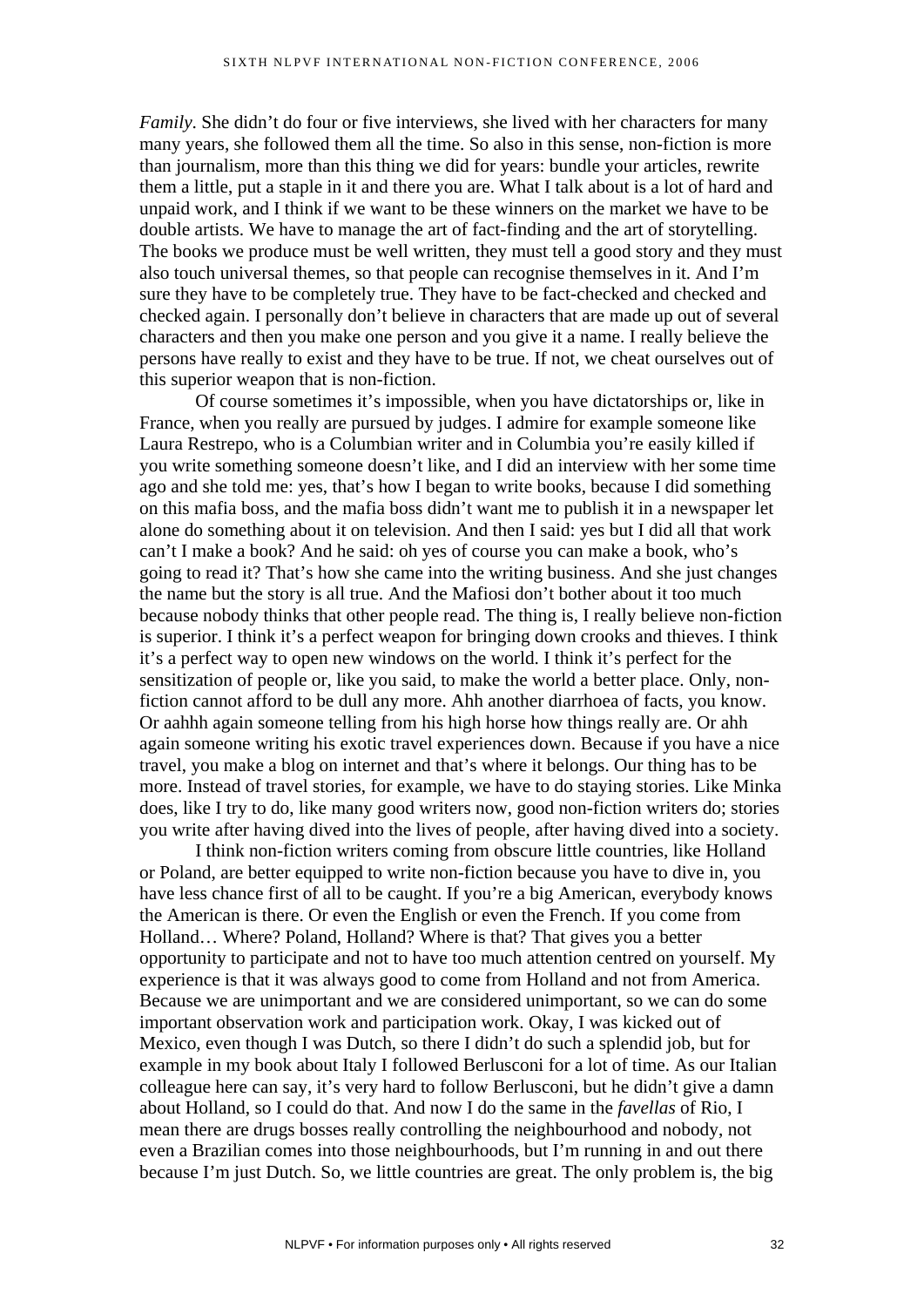*Family*. She didn't do four or five interviews, she lived with her characters for many many years, she followed them all the time. So also in this sense, non-fiction is more than journalism, more than this thing we did for years: bundle your articles, rewrite them a little, put a staple in it and there you are. What I talk about is a lot of hard and unpaid work, and I think if we want to be these winners on the market we have to be double artists. We have to manage the art of fact-finding and the art of storytelling. The books we produce must be well written, they must tell a good story and they must also touch universal themes, so that people can recognise themselves in it. And I'm sure they have to be completely true. They have to be fact-checked and checked and checked again. I personally don't believe in characters that are made up out of several characters and then you make one person and you give it a name. I really believe the persons have really to exist and they have to be true. If not, we cheat ourselves out of this superior weapon that is non-fiction.

Of course sometimes it's impossible, when you have dictatorships or, like in France, when you really are pursued by judges. I admire for example someone like Laura Restrepo, who is a Columbian writer and in Columbia you're easily killed if you write something someone doesn't like, and I did an interview with her some time ago and she told me: yes, that's how I began to write books, because I did something on this mafia boss, and the mafia boss didn't want me to publish it in a newspaper let alone do something about it on television. And then I said: yes but I did all that work can't I make a book? And he said: oh yes of course you can make a book, who's going to read it? That's how she came into the writing business. And she just changes the name but the story is all true. And the Mafiosi don't bother about it too much because nobody thinks that other people read. The thing is, I really believe non-fiction is superior. I think it's a perfect weapon for bringing down crooks and thieves. I think it's a perfect way to open new windows on the world. I think it's perfect for the sensitization of people or, like you said, to make the world a better place. Only, non-fiction cannot afford to be dull any more. Ahh another diarrhoea of facts, you know. Or aahhh again someone telling from his high horse how things really are. Or ahh again someone writing his exotic travel experiences down. Because if you have a nice travel, you make a blog on internet and that's where it belongs. Our thing has to be more. Instead of travel stories, for example, we have to do staying stories. Like Minka does, like I try to do, like many good writers now, good non-fiction writers do; stories you write after having dived into the lives of people, after having dived into a society.

I think non-fiction writers coming from obscure little countries, like Holland or Poland, are better equipped to write non-fiction because you have to dive in, you have less chance first of all to be caught. If you're a big American, everybody knows the American is there. Or even the English or even the French. If you come from Holland… Where? Poland, Holland? Where is that? That gives you a better opportunity to participate and not to have too much attention centred on yourself. My experience is that it was always good to come from Holland and not from America. Because we are unimportant and we are considered unimportant, so we can do some important observation work and participation work. Okay, I was kicked out of Mexico, even though I was Dutch, so there I didn't do such a splendid job, but for example in my book about Italy I followed Berlusconi for a lot of time. As our Italian colleague here can say, it's very hard to follow Berlusconi, but he didn't give a damn about Holland, so I could do that. And now I do the same in the *favellas* of Rio, I mean there are drugs bosses really controlling the neighbourhood and nobody, not even a Brazilian comes into those neighbourhoods, but I'm running in and out there because I'm just Dutch. So, we little countries are great. The only problem is, the big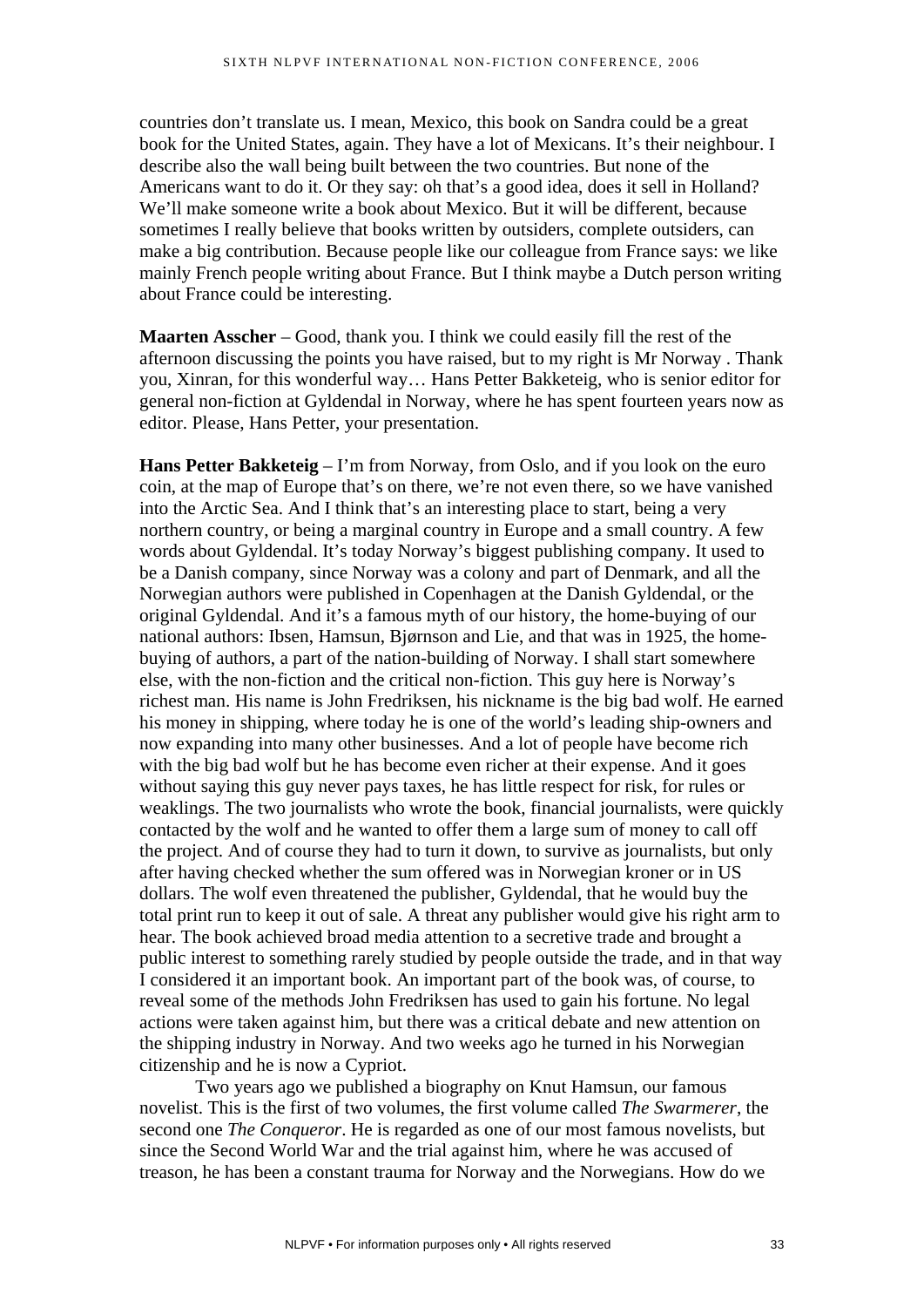countries don't translate us. I mean, Mexico, this book on Sandra could be a great book for the United States, again. They have a lot of Mexicans. It's their neighbour. I describe also the wall being built between the two countries. But none of the Americans want to do it. Or they say: oh that's a good idea, does it sell in Holland? We'll make someone write a book about Mexico. But it will be different, because sometimes I really believe that books written by outsiders, complete outsiders, can make a big contribution. Because people like our colleague from France says: we like mainly French people writing about France. But I think maybe a Dutch person writing about France could be interesting.

**Maarten Asscher** – Good, thank you. I think we could easily fill the rest of the afternoon discussing the points you have raised, but to my right is Mr Norway . Thank you, Xinran, for this wonderful way… Hans Petter Bakketeig, who is senior editor for general non-fiction at Gyldendal in Norway, where he has spent fourteen years now as editor. Please, Hans Petter, your presentation.

**Hans Petter Bakketeig** – I'm from Norway, from Oslo, and if you look on the euro coin, at the map of Europe that's on there, we're not even there, so we have vanished into the Arctic Sea. And I think that's an interesting place to start, being a very northern country, or being a marginal country in Europe and a small country. A few words about Gyldendal. It's today Norway's biggest publishing company. It used to be a Danish company, since Norway was a colony and part of Denmark, and all the Norwegian authors were published in Copenhagen at the Danish Gyldendal, or the original Gyldendal. And it's a famous myth of our history, the home-buying of our national authors: Ibsen, Hamsun, Bjørnson and Lie, and that was in 1925, the home-buying of authors, a part of the nation-building of Norway. I shall start somewhere else, with the non-fiction and the critical non-fiction. This guy here is Norway's richest man. His name is John Fredriksen, his nickname is the big bad wolf. He earned his money in shipping, where today he is one of the world's leading ship-owners and now expanding into many other businesses. And a lot of people have become rich with the big bad wolf but he has become even richer at their expense. And it goes without saying this guy never pays taxes, he has little respect for risk, for rules or weaklings. The two journalists who wrote the book, financial journalists, were quickly contacted by the wolf and he wanted to offer them a large sum of money to call off the project. And of course they had to turn it down, to survive as journalists, but only after having checked whether the sum offered was in Norwegian kroner or in US dollars. The wolf even threatened the publisher, Gyldendal, that he would buy the total print run to keep it out of sale. A threat any publisher would give his right arm to hear. The book achieved broad media attention to a secretive trade and brought a public interest to something rarely studied by people outside the trade, and in that way I considered it an important book. An important part of the book was, of course, to reveal some of the methods John Fredriksen has used to gain his fortune. No legal actions were taken against him, but there was a critical debate and new attention on the shipping industry in Norway. And two weeks ago he turned in his Norwegian citizenship and he is now a Cypriot.

Two years ago we published a biography on Knut Hamsun, our famous novelist. This is the first of two volumes, the first volume called *The Swarmerer*, the second one *The Conqueror*. He is regarded as one of our most famous novelists, but since the Second World War and the trial against him, where he was accused of treason, he has been a constant trauma for Norway and the Norwegians. How do we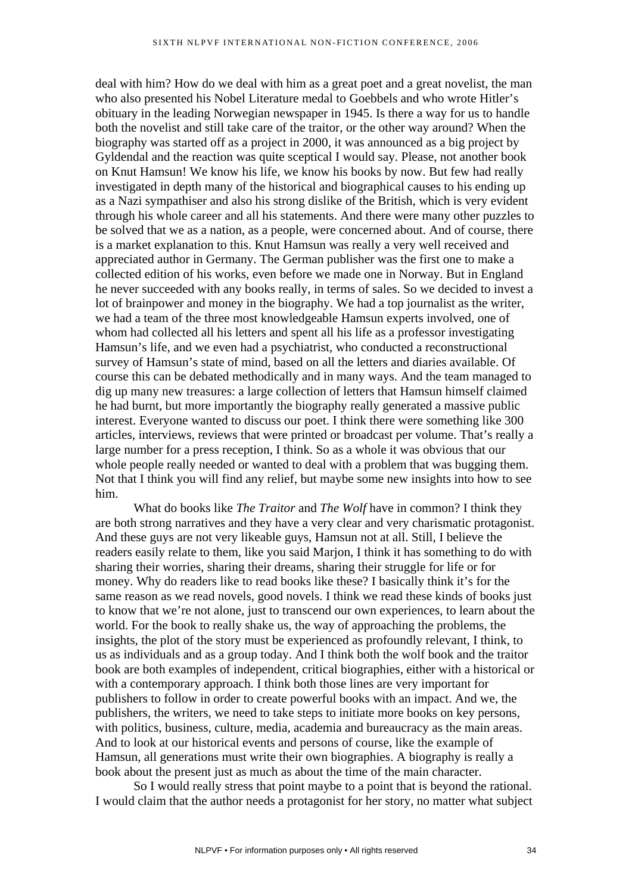deal with him? How do we deal with him as a great poet and a great novelist, the man who also presented his Nobel Literature medal to Goebbels and who wrote Hitler's obituary in the leading Norwegian newspaper in 1945. Is there a way for us to handle both the novelist and still take care of the traitor, or the other way around? When the biography was started off as a project in 2000, it was announced as a big project by Gyldendal and the reaction was quite sceptical I would say. Please, not another book on Knut Hamsun! We know his life, we know his books by now. But few had really investigated in depth many of the historical and biographical causes to his ending up as a Nazi sympathiser and also his strong dislike of the British, which is very evident through his whole career and all his statements. And there were many other puzzles to be solved that we as a nation, as a people, were concerned about. And of course, there is a market explanation to this. Knut Hamsun was really a very well received and appreciated author in Germany. The German publisher was the first one to make a collected edition of his works, even before we made one in Norway. But in England he never succeeded with any books really, in terms of sales. So we decided to invest a lot of brainpower and money in the biography. We had a top journalist as the writer, we had a team of the three most knowledgeable Hamsun experts involved, one of whom had collected all his letters and spent all his life as a professor investigating Hamsun's life, and we even had a psychiatrist, who conducted a reconstructional survey of Hamsun's state of mind, based on all the letters and diaries available. Of course this can be debated methodically and in many ways. And the team managed to dig up many new treasures: a large collection of letters that Hamsun himself claimed he had burnt, but more importantly the biography really generated a massive public interest. Everyone wanted to discuss our poet. I think there were something like 300 articles, interviews, reviews that were printed or broadcast per volume. That's really a large number for a press reception, I think. So as a whole it was obvious that our whole people really needed or wanted to deal with a problem that was bugging them. Not that I think you will find any relief, but maybe some new insights into how to see him.

What do books like *The Traitor* and *The Wolf* have in common? I think they are both strong narratives and they have a very clear and very charismatic protagonist. And these guys are not very likeable guys, Hamsun not at all. Still, I believe the readers easily relate to them, like you said Marjon, I think it has something to do with sharing their worries, sharing their dreams, sharing their struggle for life or for money. Why do readers like to read books like these? I basically think it's for the same reason as we read novels, good novels. I think we read these kinds of books just to know that we're not alone, just to transcend our own experiences, to learn about the world. For the book to really shake us, the way of approaching the problems, the insights, the plot of the story must be experienced as profoundly relevant, I think, to us as individuals and as a group today. And I think both the wolf book and the traitor book are both examples of independent, critical biographies, either with a historical or with a contemporary approach. I think both those lines are very important for publishers to follow in order to create powerful books with an impact. And we, the publishers, the writers, we need to take steps to initiate more books on key persons, with politics, business, culture, media, academia and bureaucracy as the main areas. And to look at our historical events and persons of course, like the example of Hamsun, all generations must write their own biographies. A biography is really a book about the present just as much as about the time of the main character.

So I would really stress that point maybe to a point that is beyond the rational. I would claim that the author needs a protagonist for her story, no matter what subject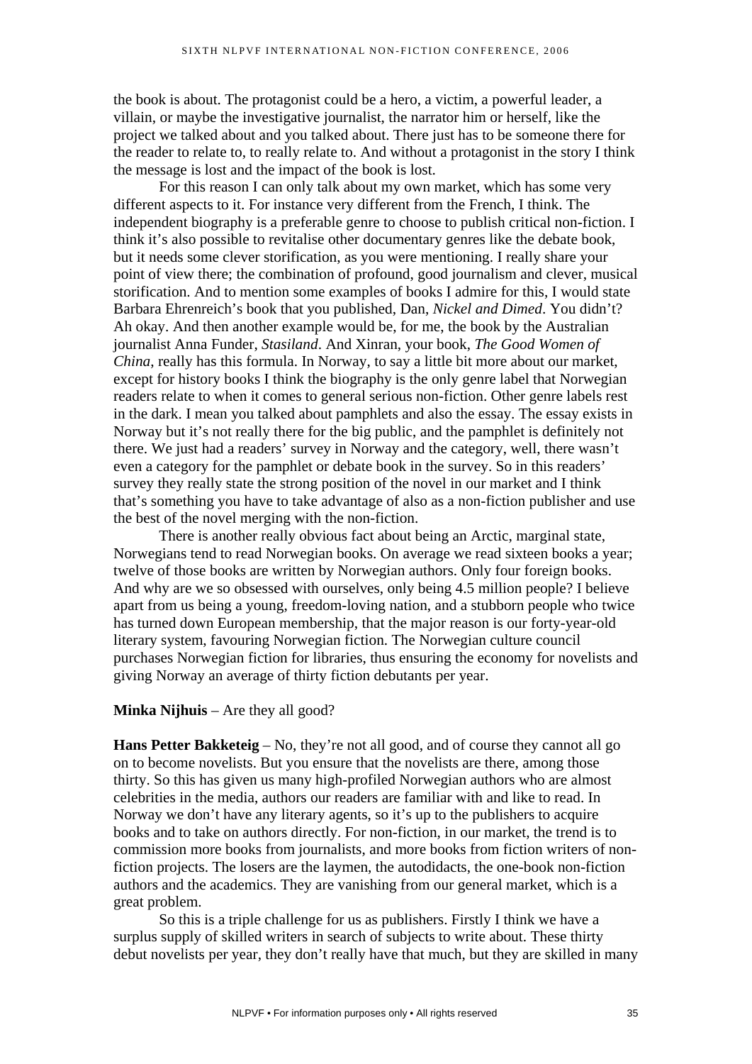the book is about. The protagonist could be a hero, a victim, a powerful leader, a villain, or maybe the investigative journalist, the narrator him or herself, like the project we talked about and you talked about. There just has to be someone there for the reader to relate to, to really relate to. And without a protagonist in the story I think the message is lost and the impact of the book is lost.

For this reason I can only talk about my own market, which has some very different aspects to it. For instance very different from the French, I think. The independent biography is a preferable genre to choose to publish critical non-fiction. I think it's also possible to revitalise other documentary genres like the debate book, but it needs some clever storification, as you were mentioning. I really share your point of view there; the combination of profound, good journalism and clever, musical storification. And to mention some examples of books I admire for this, I would state Barbara Ehrenreich's book that you published, Dan, *Nickel and Dimed*. You didn't? Ah okay. And then another example would be, for me, the book by the Australian journalist Anna Funder, *Stasiland*. And Xinran, your book, *The Good Women of China*, really has this formula. In Norway, to say a little bit more about our market, except for history books I think the biography is the only genre label that Norwegian readers relate to when it comes to general serious non-fiction. Other genre labels rest in the dark. I mean you talked about pamphlets and also the essay. The essay exists in Norway but it's not really there for the big public, and the pamphlet is definitely not there. We just had a readers' survey in Norway and the category, well, there wasn't even a category for the pamphlet or debate book in the survey. So in this readers' survey they really state the strong position of the novel in our market and I think that's something you have to take advantage of also as a non-fiction publisher and use the best of the novel merging with the non-fiction.

There is another really obvious fact about being an Arctic, marginal state, Norwegians tend to read Norwegian books. On average we read sixteen books a year; twelve of those books are written by Norwegian authors. Only four foreign books. And why are we so obsessed with ourselves, only being 4.5 million people? I believe apart from us being a young, freedom-loving nation, and a stubborn people who twice has turned down European membership, that the major reason is our forty-year-old literary system, favouring Norwegian fiction. The Norwegian culture council purchases Norwegian fiction for libraries, thus ensuring the economy for novelists and giving Norway an average of thirty fiction debutants per year.

**Minka Nijhuis** – Are they all good?

**Hans Petter Bakketeig** – No, they're not all good, and of course they cannot all go on to become novelists. But you ensure that the novelists are there, among those thirty. So this has given us many high-profiled Norwegian authors who are almost celebrities in the media, authors our readers are familiar with and like to read. In Norway we don't have any literary agents, so it's up to the publishers to acquire books and to take on authors directly. For non-fiction, in our market, the trend is to commission more books from journalists, and more books from fiction writers of non-fiction projects. The losers are the laymen, the autodidacts, the one-book non-fiction authors and the academics. They are vanishing from our general market, which is a great problem.

So this is a triple challenge for us as publishers. Firstly I think we have a surplus supply of skilled writers in search of subjects to write about. These thirty debut novelists per year, they don't really have that much, but they are skilled in many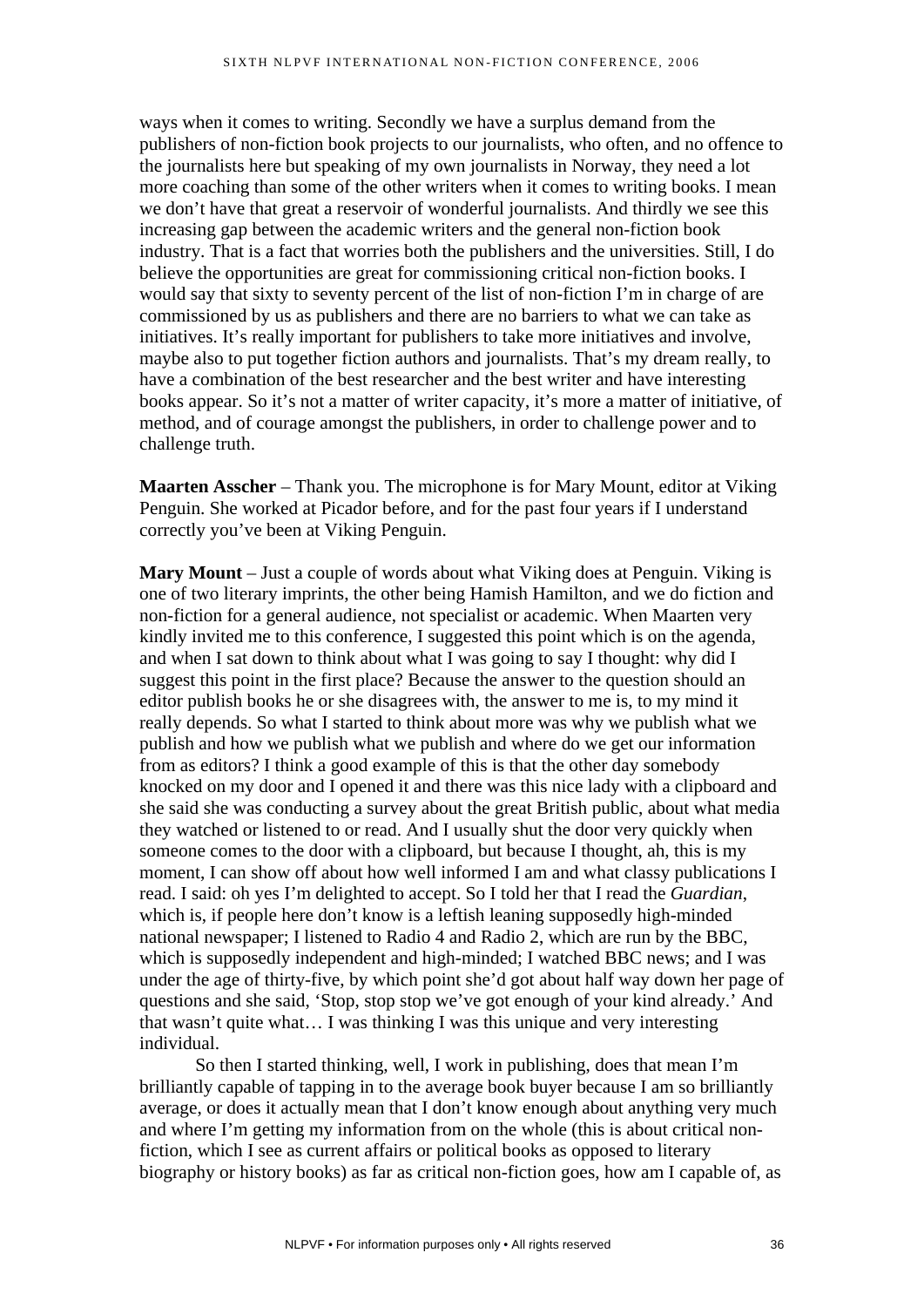ways when it comes to writing. Secondly we have a surplus demand from the publishers of non-fiction book projects to our journalists, who often, and no offence to the journalists here but speaking of my own journalists in Norway, they need a lot more coaching than some of the other writers when it comes to writing books. I mean we don't have that great a reservoir of wonderful journalists. And thirdly we see this increasing gap between the academic writers and the general non-fiction book industry. That is a fact that worries both the publishers and the universities. Still, I do believe the opportunities are great for commissioning critical non-fiction books. I would say that sixty to seventy percent of the list of non-fiction I'm in charge of are commissioned by us as publishers and there are no barriers to what we can take as initiatives. It's really important for publishers to take more initiatives and involve, maybe also to put together fiction authors and journalists. That's my dream really, to have a combination of the best researcher and the best writer and have interesting books appear. So it's not a matter of writer capacity, it's more a matter of initiative, of method, and of courage amongst the publishers, in order to challenge power and to challenge truth.

**Maarten Asscher** – Thank you. The microphone is for Mary Mount, editor at Viking Penguin. She worked at Picador before, and for the past four years if I understand correctly you've been at Viking Penguin.

**Mary Mount** – Just a couple of words about what Viking does at Penguin. Viking is one of two literary imprints, the other being Hamish Hamilton, and we do fiction and non-fiction for a general audience, not specialist or academic. When Maarten very kindly invited me to this conference, I suggested this point which is on the agenda, and when I sat down to think about what I was going to say I thought: why did I suggest this point in the first place? Because the answer to the question should an editor publish books he or she disagrees with, the answer to me is, to my mind it really depends. So what I started to think about more was why we publish what we publish and how we publish what we publish and where do we get our information from as editors? I think a good example of this is that the other day somebody knocked on my door and I opened it and there was this nice lady with a clipboard and she said she was conducting a survey about the great British public, about what media they watched or listened to or read. And I usually shut the door very quickly when someone comes to the door with a clipboard, but because I thought, ah, this is my moment, I can show off about how well informed I am and what classy publications I read. I said: oh yes I'm delighted to accept. So I told her that I read the *Guardian*, which is, if people here don't know is a leftish leaning supposedly high-minded national newspaper; I listened to Radio 4 and Radio 2, which are run by the BBC, which is supposedly independent and high-minded; I watched BBC news; and I was under the age of thirty-five, by which point she'd got about half way down her page of questions and she said, 'Stop, stop stop we've got enough of your kind already.' And that wasn't quite what… I was thinking I was this unique and very interesting individual.

So then I started thinking, well, I work in publishing, does that mean I'm brilliantly capable of tapping in to the average book buyer because I am so brilliantly average, or does it actually mean that I don't know enough about anything very much and where I'm getting my information from on the whole (this is about critical non-fiction, which I see as current affairs or political books as opposed to literary biography or history books) as far as critical non-fiction goes, how am I capable of, as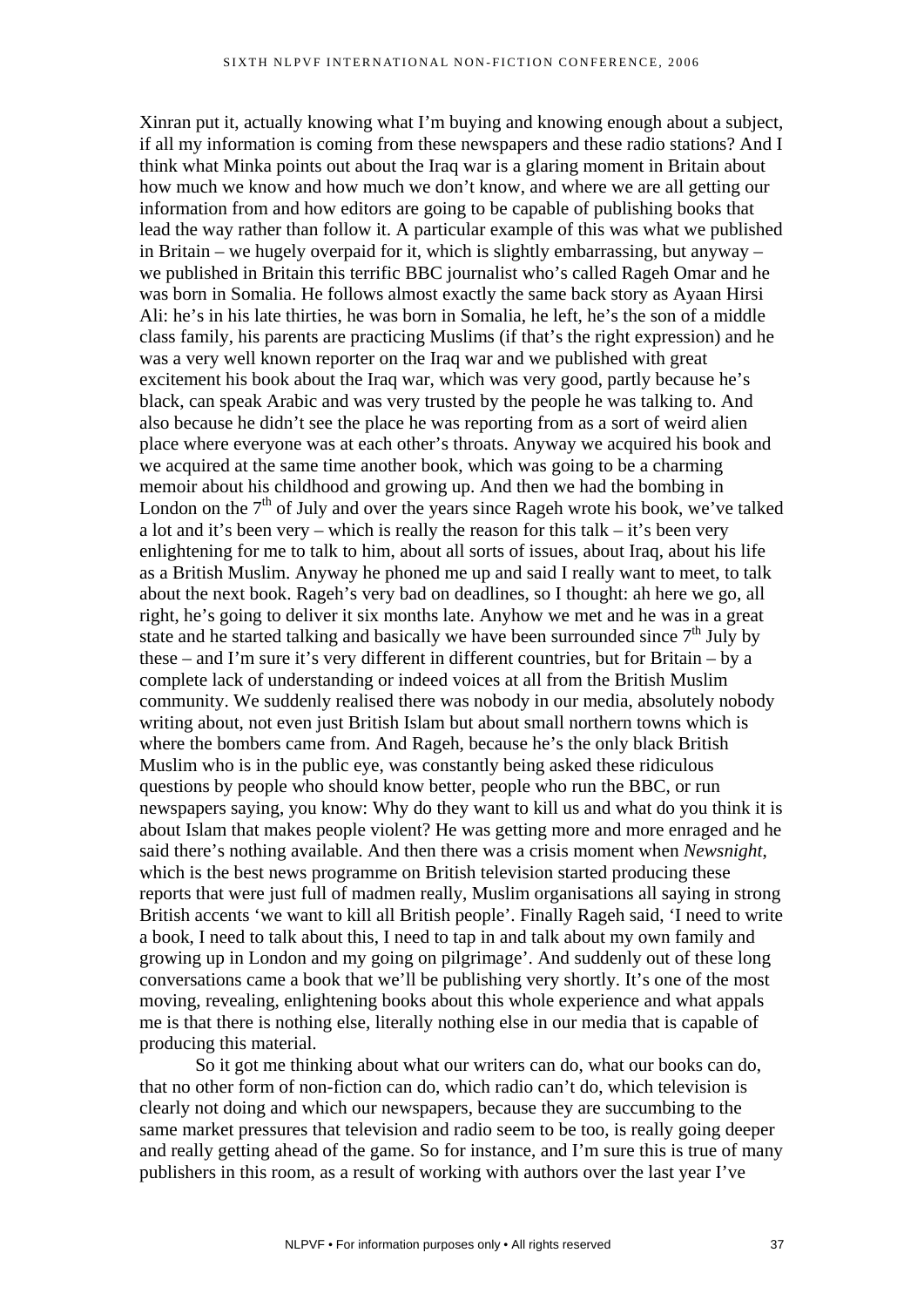Xinran put it, actually knowing what I'm buying and knowing enough about a subject, if all my information is coming from these newspapers and these radio stations? And I think what Minka points out about the Iraq war is a glaring moment in Britain about how much we know and how much we don't know, and where we are all getting our information from and how editors are going to be capable of publishing books that lead the way rather than follow it. A particular example of this was what we published in Britain – we hugely overpaid for it, which is slightly embarrassing, but anyway – we published in Britain this terrific BBC journalist who's called Rageh Omar and he was born in Somalia. He follows almost exactly the same back story as Ayaan Hirsi Ali: he's in his late thirties, he was born in Somalia, he left, he's the son of a middle class family, his parents are practicing Muslims (if that's the right expression) and he was a very well known reporter on the Iraq war and we published with great excitement his book about the Iraq war, which was very good, partly because he's black, can speak Arabic and was very trusted by the people he was talking to. And also because he didn't see the place he was reporting from as a sort of weird alien place where everyone was at each other's throats. Anyway we acquired his book and we acquired at the same time another book, which was going to be a charming memoir about his childhood and growing up. And then we had the bombing in London on the 7th of July and over the years since Rageh wrote his book, we've talked a lot and it's been very – which is really the reason for this talk – it's been very enlightening for me to talk to him, about all sorts of issues, about Iraq, about his life as a British Muslim. Anyway he phoned me up and said I really want to meet, to talk about the next book. Rageh's very bad on deadlines, so I thought: ah here we go, all right, he's going to deliver it six months late. Anyhow we met and he was in a great state and he started talking and basically we have been surrounded since 7th July by these – and I'm sure it's very different in different countries, but for Britain – by a complete lack of understanding or indeed voices at all from the British Muslim community. We suddenly realised there was nobody in our media, absolutely nobody writing about, not even just British Islam but about small northern towns which is where the bombers came from. And Rageh, because he's the only black British Muslim who is in the public eye, was constantly being asked these ridiculous questions by people who should know better, people who run the BBC, or run newspapers saying, you know: Why do they want to kill us and what do you think it is about Islam that makes people violent? He was getting more and more enraged and he said there's nothing available. And then there was a crisis moment when *Newsnight*, which is the best news programme on British television started producing these reports that were just full of madmen really, Muslim organisations all saying in strong British accents 'we want to kill all British people'. Finally Rageh said, 'I need to write a book, I need to talk about this, I need to tap in and talk about my own family and growing up in London and my going on pilgrimage'. And suddenly out of these long conversations came a book that we'll be publishing very shortly. It's one of the most moving, revealing, enlightening books about this whole experience and what appals me is that there is nothing else, literally nothing else in our media that is capable of producing this material.

So it got me thinking about what our writers can do, what our books can do, that no other form of non-fiction can do, which radio can't do, which television is clearly not doing and which our newspapers, because they are succumbing to the same market pressures that television and radio seem to be too, is really going deeper and really getting ahead of the game. So for instance, and I'm sure this is true of many publishers in this room, as a result of working with authors over the last year I've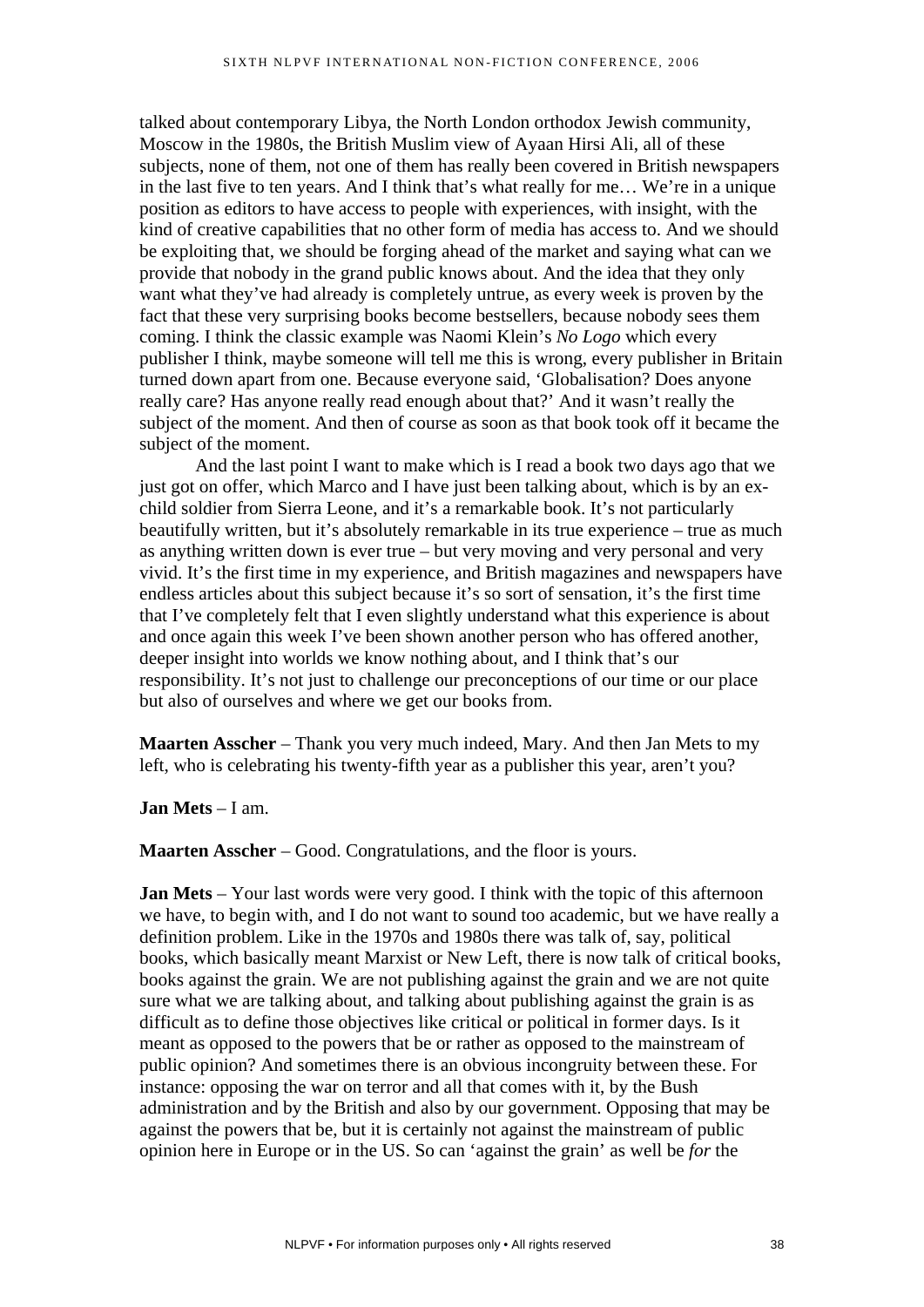talked about contemporary Libya, the North London orthodox Jewish community, Moscow in the 1980s, the British Muslim view of Ayaan Hirsi Ali, all of these subjects, none of them, not one of them has really been covered in British newspapers in the last five to ten years. And I think that's what really for me… We're in a unique position as editors to have access to people with experiences, with insight, with the kind of creative capabilities that no other form of media has access to. And we should be exploiting that, we should be forging ahead of the market and saying what can we provide that nobody in the grand public knows about. And the idea that they only want what they've had already is completely untrue, as every week is proven by the fact that these very surprising books become bestsellers, because nobody sees them coming. I think the classic example was Naomi Klein's *No Logo* which every publisher I think, maybe someone will tell me this is wrong, every publisher in Britain turned down apart from one. Because everyone said, 'Globalisation? Does anyone really care? Has anyone really read enough about that?' And it wasn't really the subject of the moment. And then of course as soon as that book took off it became the subject of the moment.

And the last point I want to make which is I read a book two days ago that we just got on offer, which Marco and I have just been talking about, which is by an ex-child soldier from Sierra Leone, and it's a remarkable book. It's not particularly beautifully written, but it's absolutely remarkable in its true experience – true as much as anything written down is ever true – but very moving and very personal and very vivid. It's the first time in my experience, and British magazines and newspapers have endless articles about this subject because it's so sort of sensation, it's the first time that I've completely felt that I even slightly understand what this experience is about and once again this week I've been shown another person who has offered another, deeper insight into worlds we know nothing about, and I think that's our responsibility. It's not just to challenge our preconceptions of our time or our place but also of ourselves and where we get our books from.

**Maarten Asscher** – Thank you very much indeed, Mary. And then Jan Mets to my left, who is celebrating his twenty-fifth year as a publisher this year, aren't you?

**Jan Mets** – I am.

**Maarten Asscher** – Good. Congratulations, and the floor is yours.

**Jan Mets** – Your last words were very good. I think with the topic of this afternoon we have, to begin with, and I do not want to sound too academic, but we have really a definition problem. Like in the 1970s and 1980s there was talk of, say, political books, which basically meant Marxist or New Left, there is now talk of critical books, books against the grain. We are not publishing against the grain and we are not quite sure what we are talking about, and talking about publishing against the grain is as difficult as to define those objectives like critical or political in former days. Is it meant as opposed to the powers that be or rather as opposed to the mainstream of public opinion? And sometimes there is an obvious incongruity between these. For instance: opposing the war on terror and all that comes with it, by the Bush administration and by the British and also by our government. Opposing that may be against the powers that be, but it is certainly not against the mainstream of public opinion here in Europe or in the US. So can 'against the grain' as well be *for* the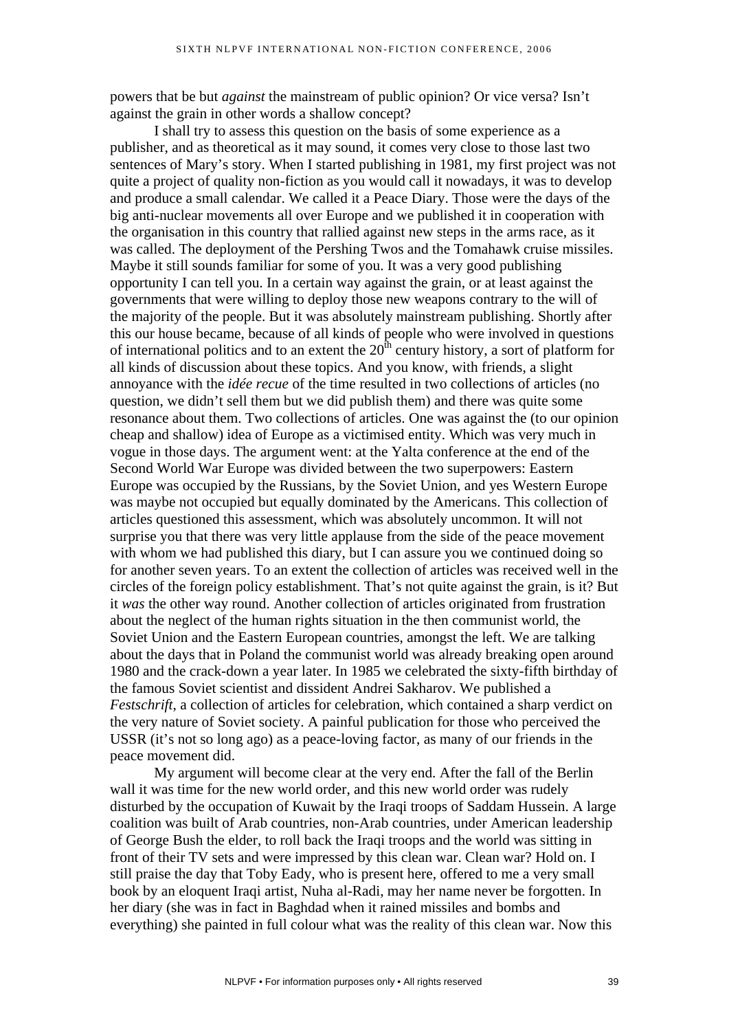powers that be but *against* the mainstream of public opinion? Or vice versa? Isn't against the grain in other words a shallow concept?

I shall try to assess this question on the basis of some experience as a publisher, and as theoretical as it may sound, it comes very close to those last two sentences of Mary's story. When I started publishing in 1981, my first project was not quite a project of quality non-fiction as you would call it nowadays, it was to develop and produce a small calendar. We called it a Peace Diary. Those were the days of the big anti-nuclear movements all over Europe and we published it in cooperation with the organisation in this country that rallied against new steps in the arms race, as it was called. The deployment of the Pershing Twos and the Tomahawk cruise missiles. Maybe it still sounds familiar for some of you. It was a very good publishing opportunity I can tell you. In a certain way against the grain, or at least against the governments that were willing to deploy those new weapons contrary to the will of the majority of the people. But it was absolutely mainstream publishing. Shortly after this our house became, because of all kinds of people who were involved in questions of international politics and to an extent the 20th century history, a sort of platform for all kinds of discussion about these topics. And you know, with friends, a slight annoyance with the *idée recue* of the time resulted in two collections of articles (no question, we didn't sell them but we did publish them) and there was quite some resonance about them. Two collections of articles. One was against the (to our opinion cheap and shallow) idea of Europe as a victimised entity. Which was very much in vogue in those days. The argument went: at the Yalta conference at the end of the Second World War Europe was divided between the two superpowers: Eastern Europe was occupied by the Russians, by the Soviet Union, and yes Western Europe was maybe not occupied but equally dominated by the Americans. This collection of articles questioned this assessment, which was absolutely uncommon. It will not surprise you that there was very little applause from the side of the peace movement with whom we had published this diary, but I can assure you we continued doing so for another seven years. To an extent the collection of articles was received well in the circles of the foreign policy establishment. That's not quite against the grain, is it? But it *was* the other way round. Another collection of articles originated from frustration about the neglect of the human rights situation in the then communist world, the Soviet Union and the Eastern European countries, amongst the left. We are talking about the days that in Poland the communist world was already breaking open around 1980 and the crack-down a year later. In 1985 we celebrated the sixty-fifth birthday of the famous Soviet scientist and dissident Andrei Sakharov. We published a *Festschrift*, a collection of articles for celebration, which contained a sharp verdict on the very nature of Soviet society. A painful publication for those who perceived the USSR (it's not so long ago) as a peace-loving factor, as many of our friends in the peace movement did.

My argument will become clear at the very end. After the fall of the Berlin wall it was time for the new world order, and this new world order was rudely disturbed by the occupation of Kuwait by the Iraqi troops of Saddam Hussein. A large coalition was built of Arab countries, non-Arab countries, under American leadership of George Bush the elder, to roll back the Iraqi troops and the world was sitting in front of their TV sets and were impressed by this clean war. Clean war? Hold on. I still praise the day that Toby Eady, who is present here, offered to me a very small book by an eloquent Iraqi artist, Nuha al-Radi, may her name never be forgotten. In her diary (she was in fact in Baghdad when it rained missiles and bombs and everything) she painted in full colour what was the reality of this clean war. Now this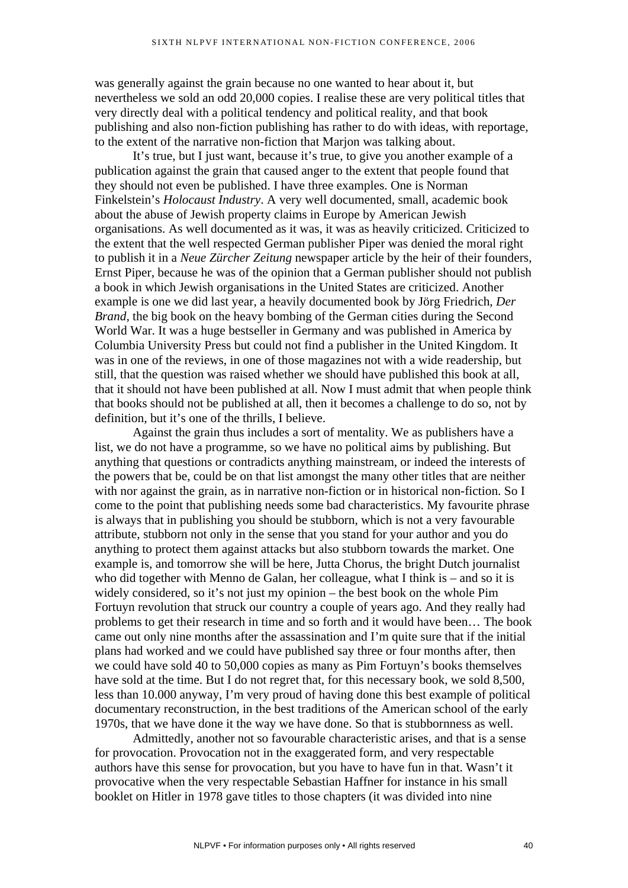was generally against the grain because no one wanted to hear about it, but nevertheless we sold an odd 20,000 copies. I realise these are very political titles that very directly deal with a political tendency and political reality, and that book publishing and also non-fiction publishing has rather to do with ideas, with reportage, to the extent of the narrative non-fiction that Marjon was talking about.

It's true, but I just want, because it's true, to give you another example of a publication against the grain that caused anger to the extent that people found that they should not even be published. I have three examples. One is Norman Finkelstein's *Holocaust Industry*. A very well documented, small, academic book about the abuse of Jewish property claims in Europe by American Jewish organisations. As well documented as it was, it was as heavily criticized. Criticized to the extent that the well respected German publisher Piper was denied the moral right to publish it in a *Neue Zürcher Zeitung* newspaper article by the heir of their founders, Ernst Piper, because he was of the opinion that a German publisher should not publish a book in which Jewish organisations in the United States are criticized. Another example is one we did last year, a heavily documented book by Jörg Friedrich, *Der Brand*, the big book on the heavy bombing of the German cities during the Second World War. It was a huge bestseller in Germany and was published in America by Columbia University Press but could not find a publisher in the United Kingdom. It was in one of the reviews, in one of those magazines not with a wide readership, but still, that the question was raised whether we should have published this book at all, that it should not have been published at all. Now I must admit that when people think that books should not be published at all, then it becomes a challenge to do so, not by definition, but it's one of the thrills, I believe.

Against the grain thus includes a sort of mentality. We as publishers have a list, we do not have a programme, so we have no political aims by publishing. But anything that questions or contradicts anything mainstream, or indeed the interests of the powers that be, could be on that list amongst the many other titles that are neither with nor against the grain, as in narrative non-fiction or in historical non-fiction. So I come to the point that publishing needs some bad characteristics. My favourite phrase is always that in publishing you should be stubborn, which is not a very favourable attribute, stubborn not only in the sense that you stand for your author and you do anything to protect them against attacks but also stubborn towards the market. One example is, and tomorrow she will be here, Jutta Chorus, the bright Dutch journalist who did together with Menno de Galan, her colleague, what I think is – and so it is widely considered, so it's not just my opinion – the best book on the whole Pim Fortuyn revolution that struck our country a couple of years ago. And they really had problems to get their research in time and so forth and it would have been… The book came out only nine months after the assassination and I'm quite sure that if the initial plans had worked and we could have published say three or four months after, then we could have sold 40 to 50,000 copies as many as Pim Fortuyn's books themselves have sold at the time. But I do not regret that, for this necessary book, we sold 8,500, less than 10.000 anyway, I'm very proud of having done this best example of political documentary reconstruction, in the best traditions of the American school of the early 1970s, that we have done it the way we have done. So that is stubbornness as well.

Admittedly, another not so favourable characteristic arises, and that is a sense for provocation. Provocation not in the exaggerated form, and very respectable authors have this sense for provocation, but you have to have fun in that. Wasn't it provocative when the very respectable Sebastian Haffner for instance in his small booklet on Hitler in 1978 gave titles to those chapters (it was divided into nine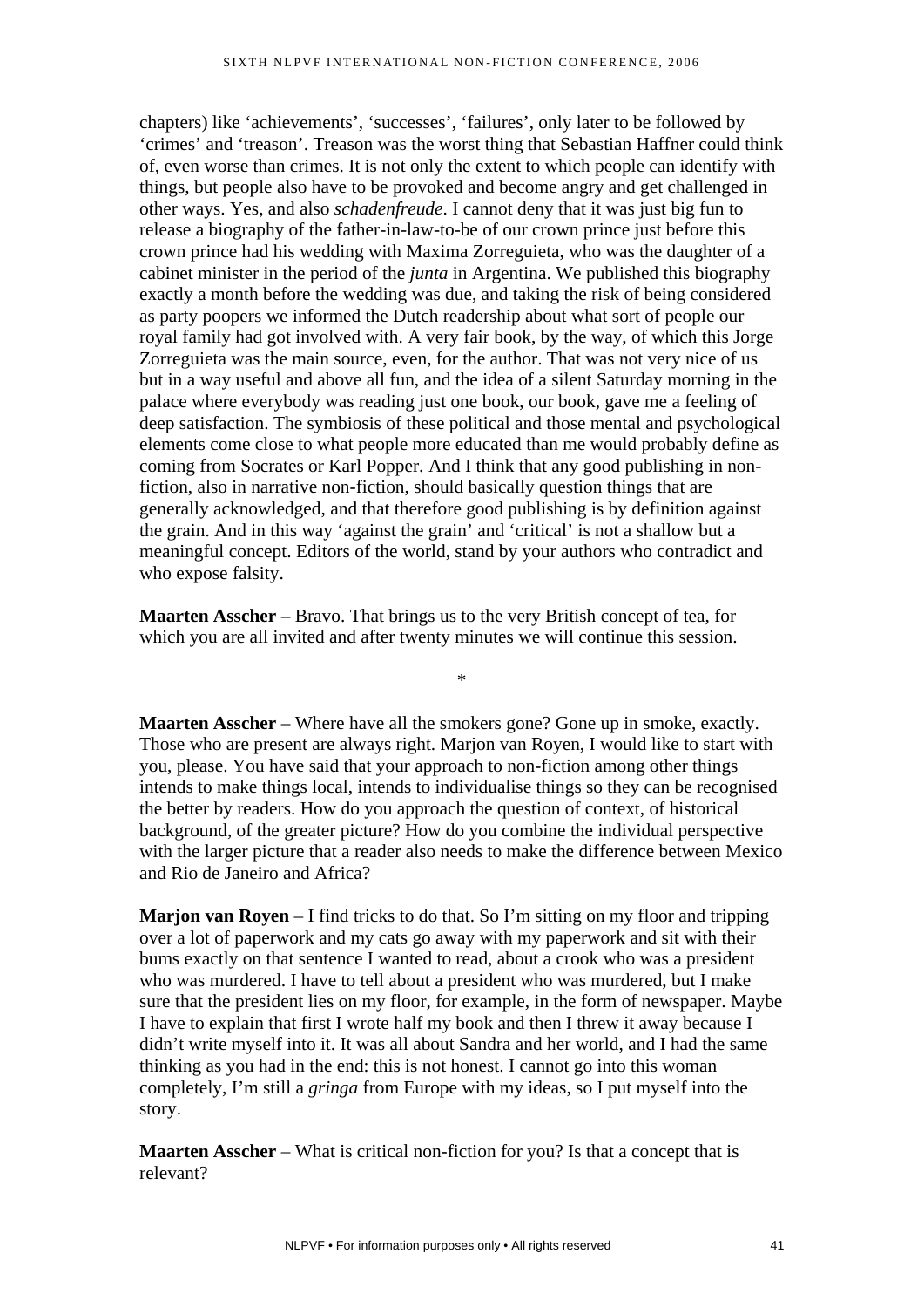chapters) like ‘achievements’, ‘successes’, ‘failures’, only later to be followed by ‘crimes’ and ‘treason’. Treason was the worst thing that Sebastian Haffner could think of, even worse than crimes. It is not only the extent to which people can identify with things, but people also have to be provoked and become angry and get challenged in other ways. Yes, and also *schadenfreude*. I cannot deny that it was just big fun to release a biography of the father-in-law-to-be of our crown prince just before this crown prince had his wedding with Maxima Zorreguieta, who was the daughter of a cabinet minister in the period of the *junta* in Argentina. We published this biography exactly a month before the wedding was due, and taking the risk of being considered as party poopers we informed the Dutch readership about what sort of people our royal family had got involved with. A very fair book, by the way, of which this Jorge Zorreguieta was the main source, even, for the author. That was not very nice of us but in a way useful and above all fun, and the idea of a silent Saturday morning in the palace where everybody was reading just one book, our book, gave me a feeling of deep satisfaction. The symbiosis of these political and those mental and psychological elements come close to what people more educated than me would probably define as coming from Socrates or Karl Popper. And I think that any good publishing in non-fiction, also in narrative non-fiction, should basically question things that are generally acknowledged, and that therefore good publishing is by definition against the grain. And in this way ‘against the grain’ and ‘critical’ is not a shallow but a meaningful concept. Editors of the world, stand by your authors who contradict and who expose falsity.

**Maarten Asscher** – Bravo. That brings us to the very British concept of tea, for which you are all invited and after twenty minutes we will continue this session.

*

**Maarten Asscher** – Where have all the smokers gone? Gone up in smoke, exactly. Those who are present are always right. Marjon van Royen, I would like to start with you, please. You have said that your approach to non-fiction among other things intends to make things local, intends to individualise things so they can be recognised the better by readers. How do you approach the question of context, of historical background, of the greater picture? How do you combine the individual perspective with the larger picture that a reader also needs to make the difference between Mexico and Rio de Janeiro and Africa?

**Marjon van Royen** – I find tricks to do that. So I’m sitting on my floor and tripping over a lot of paperwork and my cats go away with my paperwork and sit with their bums exactly on that sentence I wanted to read, about a crook who was a president who was murdered. I have to tell about a president who was murdered, but I make sure that the president lies on my floor, for example, in the form of newspaper. Maybe I have to explain that first I wrote half my book and then I threw it away because I didn’t write myself into it. It was all about Sandra and her world, and I had the same thinking as you had in the end: this is not honest. I cannot go into this woman completely, I’m still a *gringa* from Europe with my ideas, so I put myself into the story.

**Maarten Asscher** – What is critical non-fiction for you? Is that a concept that is relevant?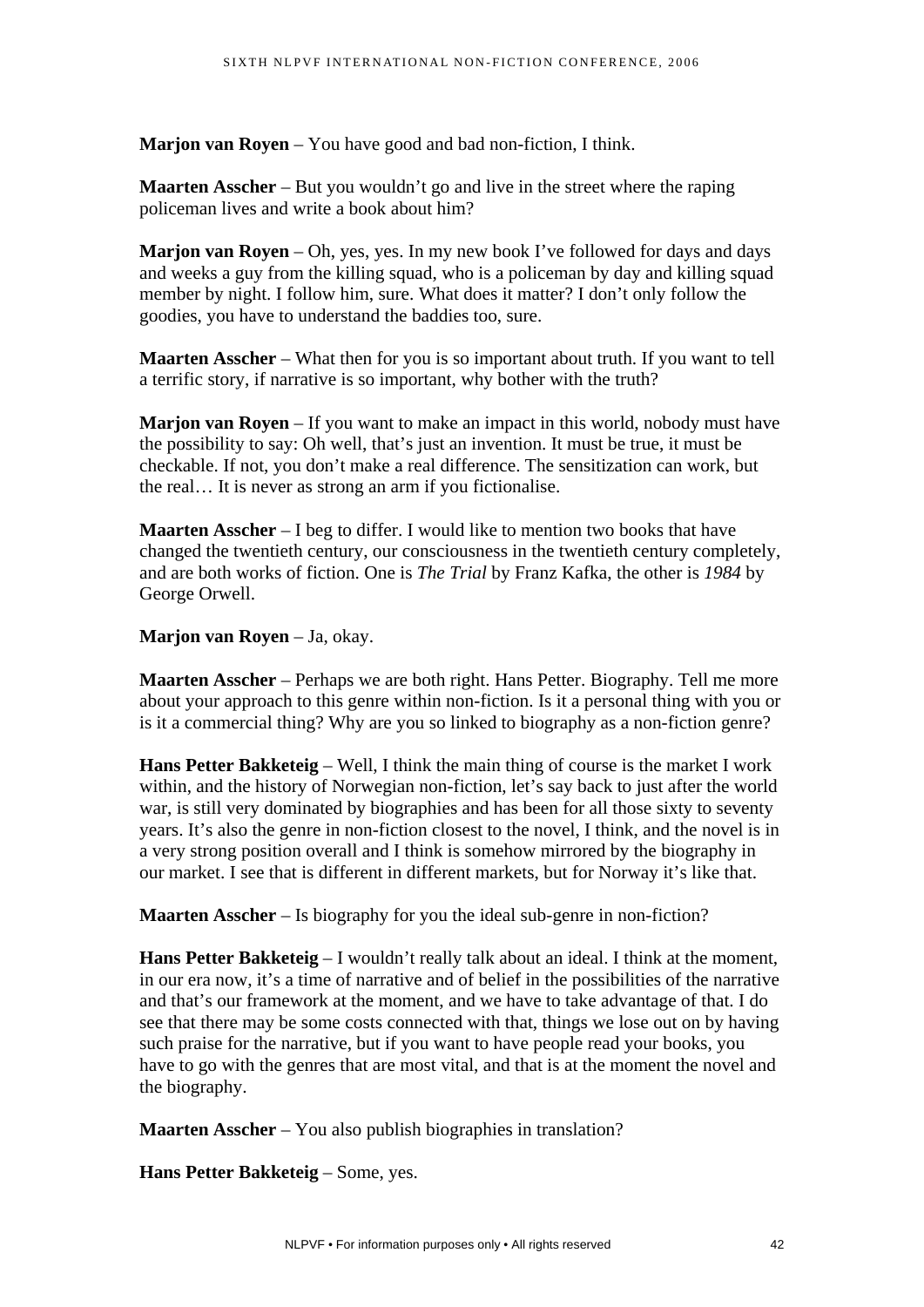**Marjon van Royen** – You have good and bad non-fiction, I think.

**Maarten Asscher** – But you wouldn't go and live in the street where the raping policeman lives and write a book about him?

**Marjon van Royen** – Oh, yes, yes. In my new book I've followed for days and days and weeks a guy from the killing squad, who is a policeman by day and killing squad member by night. I follow him, sure. What does it matter? I don't only follow the goodies, you have to understand the baddies too, sure.

**Maarten Asscher** – What then for you is so important about truth. If you want to tell a terrific story, if narrative is so important, why bother with the truth?

**Marjon van Royen** – If you want to make an impact in this world, nobody must have the possibility to say: Oh well, that's just an invention. It must be true, it must be checkable. If not, you don't make a real difference. The sensitization can work, but the real… It is never as strong an arm if you fictionalise.

**Maarten Asscher** – I beg to differ. I would like to mention two books that have changed the twentieth century, our consciousness in the twentieth century completely, and are both works of fiction. One is *The Trial* by Franz Kafka, the other is *1984* by George Orwell.

**Marjon van Royen** – Ja, okay.

**Maarten Asscher** – Perhaps we are both right. Hans Petter. Biography. Tell me more about your approach to this genre within non-fiction. Is it a personal thing with you or is it a commercial thing? Why are you so linked to biography as a non-fiction genre?

**Hans Petter Bakketeig** – Well, I think the main thing of course is the market I work within, and the history of Norwegian non-fiction, let's say back to just after the world war, is still very dominated by biographies and has been for all those sixty to seventy years. It's also the genre in non-fiction closest to the novel, I think, and the novel is in a very strong position overall and I think is somehow mirrored by the biography in our market. I see that is different in different markets, but for Norway it's like that.

**Maarten Asscher** – Is biography for you the ideal sub-genre in non-fiction?

**Hans Petter Bakketeig** – I wouldn't really talk about an ideal. I think at the moment, in our era now, it's a time of narrative and of belief in the possibilities of the narrative and that's our framework at the moment, and we have to take advantage of that. I do see that there may be some costs connected with that, things we lose out on by having such praise for the narrative, but if you want to have people read your books, you have to go with the genres that are most vital, and that is at the moment the novel and the biography.

**Maarten Asscher** – You also publish biographies in translation?

**Hans Petter Bakketeig** – Some, yes.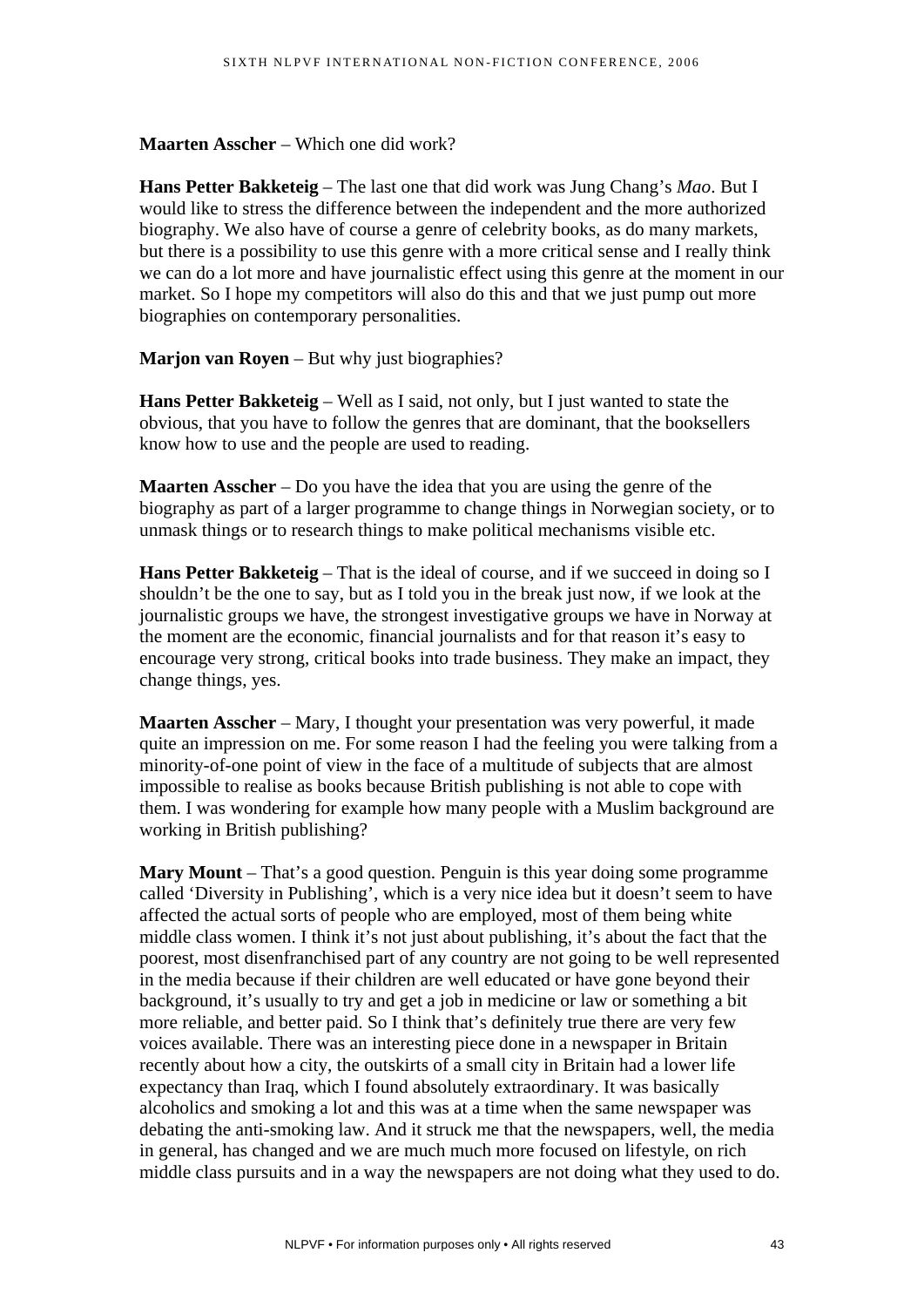**Maarten Asscher** – Which one did work?

**Hans Petter Bakketeig** – The last one that did work was Jung Chang's *Mao*. But I would like to stress the difference between the independent and the more authorized biography. We also have of course a genre of celebrity books, as do many markets, but there is a possibility to use this genre with a more critical sense and I really think we can do a lot more and have journalistic effect using this genre at the moment in our market. So I hope my competitors will also do this and that we just pump out more biographies on contemporary personalities.

**Marjon van Royen** – But why just biographies?

**Hans Petter Bakketeig** – Well as I said, not only, but I just wanted to state the obvious, that you have to follow the genres that are dominant, that the booksellers know how to use and the people are used to reading.

**Maarten Asscher** – Do you have the idea that you are using the genre of the biography as part of a larger programme to change things in Norwegian society, or to unmask things or to research things to make political mechanisms visible etc.

**Hans Petter Bakketeig** – That is the ideal of course, and if we succeed in doing so I shouldn't be the one to say, but as I told you in the break just now, if we look at the journalistic groups we have, the strongest investigative groups we have in Norway at the moment are the economic, financial journalists and for that reason it's easy to encourage very strong, critical books into trade business. They make an impact, they change things, yes.

**Maarten Asscher** – Mary, I thought your presentation was very powerful, it made quite an impression on me. For some reason I had the feeling you were talking from a minority-of-one point of view in the face of a multitude of subjects that are almost impossible to realise as books because British publishing is not able to cope with them. I was wondering for example how many people with a Muslim background are working in British publishing?

**Mary Mount** – That's a good question. Penguin is this year doing some programme called 'Diversity in Publishing', which is a very nice idea but it doesn't seem to have affected the actual sorts of people who are employed, most of them being white middle class women. I think it's not just about publishing, it's about the fact that the poorest, most disenfranchised part of any country are not going to be well represented in the media because if their children are well educated or have gone beyond their background, it's usually to try and get a job in medicine or law or something a bit more reliable, and better paid. So I think that's definitely true there are very few voices available. There was an interesting piece done in a newspaper in Britain recently about how a city, the outskirts of a small city in Britain had a lower life expectancy than Iraq, which I found absolutely extraordinary. It was basically alcoholics and smoking a lot and this was at a time when the same newspaper was debating the anti-smoking law. And it struck me that the newspapers, well, the media in general, has changed and we are much much more focused on lifestyle, on rich middle class pursuits and in a way the newspapers are not doing what they used to do.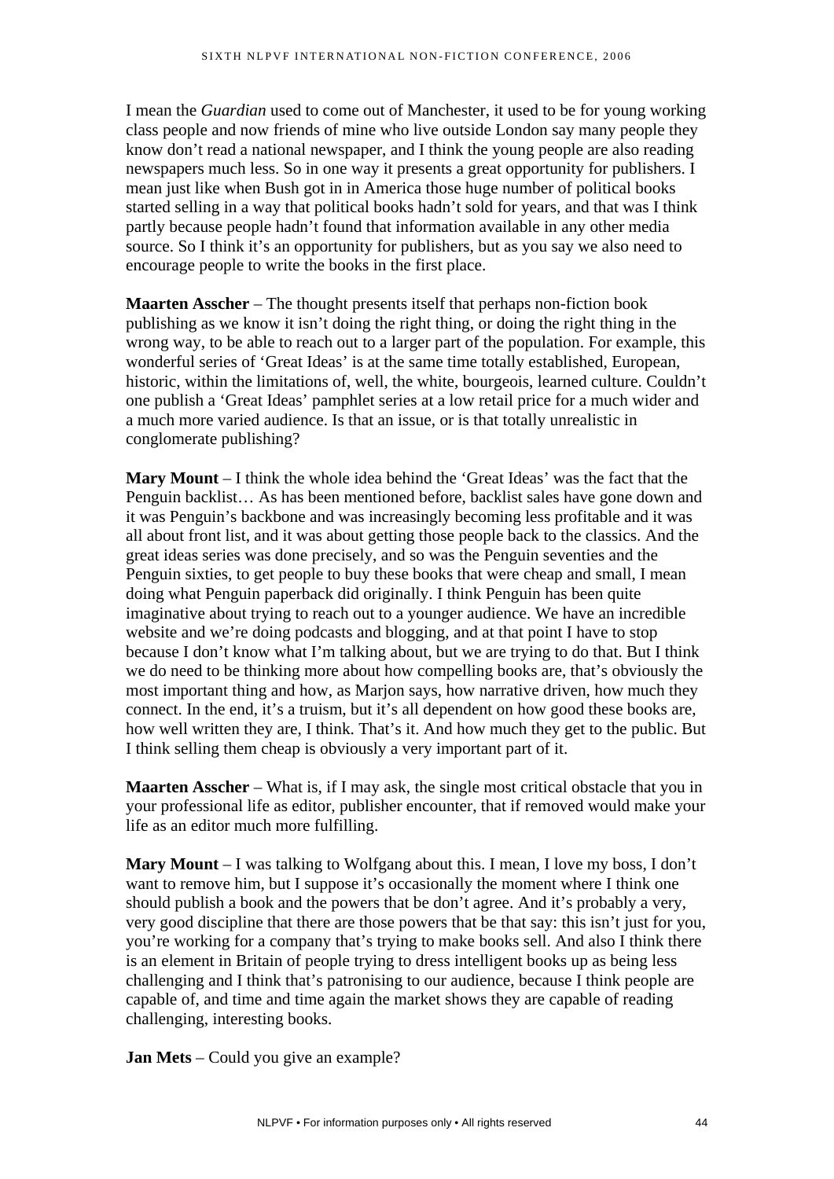I mean the *Guardian* used to come out of Manchester, it used to be for young working class people and now friends of mine who live outside London say many people they know don't read a national newspaper, and I think the young people are also reading newspapers much less. So in one way it presents a great opportunity for publishers. I mean just like when Bush got in in America those huge number of political books started selling in a way that political books hadn't sold for years, and that was I think partly because people hadn't found that information available in any other media source. So I think it's an opportunity for publishers, but as you say we also need to encourage people to write the books in the first place.

**Maarten Asscher** – The thought presents itself that perhaps non-fiction book publishing as we know it isn't doing the right thing, or doing the right thing in the wrong way, to be able to reach out to a larger part of the population. For example, this wonderful series of 'Great Ideas' is at the same time totally established, European, historic, within the limitations of, well, the white, bourgeois, learned culture. Couldn't one publish a 'Great Ideas' pamphlet series at a low retail price for a much wider and a much more varied audience. Is that an issue, or is that totally unrealistic in conglomerate publishing?

**Mary Mount** – I think the whole idea behind the 'Great Ideas' was the fact that the Penguin backlist… As has been mentioned before, backlist sales have gone down and it was Penguin's backbone and was increasingly becoming less profitable and it was all about front list, and it was about getting those people back to the classics. And the great ideas series was done precisely, and so was the Penguin seventies and the Penguin sixties, to get people to buy these books that were cheap and small, I mean doing what Penguin paperback did originally. I think Penguin has been quite imaginative about trying to reach out to a younger audience. We have an incredible website and we're doing podcasts and blogging, and at that point I have to stop because I don't know what I'm talking about, but we are trying to do that. But I think we do need to be thinking more about how compelling books are, that's obviously the most important thing and how, as Marjon says, how narrative driven, how much they connect. In the end, it's a truism, but it's all dependent on how good these books are, how well written they are, I think. That's it. And how much they get to the public. But I think selling them cheap is obviously a very important part of it.

**Maarten Asscher** – What is, if I may ask, the single most critical obstacle that you in your professional life as editor, publisher encounter, that if removed would make your life as an editor much more fulfilling.

**Mary Mount** – I was talking to Wolfgang about this. I mean, I love my boss, I don't want to remove him, but I suppose it's occasionally the moment where I think one should publish a book and the powers that be don't agree. And it's probably a very, very good discipline that there are those powers that be that say: this isn't just for you, you're working for a company that's trying to make books sell. And also I think there is an element in Britain of people trying to dress intelligent books up as being less challenging and I think that's patronising to our audience, because I think people are capable of, and time and time again the market shows they are capable of reading challenging, interesting books.

**Jan Mets** – Could you give an example?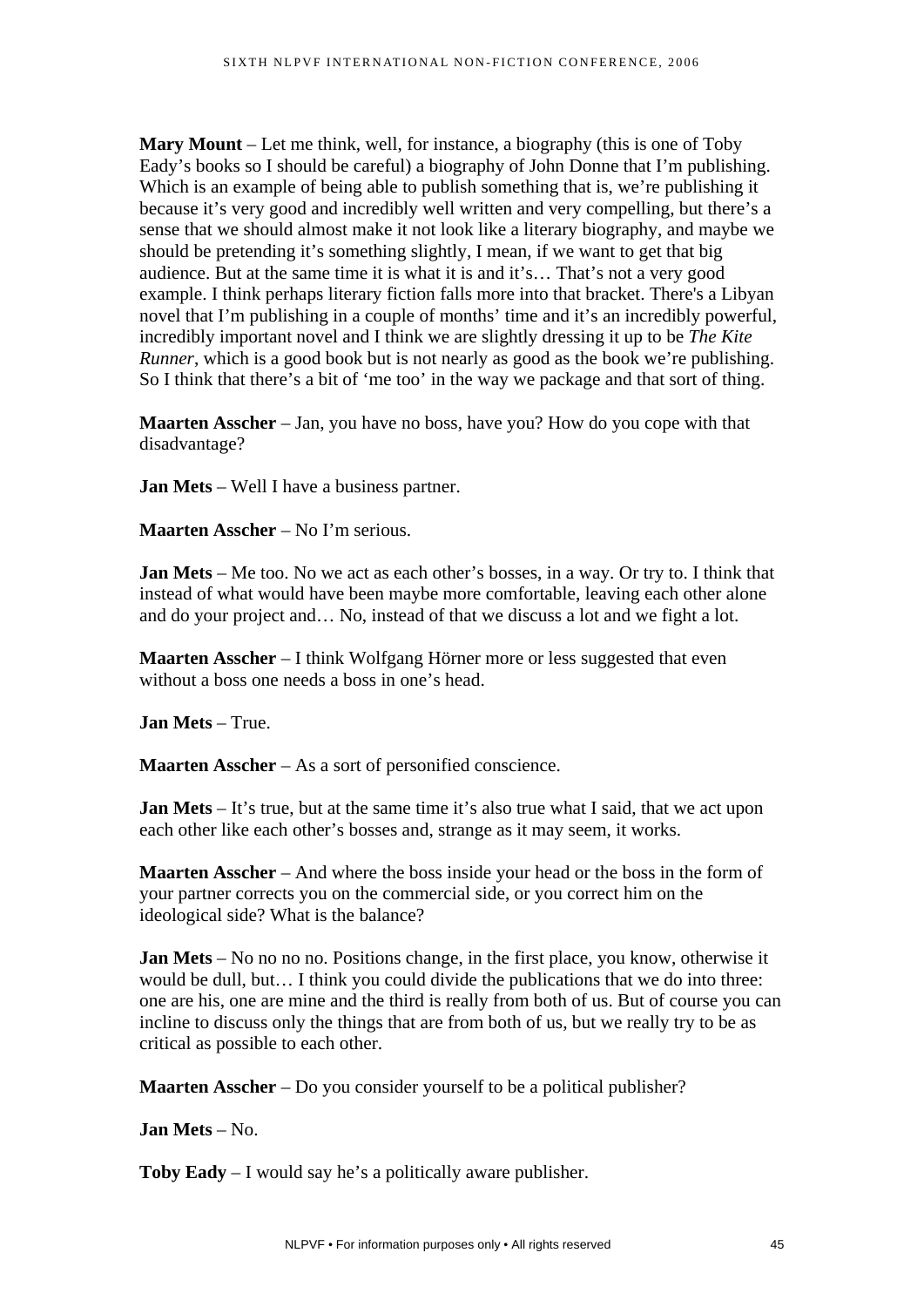**Mary Mount** – Let me think, well, for instance, a biography (this is one of Toby Eady's books so I should be careful) a biography of John Donne that I'm publishing. Which is an example of being able to publish something that is, we're publishing it because it's very good and incredibly well written and very compelling, but there's a sense that we should almost make it not look like a literary biography, and maybe we should be pretending it's something slightly, I mean, if we want to get that big audience. But at the same time it is what it is and it's… That's not a very good example. I think perhaps literary fiction falls more into that bracket. There's a Libyan novel that I'm publishing in a couple of months' time and it's an incredibly powerful, incredibly important novel and I think we are slightly dressing it up to be *The Kite Runner*, which is a good book but is not nearly as good as the book we're publishing. So I think that there's a bit of 'me too' in the way we package and that sort of thing.

**Maarten Asscher** – Jan, you have no boss, have you? How do you cope with that disadvantage?

**Jan Mets** – Well I have a business partner.

**Maarten Asscher** – No I'm serious.

**Jan Mets** – Me too. No we act as each other's bosses, in a way. Or try to. I think that instead of what would have been maybe more comfortable, leaving each other alone and do your project and… No, instead of that we discuss a lot and we fight a lot.

**Maarten Asscher** – I think Wolfgang Hörner more or less suggested that even without a boss one needs a boss in one's head.

**Jan Mets** – True.

**Maarten Asscher** – As a sort of personified conscience.

**Jan Mets** – It's true, but at the same time it's also true what I said, that we act upon each other like each other's bosses and, strange as it may seem, it works.

**Maarten Asscher** – And where the boss inside your head or the boss in the form of your partner corrects you on the commercial side, or you correct him on the ideological side? What is the balance?

**Jan Mets** – No no no no. Positions change, in the first place, you know, otherwise it would be dull, but… I think you could divide the publications that we do into three: one are his, one are mine and the third is really from both of us. But of course you can incline to discuss only the things that are from both of us, but we really try to be as critical as possible to each other.

**Maarten Asscher** – Do you consider yourself to be a political publisher?

**Jan Mets** – No.

**Toby Eady** – I would say he's a politically aware publisher.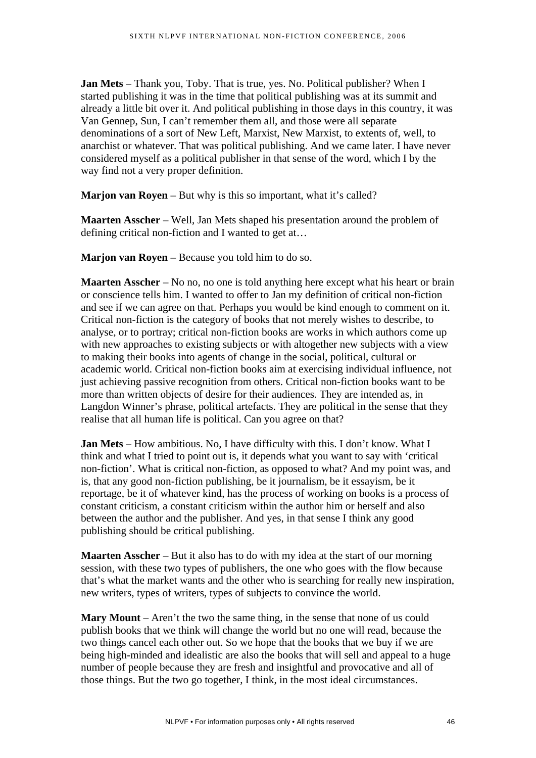**Jan Mets** – Thank you, Toby. That is true, yes. No. Political publisher? When I started publishing it was in the time that political publishing was at its summit and already a little bit over it. And political publishing in those days in this country, it was Van Gennep, Sun, I can't remember them all, and those were all separate denominations of a sort of New Left, Marxist, New Marxist, to extents of, well, to anarchist or whatever. That was political publishing. And we came later. I have never considered myself as a political publisher in that sense of the word, which I by the way find not a very proper definition.

**Marjon van Royen** – But why is this so important, what it's called?

**Maarten Asscher** – Well, Jan Mets shaped his presentation around the problem of defining critical non-fiction and I wanted to get at…

**Marjon van Royen** – Because you told him to do so.

**Maarten Asscher** – No no, no one is told anything here except what his heart or brain or conscience tells him. I wanted to offer to Jan my definition of critical non-fiction and see if we can agree on that. Perhaps you would be kind enough to comment on it. Critical non-fiction is the category of books that not merely wishes to describe, to analyse, or to portray; critical non-fiction books are works in which authors come up with new approaches to existing subjects or with altogether new subjects with a view to making their books into agents of change in the social, political, cultural or academic world. Critical non-fiction books aim at exercising individual influence, not just achieving passive recognition from others. Critical non-fiction books want to be more than written objects of desire for their audiences. They are intended as, in Langdon Winner's phrase, political artefacts. They are political in the sense that they realise that all human life is political. Can you agree on that?

**Jan Mets** – How ambitious. No, I have difficulty with this. I don't know. What I think and what I tried to point out is, it depends what you want to say with 'critical non-fiction'. What is critical non-fiction, as opposed to what? And my point was, and is, that any good non-fiction publishing, be it journalism, be it essayism, be it reportage, be it of whatever kind, has the process of working on books is a process of constant criticism, a constant criticism within the author him or herself and also between the author and the publisher. And yes, in that sense I think any good publishing should be critical publishing.

**Maarten Asscher** – But it also has to do with my idea at the start of our morning session, with these two types of publishers, the one who goes with the flow because that's what the market wants and the other who is searching for really new inspiration, new writers, types of writers, types of subjects to convince the world.

**Mary Mount** – Aren't the two the same thing, in the sense that none of us could publish books that we think will change the world but no one will read, because the two things cancel each other out. So we hope that the books that we buy if we are being high-minded and idealistic are also the books that will sell and appeal to a huge number of people because they are fresh and insightful and provocative and all of those things. But the two go together, I think, in the most ideal circumstances.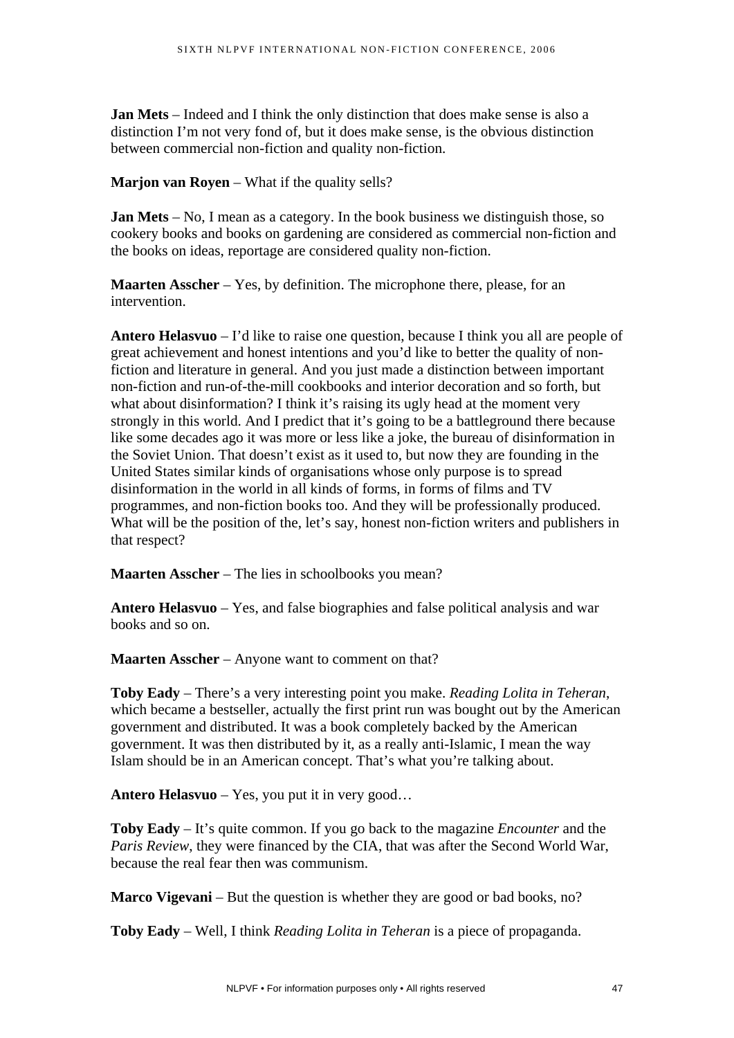**Jan Mets** – Indeed and I think the only distinction that does make sense is also a distinction I'm not very fond of, but it does make sense, is the obvious distinction between commercial non-fiction and quality non-fiction.

**Marjon van Royen** – What if the quality sells?

**Jan Mets** – No, I mean as a category. In the book business we distinguish those, so cookery books and books on gardening are considered as commercial non-fiction and the books on ideas, reportage are considered quality non-fiction.

**Maarten Asscher** – Yes, by definition. The microphone there, please, for an intervention.

**Antero Helasvuo** – I'd like to raise one question, because I think you all are people of great achievement and honest intentions and you'd like to better the quality of non-fiction and literature in general. And you just made a distinction between important non-fiction and run-of-the-mill cookbooks and interior decoration and so forth, but what about disinformation? I think it's raising its ugly head at the moment very strongly in this world. And I predict that it's going to be a battleground there because like some decades ago it was more or less like a joke, the bureau of disinformation in the Soviet Union. That doesn't exist as it used to, but now they are founding in the United States similar kinds of organisations whose only purpose is to spread disinformation in the world in all kinds of forms, in forms of films and TV programmes, and non-fiction books too. And they will be professionally produced. What will be the position of the, let's say, honest non-fiction writers and publishers in that respect?

**Maarten Asscher** – The lies in schoolbooks you mean?

**Antero Helasvuo** – Yes, and false biographies and false political analysis and war books and so on.

**Maarten Asscher** – Anyone want to comment on that?

**Toby Eady** – There's a very interesting point you make. *Reading Lolita in Teheran*, which became a bestseller, actually the first print run was bought out by the American government and distributed. It was a book completely backed by the American government. It was then distributed by it, as a really anti-Islamic, I mean the way Islam should be in an American concept. That's what you're talking about.

**Antero Helasvuo** – Yes, you put it in very good…

**Toby Eady** – It's quite common. If you go back to the magazine *Encounter* and the *Paris Review*, they were financed by the CIA, that was after the Second World War, because the real fear then was communism.

**Marco Vigevani** – But the question is whether they are good or bad books, no?

**Toby Eady** – Well, I think *Reading Lolita in Teheran* is a piece of propaganda.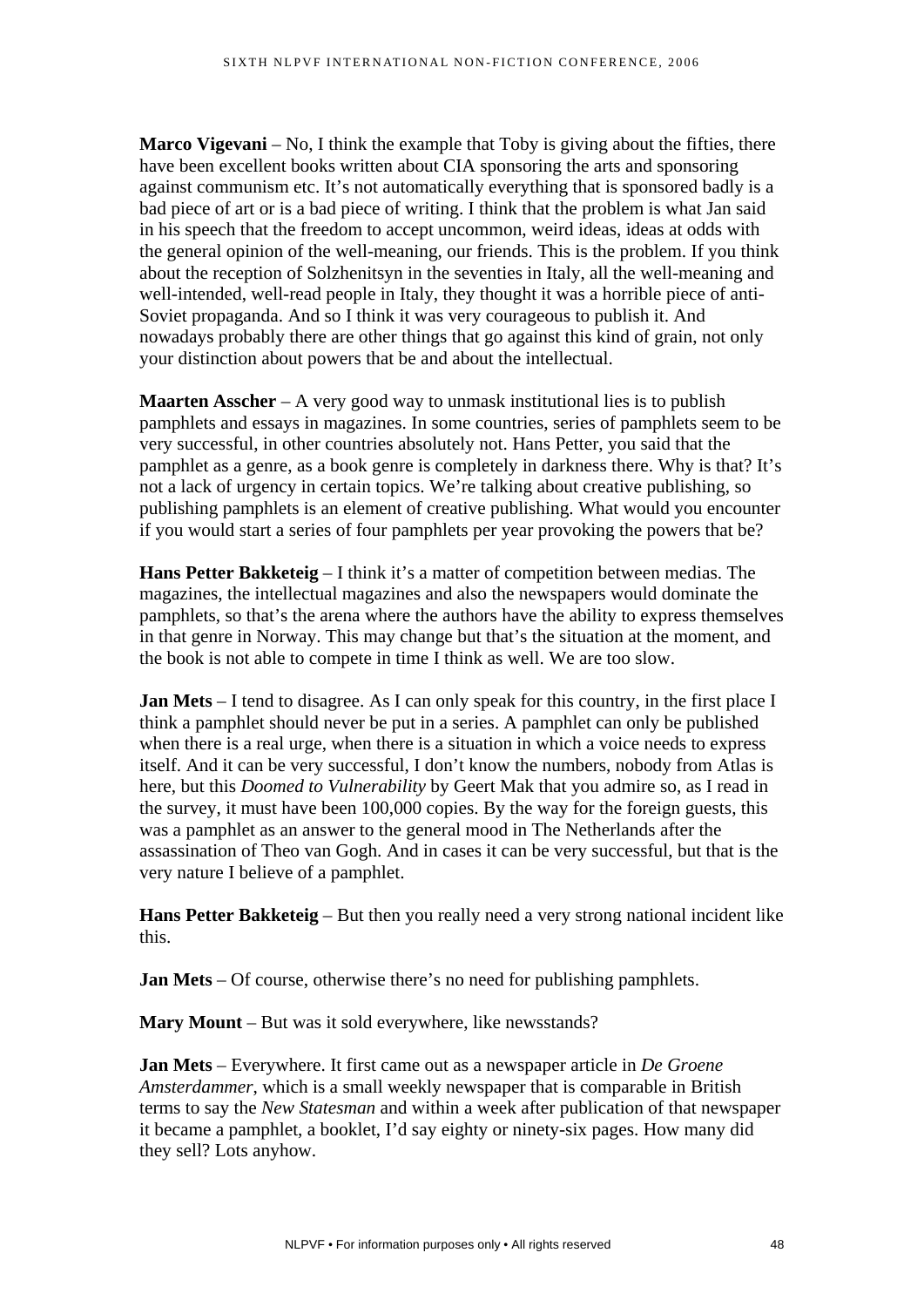**Marco Vigevani** – No, I think the example that Toby is giving about the fifties, there have been excellent books written about CIA sponsoring the arts and sponsoring against communism etc. It's not automatically everything that is sponsored badly is a bad piece of art or is a bad piece of writing. I think that the problem is what Jan said in his speech that the freedom to accept uncommon, weird ideas, ideas at odds with the general opinion of the well-meaning, our friends. This is the problem. If you think about the reception of Solzhenitsyn in the seventies in Italy, all the well-meaning and well-intended, well-read people in Italy, they thought it was a horrible piece of anti-Soviet propaganda. And so I think it was very courageous to publish it. And nowadays probably there are other things that go against this kind of grain, not only your distinction about powers that be and about the intellectual.

**Maarten Asscher** – A very good way to unmask institutional lies is to publish pamphlets and essays in magazines. In some countries, series of pamphlets seem to be very successful, in other countries absolutely not. Hans Petter, you said that the pamphlet as a genre, as a book genre is completely in darkness there. Why is that? It's not a lack of urgency in certain topics. We're talking about creative publishing, so publishing pamphlets is an element of creative publishing. What would you encounter if you would start a series of four pamphlets per year provoking the powers that be?

**Hans Petter Bakketeig** – I think it's a matter of competition between medias. The magazines, the intellectual magazines and also the newspapers would dominate the pamphlets, so that's the arena where the authors have the ability to express themselves in that genre in Norway. This may change but that's the situation at the moment, and the book is not able to compete in time I think as well. We are too slow.

**Jan Mets** – I tend to disagree. As I can only speak for this country, in the first place I think a pamphlet should never be put in a series. A pamphlet can only be published when there is a real urge, when there is a situation in which a voice needs to express itself. And it can be very successful, I don't know the numbers, nobody from Atlas is here, but this *Doomed to Vulnerability* by Geert Mak that you admire so, as I read in the survey, it must have been 100,000 copies. By the way for the foreign guests, this was a pamphlet as an answer to the general mood in The Netherlands after the assassination of Theo van Gogh. And in cases it can be very successful, but that is the very nature I believe of a pamphlet.

**Hans Petter Bakketeig** – But then you really need a very strong national incident like this.

**Jan Mets** – Of course, otherwise there's no need for publishing pamphlets.

**Mary Mount** – But was it sold everywhere, like newsstands?

**Jan Mets** – Everywhere. It first came out as a newspaper article in *De Groene Amsterdammer*, which is a small weekly newspaper that is comparable in British terms to say the *New Statesman* and within a week after publication of that newspaper it became a pamphlet, a booklet, I'd say eighty or ninety-six pages. How many did they sell? Lots anyhow.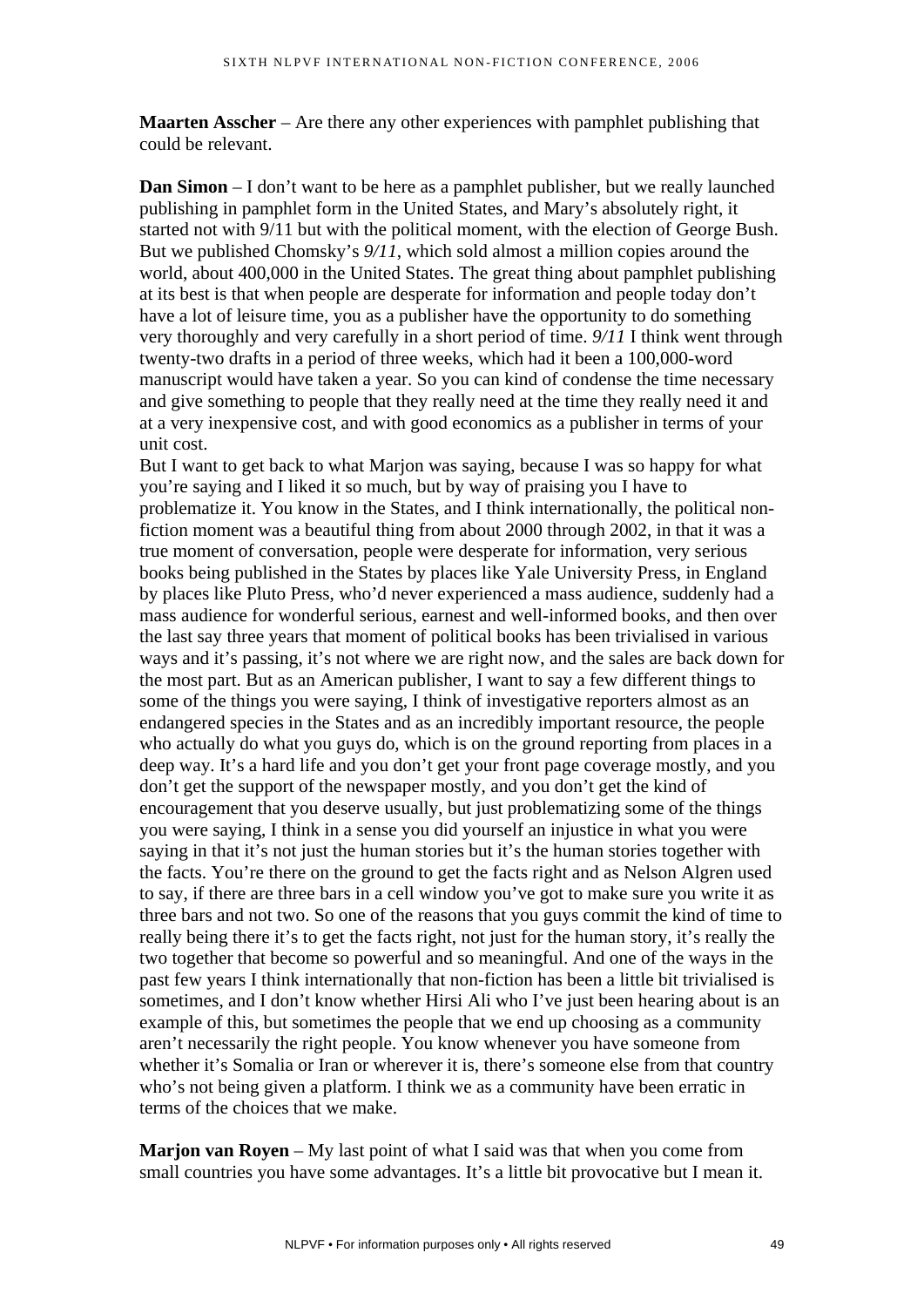**Maarten Asscher** – Are there any other experiences with pamphlet publishing that could be relevant.

**Dan Simon** – I don't want to be here as a pamphlet publisher, but we really launched publishing in pamphlet form in the United States, and Mary's absolutely right, it started not with 9/11 but with the political moment, with the election of George Bush. But we published Chomsky's *9/11*, which sold almost a million copies around the world, about 400,000 in the United States. The great thing about pamphlet publishing at its best is that when people are desperate for information and people today don't have a lot of leisure time, you as a publisher have the opportunity to do something very thoroughly and very carefully in a short period of time. *9/11* I think went through twenty-two drafts in a period of three weeks, which had it been a 100,000-word manuscript would have taken a year. So you can kind of condense the time necessary and give something to people that they really need at the time they really need it and at a very inexpensive cost, and with good economics as a publisher in terms of your unit cost.

But I want to get back to what Marjon was saying, because I was so happy for what you're saying and I liked it so much, but by way of praising you I have to problematize it. You know in the States, and I think internationally, the political non-fiction moment was a beautiful thing from about 2000 through 2002, in that it was a true moment of conversation, people were desperate for information, very serious books being published in the States by places like Yale University Press, in England by places like Pluto Press, who'd never experienced a mass audience, suddenly had a mass audience for wonderful serious, earnest and well-informed books, and then over the last say three years that moment of political books has been trivialised in various ways and it's passing, it's not where we are right now, and the sales are back down for the most part. But as an American publisher, I want to say a few different things to some of the things you were saying, I think of investigative reporters almost as an endangered species in the States and as an incredibly important resource, the people who actually do what you guys do, which is on the ground reporting from places in a deep way. It's a hard life and you don't get your front page coverage mostly, and you don't get the support of the newspaper mostly, and you don't get the kind of encouragement that you deserve usually, but just problematizing some of the things you were saying, I think in a sense you did yourself an injustice in what you were saying in that it's not just the human stories but it's the human stories together with the facts. You're there on the ground to get the facts right and as Nelson Algren used to say, if there are three bars in a cell window you've got to make sure you write it as three bars and not two. So one of the reasons that you guys commit the kind of time to really being there it's to get the facts right, not just for the human story, it's really the two together that become so powerful and so meaningful. And one of the ways in the past few years I think internationally that non-fiction has been a little bit trivialised is sometimes, and I don't know whether Hirsi Ali who I've just been hearing about is an example of this, but sometimes the people that we end up choosing as a community aren't necessarily the right people. You know whenever you have someone from whether it's Somalia or Iran or wherever it is, there's someone else from that country who's not being given a platform. I think we as a community have been erratic in terms of the choices that we make.

**Marjon van Royen** – My last point of what I said was that when you come from small countries you have some advantages. It's a little bit provocative but I mean it.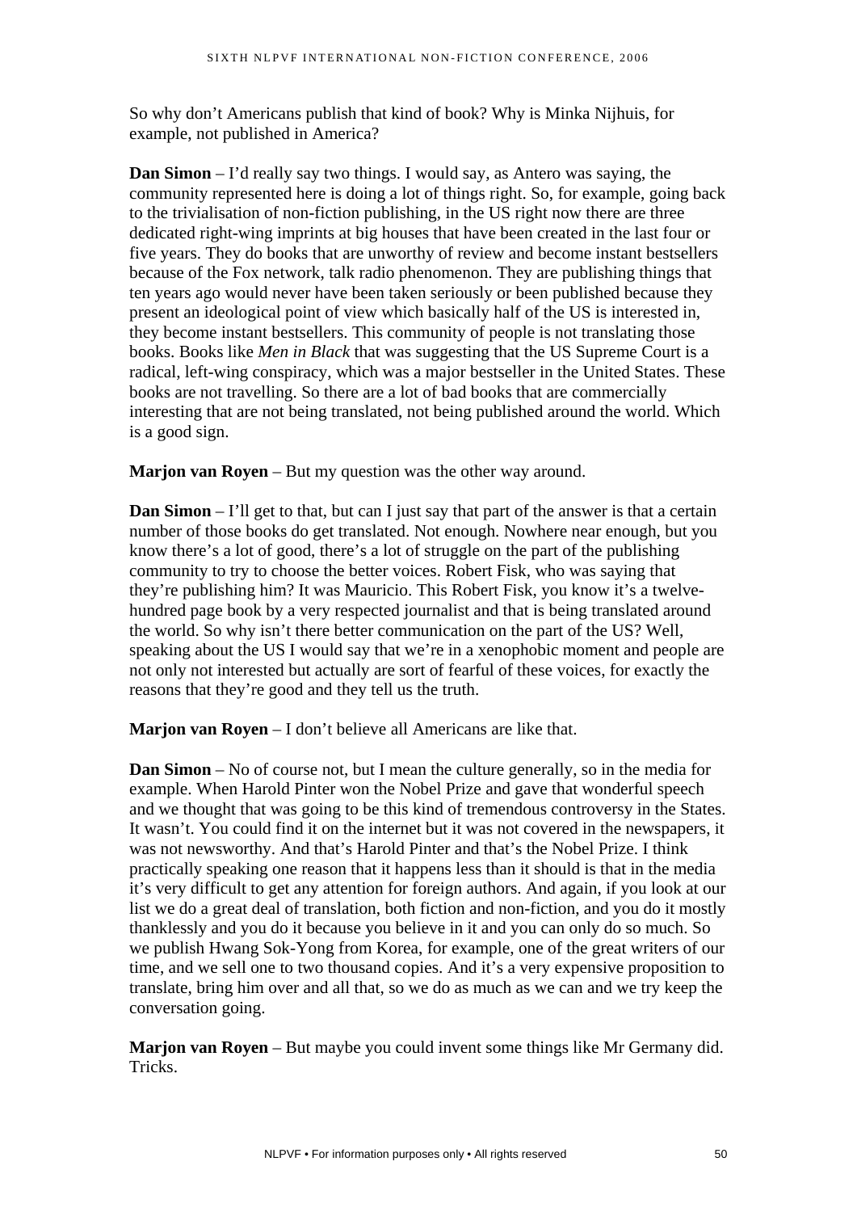So why don't Americans publish that kind of book? Why is Minka Nijhuis, for example, not published in America?

**Dan Simon** – I'd really say two things. I would say, as Antero was saying, the community represented here is doing a lot of things right. So, for example, going back to the trivialisation of non-fiction publishing, in the US right now there are three dedicated right-wing imprints at big houses that have been created in the last four or five years. They do books that are unworthy of review and become instant bestsellers because of the Fox network, talk radio phenomenon. They are publishing things that ten years ago would never have been taken seriously or been published because they present an ideological point of view which basically half of the US is interested in, they become instant bestsellers. This community of people is not translating those books. Books like *Men in Black* that was suggesting that the US Supreme Court is a radical, left-wing conspiracy, which was a major bestseller in the United States. These books are not travelling. So there are a lot of bad books that are commercially interesting that are not being translated, not being published around the world. Which is a good sign.

**Marjon van Royen** – But my question was the other way around.

**Dan Simon** – I'll get to that, but can I just say that part of the answer is that a certain number of those books do get translated. Not enough. Nowhere near enough, but you know there's a lot of good, there's a lot of struggle on the part of the publishing community to try to choose the better voices. Robert Fisk, who was saying that they're publishing him? It was Mauricio. This Robert Fisk, you know it's a twelve-hundred page book by a very respected journalist and that is being translated around the world. So why isn't there better communication on the part of the US? Well, speaking about the US I would say that we're in a xenophobic moment and people are not only not interested but actually are sort of fearful of these voices, for exactly the reasons that they're good and they tell us the truth.

**Marjon van Royen** – I don't believe all Americans are like that.

**Dan Simon** – No of course not, but I mean the culture generally, so in the media for example. When Harold Pinter won the Nobel Prize and gave that wonderful speech and we thought that was going to be this kind of tremendous controversy in the States. It wasn't. You could find it on the internet but it was not covered in the newspapers, it was not newsworthy. And that's Harold Pinter and that's the Nobel Prize. I think practically speaking one reason that it happens less than it should is that in the media it's very difficult to get any attention for foreign authors. And again, if you look at our list we do a great deal of translation, both fiction and non-fiction, and you do it mostly thanklessly and you do it because you believe in it and you can only do so much. So we publish Hwang Sok-Yong from Korea, for example, one of the great writers of our time, and we sell one to two thousand copies. And it's a very expensive proposition to translate, bring him over and all that, so we do as much as we can and we try keep the conversation going.

**Marjon van Royen** – But maybe you could invent some things like Mr Germany did. Tricks.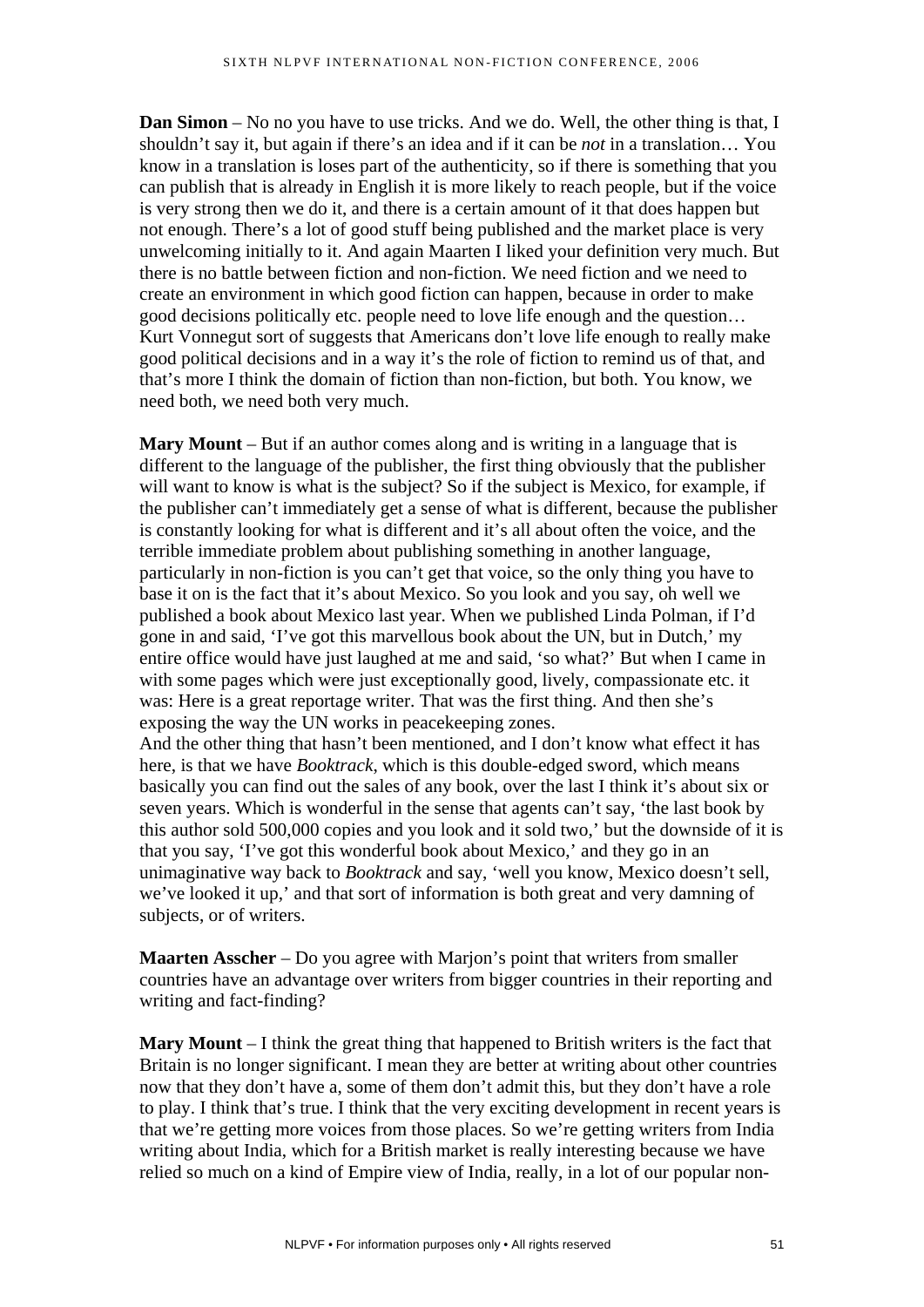**Dan Simon** – No no you have to use tricks. And we do. Well, the other thing is that, I shouldn't say it, but again if there's an idea and if it can be *not* in a translation… You know in a translation is loses part of the authenticity, so if there is something that you can publish that is already in English it is more likely to reach people, but if the voice is very strong then we do it, and there is a certain amount of it that does happen but not enough. There's a lot of good stuff being published and the market place is very unwelcoming initially to it. And again Maarten I liked your definition very much. But there is no battle between fiction and non-fiction. We need fiction and we need to create an environment in which good fiction can happen, because in order to make good decisions politically etc. people need to love life enough and the question… Kurt Vonnegut sort of suggests that Americans don't love life enough to really make good political decisions and in a way it's the role of fiction to remind us of that, and that's more I think the domain of fiction than non-fiction, but both. You know, we need both, we need both very much.

**Mary Mount** – But if an author comes along and is writing in a language that is different to the language of the publisher, the first thing obviously that the publisher will want to know is what is the subject? So if the subject is Mexico, for example, if the publisher can't immediately get a sense of what is different, because the publisher is constantly looking for what is different and it's all about often the voice, and the terrible immediate problem about publishing something in another language, particularly in non-fiction is you can't get that voice, so the only thing you have to base it on is the fact that it's about Mexico. So you look and you say, oh well we published a book about Mexico last year. When we published Linda Polman, if I'd gone in and said, 'I've got this marvellous book about the UN, but in Dutch,' my entire office would have just laughed at me and said, 'so what?' But when I came in with some pages which were just exceptionally good, lively, compassionate etc. it was: Here is a great reportage writer. That was the first thing. And then she's exposing the way the UN works in peacekeeping zones.
And the other thing that hasn't been mentioned, and I don't know what effect it has here, is that we have *Booktrack*, which is this double-edged sword, which means basically you can find out the sales of any book, over the last I think it's about six or seven years. Which is wonderful in the sense that agents can't say, 'the last book by this author sold 500,000 copies and you look and it sold two,' but the downside of it is that you say, 'I've got this wonderful book about Mexico,' and they go in an unimaginative way back to *Booktrack* and say, 'well you know, Mexico doesn't sell, we've looked it up,' and that sort of information is both great and very damning of subjects, or of writers.

**Maarten Asscher** – Do you agree with Marjon's point that writers from smaller countries have an advantage over writers from bigger countries in their reporting and writing and fact-finding?

**Mary Mount** – I think the great thing that happened to British writers is the fact that Britain is no longer significant. I mean they are better at writing about other countries now that they don't have a, some of them don't admit this, but they don't have a role to play. I think that's true. I think that the very exciting development in recent years is that we're getting more voices from those places. So we're getting writers from India writing about India, which for a British market is really interesting because we have relied so much on a kind of Empire view of India, really, in a lot of our popular non-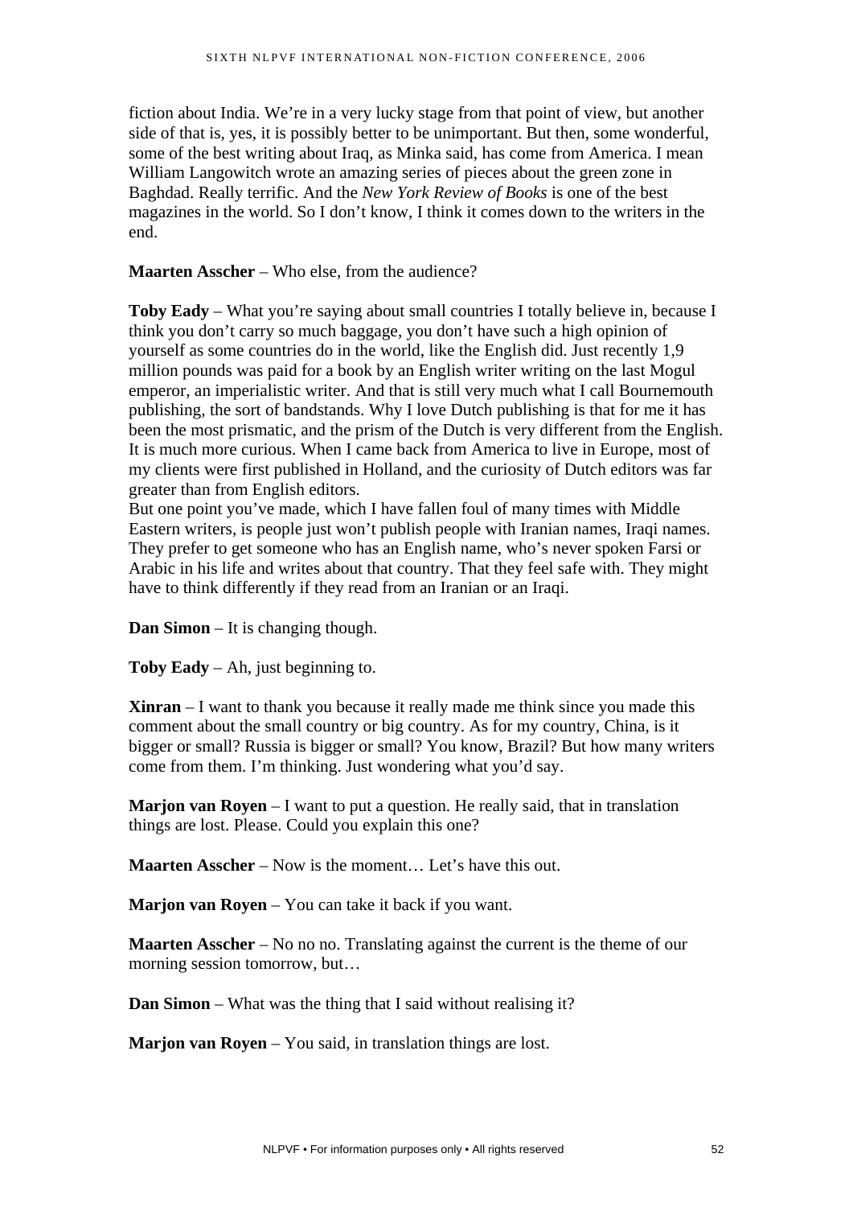fiction about India. We're in a very lucky stage from that point of view, but another side of that is, yes, it is possibly better to be unimportant. But then, some wonderful, some of the best writing about Iraq, as Minka said, has come from America. I mean William Langowitch wrote an amazing series of pieces about the green zone in Baghdad. Really terrific. And the *New York Review of Books* is one of the best magazines in the world. So I don't know, I think it comes down to the writers in the end.

**Maarten Asscher** – Who else, from the audience?

**Toby Eady** – What you're saying about small countries I totally believe in, because I think you don't carry so much baggage, you don't have such a high opinion of yourself as some countries do in the world, like the English did. Just recently 1,9 million pounds was paid for a book by an English writer writing on the last Mogul emperor, an imperialistic writer. And that is still very much what I call Bournemouth publishing, the sort of bandstands. Why I love Dutch publishing is that for me it has been the most prismatic, and the prism of the Dutch is very different from the English. It is much more curious. When I came back from America to live in Europe, most of my clients were first published in Holland, and the curiosity of Dutch editors was far greater than from English editors.
But one point you've made, which I have fallen foul of many times with Middle Eastern writers, is people just won't publish people with Iranian names, Iraqi names. They prefer to get someone who has an English name, who's never spoken Farsi or Arabic in his life and writes about that country. That they feel safe with. They might have to think differently if they read from an Iranian or an Iraqi.

**Dan Simon** – It is changing though.

**Toby Eady** – Ah, just beginning to.

**Xinran** – I want to thank you because it really made me think since you made this comment about the small country or big country. As for my country, China, is it bigger or small? Russia is bigger or small? You know, Brazil? But how many writers come from them. I'm thinking. Just wondering what you'd say.

**Marjon van Royen** – I want to put a question. He really said, that in translation things are lost. Please. Could you explain this one?

**Maarten Asscher** – Now is the moment… Let's have this out.

**Marjon van Royen** – You can take it back if you want.

**Maarten Asscher** – No no no. Translating against the current is the theme of our morning session tomorrow, but…

**Dan Simon** – What was the thing that I said without realising it?

**Marjon van Royen** – You said, in translation things are lost.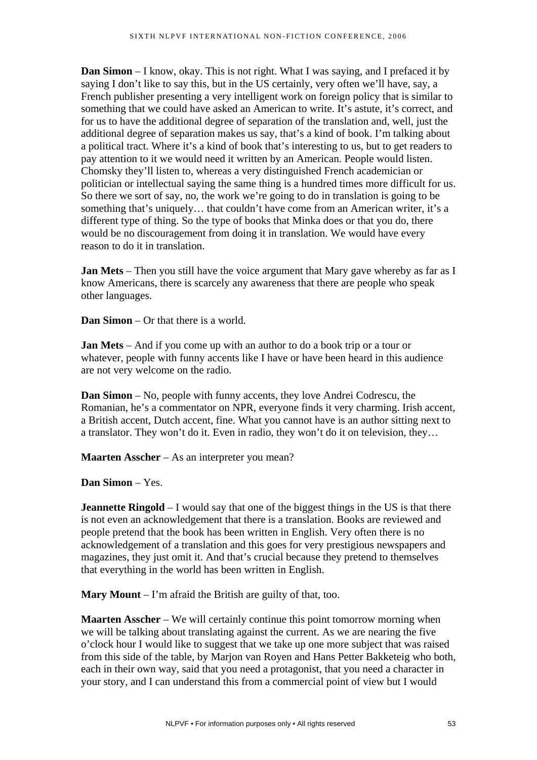**Dan Simon** – I know, okay. This is not right. What I was saying, and I prefaced it by saying I don't like to say this, but in the US certainly, very often we'll have, say, a French publisher presenting a very intelligent work on foreign policy that is similar to something that we could have asked an American to write. It's astute, it's correct, and for us to have the additional degree of separation of the translation and, well, just the additional degree of separation makes us say, that's a kind of book. I'm talking about a political tract. Where it's a kind of book that's interesting to us, but to get readers to pay attention to it we would need it written by an American. People would listen. Chomsky they'll listen to, whereas a very distinguished French academician or politician or intellectual saying the same thing is a hundred times more difficult for us. So there we sort of say, no, the work we're going to do in translation is going to be something that's uniquely… that couldn't have come from an American writer, it's a different type of thing. So the type of books that Minka does or that you do, there would be no discouragement from doing it in translation. We would have every reason to do it in translation.

**Jan Mets** – Then you still have the voice argument that Mary gave whereby as far as I know Americans, there is scarcely any awareness that there are people who speak other languages.

**Dan Simon** – Or that there is a world.

**Jan Mets** – And if you come up with an author to do a book trip or a tour or whatever, people with funny accents like I have or have been heard in this audience are not very welcome on the radio.

**Dan Simon** – No, people with funny accents, they love Andrei Codrescu, the Romanian, he's a commentator on NPR, everyone finds it very charming. Irish accent, a British accent, Dutch accent, fine. What you cannot have is an author sitting next to a translator. They won't do it. Even in radio, they won't do it on television, they…

**Maarten Asscher** – As an interpreter you mean?

**Dan Simon** – Yes.

**Jeannette Ringold** – I would say that one of the biggest things in the US is that there is not even an acknowledgement that there is a translation. Books are reviewed and people pretend that the book has been written in English. Very often there is no acknowledgement of a translation and this goes for very prestigious newspapers and magazines, they just omit it. And that's crucial because they pretend to themselves that everything in the world has been written in English.

**Mary Mount** – I'm afraid the British are guilty of that, too.

**Maarten Asscher** – We will certainly continue this point tomorrow morning when we will be talking about translating against the current. As we are nearing the five o'clock hour I would like to suggest that we take up one more subject that was raised from this side of the table, by Marjon van Royen and Hans Petter Bakketeig who both, each in their own way, said that you need a protagonist, that you need a character in your story, and I can understand this from a commercial point of view but I would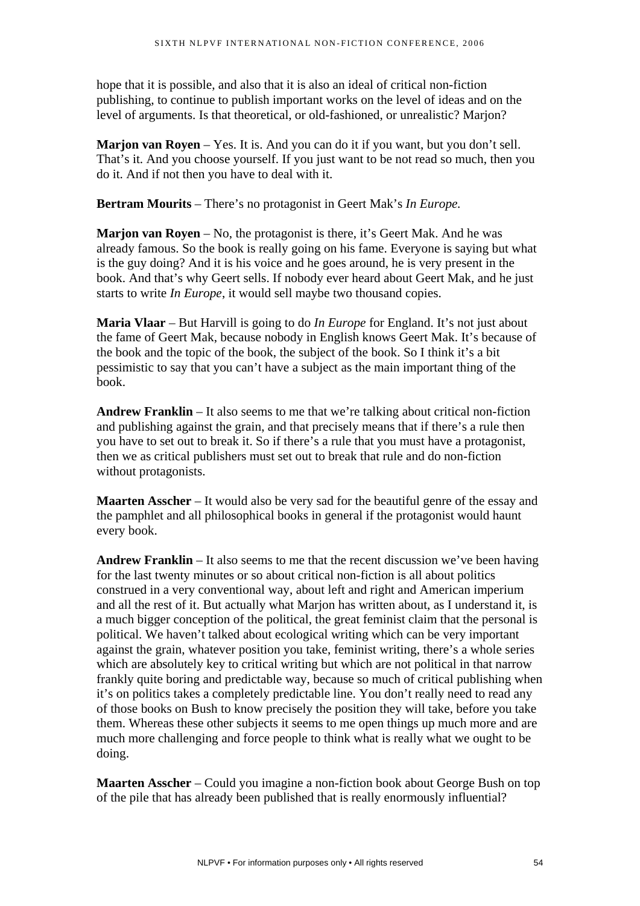hope that it is possible, and also that it is also an ideal of critical non-fiction publishing, to continue to publish important works on the level of ideas and on the level of arguments. Is that theoretical, or old-fashioned, or unrealistic? Marjon?

**Marjon van Royen** – Yes. It is. And you can do it if you want, but you don't sell. That's it. And you choose yourself. If you just want to be not read so much, then you do it. And if not then you have to deal with it.

**Bertram Mourits** – There's no protagonist in Geert Mak's *In Europe*.

**Marjon van Royen** – No, the protagonist is there, it's Geert Mak. And he was already famous. So the book is really going on his fame. Everyone is saying but what is the guy doing? And it is his voice and he goes around, he is very present in the book. And that's why Geert sells. If nobody ever heard about Geert Mak, and he just starts to write *In Europe*, it would sell maybe two thousand copies.

**Maria Vlaar** – But Harvill is going to do *In Europe* for England. It's not just about the fame of Geert Mak, because nobody in English knows Geert Mak. It's because of the book and the topic of the book, the subject of the book. So I think it's a bit pessimistic to say that you can't have a subject as the main important thing of the book.

**Andrew Franklin** – It also seems to me that we're talking about critical non-fiction and publishing against the grain, and that precisely means that if there's a rule then you have to set out to break it. So if there's a rule that you must have a protagonist, then we as critical publishers must set out to break that rule and do non-fiction without protagonists.

**Maarten Asscher** – It would also be very sad for the beautiful genre of the essay and the pamphlet and all philosophical books in general if the protagonist would haunt every book.

**Andrew Franklin** – It also seems to me that the recent discussion we've been having for the last twenty minutes or so about critical non-fiction is all about politics construed in a very conventional way, about left and right and American imperium and all the rest of it. But actually what Marjon has written about, as I understand it, is a much bigger conception of the political, the great feminist claim that the personal is political. We haven't talked about ecological writing which can be very important against the grain, whatever position you take, feminist writing, there's a whole series which are absolutely key to critical writing but which are not political in that narrow frankly quite boring and predictable way, because so much of critical publishing when it's on politics takes a completely predictable line. You don't really need to read any of those books on Bush to know precisely the position they will take, before you take them. Whereas these other subjects it seems to me open things up much more and are much more challenging and force people to think what is really what we ought to be doing.

**Maarten Asscher** – Could you imagine a non-fiction book about George Bush on top of the pile that has already been published that is really enormously influential?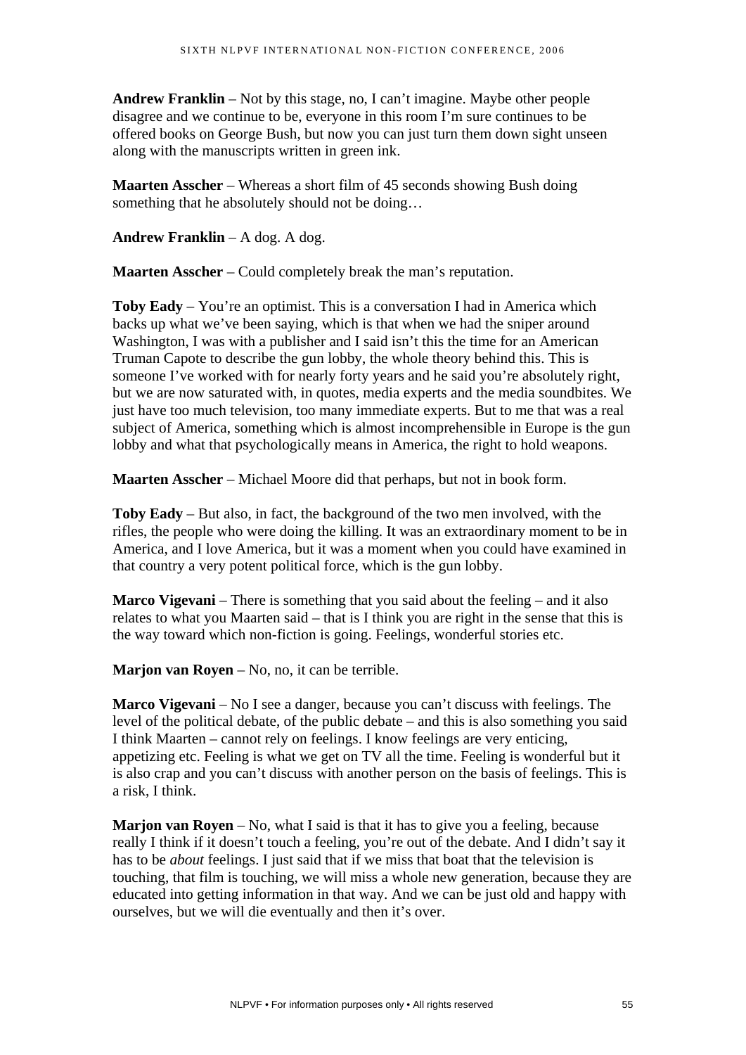**Andrew Franklin** – Not by this stage, no, I can't imagine. Maybe other people disagree and we continue to be, everyone in this room I'm sure continues to be offered books on George Bush, but now you can just turn them down sight unseen along with the manuscripts written in green ink.

**Maarten Asscher** – Whereas a short film of 45 seconds showing Bush doing something that he absolutely should not be doing…

**Andrew Franklin** – A dog. A dog.

**Maarten Asscher** – Could completely break the man's reputation.

**Toby Eady** – You're an optimist. This is a conversation I had in America which backs up what we've been saying, which is that when we had the sniper around Washington, I was with a publisher and I said isn't this the time for an American Truman Capote to describe the gun lobby, the whole theory behind this. This is someone I've worked with for nearly forty years and he said you're absolutely right, but we are now saturated with, in quotes, media experts and the media soundbites. We just have too much television, too many immediate experts. But to me that was a real subject of America, something which is almost incomprehensible in Europe is the gun lobby and what that psychologically means in America, the right to hold weapons.

**Maarten Asscher** – Michael Moore did that perhaps, but not in book form.

**Toby Eady** – But also, in fact, the background of the two men involved, with the rifles, the people who were doing the killing. It was an extraordinary moment to be in America, and I love America, but it was a moment when you could have examined in that country a very potent political force, which is the gun lobby.

**Marco Vigevani** – There is something that you said about the feeling – and it also relates to what you Maarten said – that is I think you are right in the sense that this is the way toward which non-fiction is going. Feelings, wonderful stories etc.

**Marjon van Royen** – No, no, it can be terrible.

**Marco Vigevani** – No I see a danger, because you can't discuss with feelings. The level of the political debate, of the public debate – and this is also something you said I think Maarten – cannot rely on feelings. I know feelings are very enticing, appetizing etc. Feeling is what we get on TV all the time. Feeling is wonderful but it is also crap and you can't discuss with another person on the basis of feelings. This is a risk, I think.

**Marjon van Royen** – No, what I said is that it has to give you a feeling, because really I think if it doesn't touch a feeling, you're out of the debate. And I didn't say it has to be *about* feelings. I just said that if we miss that boat that the television is touching, that film is touching, we will miss a whole new generation, because they are educated into getting information in that way. And we can be just old and happy with ourselves, but we will die eventually and then it's over.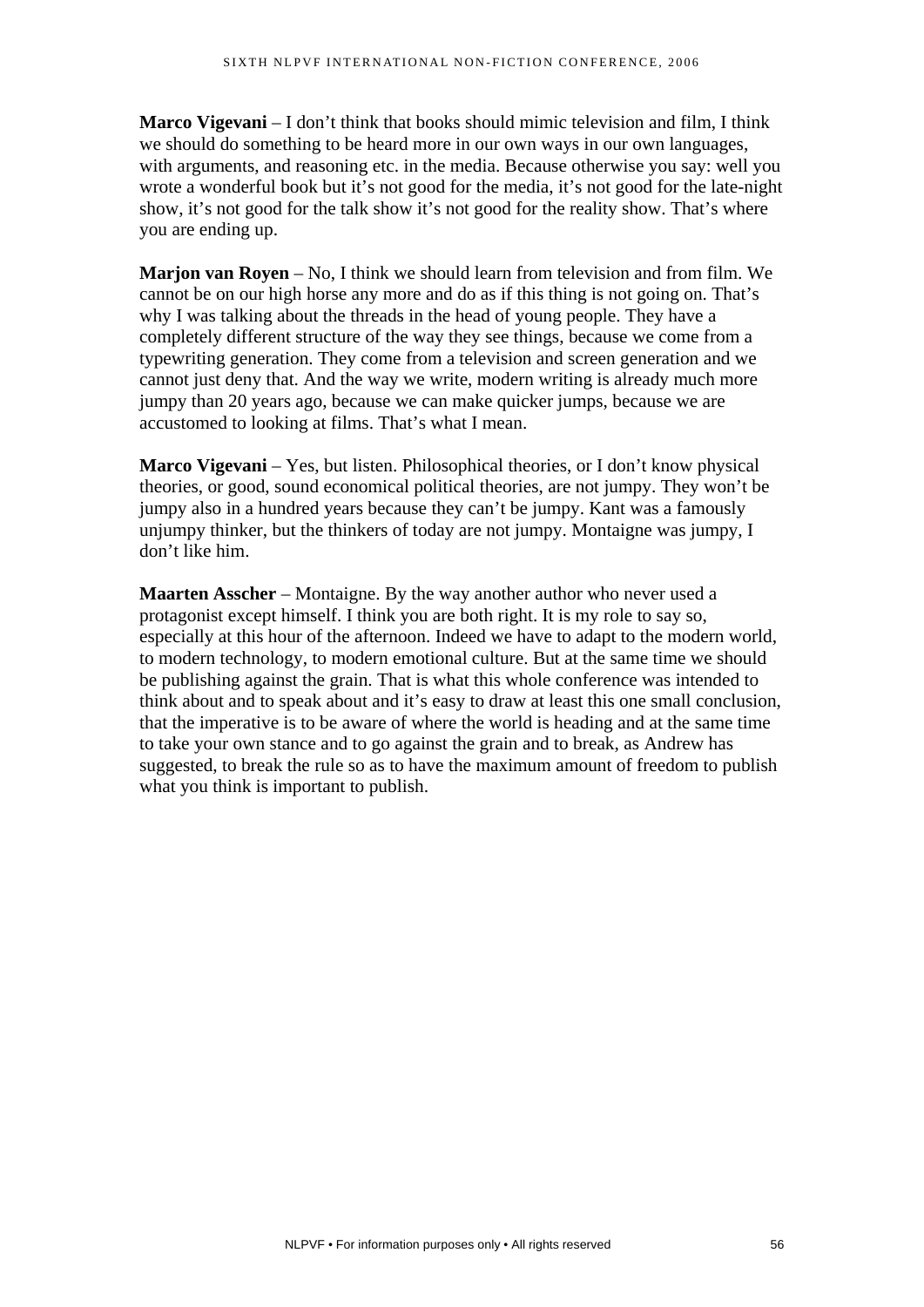**Marco Vigevani** – I don't think that books should mimic television and film, I think we should do something to be heard more in our own ways in our own languages, with arguments, and reasoning etc. in the media. Because otherwise you say: well you wrote a wonderful book but it's not good for the media, it's not good for the late-night show, it's not good for the talk show it's not good for the reality show. That's where you are ending up.

**Marjon van Royen** – No, I think we should learn from television and from film. We cannot be on our high horse any more and do as if this thing is not going on. That's why I was talking about the threads in the head of young people. They have a completely different structure of the way they see things, because we come from a typewriting generation. They come from a television and screen generation and we cannot just deny that. And the way we write, modern writing is already much more jumpy than 20 years ago, because we can make quicker jumps, because we are accustomed to looking at films. That's what I mean.

**Marco Vigevani** – Yes, but listen. Philosophical theories, or I don't know physical theories, or good, sound economical political theories, are not jumpy. They won't be jumpy also in a hundred years because they can't be jumpy. Kant was a famously unjumpy thinker, but the thinkers of today are not jumpy. Montaigne was jumpy, I don't like him.

**Maarten Asscher** – Montaigne. By the way another author who never used a protagonist except himself. I think you are both right. It is my role to say so, especially at this hour of the afternoon. Indeed we have to adapt to the modern world, to modern technology, to modern emotional culture. But at the same time we should be publishing against the grain. That is what this whole conference was intended to think about and to speak about and it's easy to draw at least this one small conclusion, that the imperative is to be aware of where the world is heading and at the same time to take your own stance and to go against the grain and to break, as Andrew has suggested, to break the rule so as to have the maximum amount of freedom to publish what you think is important to publish.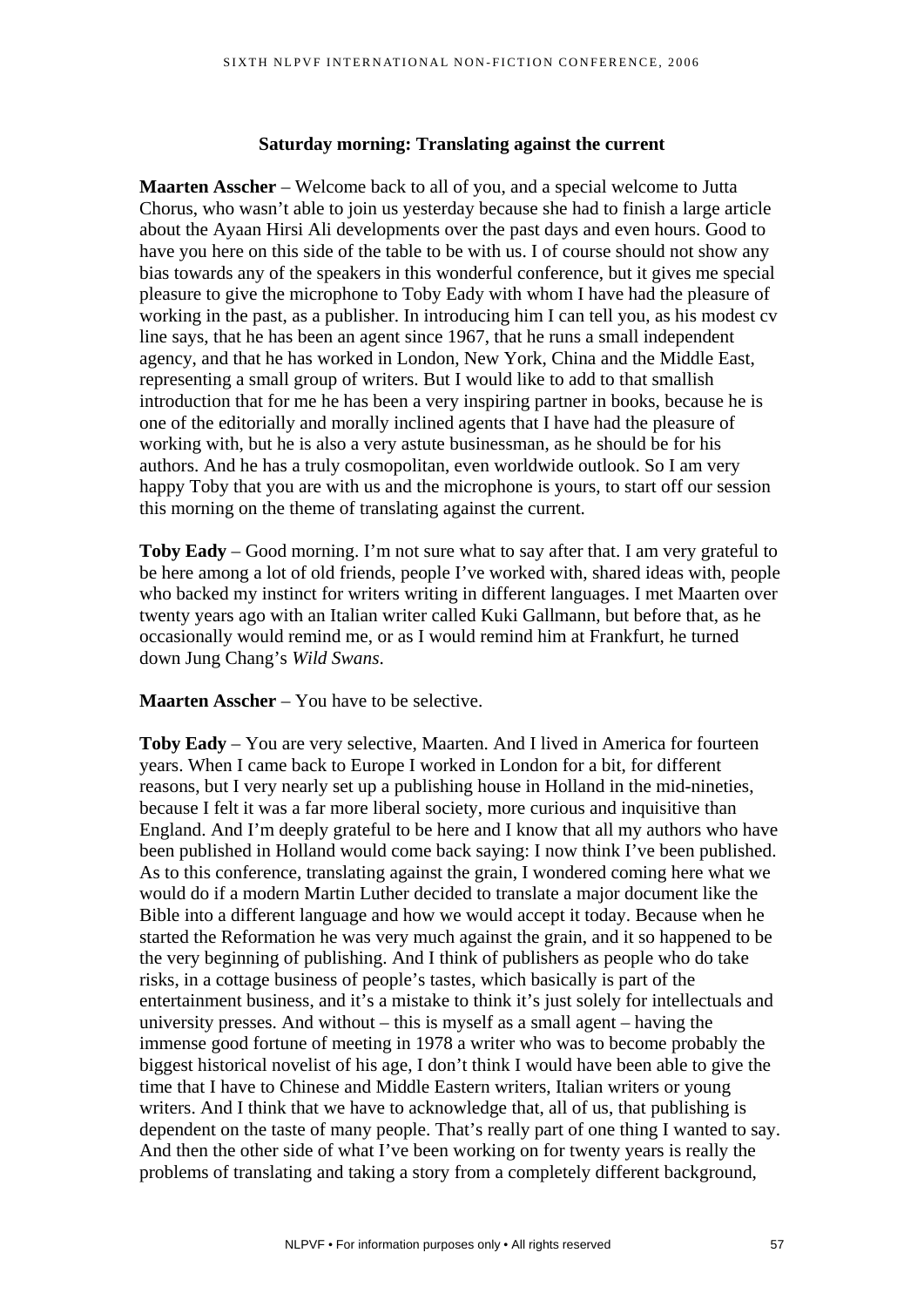## Saturday morning: Translating against the current

**Maarten Asscher** – Welcome back to all of you, and a special welcome to Jutta Chorus, who wasn't able to join us yesterday because she had to finish a large article about the Ayaan Hirsi Ali developments over the past days and even hours. Good to have you here on this side of the table to be with us. I of course should not show any bias towards any of the speakers in this wonderful conference, but it gives me special pleasure to give the microphone to Toby Eady with whom I have had the pleasure of working in the past, as a publisher. In introducing him I can tell you, as his modest cv line says, that he has been an agent since 1967, that he runs a small independent agency, and that he has worked in London, New York, China and the Middle East, representing a small group of writers. But I would like to add to that smallish introduction that for me he has been a very inspiring partner in books, because he is one of the editorially and morally inclined agents that I have had the pleasure of working with, but he is also a very astute businessman, as he should be for his authors. And he has a truly cosmopolitan, even worldwide outlook. So I am very happy Toby that you are with us and the microphone is yours, to start off our session this morning on the theme of translating against the current.

**Toby Eady** – Good morning. I'm not sure what to say after that. I am very grateful to be here among a lot of old friends, people I've worked with, shared ideas with, people who backed my instinct for writers writing in different languages. I met Maarten over twenty years ago with an Italian writer called Kuki Gallmann, but before that, as he occasionally would remind me, or as I would remind him at Frankfurt, he turned down Jung Chang's *Wild Swans*.

**Maarten Asscher** – You have to be selective.

**Toby Eady** – You are very selective, Maarten. And I lived in America for fourteen years. When I came back to Europe I worked in London for a bit, for different reasons, but I very nearly set up a publishing house in Holland in the mid-nineties, because I felt it was a far more liberal society, more curious and inquisitive than England. And I'm deeply grateful to be here and I know that all my authors who have been published in Holland would come back saying: I now think I've been published. As to this conference, translating against the grain, I wondered coming here what we would do if a modern Martin Luther decided to translate a major document like the Bible into a different language and how we would accept it today. Because when he started the Reformation he was very much against the grain, and it so happened to be the very beginning of publishing. And I think of publishers as people who do take risks, in a cottage business of people's tastes, which basically is part of the entertainment business, and it's a mistake to think it's just solely for intellectuals and university presses. And without – this is myself as a small agent – having the immense good fortune of meeting in 1978 a writer who was to become probably the biggest historical novelist of his age, I don't think I would have been able to give the time that I have to Chinese and Middle Eastern writers, Italian writers or young writers. And I think that we have to acknowledge that, all of us, that publishing is dependent on the taste of many people. That's really part of one thing I wanted to say. And then the other side of what I've been working on for twenty years is really the problems of translating and taking a story from a completely different background,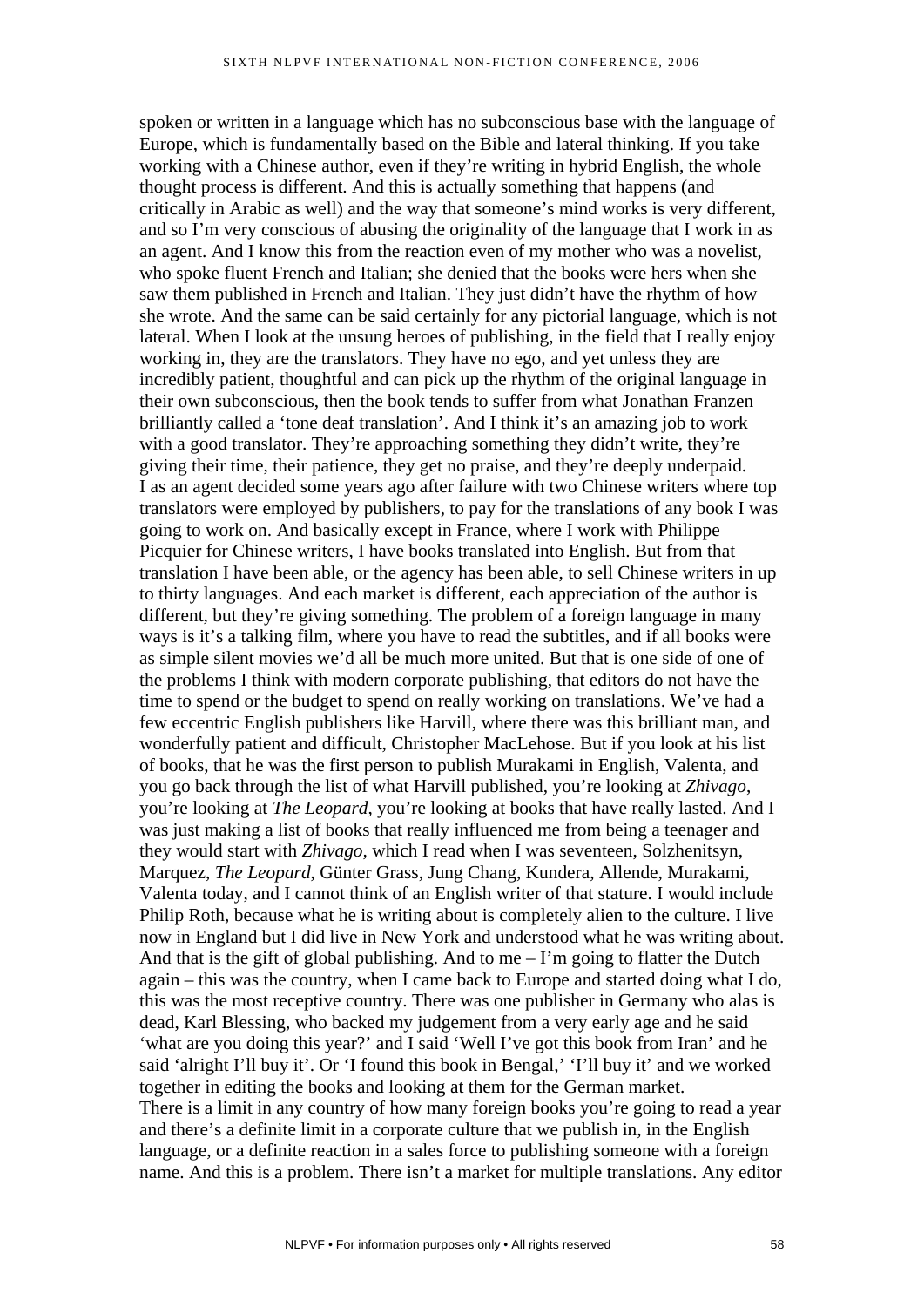spoken or written in a language which has no subconscious base with the language of Europe, which is fundamentally based on the Bible and lateral thinking. If you take working with a Chinese author, even if they're writing in hybrid English, the whole thought process is different. And this is actually something that happens (and critically in Arabic as well) and the way that someone's mind works is very different, and so I'm very conscious of abusing the originality of the language that I work in as an agent. And I know this from the reaction even of my mother who was a novelist, who spoke fluent French and Italian; she denied that the books were hers when she saw them published in French and Italian. They just didn't have the rhythm of how she wrote. And the same can be said certainly for any pictorial language, which is not lateral. When I look at the unsung heroes of publishing, in the field that I really enjoy working in, they are the translators. They have no ego, and yet unless they are incredibly patient, thoughtful and can pick up the rhythm of the original language in their own subconscious, then the book tends to suffer from what Jonathan Franzen brilliantly called a 'tone deaf translation'. And I think it's an amazing job to work with a good translator. They're approaching something they didn't write, they're giving their time, their patience, they get no praise, and they're deeply underpaid.
I as an agent decided some years ago after failure with two Chinese writers where top translators were employed by publishers, to pay for the translations of any book I was going to work on. And basically except in France, where I work with Philippe Picquier for Chinese writers, I have books translated into English. But from that translation I have been able, or the agency has been able, to sell Chinese writers in up to thirty languages. And each market is different, each appreciation of the author is different, but they're giving something. The problem of a foreign language in many ways is it's a talking film, where you have to read the subtitles, and if all books were as simple silent movies we'd all be much more united. But that is one side of one of the problems I think with modern corporate publishing, that editors do not have the time to spend or the budget to spend on really working on translations. We've had a few eccentric English publishers like Harvill, where there was this brilliant man, and wonderfully patient and difficult, Christopher MacLehose. But if you look at his list of books, that he was the first person to publish Murakami in English, Valenta, and you go back through the list of what Harvill published, you're looking at *Zhivago*, you're looking at *The Leopard*, you're looking at books that have really lasted. And I was just making a list of books that really influenced me from being a teenager and they would start with *Zhivago*, which I read when I was seventeen, Solzhenitsyn, Marquez, *The Leopard*, Günter Grass, Jung Chang, Kundera, Allende, Murakami, Valenta today, and I cannot think of an English writer of that stature. I would include Philip Roth, because what he is writing about is completely alien to the culture. I live now in England but I did live in New York and understood what he was writing about. And that is the gift of global publishing. And to me – I'm going to flatter the Dutch again – this was the country, when I came back to Europe and started doing what I do, this was the most receptive country. There was one publisher in Germany who alas is dead, Karl Blessing, who backed my judgement from a very early age and he said 'what are you doing this year?' and I said 'Well I've got this book from Iran' and he said 'alright I'll buy it'. Or 'I found this book in Bengal,' 'I'll buy it' and we worked together in editing the books and looking at them for the German market.
There is a limit in any country of how many foreign books you're going to read a year and there's a definite limit in a corporate culture that we publish in, in the English language, or a definite reaction in a sales force to publishing someone with a foreign name. And this is a problem. There isn't a market for multiple translations. Any editor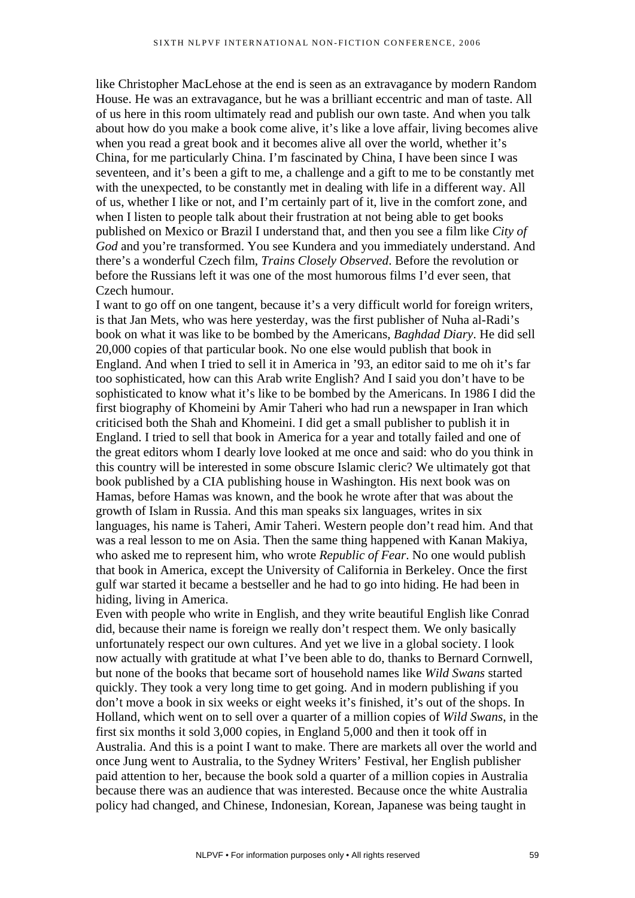like Christopher MacLehose at the end is seen as an extravagance by modern Random House. He was an extravagance, but he was a brilliant eccentric and man of taste. All of us here in this room ultimately read and publish our own taste. And when you talk about how do you make a book come alive, it's like a love affair, living becomes alive when you read a great book and it becomes alive all over the world, whether it's China, for me particularly China. I'm fascinated by China, I have been since I was seventeen, and it's been a gift to me, a challenge and a gift to me to be constantly met with the unexpected, to be constantly met in dealing with life in a different way. All of us, whether I like or not, and I'm certainly part of it, live in the comfort zone, and when I listen to people talk about their frustration at not being able to get books published on Mexico or Brazil I understand that, and then you see a film like *City of God* and you're transformed. You see Kundera and you immediately understand. And there's a wonderful Czech film, *Trains Closely Observed*. Before the revolution or before the Russians left it was one of the most humorous films I'd ever seen, that Czech humour.

I want to go off on one tangent, because it's a very difficult world for foreign writers, is that Jan Mets, who was here yesterday, was the first publisher of Nuha al-Radi's book on what it was like to be bombed by the Americans, *Baghdad Diary*. He did sell 20,000 copies of that particular book. No one else would publish that book in England. And when I tried to sell it in America in '93, an editor said to me oh it's far too sophisticated, how can this Arab write English? And I said you don't have to be sophisticated to know what it's like to be bombed by the Americans. In 1986 I did the first biography of Khomeini by Amir Taheri who had run a newspaper in Iran which criticised both the Shah and Khomeini. I did get a small publisher to publish it in England. I tried to sell that book in America for a year and totally failed and one of the great editors whom I dearly love looked at me once and said: who do you think in this country will be interested in some obscure Islamic cleric? We ultimately got that book published by a CIA publishing house in Washington. His next book was on Hamas, before Hamas was known, and the book he wrote after that was about the growth of Islam in Russia. And this man speaks six languages, writes in six languages, his name is Taheri, Amir Taheri. Western people don't read him. And that was a real lesson to me on Asia. Then the same thing happened with Kanan Makiya, who asked me to represent him, who wrote *Republic of Fear*. No one would publish that book in America, except the University of California in Berkeley. Once the first gulf war started it became a bestseller and he had to go into hiding. He had been in hiding, living in America.

Even with people who write in English, and they write beautiful English like Conrad did, because their name is foreign we really don't respect them. We only basically unfortunately respect our own cultures. And yet we live in a global society. I look now actually with gratitude at what I've been able to do, thanks to Bernard Cornwell, but none of the books that became sort of household names like *Wild Swans* started quickly. They took a very long time to get going. And in modern publishing if you don't move a book in six weeks or eight weeks it's finished, it's out of the shops. In Holland, which went on to sell over a quarter of a million copies of *Wild Swans*, in the first six months it sold 3,000 copies, in England 5,000 and then it took off in Australia. And this is a point I want to make. There are markets all over the world and once Jung went to Australia, to the Sydney Writers' Festival, her English publisher paid attention to her, because the book sold a quarter of a million copies in Australia because there was an audience that was interested. Because once the white Australia policy had changed, and Chinese, Indonesian, Korean, Japanese was being taught in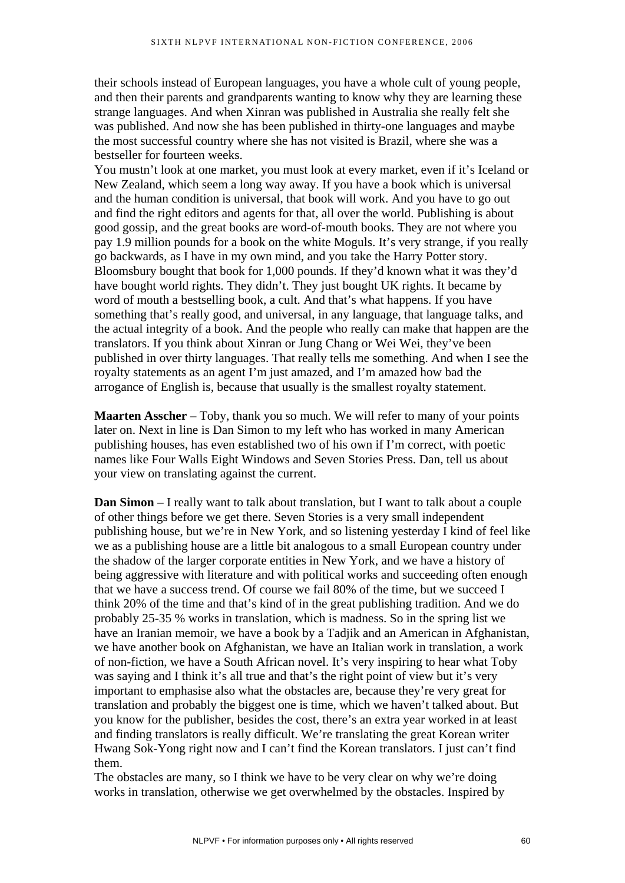their schools instead of European languages, you have a whole cult of young people, and then their parents and grandparents wanting to know why they are learning these strange languages. And when Xinran was published in Australia she really felt she was published. And now she has been published in thirty-one languages and maybe the most successful country where she has not visited is Brazil, where she was a bestseller for fourteen weeks.

You mustn't look at one market, you must look at every market, even if it's Iceland or New Zealand, which seem a long way away. If you have a book which is universal and the human condition is universal, that book will work. And you have to go out and find the right editors and agents for that, all over the world. Publishing is about good gossip, and the great books are word-of-mouth books. They are not where you pay 1.9 million pounds for a book on the white Moguls. It's very strange, if you really go backwards, as I have in my own mind, and you take the Harry Potter story. Bloomsbury bought that book for 1,000 pounds. If they'd known what it was they'd have bought world rights. They didn't. They just bought UK rights. It became by word of mouth a bestselling book, a cult. And that's what happens. If you have something that's really good, and universal, in any language, that language talks, and the actual integrity of a book. And the people who really can make that happen are the translators. If you think about Xinran or Jung Chang or Wei Wei, they've been published in over thirty languages. That really tells me something. And when I see the royalty statements as an agent I'm just amazed, and I'm amazed how bad the arrogance of English is, because that usually is the smallest royalty statement.

**Maarten Asscher** – Toby, thank you so much. We will refer to many of your points later on. Next in line is Dan Simon to my left who has worked in many American publishing houses, has even established two of his own if I'm correct, with poetic names like Four Walls Eight Windows and Seven Stories Press. Dan, tell us about your view on translating against the current.

**Dan Simon** – I really want to talk about translation, but I want to talk about a couple of other things before we get there. Seven Stories is a very small independent publishing house, but we're in New York, and so listening yesterday I kind of feel like we as a publishing house are a little bit analogous to a small European country under the shadow of the larger corporate entities in New York, and we have a history of being aggressive with literature and with political works and succeeding often enough that we have a success trend. Of course we fail 80% of the time, but we succeed I think 20% of the time and that's kind of in the great publishing tradition. And we do probably 25-35 % works in translation, which is madness. So in the spring list we have an Iranian memoir, we have a book by a Tadjik and an American in Afghanistan, we have another book on Afghanistan, we have an Italian work in translation, a work of non-fiction, we have a South African novel. It's very inspiring to hear what Toby was saying and I think it's all true and that's the right point of view but it's very important to emphasise also what the obstacles are, because they're very great for translation and probably the biggest one is time, which we haven't talked about. But you know for the publisher, besides the cost, there's an extra year worked in at least and finding translators is really difficult. We're translating the great Korean writer Hwang Sok-Yong right now and I can't find the Korean translators. I just can't find them.

The obstacles are many, so I think we have to be very clear on why we're doing works in translation, otherwise we get overwhelmed by the obstacles. Inspired by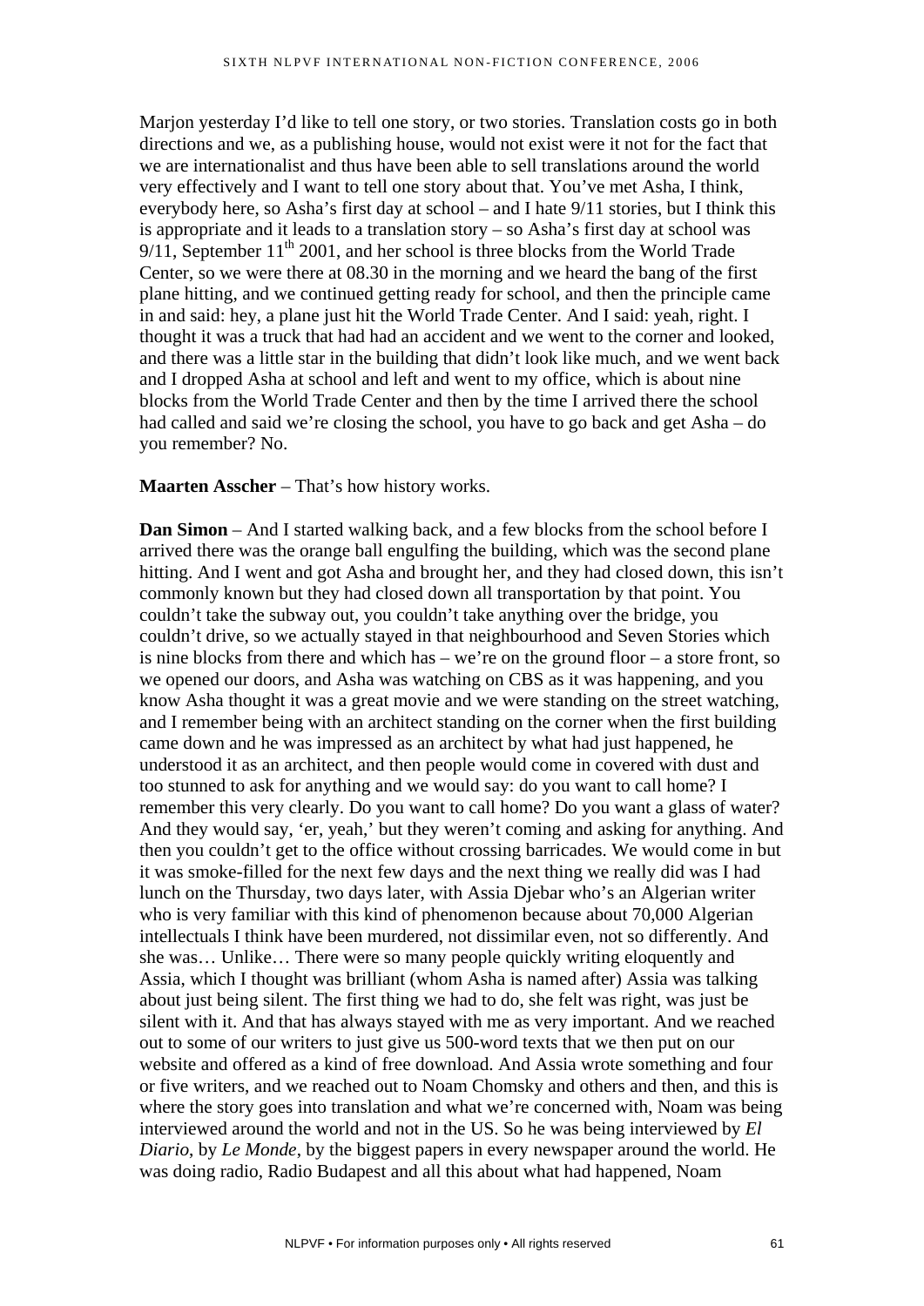Marjon yesterday I'd like to tell one story, or two stories. Translation costs go in both directions and we, as a publishing house, would not exist were it not for the fact that we are internationalist and thus have been able to sell translations around the world very effectively and I want to tell one story about that. You've met Asha, I think, everybody here, so Asha's first day at school – and I hate 9/11 stories, but I think this is appropriate and it leads to a translation story – so Asha's first day at school was 9/11, September 11th 2001, and her school is three blocks from the World Trade Center, so we were there at 08.30 in the morning and we heard the bang of the first plane hitting, and we continued getting ready for school, and then the principle came in and said: hey, a plane just hit the World Trade Center. And I said: yeah, right. I thought it was a truck that had had an accident and we went to the corner and looked, and there was a little star in the building that didn't look like much, and we went back and I dropped Asha at school and left and went to my office, which is about nine blocks from the World Trade Center and then by the time I arrived there the school had called and said we're closing the school, you have to go back and get Asha – do you remember? No.

**Maarten Asscher** – That's how history works.

**Dan Simon** – And I started walking back, and a few blocks from the school before I arrived there was the orange ball engulfing the building, which was the second plane hitting. And I went and got Asha and brought her, and they had closed down, this isn't commonly known but they had closed down all transportation by that point. You couldn't take the subway out, you couldn't take anything over the bridge, you couldn't drive, so we actually stayed in that neighbourhood and Seven Stories which is nine blocks from there and which has – we're on the ground floor – a store front, so we opened our doors, and Asha was watching on CBS as it was happening, and you know Asha thought it was a great movie and we were standing on the street watching, and I remember being with an architect standing on the corner when the first building came down and he was impressed as an architect by what had just happened, he understood it as an architect, and then people would come in covered with dust and too stunned to ask for anything and we would say: do you want to call home? I remember this very clearly. Do you want to call home? Do you want a glass of water? And they would say, 'er, yeah,' but they weren't coming and asking for anything. And then you couldn't get to the office without crossing barricades. We would come in but it was smoke-filled for the next few days and the next thing we really did was I had lunch on the Thursday, two days later, with Assia Djebar who's an Algerian writer who is very familiar with this kind of phenomenon because about 70,000 Algerian intellectuals I think have been murdered, not dissimilar even, not so differently. And she was… Unlike… There were so many people quickly writing eloquently and Assia, which I thought was brilliant (whom Asha is named after) Assia was talking about just being silent. The first thing we had to do, she felt was right, was just be silent with it. And that has always stayed with me as very important. And we reached out to some of our writers to just give us 500-word texts that we then put on our website and offered as a kind of free download. And Assia wrote something and four or five writers, and we reached out to Noam Chomsky and others and then, and this is where the story goes into translation and what we're concerned with, Noam was being interviewed around the world and not in the US. So he was being interviewed by *El Diario*, by *Le Monde*, by the biggest papers in every newspaper around the world. He was doing radio, Radio Budapest and all this about what had happened, Noam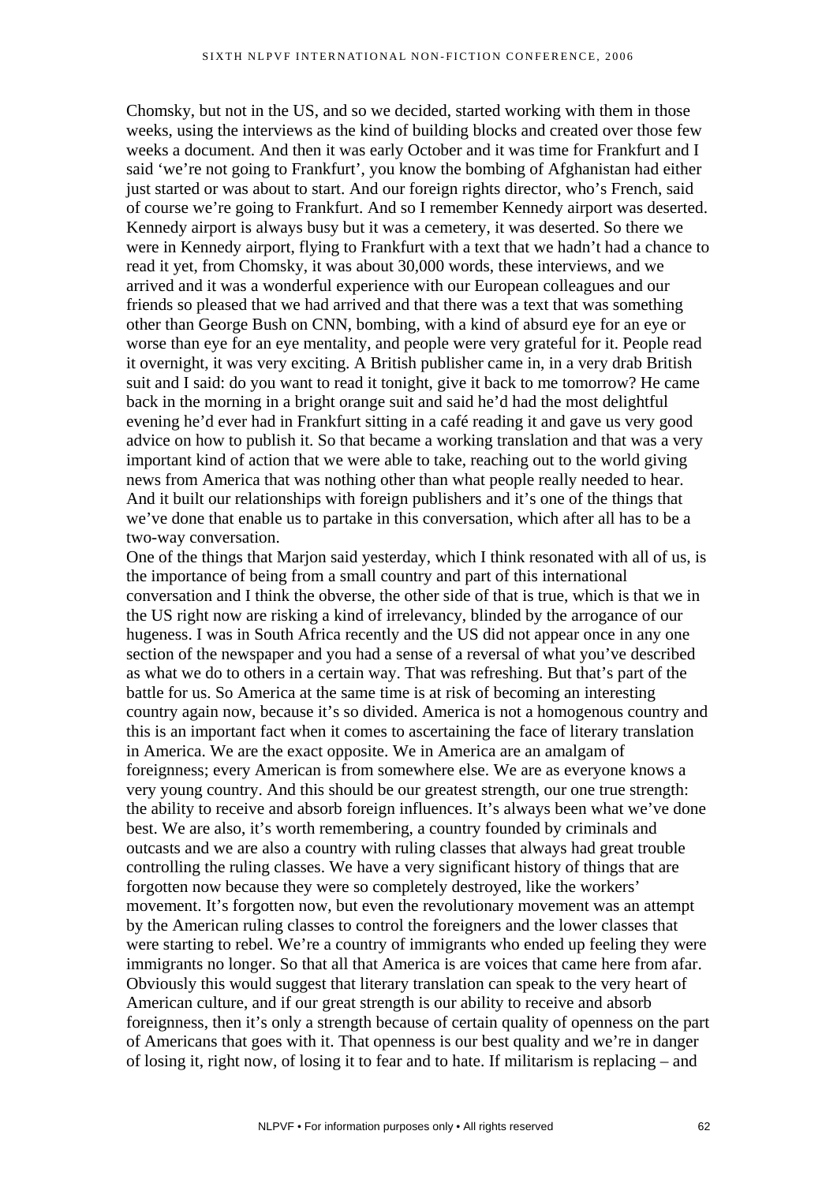Chomsky, but not in the US, and so we decided, started working with them in those weeks, using the interviews as the kind of building blocks and created over those few weeks a document. And then it was early October and it was time for Frankfurt and I said 'we're not going to Frankfurt', you know the bombing of Afghanistan had either just started or was about to start. And our foreign rights director, who's French, said of course we're going to Frankfurt. And so I remember Kennedy airport was deserted. Kennedy airport is always busy but it was a cemetery, it was deserted. So there we were in Kennedy airport, flying to Frankfurt with a text that we hadn't had a chance to read it yet, from Chomsky, it was about 30,000 words, these interviews, and we arrived and it was a wonderful experience with our European colleagues and our friends so pleased that we had arrived and that there was a text that was something other than George Bush on CNN, bombing, with a kind of absurd eye for an eye or worse than eye for an eye mentality, and people were very grateful for it. People read it overnight, it was very exciting. A British publisher came in, in a very drab British suit and I said: do you want to read it tonight, give it back to me tomorrow? He came back in the morning in a bright orange suit and said he'd had the most delightful evening he'd ever had in Frankfurt sitting in a café reading it and gave us very good advice on how to publish it. So that became a working translation and that was a very important kind of action that we were able to take, reaching out to the world giving news from America that was nothing other than what people really needed to hear. And it built our relationships with foreign publishers and it's one of the things that we've done that enable us to partake in this conversation, which after all has to be a two-way conversation.

One of the things that Marjon said yesterday, which I think resonated with all of us, is the importance of being from a small country and part of this international conversation and I think the obverse, the other side of that is true, which is that we in the US right now are risking a kind of irrelevancy, blinded by the arrogance of our hugeness. I was in South Africa recently and the US did not appear once in any one section of the newspaper and you had a sense of a reversal of what you've described as what we do to others in a certain way. That was refreshing. But that's part of the battle for us. So America at the same time is at risk of becoming an interesting country again now, because it's so divided. America is not a homogenous country and this is an important fact when it comes to ascertaining the face of literary translation in America. We are the exact opposite. We in America are an amalgam of foreignness; every American is from somewhere else. We are as everyone knows a very young country. And this should be our greatest strength, our one true strength: the ability to receive and absorb foreign influences. It's always been what we've done best. We are also, it's worth remembering, a country founded by criminals and outcasts and we are also a country with ruling classes that always had great trouble controlling the ruling classes. We have a very significant history of things that are forgotten now because they were so completely destroyed, like the workers' movement. It's forgotten now, but even the revolutionary movement was an attempt by the American ruling classes to control the foreigners and the lower classes that were starting to rebel. We're a country of immigrants who ended up feeling they were immigrants no longer. So that all that America is are voices that came here from afar. Obviously this would suggest that literary translation can speak to the very heart of American culture, and if our great strength is our ability to receive and absorb foreignness, then it's only a strength because of certain quality of openness on the part of Americans that goes with it. That openness is our best quality and we're in danger of losing it, right now, of losing it to fear and to hate. If militarism is replacing – and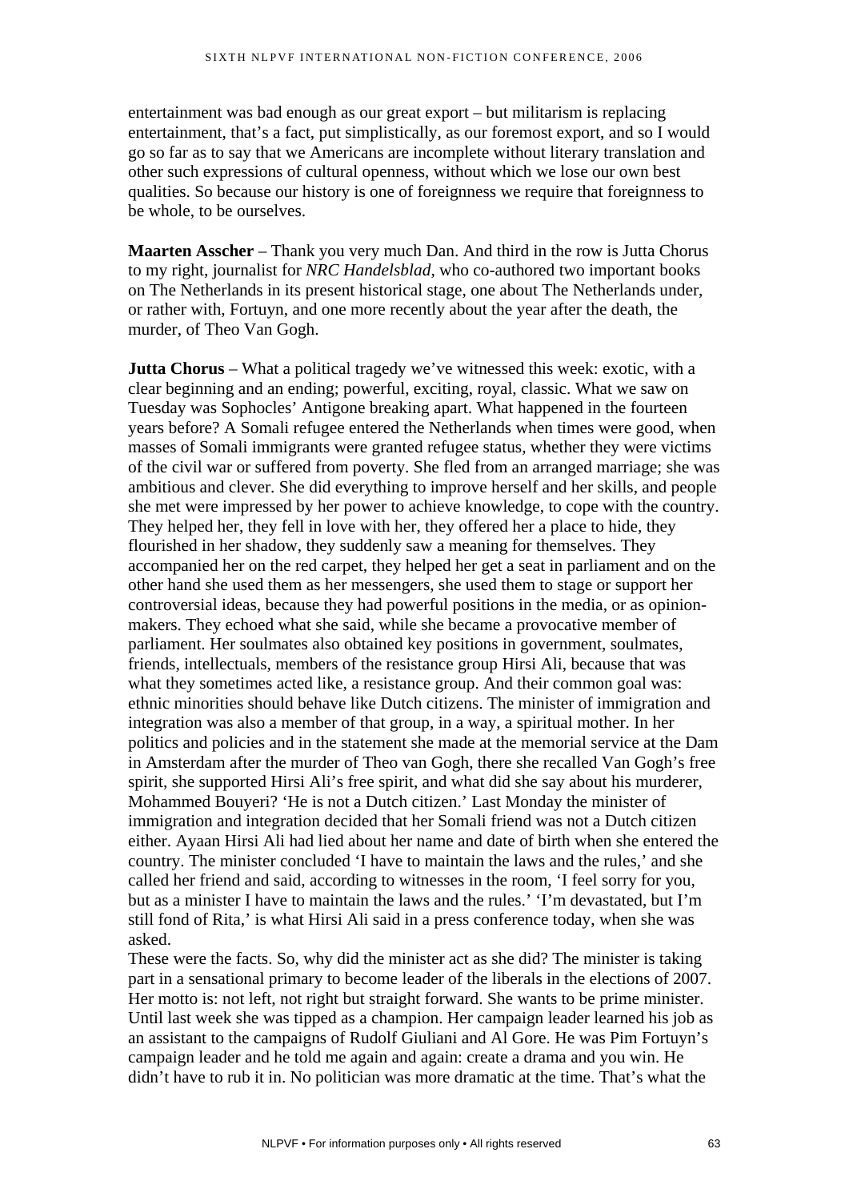entertainment was bad enough as our great export – but militarism is replacing entertainment, that's a fact, put simplistically, as our foremost export, and so I would go so far as to say that we Americans are incomplete without literary translation and other such expressions of cultural openness, without which we lose our own best qualities. So because our history is one of foreignness we require that foreignness to be whole, to be ourselves.

**Maarten Asscher** – Thank you very much Dan. And third in the row is Jutta Chorus to my right, journalist for *NRC Handelsblad*, who co-authored two important books on The Netherlands in its present historical stage, one about The Netherlands under, or rather with, Fortuyn, and one more recently about the year after the death, the murder, of Theo Van Gogh.

**Jutta Chorus** – What a political tragedy we've witnessed this week: exotic, with a clear beginning and an ending; powerful, exciting, royal, classic. What we saw on Tuesday was Sophocles' Antigone breaking apart. What happened in the fourteen years before? A Somali refugee entered the Netherlands when times were good, when masses of Somali immigrants were granted refugee status, whether they were victims of the civil war or suffered from poverty. She fled from an arranged marriage; she was ambitious and clever. She did everything to improve herself and her skills, and people she met were impressed by her power to achieve knowledge, to cope with the country. They helped her, they fell in love with her, they offered her a place to hide, they flourished in her shadow, they suddenly saw a meaning for themselves. They accompanied her on the red carpet, they helped her get a seat in parliament and on the other hand she used them as her messengers, she used them to stage or support her controversial ideas, because they had powerful positions in the media, or as opinion-makers. They echoed what she said, while she became a provocative member of parliament. Her soulmates also obtained key positions in government, soulmates, friends, intellectuals, members of the resistance group Hirsi Ali, because that was what they sometimes acted like, a resistance group. And their common goal was: ethnic minorities should behave like Dutch citizens. The minister of immigration and integration was also a member of that group, in a way, a spiritual mother. In her politics and policies and in the statement she made at the memorial service at the Dam in Amsterdam after the murder of Theo van Gogh, there she recalled Van Gogh's free spirit, she supported Hirsi Ali's free spirit, and what did she say about his murderer, Mohammed Bouyeri? 'He is not a Dutch citizen.' Last Monday the minister of immigration and integration decided that her Somali friend was not a Dutch citizen either. Ayaan Hirsi Ali had lied about her name and date of birth when she entered the country. The minister concluded 'I have to maintain the laws and the rules,' and she called her friend and said, according to witnesses in the room, 'I feel sorry for you, but as a minister I have to maintain the laws and the rules.' 'I'm devastated, but I'm still fond of Rita,' is what Hirsi Ali said in a press conference today, when she was asked.

These were the facts. So, why did the minister act as she did? The minister is taking part in a sensational primary to become leader of the liberals in the elections of 2007. Her motto is: not left, not right but straight forward. She wants to be prime minister. Until last week she was tipped as a champion. Her campaign leader learned his job as an assistant to the campaigns of Rudolf Giuliani and Al Gore. He was Pim Fortuyn's campaign leader and he told me again and again: create a drama and you win. He didn't have to rub it in. No politician was more dramatic at the time. That's what the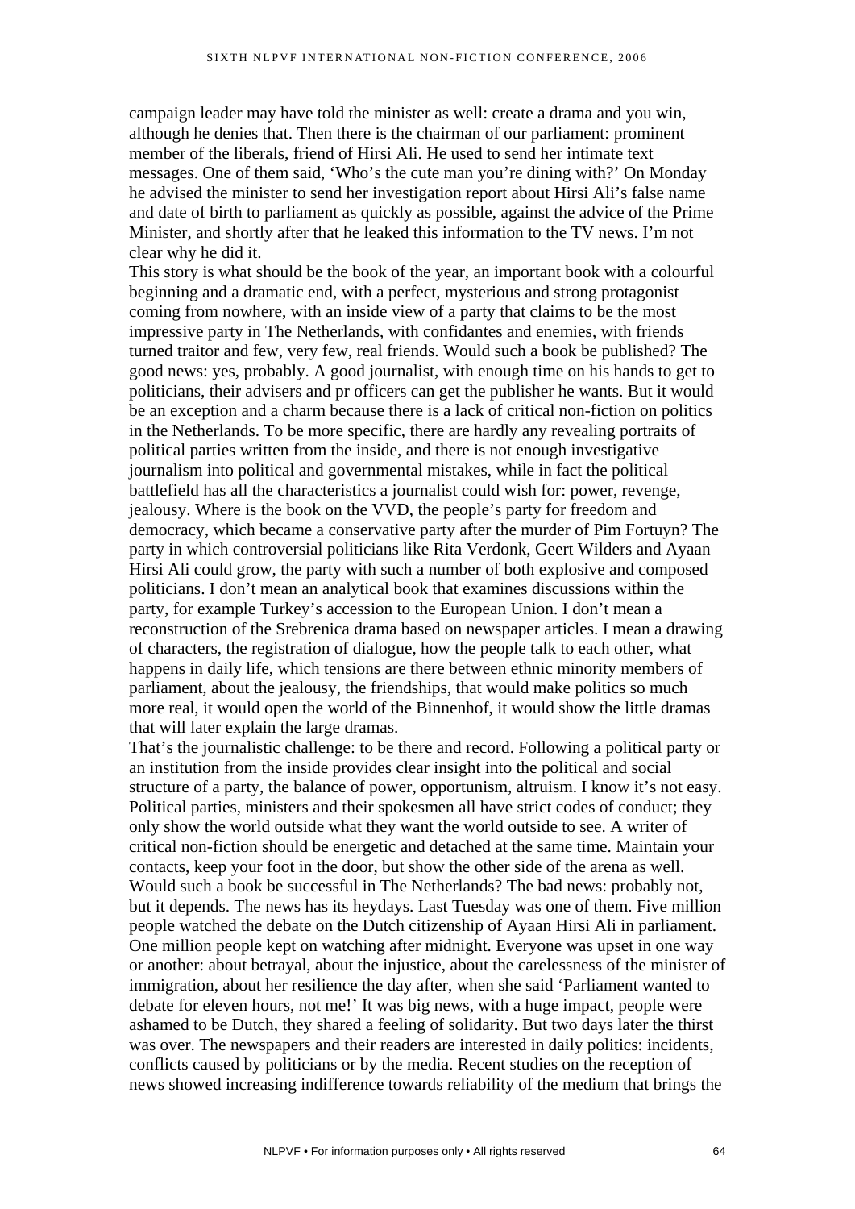campaign leader may have told the minister as well: create a drama and you win, although he denies that. Then there is the chairman of our parliament: prominent member of the liberals, friend of Hirsi Ali. He used to send her intimate text messages. One of them said, 'Who's the cute man you're dining with?' On Monday he advised the minister to send her investigation report about Hirsi Ali's false name and date of birth to parliament as quickly as possible, against the advice of the Prime Minister, and shortly after that he leaked this information to the TV news. I'm not clear why he did it.

This story is what should be the book of the year, an important book with a colourful beginning and a dramatic end, with a perfect, mysterious and strong protagonist coming from nowhere, with an inside view of a party that claims to be the most impressive party in The Netherlands, with confidantes and enemies, with friends turned traitor and few, very few, real friends. Would such a book be published? The good news: yes, probably. A good journalist, with enough time on his hands to get to politicians, their advisers and pr officers can get the publisher he wants. But it would be an exception and a charm because there is a lack of critical non-fiction on politics in the Netherlands. To be more specific, there are hardly any revealing portraits of political parties written from the inside, and there is not enough investigative journalism into political and governmental mistakes, while in fact the political battlefield has all the characteristics a journalist could wish for: power, revenge, jealousy. Where is the book on the VVD, the people's party for freedom and democracy, which became a conservative party after the murder of Pim Fortuyn? The party in which controversial politicians like Rita Verdonk, Geert Wilders and Ayaan Hirsi Ali could grow, the party with such a number of both explosive and composed politicians. I don't mean an analytical book that examines discussions within the party, for example Turkey's accession to the European Union. I don't mean a reconstruction of the Srebrenica drama based on newspaper articles. I mean a drawing of characters, the registration of dialogue, how the people talk to each other, what happens in daily life, which tensions are there between ethnic minority members of parliament, about the jealousy, the friendships, that would make politics so much more real, it would open the world of the Binnenhof, it would show the little dramas that will later explain the large dramas.

That's the journalistic challenge: to be there and record. Following a political party or an institution from the inside provides clear insight into the political and social structure of a party, the balance of power, opportunism, altruism. I know it's not easy. Political parties, ministers and their spokesmen all have strict codes of conduct; they only show the world outside what they want the world outside to see. A writer of critical non-fiction should be energetic and detached at the same time. Maintain your contacts, keep your foot in the door, but show the other side of the arena as well. Would such a book be successful in The Netherlands? The bad news: probably not, but it depends. The news has its heydays. Last Tuesday was one of them. Five million people watched the debate on the Dutch citizenship of Ayaan Hirsi Ali in parliament. One million people kept on watching after midnight. Everyone was upset in one way or another: about betrayal, about the injustice, about the carelessness of the minister of immigration, about her resilience the day after, when she said 'Parliament wanted to debate for eleven hours, not me!' It was big news, with a huge impact, people were ashamed to be Dutch, they shared a feeling of solidarity. But two days later the thirst was over. The newspapers and their readers are interested in daily politics: incidents, conflicts caused by politicians or by the media. Recent studies on the reception of news showed increasing indifference towards reliability of the medium that brings the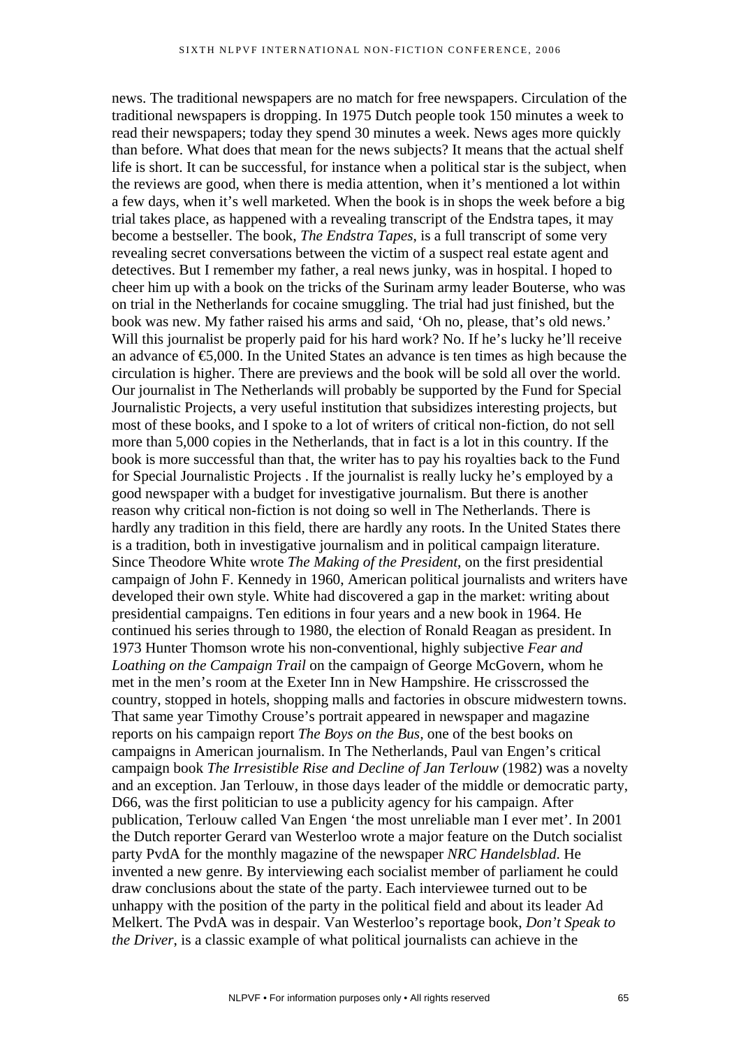news. The traditional newspapers are no match for free newspapers. Circulation of the traditional newspapers is dropping. In 1975 Dutch people took 150 minutes a week to read their newspapers; today they spend 30 minutes a week. News ages more quickly than before. What does that mean for the news subjects? It means that the actual shelf life is short. It can be successful, for instance when a political star is the subject, when the reviews are good, when there is media attention, when it's mentioned a lot within a few days, when it's well marketed. When the book is in shops the week before a big trial takes place, as happened with a revealing transcript of the Endstra tapes, it may become a bestseller. The book, *The Endstra Tapes*, is a full transcript of some very revealing secret conversations between the victim of a suspect real estate agent and detectives. But I remember my father, a real news junky, was in hospital. I hoped to cheer him up with a book on the tricks of the Surinam army leader Bouterse, who was on trial in the Netherlands for cocaine smuggling. The trial had just finished, but the book was new. My father raised his arms and said, 'Oh no, please, that's old news.' Will this journalist be properly paid for his hard work? No. If he's lucky he'll receive an advance of €5,000. In the United States an advance is ten times as high because the circulation is higher. There are previews and the book will be sold all over the world. Our journalist in The Netherlands will probably be supported by the Fund for Special Journalistic Projects, a very useful institution that subsidizes interesting projects, but most of these books, and I spoke to a lot of writers of critical non-fiction, do not sell more than 5,000 copies in the Netherlands, that in fact is a lot in this country. If the book is more successful than that, the writer has to pay his royalties back to the Fund for Special Journalistic Projects . If the journalist is really lucky he's employed by a good newspaper with a budget for investigative journalism. But there is another reason why critical non-fiction is not doing so well in The Netherlands. There is hardly any tradition in this field, there are hardly any roots. In the United States there is a tradition, both in investigative journalism and in political campaign literature. Since Theodore White wrote *The Making of the President*, on the first presidential campaign of John F. Kennedy in 1960, American political journalists and writers have developed their own style. White had discovered a gap in the market: writing about presidential campaigns. Ten editions in four years and a new book in 1964. He continued his series through to 1980, the election of Ronald Reagan as president. In 1973 Hunter Thomson wrote his non-conventional, highly subjective *Fear and Loathing on the Campaign Trail* on the campaign of George McGovern, whom he met in the men's room at the Exeter Inn in New Hampshire. He crisscrossed the country, stopped in hotels, shopping malls and factories in obscure midwestern towns. That same year Timothy Crouse's portrait appeared in newspaper and magazine reports on his campaign report *The Boys on the Bus,* one of the best books on campaigns in American journalism. In The Netherlands, Paul van Engen's critical campaign book *The Irresistible Rise and Decline of Jan Terlouw* (1982) was a novelty and an exception. Jan Terlouw, in those days leader of the middle or democratic party, D66, was the first politician to use a publicity agency for his campaign. After publication, Terlouw called Van Engen 'the most unreliable man I ever met'. In 2001 the Dutch reporter Gerard van Westerloo wrote a major feature on the Dutch socialist party PvdA for the monthly magazine of the newspaper *NRC Handelsblad*. He invented a new genre. By interviewing each socialist member of parliament he could draw conclusions about the state of the party. Each interviewee turned out to be unhappy with the position of the party in the political field and about its leader Ad Melkert. The PvdA was in despair. Van Westerloo's reportage book, *Don't Speak to the Driver*, is a classic example of what political journalists can achieve in the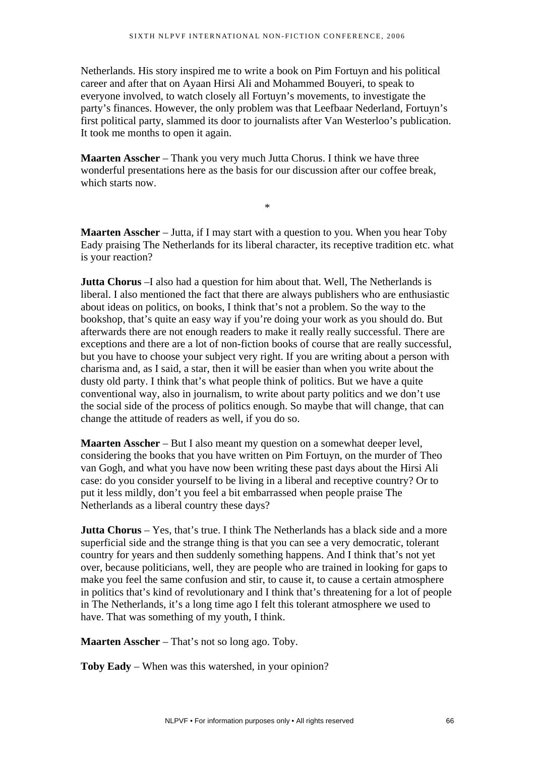Netherlands. His story inspired me to write a book on Pim Fortuyn and his political career and after that on Ayaan Hirsi Ali and Mohammed Bouyeri, to speak to everyone involved, to watch closely all Fortuyn's movements, to investigate the party's finances. However, the only problem was that Leefbaar Nederland, Fortuyn's first political party, slammed its door to journalists after Van Westerloo's publication. It took me months to open it again.

**Maarten Asscher** – Thank you very much Jutta Chorus. I think we have three wonderful presentations here as the basis for our discussion after our coffee break, which starts now.

*

**Maarten Asscher** – Jutta, if I may start with a question to you. When you hear Toby Eady praising The Netherlands for its liberal character, its receptive tradition etc. what is your reaction?

**Jutta Chorus** –I also had a question for him about that. Well, The Netherlands is liberal. I also mentioned the fact that there are always publishers who are enthusiastic about ideas on politics, on books, I think that's not a problem. So the way to the bookshop, that's quite an easy way if you're doing your work as you should do. But afterwards there are not enough readers to make it really really successful. There are exceptions and there are a lot of non-fiction books of course that are really successful, but you have to choose your subject very right. If you are writing about a person with charisma and, as I said, a star, then it will be easier than when you write about the dusty old party. I think that's what people think of politics. But we have a quite conventional way, also in journalism, to write about party politics and we don't use the social side of the process of politics enough. So maybe that will change, that can change the attitude of readers as well, if you do so.

**Maarten Asscher** – But I also meant my question on a somewhat deeper level, considering the books that you have written on Pim Fortuyn, on the murder of Theo van Gogh, and what you have now been writing these past days about the Hirsi Ali case: do you consider yourself to be living in a liberal and receptive country? Or to put it less mildly, don't you feel a bit embarrassed when people praise The Netherlands as a liberal country these days?

**Jutta Chorus** – Yes, that's true. I think The Netherlands has a black side and a more superficial side and the strange thing is that you can see a very democratic, tolerant country for years and then suddenly something happens. And I think that's not yet over, because politicians, well, they are people who are trained in looking for gaps to make you feel the same confusion and stir, to cause it, to cause a certain atmosphere in politics that's kind of revolutionary and I think that's threatening for a lot of people in The Netherlands, it's a long time ago I felt this tolerant atmosphere we used to have. That was something of my youth, I think.

**Maarten Asscher** – That's not so long ago. Toby.

**Toby Eady** – When was this watershed, in your opinion?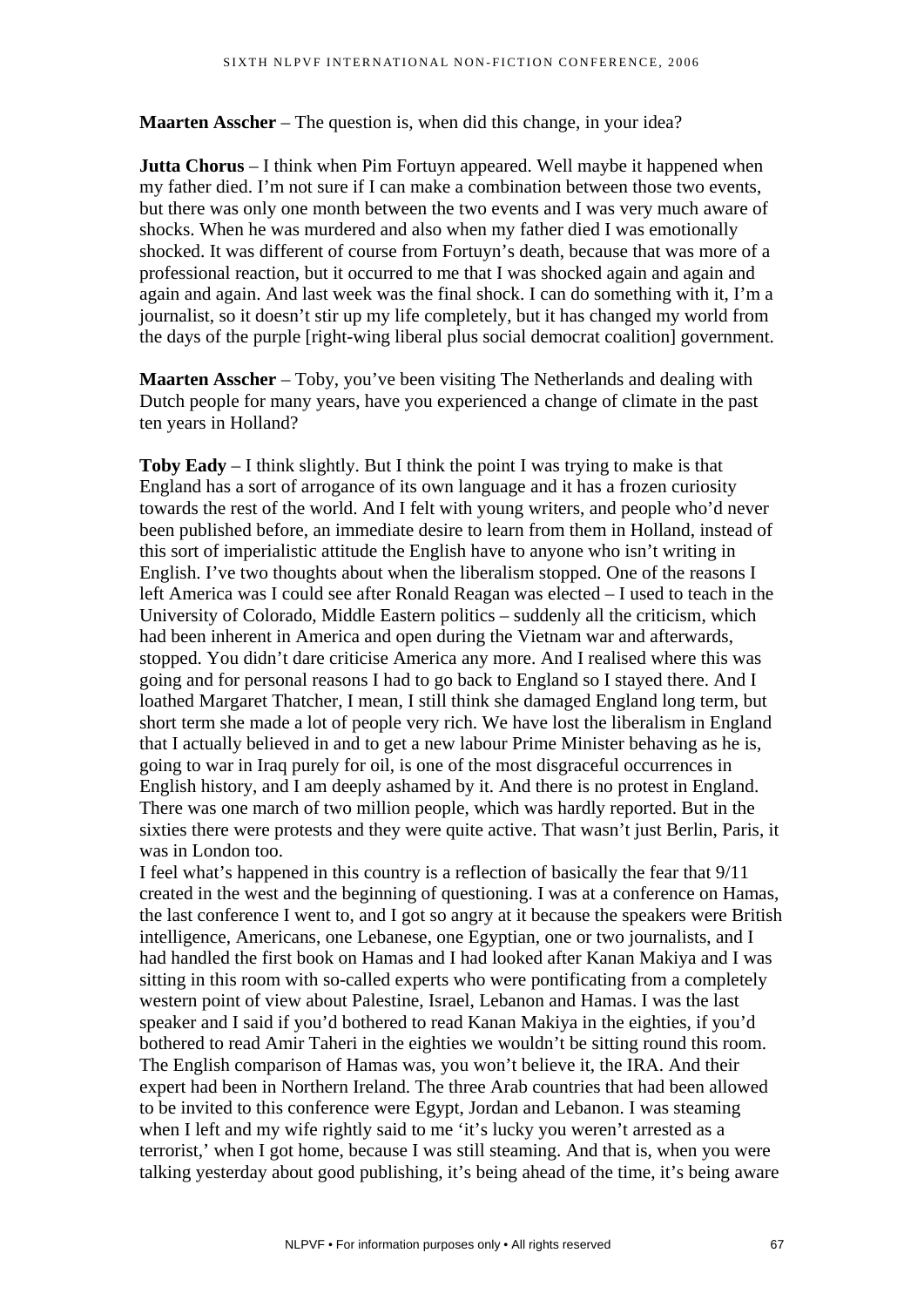**Maarten Asscher** – The question is, when did this change, in your idea?

**Jutta Chorus** – I think when Pim Fortuyn appeared. Well maybe it happened when my father died. I'm not sure if I can make a combination between those two events, but there was only one month between the two events and I was very much aware of shocks. When he was murdered and also when my father died I was emotionally shocked. It was different of course from Fortuyn's death, because that was more of a professional reaction, but it occurred to me that I was shocked again and again and again and again. And last week was the final shock. I can do something with it, I'm a journalist, so it doesn't stir up my life completely, but it has changed my world from the days of the purple [right-wing liberal plus social democrat coalition] government.

**Maarten Asscher** – Toby, you've been visiting The Netherlands and dealing with Dutch people for many years, have you experienced a change of climate in the past ten years in Holland?

**Toby Eady** – I think slightly. But I think the point I was trying to make is that England has a sort of arrogance of its own language and it has a frozen curiosity towards the rest of the world. And I felt with young writers, and people who'd never been published before, an immediate desire to learn from them in Holland, instead of this sort of imperialistic attitude the English have to anyone who isn't writing in English. I've two thoughts about when the liberalism stopped. One of the reasons I left America was I could see after Ronald Reagan was elected – I used to teach in the University of Colorado, Middle Eastern politics – suddenly all the criticism, which had been inherent in America and open during the Vietnam war and afterwards, stopped. You didn't dare criticise America any more. And I realised where this was going and for personal reasons I had to go back to England so I stayed there. And I loathed Margaret Thatcher, I mean, I still think she damaged England long term, but short term she made a lot of people very rich. We have lost the liberalism in England that I actually believed in and to get a new labour Prime Minister behaving as he is, going to war in Iraq purely for oil, is one of the most disgraceful occurrences in English history, and I am deeply ashamed by it. And there is no protest in England. There was one march of two million people, which was hardly reported. But in the sixties there were protests and they were quite active. That wasn't just Berlin, Paris, it was in London too.
I feel what's happened in this country is a reflection of basically the fear that 9/11 created in the west and the beginning of questioning. I was at a conference on Hamas, the last conference I went to, and I got so angry at it because the speakers were British intelligence, Americans, one Lebanese, one Egyptian, one or two journalists, and I had handled the first book on Hamas and I had looked after Kanan Makiya and I was sitting in this room with so-called experts who were pontificating from a completely western point of view about Palestine, Israel, Lebanon and Hamas. I was the last speaker and I said if you'd bothered to read Kanan Makiya in the eighties, if you'd bothered to read Amir Taheri in the eighties we wouldn't be sitting round this room. The English comparison of Hamas was, you won't believe it, the IRA. And their expert had been in Northern Ireland. The three Arab countries that had been allowed to be invited to this conference were Egypt, Jordan and Lebanon. I was steaming when I left and my wife rightly said to me 'it's lucky you weren't arrested as a terrorist,' when I got home, because I was still steaming. And that is, when you were talking yesterday about good publishing, it's being ahead of the time, it's being aware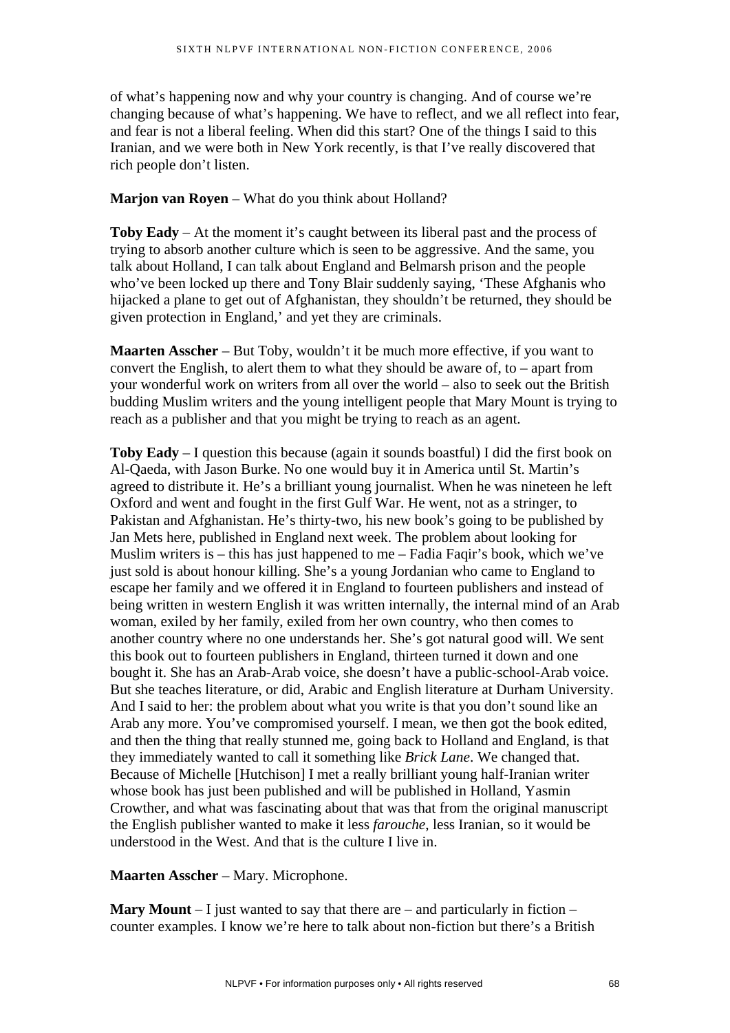of what's happening now and why your country is changing. And of course we're changing because of what's happening. We have to reflect, and we all reflect into fear, and fear is not a liberal feeling. When did this start? One of the things I said to this Iranian, and we were both in New York recently, is that I've really discovered that rich people don't listen.

**Marjon van Royen** – What do you think about Holland?

**Toby Eady** – At the moment it's caught between its liberal past and the process of trying to absorb another culture which is seen to be aggressive. And the same, you talk about Holland, I can talk about England and Belmarsh prison and the people who've been locked up there and Tony Blair suddenly saying, 'These Afghanis who hijacked a plane to get out of Afghanistan, they shouldn't be returned, they should be given protection in England,' and yet they are criminals.

**Maarten Asscher** – But Toby, wouldn't it be much more effective, if you want to convert the English, to alert them to what they should be aware of, to – apart from your wonderful work on writers from all over the world – also to seek out the British budding Muslim writers and the young intelligent people that Mary Mount is trying to reach as a publisher and that you might be trying to reach as an agent.

**Toby Eady** – I question this because (again it sounds boastful) I did the first book on Al-Qaeda, with Jason Burke. No one would buy it in America until St. Martin's agreed to distribute it. He's a brilliant young journalist. When he was nineteen he left Oxford and went and fought in the first Gulf War. He went, not as a stringer, to Pakistan and Afghanistan. He's thirty-two, his new book's going to be published by Jan Mets here, published in England next week. The problem about looking for Muslim writers is – this has just happened to me – Fadia Faqir's book, which we've just sold is about honour killing. She's a young Jordanian who came to England to escape her family and we offered it in England to fourteen publishers and instead of being written in western English it was written internally, the internal mind of an Arab woman, exiled by her family, exiled from her own country, who then comes to another country where no one understands her. She's got natural good will. We sent this book out to fourteen publishers in England, thirteen turned it down and one bought it. She has an Arab-Arab voice, she doesn't have a public-school-Arab voice. But she teaches literature, or did, Arabic and English literature at Durham University. And I said to her: the problem about what you write is that you don't sound like an Arab any more. You've compromised yourself. I mean, we then got the book edited, and then the thing that really stunned me, going back to Holland and England, is that they immediately wanted to call it something like *Brick Lane*. We changed that. Because of Michelle [Hutchison] I met a really brilliant young half-Iranian writer whose book has just been published and will be published in Holland, Yasmin Crowther, and what was fascinating about that was that from the original manuscript the English publisher wanted to make it less *farouche*, less Iranian, so it would be understood in the West. And that is the culture I live in.

**Maarten Asscher** – Mary. Microphone.

**Mary Mount** – I just wanted to say that there are – and particularly in fiction – counter examples. I know we're here to talk about non-fiction but there's a British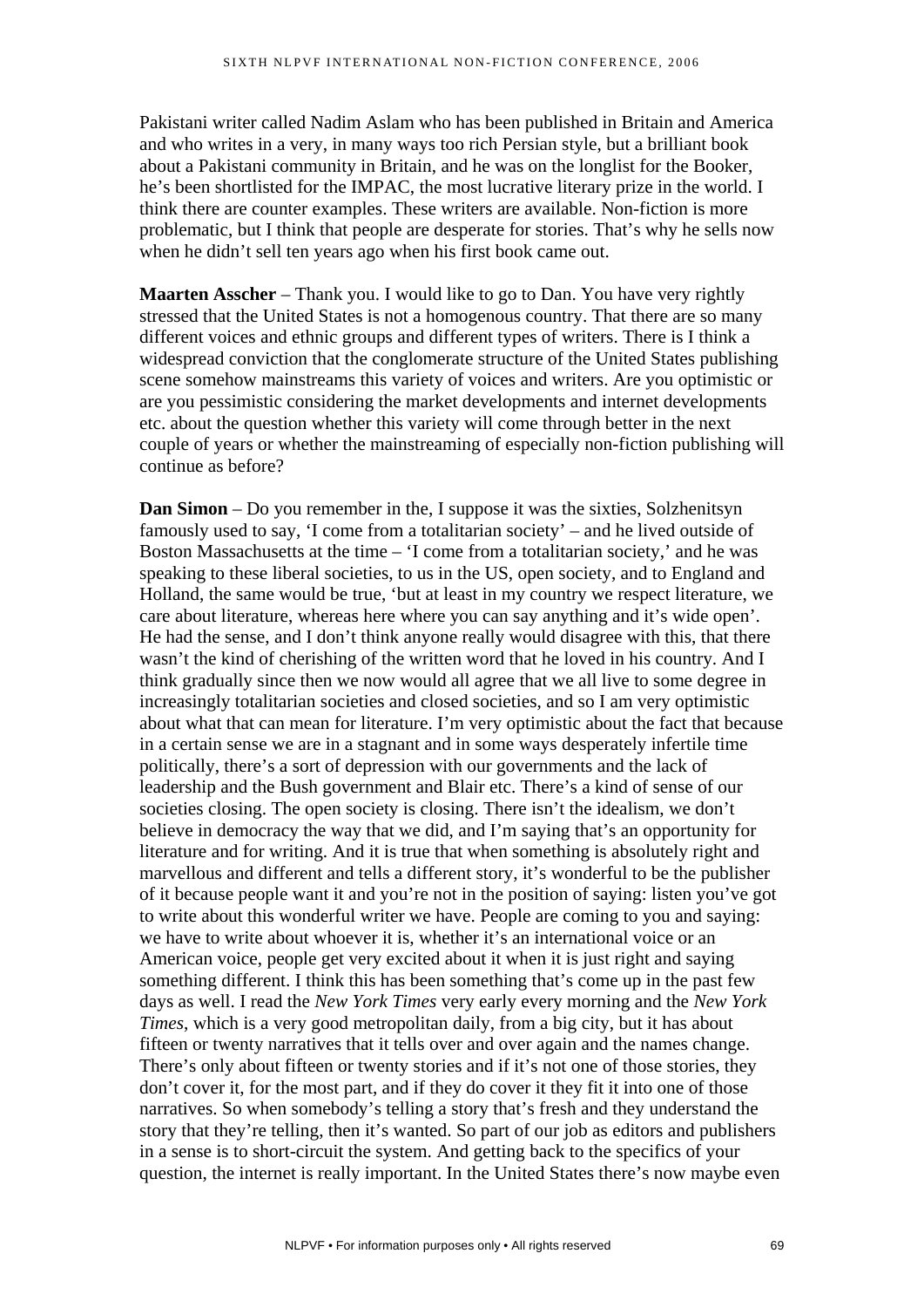Pakistani writer called Nadim Aslam who has been published in Britain and America and who writes in a very, in many ways too rich Persian style, but a brilliant book about a Pakistani community in Britain, and he was on the longlist for the Booker, he's been shortlisted for the IMPAC, the most lucrative literary prize in the world. I think there are counter examples. These writers are available. Non-fiction is more problematic, but I think that people are desperate for stories. That's why he sells now when he didn't sell ten years ago when his first book came out.

**Maarten Asscher** – Thank you. I would like to go to Dan. You have very rightly stressed that the United States is not a homogenous country. That there are so many different voices and ethnic groups and different types of writers. There is I think a widespread conviction that the conglomerate structure of the United States publishing scene somehow mainstreams this variety of voices and writers. Are you optimistic or are you pessimistic considering the market developments and internet developments etc. about the question whether this variety will come through better in the next couple of years or whether the mainstreaming of especially non-fiction publishing will continue as before?

**Dan Simon** – Do you remember in the, I suppose it was the sixties, Solzhenitsyn famously used to say, 'I come from a totalitarian society' – and he lived outside of Boston Massachusetts at the time – 'I come from a totalitarian society,' and he was speaking to these liberal societies, to us in the US, open society, and to England and Holland, the same would be true, 'but at least in my country we respect literature, we care about literature, whereas here where you can say anything and it's wide open'. He had the sense, and I don't think anyone really would disagree with this, that there wasn't the kind of cherishing of the written word that he loved in his country. And I think gradually since then we now would all agree that we all live to some degree in increasingly totalitarian societies and closed societies, and so I am very optimistic about what that can mean for literature. I'm very optimistic about the fact that because in a certain sense we are in a stagnant and in some ways desperately infertile time politically, there's a sort of depression with our governments and the lack of leadership and the Bush government and Blair etc. There's a kind of sense of our societies closing. The open society is closing. There isn't the idealism, we don't believe in democracy the way that we did, and I'm saying that's an opportunity for literature and for writing. And it is true that when something is absolutely right and marvellous and different and tells a different story, it's wonderful to be the publisher of it because people want it and you're not in the position of saying: listen you've got to write about this wonderful writer we have. People are coming to you and saying: we have to write about whoever it is, whether it's an international voice or an American voice, people get very excited about it when it is just right and saying something different. I think this has been something that's come up in the past few days as well. I read the *New York Times* very early every morning and the *New York Times*, which is a very good metropolitan daily, from a big city, but it has about fifteen or twenty narratives that it tells over and over again and the names change. There's only about fifteen or twenty stories and if it's not one of those stories, they don't cover it, for the most part, and if they do cover it they fit it into one of those narratives. So when somebody's telling a story that's fresh and they understand the story that they're telling, then it's wanted. So part of our job as editors and publishers in a sense is to short-circuit the system. And getting back to the specifics of your question, the internet is really important. In the United States there's now maybe even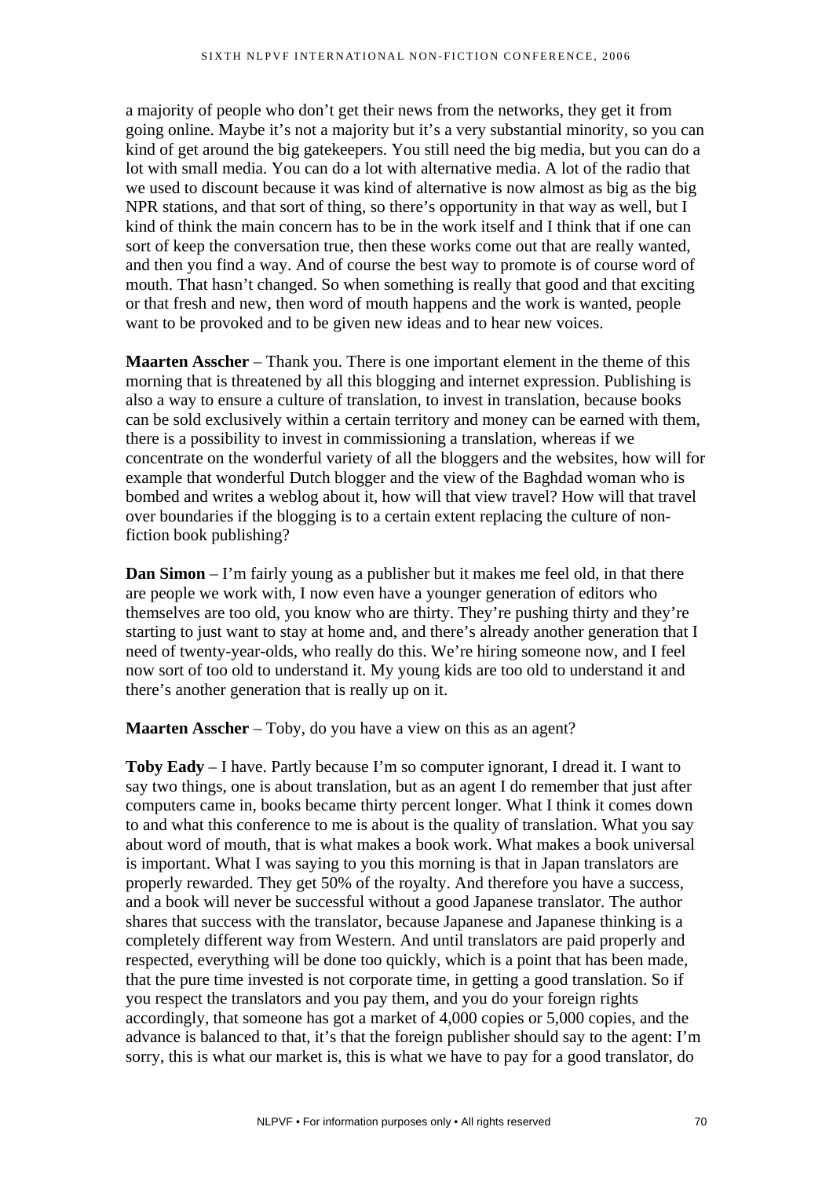a majority of people who don't get their news from the networks, they get it from going online. Maybe it's not a majority but it's a very substantial minority, so you can kind of get around the big gatekeepers. You still need the big media, but you can do a lot with small media. You can do a lot with alternative media. A lot of the radio that we used to discount because it was kind of alternative is now almost as big as the big NPR stations, and that sort of thing, so there's opportunity in that way as well, but I kind of think the main concern has to be in the work itself and I think that if one can sort of keep the conversation true, then these works come out that are really wanted, and then you find a way. And of course the best way to promote is of course word of mouth. That hasn't changed. So when something is really that good and that exciting or that fresh and new, then word of mouth happens and the work is wanted, people want to be provoked and to be given new ideas and to hear new voices.

**Maarten Asscher** – Thank you. There is one important element in the theme of this morning that is threatened by all this blogging and internet expression. Publishing is also a way to ensure a culture of translation, to invest in translation, because books can be sold exclusively within a certain territory and money can be earned with them, there is a possibility to invest in commissioning a translation, whereas if we concentrate on the wonderful variety of all the bloggers and the websites, how will for example that wonderful Dutch blogger and the view of the Baghdad woman who is bombed and writes a weblog about it, how will that view travel? How will that travel over boundaries if the blogging is to a certain extent replacing the culture of non-fiction book publishing?

**Dan Simon** – I'm fairly young as a publisher but it makes me feel old, in that there are people we work with, I now even have a younger generation of editors who themselves are too old, you know who are thirty. They're pushing thirty and they're starting to just want to stay at home and, and there's already another generation that I need of twenty-year-olds, who really do this. We're hiring someone now, and I feel now sort of too old to understand it. My young kids are too old to understand it and there's another generation that is really up on it.

**Maarten Asscher** – Toby, do you have a view on this as an agent?

**Toby Eady** – I have. Partly because I'm so computer ignorant, I dread it. I want to say two things, one is about translation, but as an agent I do remember that just after computers came in, books became thirty percent longer. What I think it comes down to and what this conference to me is about is the quality of translation. What you say about word of mouth, that is what makes a book work. What makes a book universal is important. What I was saying to you this morning is that in Japan translators are properly rewarded. They get 50% of the royalty. And therefore you have a success, and a book will never be successful without a good Japanese translator. The author shares that success with the translator, because Japanese and Japanese thinking is a completely different way from Western. And until translators are paid properly and respected, everything will be done too quickly, which is a point that has been made, that the pure time invested is not corporate time, in getting a good translation. So if you respect the translators and you pay them, and you do your foreign rights accordingly, that someone has got a market of 4,000 copies or 5,000 copies, and the advance is balanced to that, it's that the foreign publisher should say to the agent: I'm sorry, this is what our market is, this is what we have to pay for a good translator, do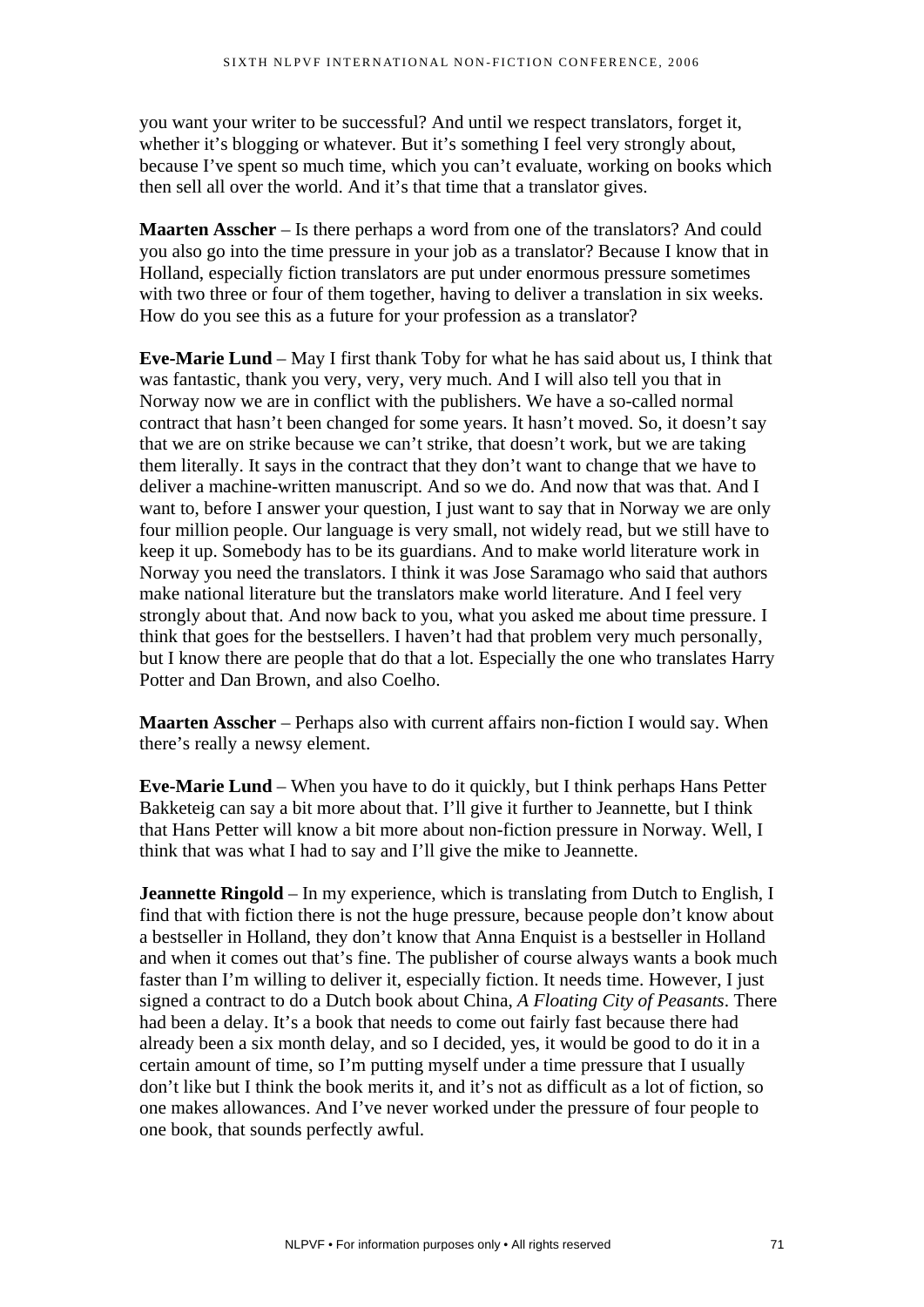you want your writer to be successful? And until we respect translators, forget it, whether it's blogging or whatever. But it's something I feel very strongly about, because I've spent so much time, which you can't evaluate, working on books which then sell all over the world. And it's that time that a translator gives.

**Maarten Asscher** – Is there perhaps a word from one of the translators? And could you also go into the time pressure in your job as a translator? Because I know that in Holland, especially fiction translators are put under enormous pressure sometimes with two three or four of them together, having to deliver a translation in six weeks. How do you see this as a future for your profession as a translator?

**Eve-Marie Lund** – May I first thank Toby for what he has said about us, I think that was fantastic, thank you very, very, very much. And I will also tell you that in Norway now we are in conflict with the publishers. We have a so-called normal contract that hasn't been changed for some years. It hasn't moved. So, it doesn't say that we are on strike because we can't strike, that doesn't work, but we are taking them literally. It says in the contract that they don't want to change that we have to deliver a machine-written manuscript. And so we do. And now that was that. And I want to, before I answer your question, I just want to say that in Norway we are only four million people. Our language is very small, not widely read, but we still have to keep it up. Somebody has to be its guardians. And to make world literature work in Norway you need the translators. I think it was Jose Saramago who said that authors make national literature but the translators make world literature. And I feel very strongly about that. And now back to you, what you asked me about time pressure. I think that goes for the bestsellers. I haven't had that problem very much personally, but I know there are people that do that a lot. Especially the one who translates Harry Potter and Dan Brown, and also Coelho.

**Maarten Asscher** – Perhaps also with current affairs non-fiction I would say. When there's really a newsy element.

**Eve-Marie Lund** – When you have to do it quickly, but I think perhaps Hans Petter Bakketeig can say a bit more about that. I'll give it further to Jeannette, but I think that Hans Petter will know a bit more about non-fiction pressure in Norway. Well, I think that was what I had to say and I'll give the mike to Jeannette.

**Jeannette Ringold** – In my experience, which is translating from Dutch to English, I find that with fiction there is not the huge pressure, because people don't know about a bestseller in Holland, they don't know that Anna Enquist is a bestseller in Holland and when it comes out that's fine. The publisher of course always wants a book much faster than I'm willing to deliver it, especially fiction. It needs time. However, I just signed a contract to do a Dutch book about China, *A Floating City of Peasants*. There had been a delay. It's a book that needs to come out fairly fast because there had already been a six month delay, and so I decided, yes, it would be good to do it in a certain amount of time, so I'm putting myself under a time pressure that I usually don't like but I think the book merits it, and it's not as difficult as a lot of fiction, so one makes allowances. And I've never worked under the pressure of four people to one book, that sounds perfectly awful.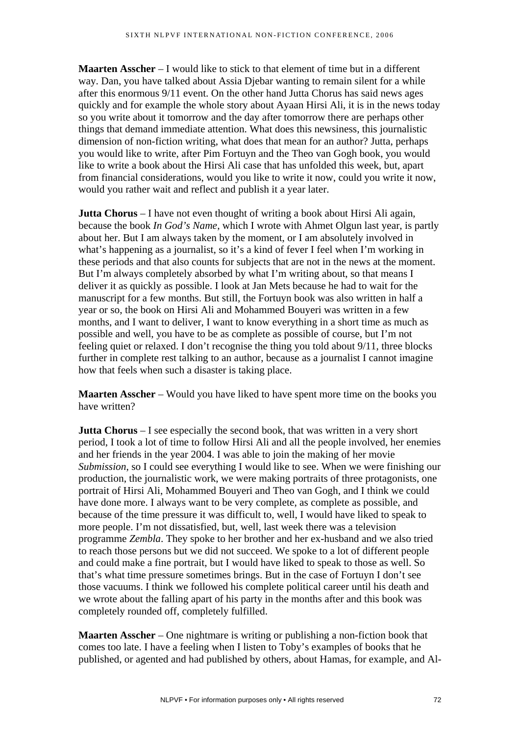**Maarten Asscher** – I would like to stick to that element of time but in a different way. Dan, you have talked about Assia Djebar wanting to remain silent for a while after this enormous 9/11 event. On the other hand Jutta Chorus has said news ages quickly and for example the whole story about Ayaan Hirsi Ali, it is in the news today so you write about it tomorrow and the day after tomorrow there are perhaps other things that demand immediate attention. What does this newsiness, this journalistic dimension of non-fiction writing, what does that mean for an author? Jutta, perhaps you would like to write, after Pim Fortuyn and the Theo van Gogh book, you would like to write a book about the Hirsi Ali case that has unfolded this week, but, apart from financial considerations, would you like to write it now, could you write it now, would you rather wait and reflect and publish it a year later.

**Jutta Chorus** – I have not even thought of writing a book about Hirsi Ali again, because the book *In God's Name*, which I wrote with Ahmet Olgun last year, is partly about her. But I am always taken by the moment, or I am absolutely involved in what's happening as a journalist, so it's a kind of fever I feel when I'm working in these periods and that also counts for subjects that are not in the news at the moment. But I'm always completely absorbed by what I'm writing about, so that means I deliver it as quickly as possible. I look at Jan Mets because he had to wait for the manuscript for a few months. But still, the Fortuyn book was also written in half a year or so, the book on Hirsi Ali and Mohammed Bouyeri was written in a few months, and I want to deliver, I want to know everything in a short time as much as possible and well, you have to be as complete as possible of course, but I'm not feeling quiet or relaxed. I don't recognise the thing you told about 9/11, three blocks further in complete rest talking to an author, because as a journalist I cannot imagine how that feels when such a disaster is taking place.

**Maarten Asscher** – Would you have liked to have spent more time on the books you have written?

**Jutta Chorus** – I see especially the second book, that was written in a very short period, I took a lot of time to follow Hirsi Ali and all the people involved, her enemies and her friends in the year 2004. I was able to join the making of her movie *Submission*, so I could see everything I would like to see. When we were finishing our production, the journalistic work, we were making portraits of three protagonists, one portrait of Hirsi Ali, Mohammed Bouyeri and Theo van Gogh, and I think we could have done more. I always want to be very complete, as complete as possible, and because of the time pressure it was difficult to, well, I would have liked to speak to more people. I'm not dissatisfied, but, well, last week there was a television programme *Zembla*. They spoke to her brother and her ex-husband and we also tried to reach those persons but we did not succeed. We spoke to a lot of different people and could make a fine portrait, but I would have liked to speak to those as well. So that's what time pressure sometimes brings. But in the case of Fortuyn I don't see those vacuums. I think we followed his complete political career until his death and we wrote about the falling apart of his party in the months after and this book was completely rounded off, completely fulfilled.

**Maarten Asscher** – One nightmare is writing or publishing a non-fiction book that comes too late. I have a feeling when I listen to Toby's examples of books that he published, or agented and had published by others, about Hamas, for example, and Al-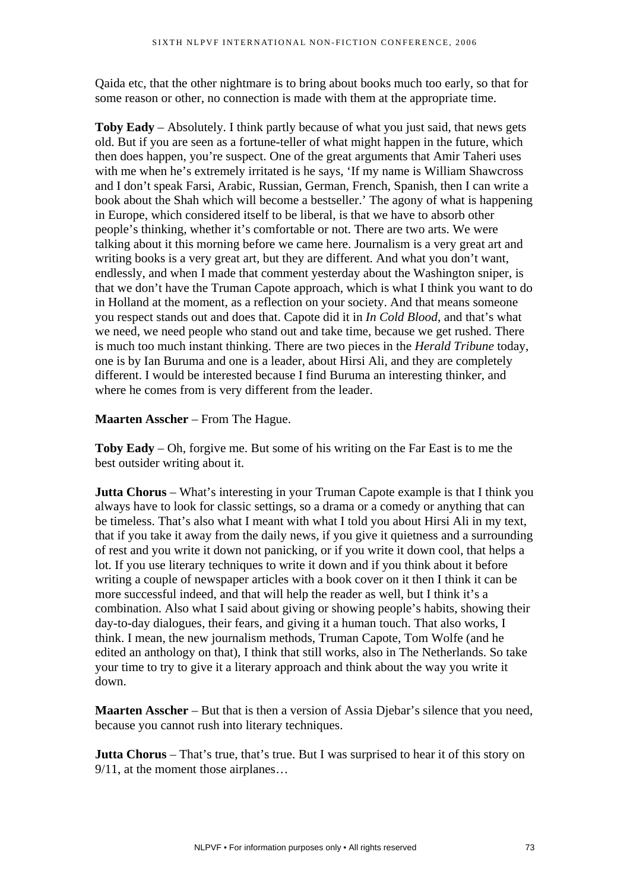Qaida etc, that the other nightmare is to bring about books much too early, so that for some reason or other, no connection is made with them at the appropriate time.

**Toby Eady** – Absolutely. I think partly because of what you just said, that news gets old. But if you are seen as a fortune-teller of what might happen in the future, which then does happen, you're suspect. One of the great arguments that Amir Taheri uses with me when he's extremely irritated is he says, 'If my name is William Shawcross and I don't speak Farsi, Arabic, Russian, German, French, Spanish, then I can write a book about the Shah which will become a bestseller.' The agony of what is happening in Europe, which considered itself to be liberal, is that we have to absorb other people's thinking, whether it's comfortable or not. There are two arts. We were talking about it this morning before we came here. Journalism is a very great art and writing books is a very great art, but they are different. And what you don't want, endlessly, and when I made that comment yesterday about the Washington sniper, is that we don't have the Truman Capote approach, which is what I think you want to do in Holland at the moment, as a reflection on your society. And that means someone you respect stands out and does that. Capote did it in *In Cold Blood*, and that's what we need, we need people who stand out and take time, because we get rushed. There is much too much instant thinking. There are two pieces in the *Herald Tribune* today, one is by Ian Buruma and one is a leader, about Hirsi Ali, and they are completely different. I would be interested because I find Buruma an interesting thinker, and where he comes from is very different from the leader.

**Maarten Asscher** – From The Hague.

**Toby Eady** – Oh, forgive me. But some of his writing on the Far East is to me the best outsider writing about it.

**Jutta Chorus** – What's interesting in your Truman Capote example is that I think you always have to look for classic settings, so a drama or a comedy or anything that can be timeless. That's also what I meant with what I told you about Hirsi Ali in my text, that if you take it away from the daily news, if you give it quietness and a surrounding of rest and you write it down not panicking, or if you write it down cool, that helps a lot. If you use literary techniques to write it down and if you think about it before writing a couple of newspaper articles with a book cover on it then I think it can be more successful indeed, and that will help the reader as well, but I think it's a combination. Also what I said about giving or showing people's habits, showing their day-to-day dialogues, their fears, and giving it a human touch. That also works, I think. I mean, the new journalism methods, Truman Capote, Tom Wolfe (and he edited an anthology on that), I think that still works, also in The Netherlands. So take your time to try to give it a literary approach and think about the way you write it down.

**Maarten Asscher** – But that is then a version of Assia Djebar's silence that you need, because you cannot rush into literary techniques.

**Jutta Chorus** – That's true, that's true. But I was surprised to hear it of this story on 9/11, at the moment those airplanes…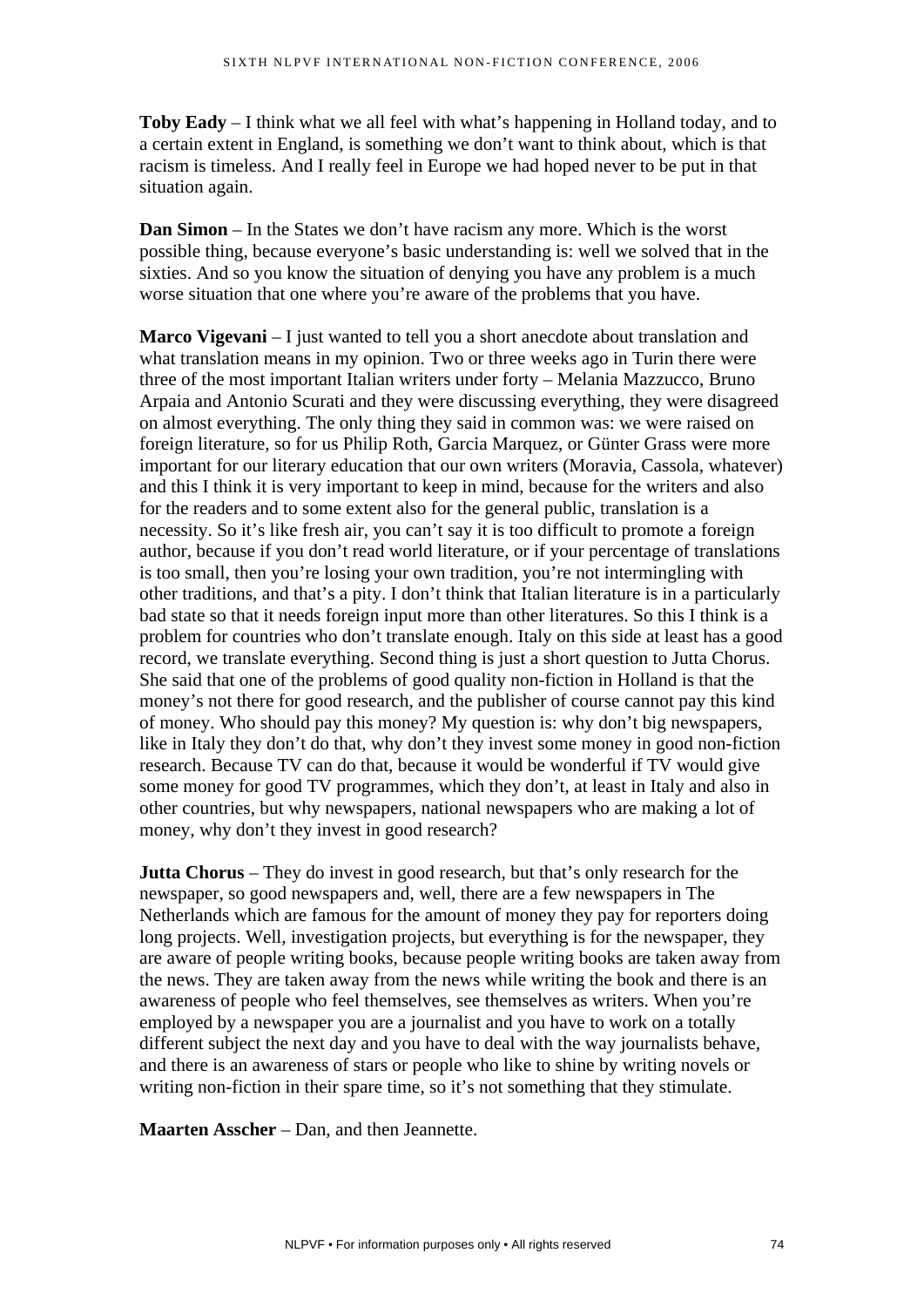**Toby Eady** – I think what we all feel with what's happening in Holland today, and to a certain extent in England, is something we don't want to think about, which is that racism is timeless. And I really feel in Europe we had hoped never to be put in that situation again.

**Dan Simon** – In the States we don't have racism any more. Which is the worst possible thing, because everyone's basic understanding is: well we solved that in the sixties. And so you know the situation of denying you have any problem is a much worse situation that one where you're aware of the problems that you have.

**Marco Vigevani** – I just wanted to tell you a short anecdote about translation and what translation means in my opinion. Two or three weeks ago in Turin there were three of the most important Italian writers under forty – Melania Mazzucco, Bruno Arpaia and Antonio Scurati and they were discussing everything, they were disagreed on almost everything. The only thing they said in common was: we were raised on foreign literature, so for us Philip Roth, Garcia Marquez, or Günter Grass were more important for our literary education that our own writers (Moravia, Cassola, whatever) and this I think it is very important to keep in mind, because for the writers and also for the readers and to some extent also for the general public, translation is a necessity. So it's like fresh air, you can't say it is too difficult to promote a foreign author, because if you don't read world literature, or if your percentage of translations is too small, then you're losing your own tradition, you're not intermingling with other traditions, and that's a pity. I don't think that Italian literature is in a particularly bad state so that it needs foreign input more than other literatures. So this I think is a problem for countries who don't translate enough. Italy on this side at least has a good record, we translate everything. Second thing is just a short question to Jutta Chorus. She said that one of the problems of good quality non-fiction in Holland is that the money's not there for good research, and the publisher of course cannot pay this kind of money. Who should pay this money? My question is: why don't big newspapers, like in Italy they don't do that, why don't they invest some money in good non-fiction research. Because TV can do that, because it would be wonderful if TV would give some money for good TV programmes, which they don't, at least in Italy and also in other countries, but why newspapers, national newspapers who are making a lot of money, why don't they invest in good research?

**Jutta Chorus** – They do invest in good research, but that's only research for the newspaper, so good newspapers and, well, there are a few newspapers in The Netherlands which are famous for the amount of money they pay for reporters doing long projects. Well, investigation projects, but everything is for the newspaper, they are aware of people writing books, because people writing books are taken away from the news. They are taken away from the news while writing the book and there is an awareness of people who feel themselves, see themselves as writers. When you're employed by a newspaper you are a journalist and you have to work on a totally different subject the next day and you have to deal with the way journalists behave, and there is an awareness of stars or people who like to shine by writing novels or writing non-fiction in their spare time, so it's not something that they stimulate.

**Maarten Asscher** – Dan, and then Jeannette.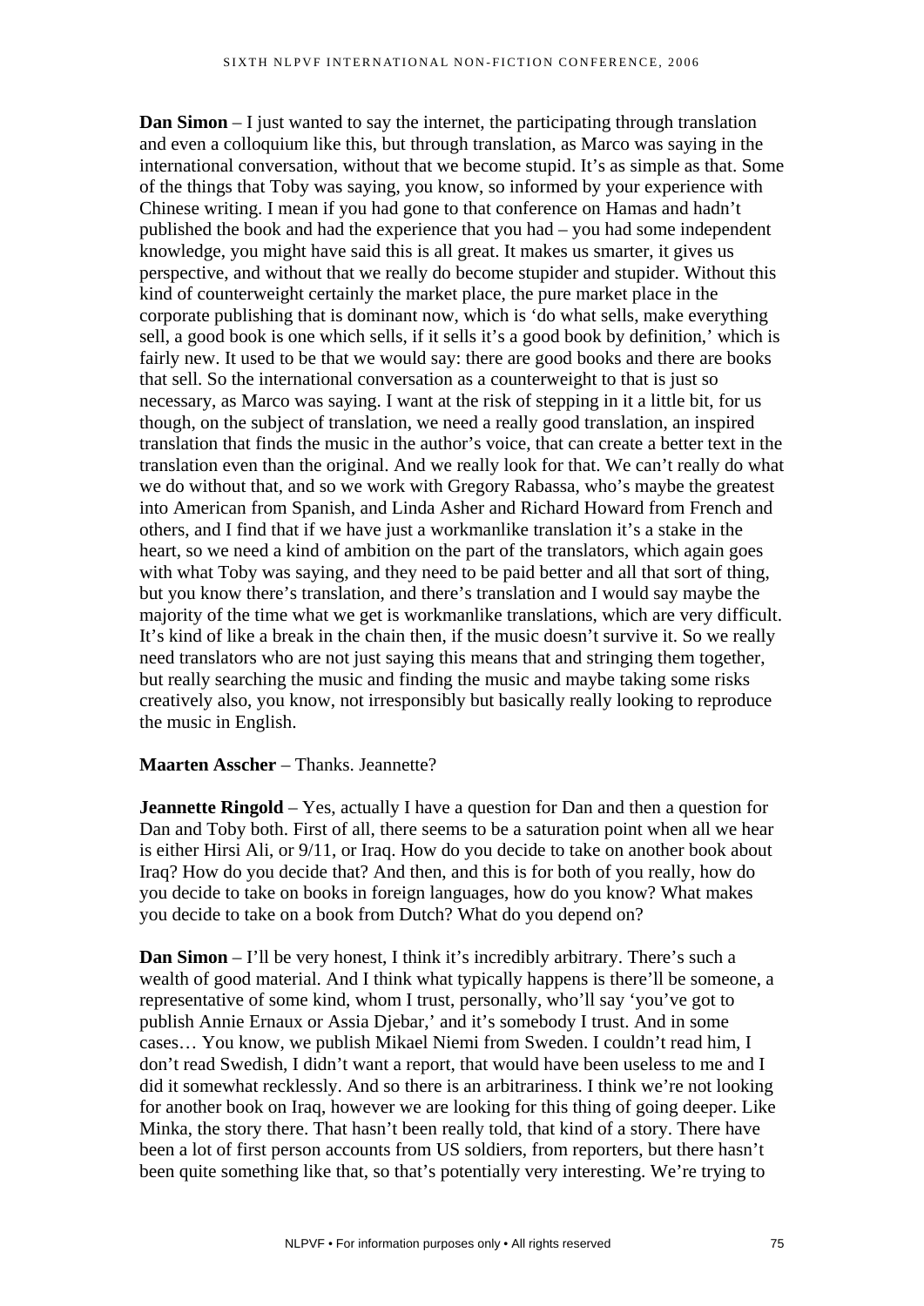**Dan Simon** – I just wanted to say the internet, the participating through translation and even a colloquium like this, but through translation, as Marco was saying in the international conversation, without that we become stupid. It's as simple as that. Some of the things that Toby was saying, you know, so informed by your experience with Chinese writing. I mean if you had gone to that conference on Hamas and hadn't published the book and had the experience that you had – you had some independent knowledge, you might have said this is all great. It makes us smarter, it gives us perspective, and without that we really do become stupider and stupider. Without this kind of counterweight certainly the market place, the pure market place in the corporate publishing that is dominant now, which is 'do what sells, make everything sell, a good book is one which sells, if it sells it's a good book by definition,' which is fairly new. It used to be that we would say: there are good books and there are books that sell. So the international conversation as a counterweight to that is just so necessary, as Marco was saying. I want at the risk of stepping in it a little bit, for us though, on the subject of translation, we need a really good translation, an inspired translation that finds the music in the author's voice, that can create a better text in the translation even than the original. And we really look for that. We can't really do what we do without that, and so we work with Gregory Rabassa, who's maybe the greatest into American from Spanish, and Linda Asher and Richard Howard from French and others, and I find that if we have just a workmanlike translation it's a stake in the heart, so we need a kind of ambition on the part of the translators, which again goes with what Toby was saying, and they need to be paid better and all that sort of thing, but you know there's translation, and there's translation and I would say maybe the majority of the time what we get is workmanlike translations, which are very difficult. It's kind of like a break in the chain then, if the music doesn't survive it. So we really need translators who are not just saying this means that and stringing them together, but really searching the music and finding the music and maybe taking some risks creatively also, you know, not irresponsibly but basically really looking to reproduce the music in English.

**Maarten Asscher** – Thanks. Jeannette?

**Jeannette Ringold** – Yes, actually I have a question for Dan and then a question for Dan and Toby both. First of all, there seems to be a saturation point when all we hear is either Hirsi Ali, or 9/11, or Iraq. How do you decide to take on another book about Iraq? How do you decide that? And then, and this is for both of you really, how do you decide to take on books in foreign languages, how do you know? What makes you decide to take on a book from Dutch? What do you depend on?

**Dan Simon** – I'll be very honest, I think it's incredibly arbitrary. There's such a wealth of good material. And I think what typically happens is there'll be someone, a representative of some kind, whom I trust, personally, who'll say 'you've got to publish Annie Ernaux or Assia Djebar,' and it's somebody I trust. And in some cases… You know, we publish Mikael Niemi from Sweden. I couldn't read him, I don't read Swedish, I didn't want a report, that would have been useless to me and I did it somewhat recklessly. And so there is an arbitrariness. I think we're not looking for another book on Iraq, however we are looking for this thing of going deeper. Like Minka, the story there. That hasn't been really told, that kind of a story. There have been a lot of first person accounts from US soldiers, from reporters, but there hasn't been quite something like that, so that's potentially very interesting. We're trying to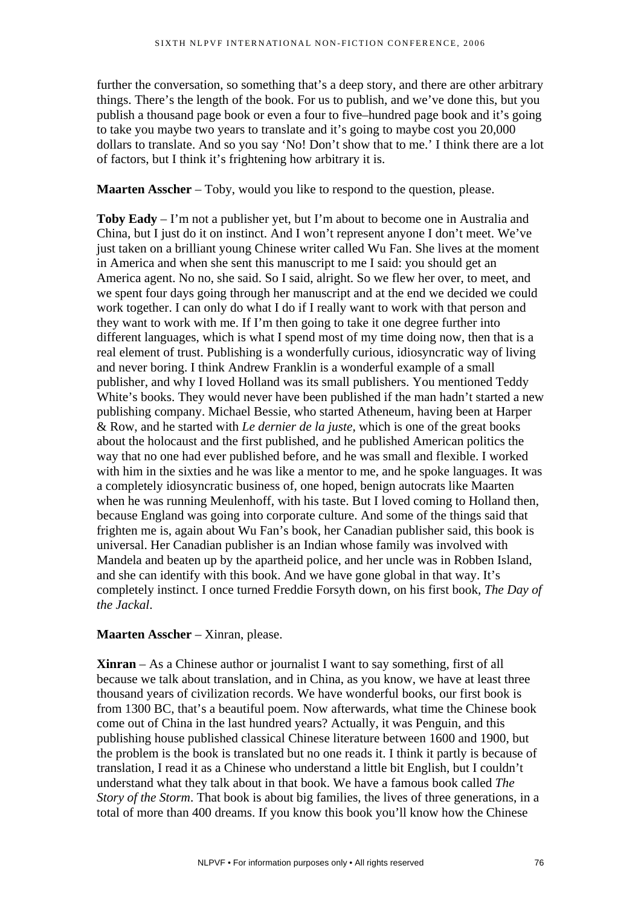further the conversation, so something that's a deep story, and there are other arbitrary things. There's the length of the book. For us to publish, and we've done this, but you publish a thousand page book or even a four to five–hundred page book and it's going to take you maybe two years to translate and it's going to maybe cost you 20,000 dollars to translate. And so you say 'No! Don't show that to me.' I think there are a lot of factors, but I think it's frightening how arbitrary it is.

**Maarten Asscher** – Toby, would you like to respond to the question, please.

**Toby Eady** – I'm not a publisher yet, but I'm about to become one in Australia and China, but I just do it on instinct. And I won't represent anyone I don't meet. We've just taken on a brilliant young Chinese writer called Wu Fan. She lives at the moment in America and when she sent this manuscript to me I said: you should get an America agent. No no, she said. So I said, alright. So we flew her over, to meet, and we spent four days going through her manuscript and at the end we decided we could work together. I can only do what I do if I really want to work with that person and they want to work with me. If I'm then going to take it one degree further into different languages, which is what I spend most of my time doing now, then that is a real element of trust. Publishing is a wonderfully curious, idiosyncratic way of living and never boring. I think Andrew Franklin is a wonderful example of a small publisher, and why I loved Holland was its small publishers. You mentioned Teddy White's books. They would never have been published if the man hadn't started a new publishing company. Michael Bessie, who started Atheneum, having been at Harper & Row, and he started with *Le dernier de la juste*, which is one of the great books about the holocaust and the first published, and he published American politics the way that no one had ever published before, and he was small and flexible. I worked with him in the sixties and he was like a mentor to me, and he spoke languages. It was a completely idiosyncratic business of, one hoped, benign autocrats like Maarten when he was running Meulenhoff, with his taste. But I loved coming to Holland then, because England was going into corporate culture. And some of the things said that frighten me is, again about Wu Fan's book, her Canadian publisher said, this book is universal. Her Canadian publisher is an Indian whose family was involved with Mandela and beaten up by the apartheid police, and her uncle was in Robben Island, and she can identify with this book. And we have gone global in that way. It's completely instinct. I once turned Freddie Forsyth down, on his first book, *The Day of the Jackal*.

**Maarten Asscher** – Xinran, please.

**Xinran** – As a Chinese author or journalist I want to say something, first of all because we talk about translation, and in China, as you know, we have at least three thousand years of civilization records. We have wonderful books, our first book is from 1300 BC, that's a beautiful poem. Now afterwards, what time the Chinese book come out of China in the last hundred years? Actually, it was Penguin, and this publishing house published classical Chinese literature between 1600 and 1900, but the problem is the book is translated but no one reads it. I think it partly is because of translation, I read it as a Chinese who understand a little bit English, but I couldn't understand what they talk about in that book. We have a famous book called *The Story of the Storm*. That book is about big families, the lives of three generations, in a total of more than 400 dreams. If you know this book you'll know how the Chinese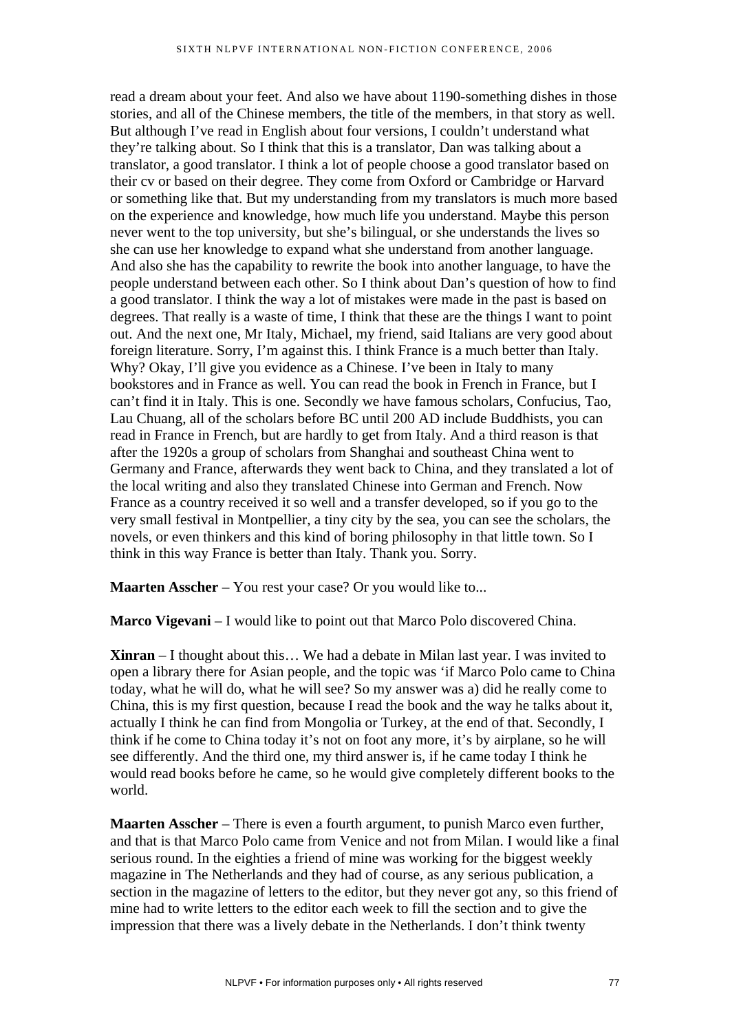read a dream about your feet. And also we have about 1190-something dishes in those stories, and all of the Chinese members, the title of the members, in that story as well. But although I've read in English about four versions, I couldn't understand what they're talking about. So I think that this is a translator, Dan was talking about a translator, a good translator. I think a lot of people choose a good translator based on their cv or based on their degree. They come from Oxford or Cambridge or Harvard or something like that. But my understanding from my translators is much more based on the experience and knowledge, how much life you understand. Maybe this person never went to the top university, but she's bilingual, or she understands the lives so she can use her knowledge to expand what she understand from another language. And also she has the capability to rewrite the book into another language, to have the people understand between each other. So I think about Dan's question of how to find a good translator. I think the way a lot of mistakes were made in the past is based on degrees. That really is a waste of time, I think that these are the things I want to point out. And the next one, Mr Italy, Michael, my friend, said Italians are very good about foreign literature. Sorry, I'm against this. I think France is a much better than Italy. Why? Okay, I'll give you evidence as a Chinese. I've been in Italy to many bookstores and in France as well. You can read the book in French in France, but I can't find it in Italy. This is one. Secondly we have famous scholars, Confucius, Tao, Lau Chuang, all of the scholars before BC until 200 AD include Buddhists, you can read in France in French, but are hardly to get from Italy. And a third reason is that after the 1920s a group of scholars from Shanghai and southeast China went to Germany and France, afterwards they went back to China, and they translated a lot of the local writing and also they translated Chinese into German and French. Now France as a country received it so well and a transfer developed, so if you go to the very small festival in Montpellier, a tiny city by the sea, you can see the scholars, the novels, or even thinkers and this kind of boring philosophy in that little town. So I think in this way France is better than Italy. Thank you. Sorry.

**Maarten Asscher** – You rest your case? Or you would like to...

**Marco Vigevani** – I would like to point out that Marco Polo discovered China.

**Xinran** – I thought about this… We had a debate in Milan last year. I was invited to open a library there for Asian people, and the topic was 'if Marco Polo came to China today, what he will do, what he will see? So my answer was a) did he really come to China, this is my first question, because I read the book and the way he talks about it, actually I think he can find from Mongolia or Turkey, at the end of that. Secondly, I think if he come to China today it's not on foot any more, it's by airplane, so he will see differently. And the third one, my third answer is, if he came today I think he would read books before he came, so he would give completely different books to the world.

**Maarten Asscher** – There is even a fourth argument, to punish Marco even further, and that is that Marco Polo came from Venice and not from Milan. I would like a final serious round. In the eighties a friend of mine was working for the biggest weekly magazine in The Netherlands and they had of course, as any serious publication, a section in the magazine of letters to the editor, but they never got any, so this friend of mine had to write letters to the editor each week to fill the section and to give the impression that there was a lively debate in the Netherlands. I don't think twenty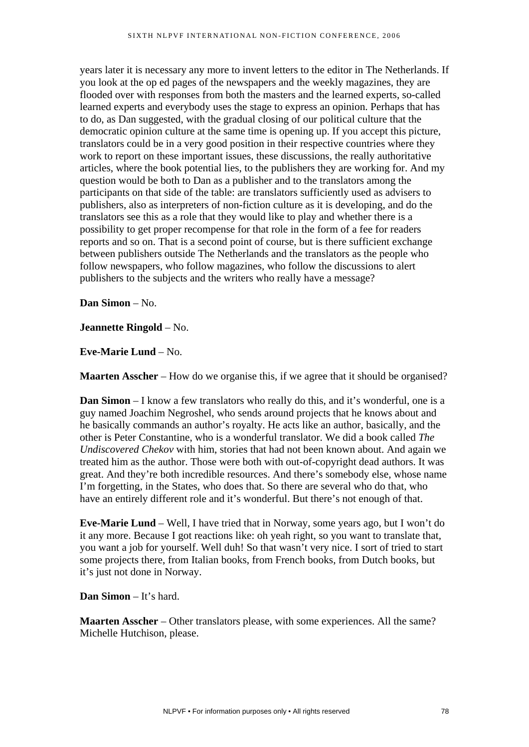years later it is necessary any more to invent letters to the editor in The Netherlands. If you look at the op ed pages of the newspapers and the weekly magazines, they are flooded over with responses from both the masters and the learned experts, so-called learned experts and everybody uses the stage to express an opinion. Perhaps that has to do, as Dan suggested, with the gradual closing of our political culture that the democratic opinion culture at the same time is opening up. If you accept this picture, translators could be in a very good position in their respective countries where they work to report on these important issues, these discussions, the really authoritative articles, where the book potential lies, to the publishers they are working for. And my question would be both to Dan as a publisher and to the translators among the participants on that side of the table: are translators sufficiently used as advisers to publishers, also as interpreters of non-fiction culture as it is developing, and do the translators see this as a role that they would like to play and whether there is a possibility to get proper recompense for that role in the form of a fee for readers reports and so on. That is a second point of course, but is there sufficient exchange between publishers outside The Netherlands and the translators as the people who follow newspapers, who follow magazines, who follow the discussions to alert publishers to the subjects and the writers who really have a message?

**Dan Simon** – No.

**Jeannette Ringold** – No.

**Eve-Marie Lund** – No.

**Maarten Asscher** – How do we organise this, if we agree that it should be organised?

**Dan Simon** – I know a few translators who really do this, and it's wonderful, one is a guy named Joachim Negroshel, who sends around projects that he knows about and he basically commands an author's royalty. He acts like an author, basically, and the other is Peter Constantine, who is a wonderful translator. We did a book called *The Undiscovered Chekov* with him, stories that had not been known about. And again we treated him as the author. Those were both with out-of-copyright dead authors. It was great. And they're both incredible resources. And there's somebody else, whose name I'm forgetting, in the States, who does that. So there are several who do that, who have an entirely different role and it's wonderful. But there's not enough of that.

**Eve-Marie Lund** – Well, I have tried that in Norway, some years ago, but I won't do it any more. Because I got reactions like: oh yeah right, so you want to translate that, you want a job for yourself. Well duh! So that wasn't very nice. I sort of tried to start some projects there, from Italian books, from French books, from Dutch books, but it's just not done in Norway.

**Dan Simon** – It's hard.

**Maarten Asscher** – Other translators please, with some experiences. All the same? Michelle Hutchison, please.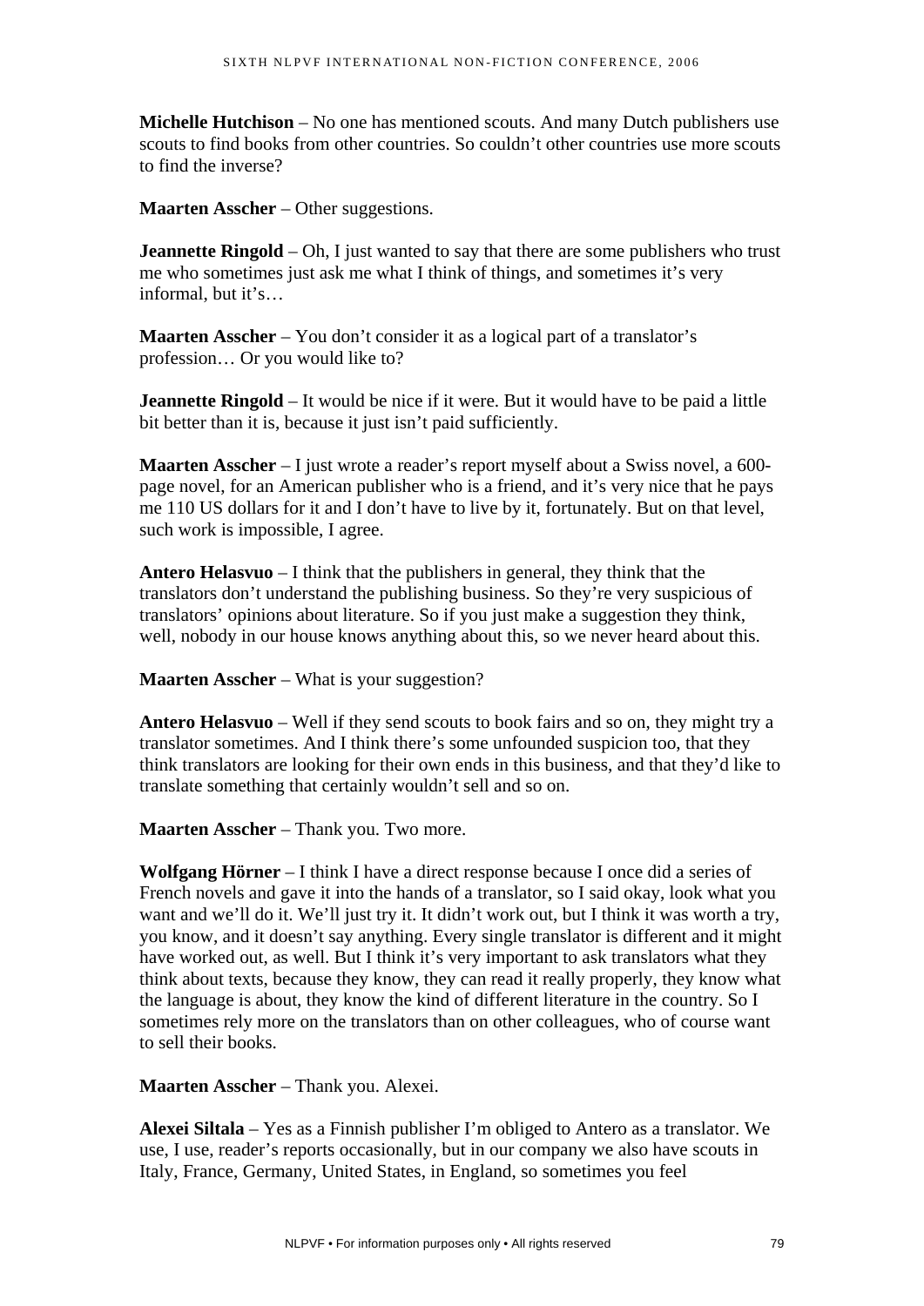**Michelle Hutchison** – No one has mentioned scouts. And many Dutch publishers use scouts to find books from other countries. So couldn't other countries use more scouts to find the inverse?

**Maarten Asscher** – Other suggestions.

**Jeannette Ringold** – Oh, I just wanted to say that there are some publishers who trust me who sometimes just ask me what I think of things, and sometimes it's very informal, but it's…

**Maarten Asscher** – You don't consider it as a logical part of a translator's profession… Or you would like to?

**Jeannette Ringold** – It would be nice if it were. But it would have to be paid a little bit better than it is, because it just isn't paid sufficiently.

**Maarten Asscher** – I just wrote a reader's report myself about a Swiss novel, a 600-page novel, for an American publisher who is a friend, and it's very nice that he pays me 110 US dollars for it and I don't have to live by it, fortunately. But on that level, such work is impossible, I agree.

**Antero Helasvuo** – I think that the publishers in general, they think that the translators don't understand the publishing business. So they're very suspicious of translators' opinions about literature. So if you just make a suggestion they think, well, nobody in our house knows anything about this, so we never heard about this.

**Maarten Asscher** – What is your suggestion?

**Antero Helasvuo** – Well if they send scouts to book fairs and so on, they might try a translator sometimes. And I think there's some unfounded suspicion too, that they think translators are looking for their own ends in this business, and that they'd like to translate something that certainly wouldn't sell and so on.

**Maarten Asscher** – Thank you. Two more.

**Wolfgang Hörner** – I think I have a direct response because I once did a series of French novels and gave it into the hands of a translator, so I said okay, look what you want and we'll do it. We'll just try it. It didn't work out, but I think it was worth a try, you know, and it doesn't say anything. Every single translator is different and it might have worked out, as well. But I think it's very important to ask translators what they think about texts, because they know, they can read it really properly, they know what the language is about, they know the kind of different literature in the country. So I sometimes rely more on the translators than on other colleagues, who of course want to sell their books.

**Maarten Asscher** – Thank you. Alexei.

**Alexei Siltala** – Yes as a Finnish publisher I'm obliged to Antero as a translator. We use, I use, reader's reports occasionally, but in our company we also have scouts in Italy, France, Germany, United States, in England, so sometimes you feel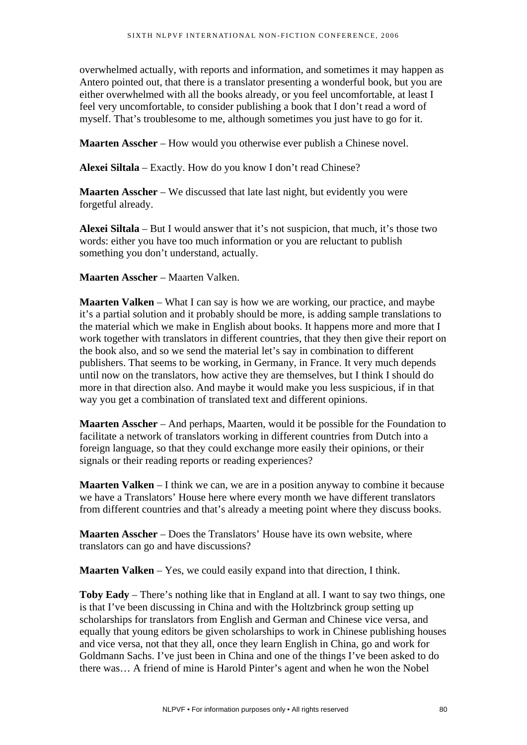overwhelmed actually, with reports and information, and sometimes it may happen as Antero pointed out, that there is a translator presenting a wonderful book, but you are either overwhelmed with all the books already, or you feel uncomfortable, at least I feel very uncomfortable, to consider publishing a book that I don't read a word of myself. That's troublesome to me, although sometimes you just have to go for it.

**Maarten Asscher** – How would you otherwise ever publish a Chinese novel.

**Alexei Siltala** – Exactly. How do you know I don't read Chinese?

**Maarten Asscher** – We discussed that late last night, but evidently you were forgetful already.

**Alexei Siltala** – But I would answer that it's not suspicion, that much, it's those two words: either you have too much information or you are reluctant to publish something you don't understand, actually.

**Maarten Asscher** – Maarten Valken.

**Maarten Valken** – What I can say is how we are working, our practice, and maybe it's a partial solution and it probably should be more, is adding sample translations to the material which we make in English about books. It happens more and more that I work together with translators in different countries, that they then give their report on the book also, and so we send the material let's say in combination to different publishers. That seems to be working, in Germany, in France. It very much depends until now on the translators, how active they are themselves, but I think I should do more in that direction also. And maybe it would make you less suspicious, if in that way you get a combination of translated text and different opinions.

**Maarten Asscher** – And perhaps, Maarten, would it be possible for the Foundation to facilitate a network of translators working in different countries from Dutch into a foreign language, so that they could exchange more easily their opinions, or their signals or their reading reports or reading experiences?

**Maarten Valken** – I think we can, we are in a position anyway to combine it because we have a Translators' House here where every month we have different translators from different countries and that's already a meeting point where they discuss books.

**Maarten Asscher** – Does the Translators' House have its own website, where translators can go and have discussions?

**Maarten Valken** – Yes, we could easily expand into that direction, I think.

**Toby Eady** – There's nothing like that in England at all. I want to say two things, one is that I've been discussing in China and with the Holtzbrinck group setting up scholarships for translators from English and German and Chinese vice versa, and equally that young editors be given scholarships to work in Chinese publishing houses and vice versa, not that they all, once they learn English in China, go and work for Goldmann Sachs. I've just been in China and one of the things I've been asked to do there was… A friend of mine is Harold Pinter's agent and when he won the Nobel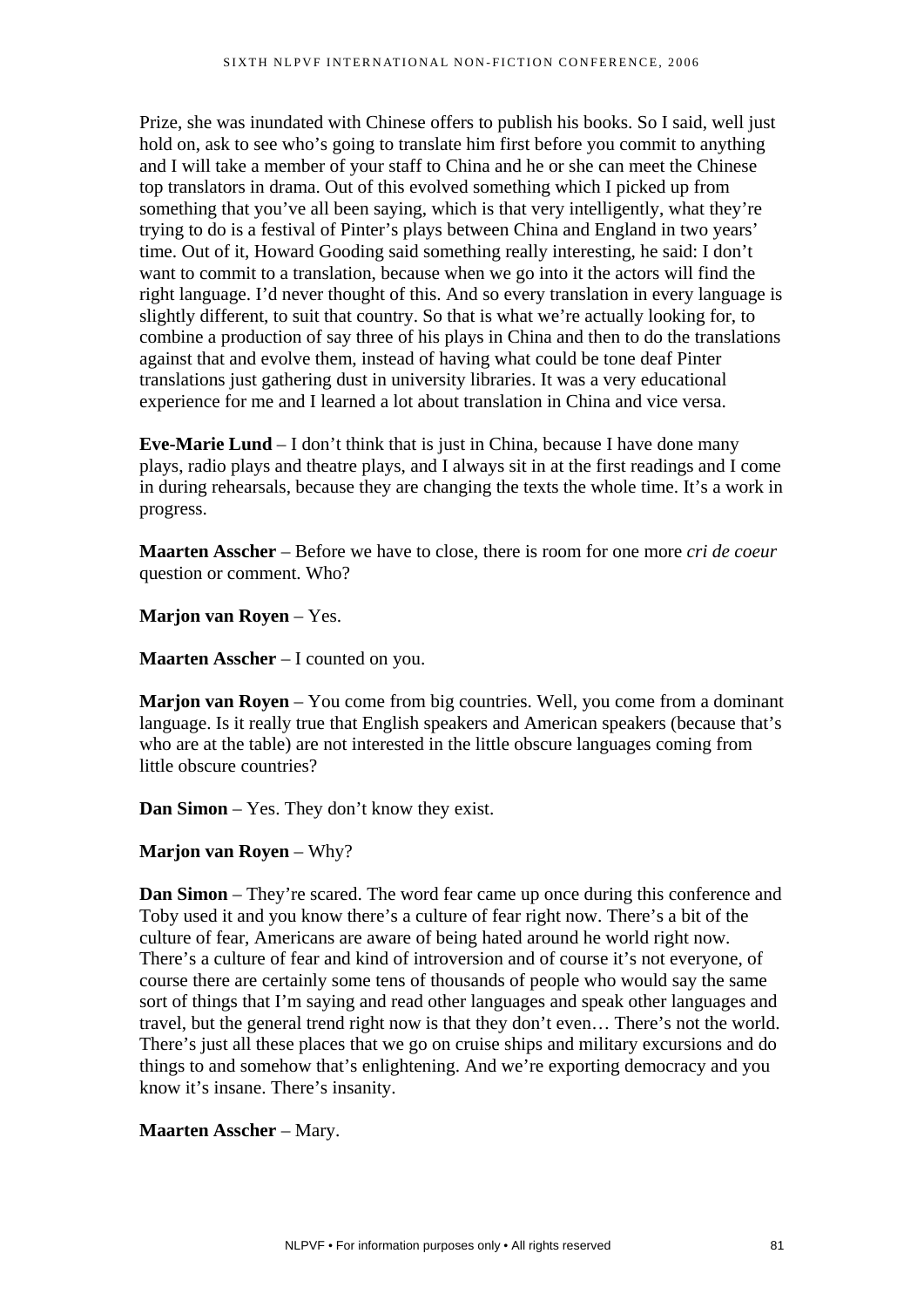Prize, she was inundated with Chinese offers to publish his books. So I said, well just hold on, ask to see who's going to translate him first before you commit to anything and I will take a member of your staff to China and he or she can meet the Chinese top translators in drama. Out of this evolved something which I picked up from something that you've all been saying, which is that very intelligently, what they're trying to do is a festival of Pinter's plays between China and England in two years' time. Out of it, Howard Gooding said something really interesting, he said: I don't want to commit to a translation, because when we go into it the actors will find the right language. I'd never thought of this. And so every translation in every language is slightly different, to suit that country. So that is what we're actually looking for, to combine a production of say three of his plays in China and then to do the translations against that and evolve them, instead of having what could be tone deaf Pinter translations just gathering dust in university libraries. It was a very educational experience for me and I learned a lot about translation in China and vice versa.

**Eve-Marie Lund** – I don't think that is just in China, because I have done many plays, radio plays and theatre plays, and I always sit in at the first readings and I come in during rehearsals, because they are changing the texts the whole time. It's a work in progress.

**Maarten Asscher** – Before we have to close, there is room for one more *cri de coeur* question or comment. Who?

**Marjon van Royen** – Yes.

**Maarten Asscher** – I counted on you.

**Marjon van Royen** – You come from big countries. Well, you come from a dominant language. Is it really true that English speakers and American speakers (because that's who are at the table) are not interested in the little obscure languages coming from little obscure countries?

**Dan Simon** – Yes. They don't know they exist.

**Marjon van Royen** – Why?

**Dan Simon** – They're scared. The word fear came up once during this conference and Toby used it and you know there's a culture of fear right now. There's a bit of the culture of fear, Americans are aware of being hated around he world right now. There's a culture of fear and kind of introversion and of course it's not everyone, of course there are certainly some tens of thousands of people who would say the same sort of things that I'm saying and read other languages and speak other languages and travel, but the general trend right now is that they don't even… There's not the world. There's just all these places that we go on cruise ships and military excursions and do things to and somehow that's enlightening. And we're exporting democracy and you know it's insane. There's insanity.

**Maarten Asscher** – Mary.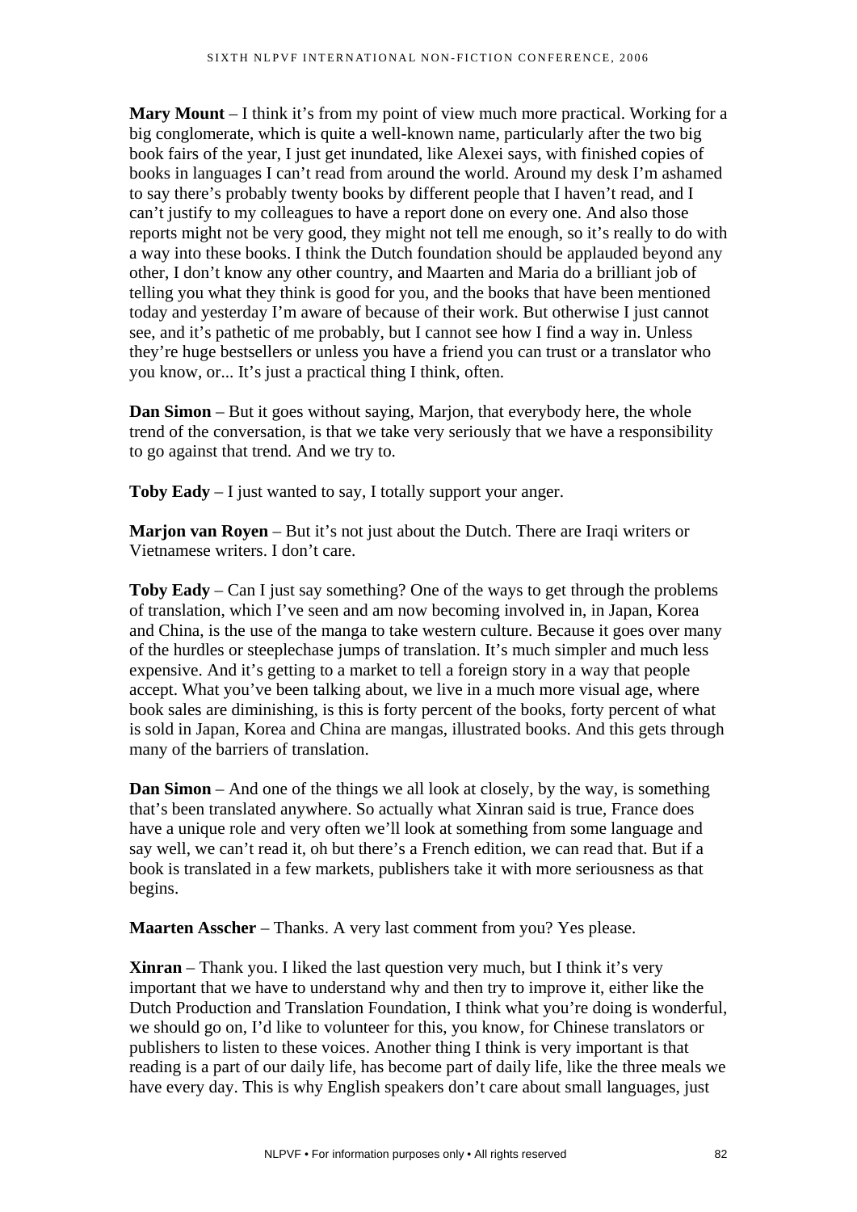**Mary Mount** – I think it's from my point of view much more practical. Working for a big conglomerate, which is quite a well-known name, particularly after the two big book fairs of the year, I just get inundated, like Alexei says, with finished copies of books in languages I can't read from around the world. Around my desk I'm ashamed to say there's probably twenty books by different people that I haven't read, and I can't justify to my colleagues to have a report done on every one. And also those reports might not be very good, they might not tell me enough, so it's really to do with a way into these books. I think the Dutch foundation should be applauded beyond any other, I don't know any other country, and Maarten and Maria do a brilliant job of telling you what they think is good for you, and the books that have been mentioned today and yesterday I'm aware of because of their work. But otherwise I just cannot see, and it's pathetic of me probably, but I cannot see how I find a way in. Unless they're huge bestsellers or unless you have a friend you can trust or a translator who you know, or... It's just a practical thing I think, often.

**Dan Simon** – But it goes without saying, Marjon, that everybody here, the whole trend of the conversation, is that we take very seriously that we have a responsibility to go against that trend. And we try to.

**Toby Eady** – I just wanted to say, I totally support your anger.

**Marjon van Royen** – But it's not just about the Dutch. There are Iraqi writers or Vietnamese writers. I don't care.

**Toby Eady** – Can I just say something? One of the ways to get through the problems of translation, which I've seen and am now becoming involved in, in Japan, Korea and China, is the use of the manga to take western culture. Because it goes over many of the hurdles or steeplechase jumps of translation. It's much simpler and much less expensive. And it's getting to a market to tell a foreign story in a way that people accept. What you've been talking about, we live in a much more visual age, where book sales are diminishing, is this is forty percent of the books, forty percent of what is sold in Japan, Korea and China are mangas, illustrated books. And this gets through many of the barriers of translation.

**Dan Simon** – And one of the things we all look at closely, by the way, is something that's been translated anywhere. So actually what Xinran said is true, France does have a unique role and very often we'll look at something from some language and say well, we can't read it, oh but there's a French edition, we can read that. But if a book is translated in a few markets, publishers take it with more seriousness as that begins.

**Maarten Asscher** – Thanks. A very last comment from you? Yes please.

**Xinran** – Thank you. I liked the last question very much, but I think it's very important that we have to understand why and then try to improve it, either like the Dutch Production and Translation Foundation, I think what you're doing is wonderful, we should go on, I'd like to volunteer for this, you know, for Chinese translators or publishers to listen to these voices. Another thing I think is very important is that reading is a part of our daily life, has become part of daily life, like the three meals we have every day. This is why English speakers don't care about small languages, just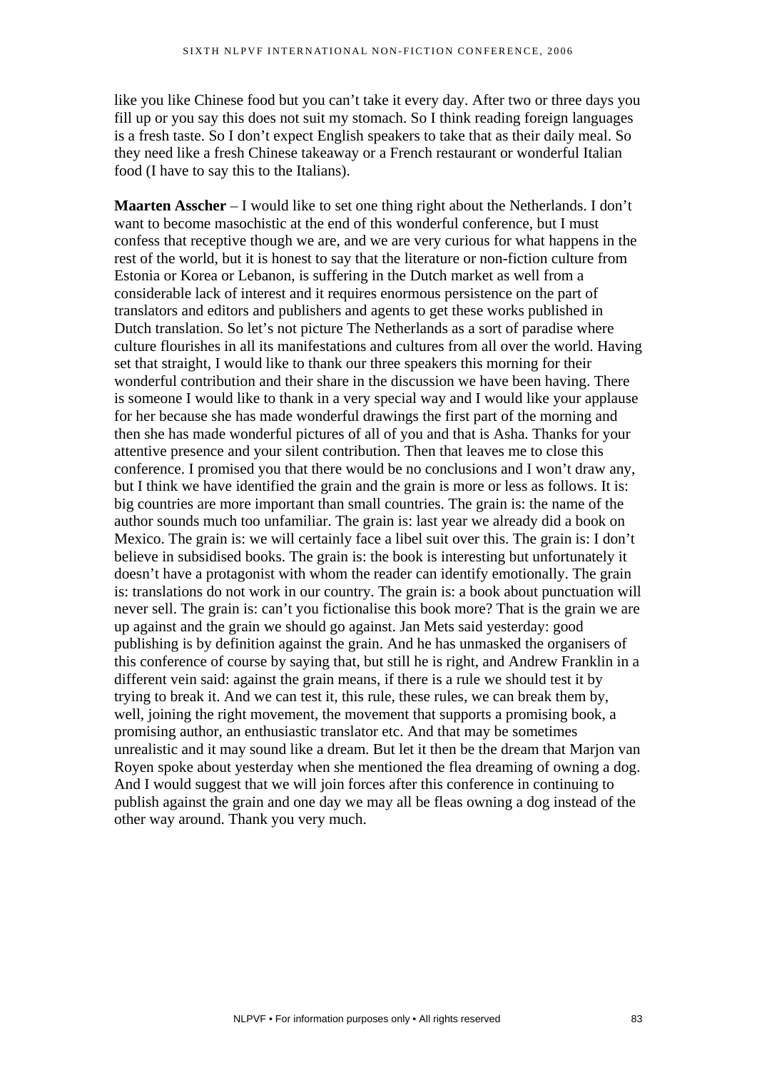like you like Chinese food but you can’t take it every day. After two or three days you fill up or you say this does not suit my stomach. So I think reading foreign languages is a fresh taste. So I don’t expect English speakers to take that as their daily meal. So they need like a fresh Chinese takeaway or a French restaurant or wonderful Italian food (I have to say this to the Italians).

**Maarten Asscher** – I would like to set one thing right about the Netherlands. I don’t want to become masochistic at the end of this wonderful conference, but I must confess that receptive though we are, and we are very curious for what happens in the rest of the world, but it is honest to say that the literature or non-fiction culture from Estonia or Korea or Lebanon, is suffering in the Dutch market as well from a considerable lack of interest and it requires enormous persistence on the part of translators and editors and publishers and agents to get these works published in Dutch translation. So let’s not picture The Netherlands as a sort of paradise where culture flourishes in all its manifestations and cultures from all over the world. Having set that straight, I would like to thank our three speakers this morning for their wonderful contribution and their share in the discussion we have been having. There is someone I would like to thank in a very special way and I would like your applause for her because she has made wonderful drawings the first part of the morning and then she has made wonderful pictures of all of you and that is Asha. Thanks for your attentive presence and your silent contribution. Then that leaves me to close this conference. I promised you that there would be no conclusions and I won’t draw any, but I think we have identified the grain and the grain is more or less as follows. It is: big countries are more important than small countries. The grain is: the name of the author sounds much too unfamiliar. The grain is: last year we already did a book on Mexico. The grain is: we will certainly face a libel suit over this. The grain is: I don’t believe in subsidised books. The grain is: the book is interesting but unfortunately it doesn’t have a protagonist with whom the reader can identify emotionally. The grain is: translations do not work in our country. The grain is: a book about punctuation will never sell. The grain is: can’t you fictionalise this book more? That is the grain we are up against and the grain we should go against. Jan Mets said yesterday: good publishing is by definition against the grain. And he has unmasked the organisers of this conference of course by saying that, but still he is right, and Andrew Franklin in a different vein said: against the grain means, if there is a rule we should test it by trying to break it. And we can test it, this rule, these rules, we can break them by, well, joining the right movement, the movement that supports a promising book, a promising author, an enthusiastic translator etc. And that may be sometimes unrealistic and it may sound like a dream. But let it then be the dream that Marjon van Royen spoke about yesterday when she mentioned the flea dreaming of owning a dog. And I would suggest that we will join forces after this conference in continuing to publish against the grain and one day we may all be fleas owning a dog instead of the other way around. Thank you very much.